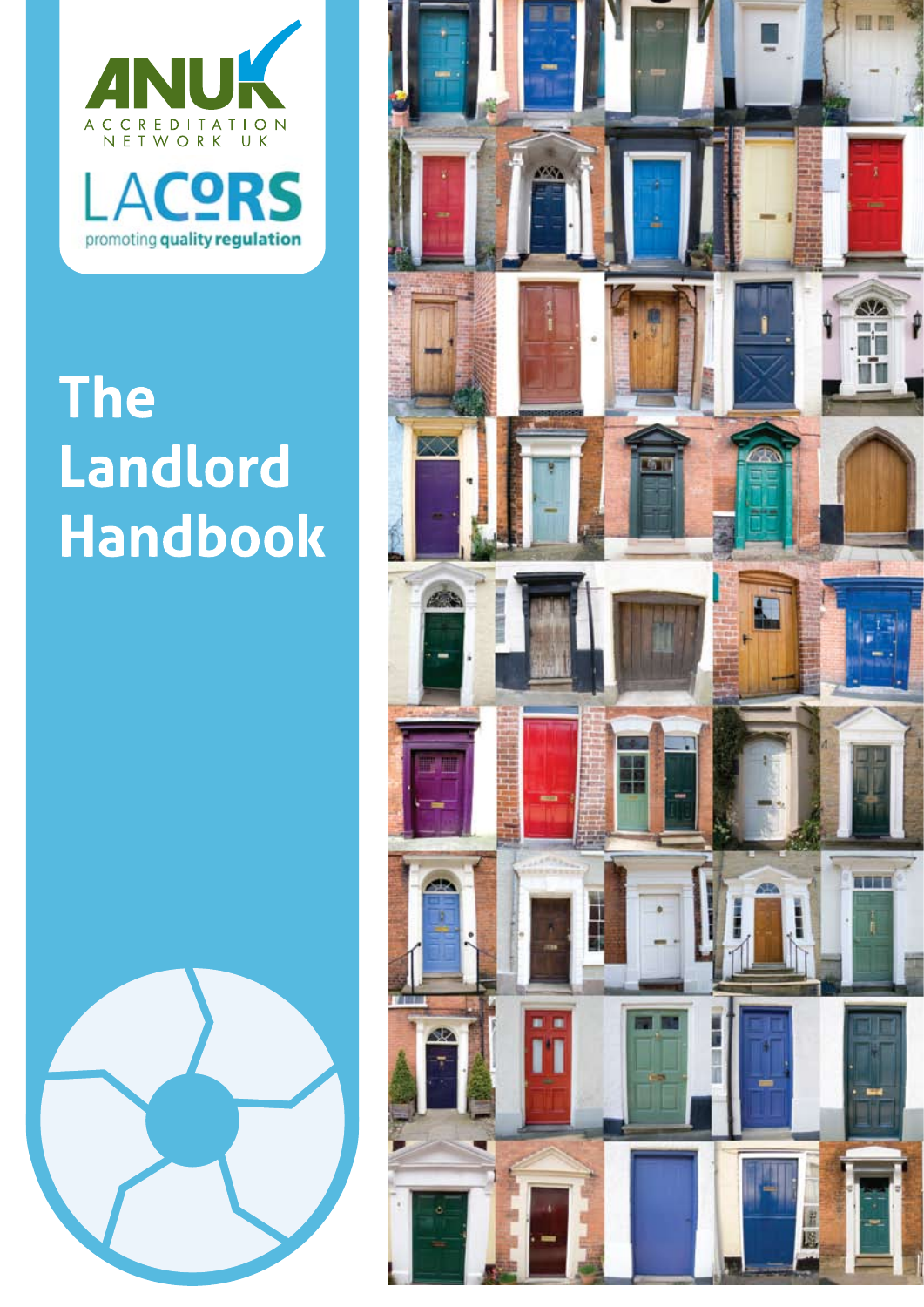ANUK

ACCREDITATION NETWORK UK

LACORS

promoting quality regulation

# The Landlord Handbook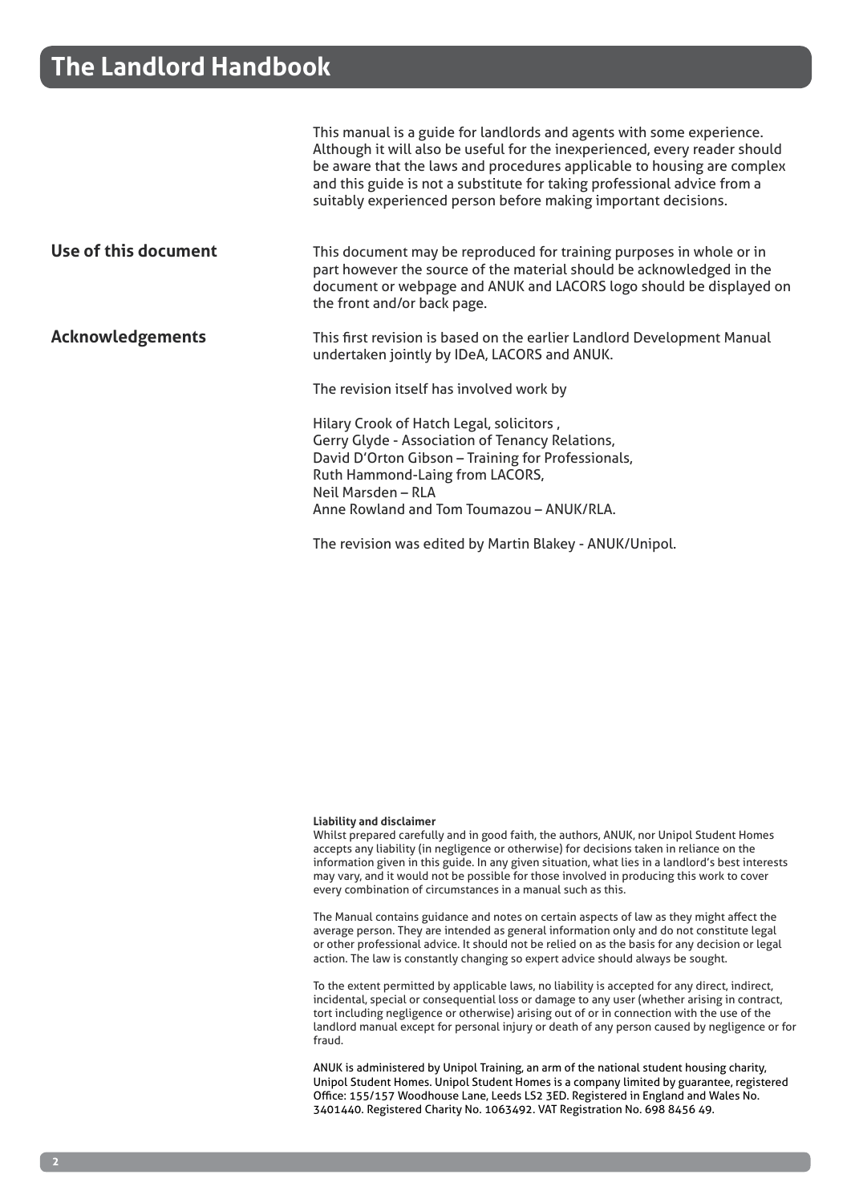# The Landlord Handbook

This manual is a guide for landlords and agents with some experience. Although it will also be useful for the inexperienced, every reader should be aware that the laws and procedures applicable to housing are complex and this guide is not a substitute for taking professional advice from a suitably experienced person before making important decisions.

## Use of this document

This document may be reproduced for training purposes in whole or in part however the source of the material should be acknowledged in the document or webpage and ANUK and LACORS logo should be displayed on the front and/or back page.

## Acknowledgements

This first revision is based on the earlier Landlord Development Manual undertaken jointly by IDeA, LACORS and ANUK.

The revision itself has involved work by

Hilary Crook of Hatch Legal, solicitors ,
Gerry Glyde - Association of Tenancy Relations,
David D'Orton Gibson – Training for Professionals,
Ruth Hammond-Laing from LACORS,
Neil Marsden – RLA
Anne Rowland and Tom Toumazou – ANUK/RLA.

The revision was edited by Martin Blakey - ANUK/Unipol.

**Liability and disclaimer**
Whilst prepared carefully and in good faith, the authors, ANUK, nor Unipol Student Homes accepts any liability (in negligence or otherwise) for decisions taken in reliance on the information given in this guide. In any given situation, what lies in a landlord's best interests may vary, and it would not be possible for those involved in producing this work to cover every combination of circumstances in a manual such as this.

The Manual contains guidance and notes on certain aspects of law as they might affect the average person. They are intended as general information only and do not constitute legal or other professional advice. It should not be relied on as the basis for any decision or legal action. The law is constantly changing so expert advice should always be sought.

To the extent permitted by applicable laws, no liability is accepted for any direct, indirect, incidental, special or consequential loss or damage to any user (whether arising in contract, tort including negligence or otherwise) arising out of or in connection with the use of the landlord manual except for personal injury or death of any person caused by negligence or for fraud.

ANUK is administered by Unipol Training, an arm of the national student housing charity, Unipol Student Homes. Unipol Student Homes is a company limited by guarantee, registered Office: 155/157 Woodhouse Lane, Leeds LS2 3ED. Registered in England and Wales No. 3401440. Registered Charity No. 1063492. VAT Registration No. 698 8456 49.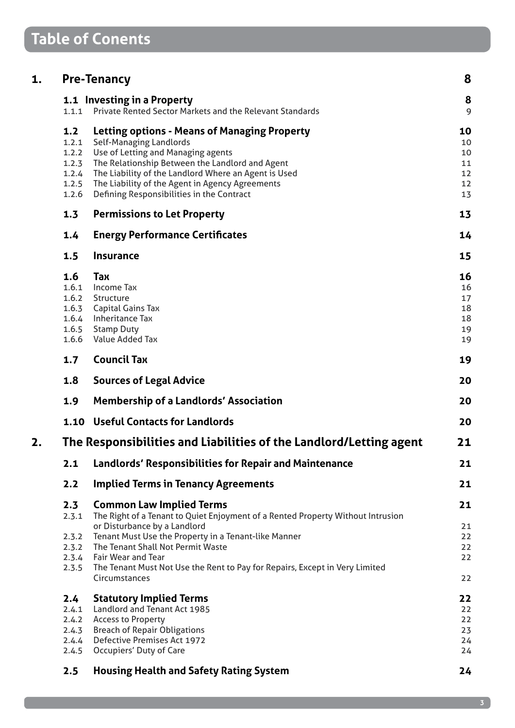# Table of Conents

| | | |
|---|---|---|
| **1.** | **Pre-Tenancy** | **8** |
| **1.1** | **Investing in a Property** | **8** |
| 1.1.1 | Private Rented Sector Markets and the Relevant Standards | 9 |
| **1.2** | **Letting options - Means of Managing Property** | **10** |
| 1.2.1 | Self-Managing Landlords | 10 |
| 1.2.2 | Use of Letting and Managing agents | 10 |
| 1.2.3 | The Relationship Between the Landlord and Agent | 11 |
| 1.2.4 | The Liability of the Landlord Where an Agent is Used | 12 |
| 1.2.5 | The Liability of the Agent in Agency Agreements | 12 |
| 1.2.6 | Defining Responsibilities in the Contract | 13 |
| **1.3** | **Permissions to Let Property** | **13** |
| **1.4** | **Energy Performance Certificates** | **14** |
| **1.5** | **Insurance** | **15** |
| **1.6** | **Tax** | **16** |
| 1.6.1 | Income Tax | 16 |
| 1.6.2 | Structure | 17 |
| 1.6.3 | Capital Gains Tax | 18 |
| 1.6.4 | Inheritance Tax | 18 |
| 1.6.5 | Stamp Duty | 19 |
| 1.6.6 | Value Added Tax | 19 |
| **1.7** | **Council Tax** | **19** |
| **1.8** | **Sources of Legal Advice** | **20** |
| **1.9** | **Membership of a Landlords' Association** | **20** |
| **1.10** | **Useful Contacts for Landlords** | **20** |
| **2.** | **The Responsibilities and Liabilities of the Landlord/Letting agent** | **21** |
| **2.1** | **Landlords' Responsibilities for Repair and Maintenance** | **21** |
| **2.2** | **Implied Terms in Tenancy Agreements** | **21** |
| **2.3** | **Common Law Implied Terms** | **21** |
| 2.3.1 | The Right of a Tenant to Quiet Enjoyment of a Rented Property Without Intrusion or Disturbance by a Landlord | 21 |
| 2.3.2 | Tenant Must Use the Property in a Tenant-like Manner | 22 |
| 2.3.2 | The Tenant Shall Not Permit Waste | 22 |
| 2.3.4 | Fair Wear and Tear | 22 |
| 2.3.5 | The Tenant Must Not Use the Rent to Pay for Repairs, Except in Very Limited Circumstances | 22 |
| **2.4** | **Statutory Implied Terms** | **22** |
| 2.4.1 | Landlord and Tenant Act 1985 | 22 |
| 2.4.2 | Access to Property | 22 |
| 2.4.3 | Breach of Repair Obligations | 23 |
| 2.4.4 | Defective Premises Act 1972 | 24 |
| 2.4.5 | Occupiers' Duty of Care | 24 |
| **2.5** | **Housing Health and Safety Rating System** | **24** |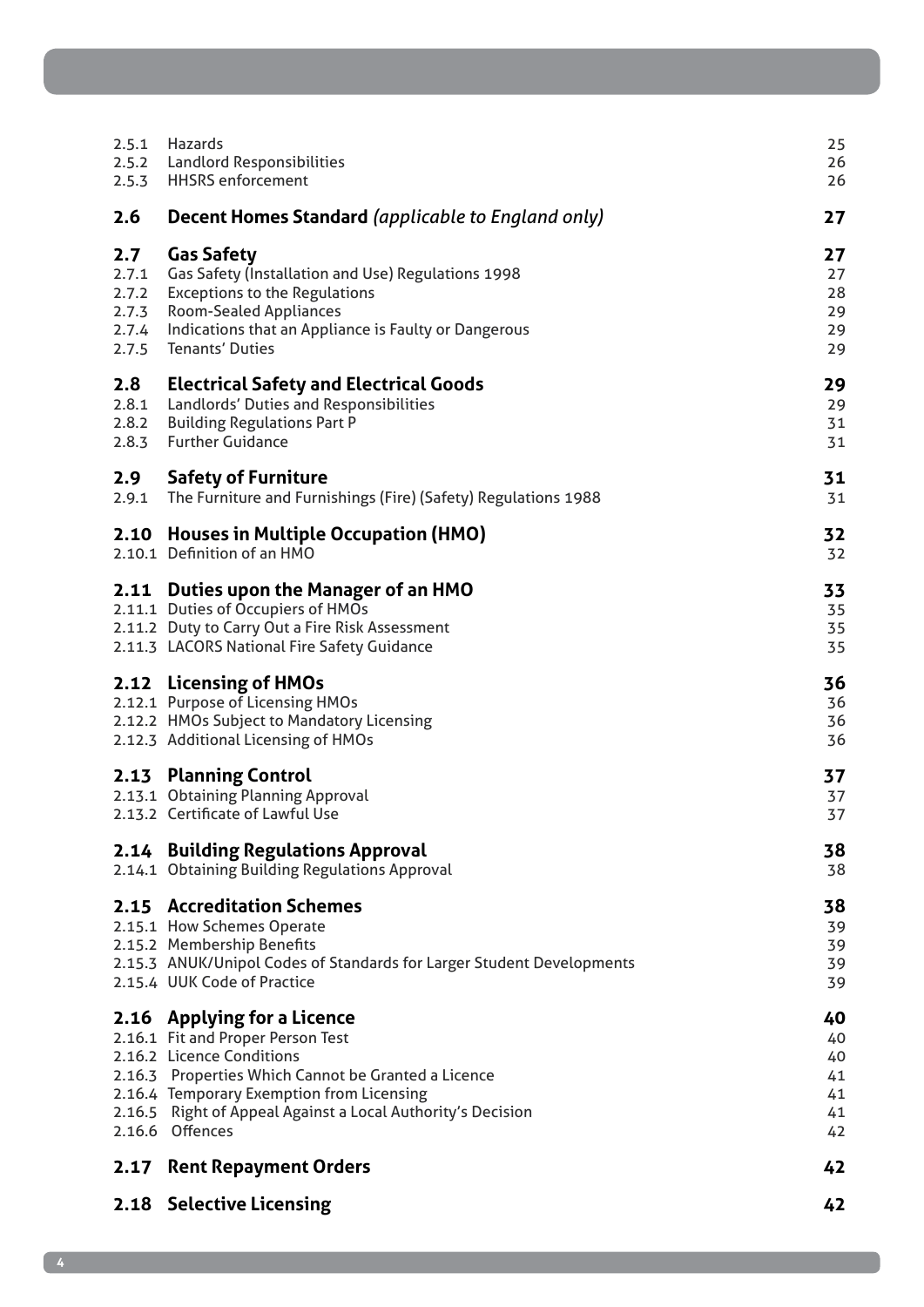| | | |
|---|---|---|
| 2.5.1 | Hazards | 25 |
| 2.5.2 | Landlord Responsibilities | 26 |
| 2.5.3 | HHSRS enforcement | 26 |
| **2.6** | **Decent Homes Standard** *(applicable to England only)* | **27** |
| **2.7** | **Gas Safety** | **27** |
| 2.7.1 | Gas Safety (Installation and Use) Regulations 1998 | 27 |
| 2.7.2 | Exceptions to the Regulations | 28 |
| 2.7.3 | Room-Sealed Appliances | 29 |
| 2.7.4 | Indications that an Appliance is Faulty or Dangerous | 29 |
| 2.7.5 | Tenants' Duties | 29 |
| **2.8** | **Electrical Safety and Electrical Goods** | **29** |
| 2.8.1 | Landlords' Duties and Responsibilities | 29 |
| 2.8.2 | Building Regulations Part P | 31 |
| 2.8.3 | Further Guidance | 31 |
| **2.9** | **Safety of Furniture** | **31** |
| 2.9.1 | The Furniture and Furnishings (Fire) (Safety) Regulations 1988 | 31 |
| **2.10** | **Houses in Multiple Occupation (HMO)** | **32** |
| 2.10.1 | Definition of an HMO | 32 |
| **2.11** | **Duties upon the Manager of an HMO** | **33** |
| 2.11.1 | Duties of Occupiers of HMOs | 35 |
| 2.11.2 | Duty to Carry Out a Fire Risk Assessment | 35 |
| 2.11.3 | LACORS National Fire Safety Guidance | 35 |
| **2.12** | **Licensing of HMOs** | **36** |
| 2.12.1 | Purpose of Licensing HMOs | 36 |
| 2.12.2 | HMOs Subject to Mandatory Licensing | 36 |
| 2.12.3 | Additional Licensing of HMOs | 36 |
| **2.13** | **Planning Control** | **37** |
| 2.13.1 | Obtaining Planning Approval | 37 |
| 2.13.2 | Certificate of Lawful Use | 37 |
| **2.14** | **Building Regulations Approval** | **38** |
| 2.14.1 | Obtaining Building Regulations Approval | 38 |
| **2.15** | **Accreditation Schemes** | **38** |
| 2.15.1 | How Schemes Operate | 39 |
| 2.15.2 | Membership Benefits | 39 |
| 2.15.3 | ANUK/Unipol Codes of Standards for Larger Student Developments | 39 |
| 2.15.4 | UUK Code of Practice | 39 |
| **2.16** | **Applying for a Licence** | **40** |
| 2.16.1 | Fit and Proper Person Test | 40 |
| 2.16.2 | Licence Conditions | 40 |
| 2.16.3 | Properties Which Cannot be Granted a Licence | 41 |
| 2.16.4 | Temporary Exemption from Licensing | 41 |
| 2.16.5 | Right of Appeal Against a Local Authority's Decision | 41 |
| 2.16.6 | Offences | 42 |
| **2.17** | **Rent Repayment Orders** | **42** |
| **2.18** | **Selective Licensing** | **42** |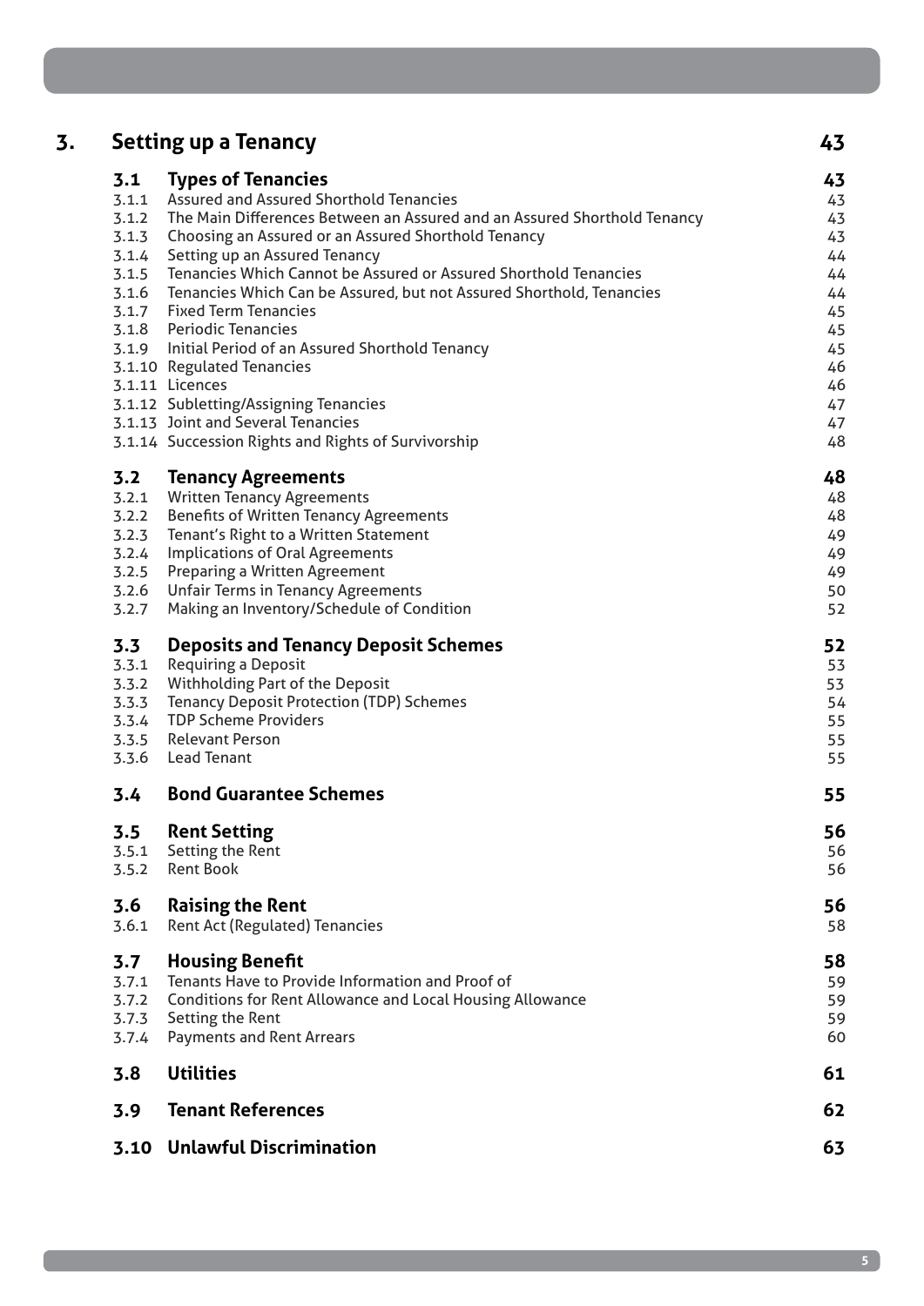| | | |
|---|---|---|
| **3.** | **Setting up a Tenancy** | **43** |
| **3.1** | **Types of Tenancies** | **43** |
| 3.1.1 | Assured and Assured Shorthold Tenancies | 43 |
| 3.1.2 | The Main Differences Between an Assured and an Assured Shorthold Tenancy | 43 |
| 3.1.3 | Choosing an Assured or an Assured Shorthold Tenancy | 43 |
| 3.1.4 | Setting up an Assured Tenancy | 44 |
| 3.1.5 | Tenancies Which Cannot be Assured or Assured Shorthold Tenancies | 44 |
| 3.1.6 | Tenancies Which Can be Assured, but not Assured Shorthold, Tenancies | 44 |
| 3.1.7 | Fixed Term Tenancies | 45 |
| 3.1.8 | Periodic Tenancies | 45 |
| 3.1.9 | Initial Period of an Assured Shorthold Tenancy | 45 |
| 3.1.10 | Regulated Tenancies | 46 |
| 3.1.11 | Licences | 46 |
| 3.1.12 | Subletting/Assigning Tenancies | 47 |
| 3.1.13 | Joint and Several Tenancies | 47 |
| 3.1.14 | Succession Rights and Rights of Survivorship | 48 |
| **3.2** | **Tenancy Agreements** | **48** |
| 3.2.1 | Written Tenancy Agreements | 48 |
| 3.2.2 | Benefits of Written Tenancy Agreements | 48 |
| 3.2.3 | Tenant's Right to a Written Statement | 49 |
| 3.2.4 | Implications of Oral Agreements | 49 |
| 3.2.5 | Preparing a Written Agreement | 49 |
| 3.2.6 | Unfair Terms in Tenancy Agreements | 50 |
| 3.2.7 | Making an Inventory/Schedule of Condition | 52 |
| **3.3** | **Deposits and Tenancy Deposit Schemes** | **52** |
| 3.3.1 | Requiring a Deposit | 53 |
| 3.3.2 | Withholding Part of the Deposit | 53 |
| 3.3.3 | Tenancy Deposit Protection (TDP) Schemes | 54 |
| 3.3.4 | TDP Scheme Providers | 55 |
| 3.3.5 | Relevant Person | 55 |
| 3.3.6 | Lead Tenant | 55 |
| **3.4** | **Bond Guarantee Schemes** | **55** |
| **3.5** | **Rent Setting** | **56** |
| 3.5.1 | Setting the Rent | 56 |
| 3.5.2 | Rent Book | 56 |
| **3.6** | **Raising the Rent** | **56** |
| 3.6.1 | Rent Act (Regulated) Tenancies | 58 |
| **3.7** | **Housing Benefit** | **58** |
| 3.7.1 | Tenants Have to Provide Information and Proof of | 59 |
| 3.7.2 | Conditions for Rent Allowance and Local Housing Allowance | 59 |
| 3.7.3 | Setting the Rent | 59 |
| 3.7.4 | Payments and Rent Arrears | 60 |
| **3.8** | **Utilities** | **61** |
| **3.9** | **Tenant References** | **62** |
| **3.10** | **Unlawful Discrimination** | **63** |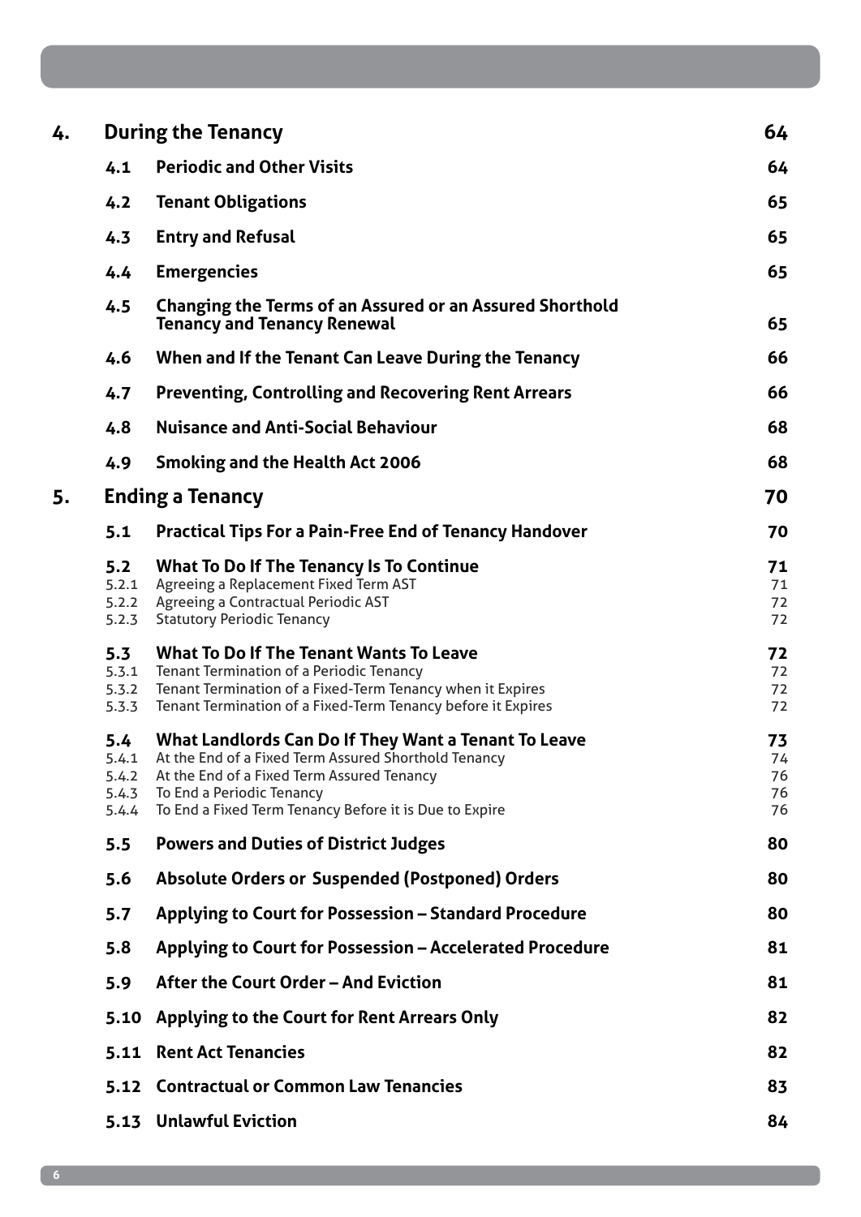| | | | |
|---|---|---|---|
| **4.** | **During the Tenancy** | | **64** |
| | **4.1** | **Periodic and Other Visits** | **64** |
| | **4.2** | **Tenant Obligations** | **65** |
| | **4.3** | **Entry and Refusal** | **65** |
| | **4.4** | **Emergencies** | **65** |
| | **4.5** | **Changing the Terms of an Assured or an Assured Shorthold Tenancy and Tenancy Renewal** | **65** |
| | **4.6** | **When and If the Tenant Can Leave During the Tenancy** | **66** |
| | **4.7** | **Preventing, Controlling and Recovering Rent Arrears** | **66** |
| | **4.8** | **Nuisance and Anti-Social Behaviour** | **68** |
| | **4.9** | **Smoking and the Health Act 2006** | **68** |
| **5.** | **Ending a Tenancy** | | **70** |
| | **5.1** | **Practical Tips For a Pain-Free End of Tenancy Handover** | **70** |
| | **5.2** | **What To Do If The Tenancy Is To Continue** | **71** |
| | 5.2.1 | Agreeing a Replacement Fixed Term AST | 71 |
| | 5.2.2 | Agreeing a Contractual Periodic AST | 72 |
| | 5.2.3 | Statutory Periodic Tenancy | 72 |
| | **5.3** | **What To Do If The Tenant Wants To Leave** | **72** |
| | 5.3.1 | Tenant Termination of a Periodic Tenancy | 72 |
| | 5.3.2 | Tenant Termination of a Fixed-Term Tenancy when it Expires | 72 |
| | 5.3.3 | Tenant Termination of a Fixed-Term Tenancy before it Expires | 72 |
| | **5.4** | **What Landlords Can Do If They Want a Tenant To Leave** | **73** |
| | 5.4.1 | At the End of a Fixed Term Assured Shorthold Tenancy | 74 |
| | 5.4.2 | At the End of a Fixed Term Assured Tenancy | 76 |
| | 5.4.3 | To End a Periodic Tenancy | 76 |
| | 5.4.4 | To End a Fixed Term Tenancy Before it is Due to Expire | 76 |
| | **5.5** | **Powers and Duties of District Judges** | **80** |
| | **5.6** | **Absolute Orders or Suspended (Postponed) Orders** | **80** |
| | **5.7** | **Applying to Court for Possession – Standard Procedure** | **80** |
| | **5.8** | **Applying to Court for Possession – Accelerated Procedure** | **81** |
| | **5.9** | **After the Court Order – And Eviction** | **81** |
| | **5.10** | **Applying to the Court for Rent Arrears Only** | **82** |
| | **5.11** | **Rent Act Tenancies** | **82** |
| | **5.12** | **Contractual or Common Law Tenancies** | **83** |
| | **5.13** | **Unlawful Eviction** | **84** |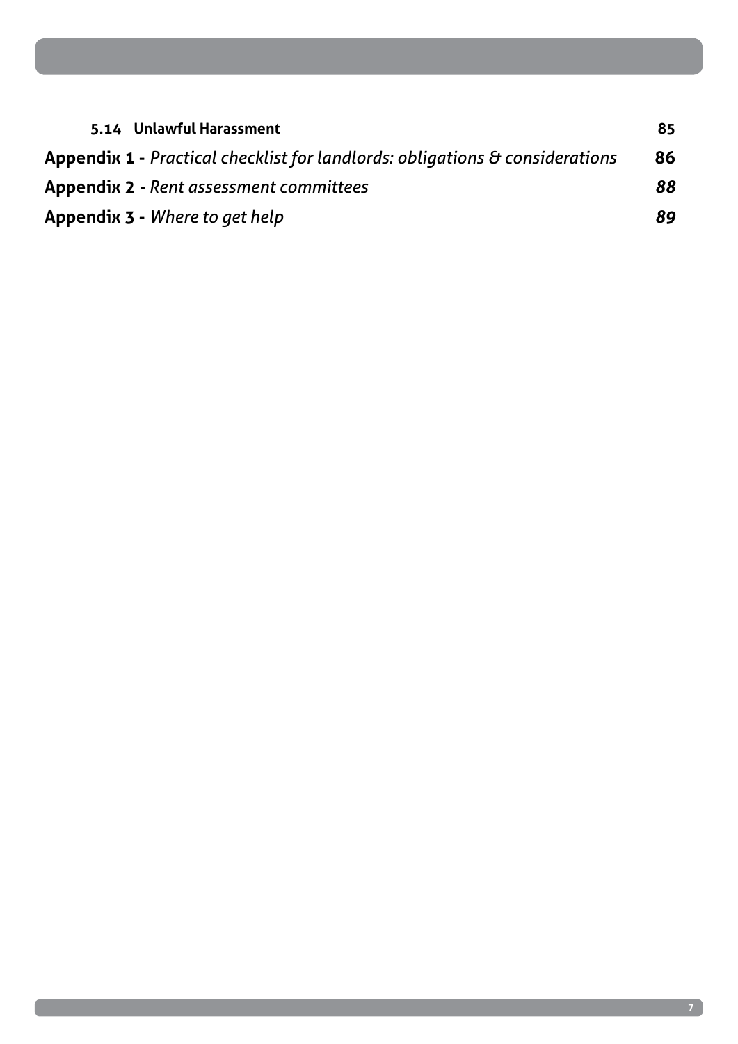**5.14 Unlawful Harassment** 85

**Appendix 1 -** *Practical checklist for landlords: obligations & considerations* **86**

**Appendix 2 -** *Rent assessment committees* ***88***

**Appendix 3 -** *Where to get help* ***89***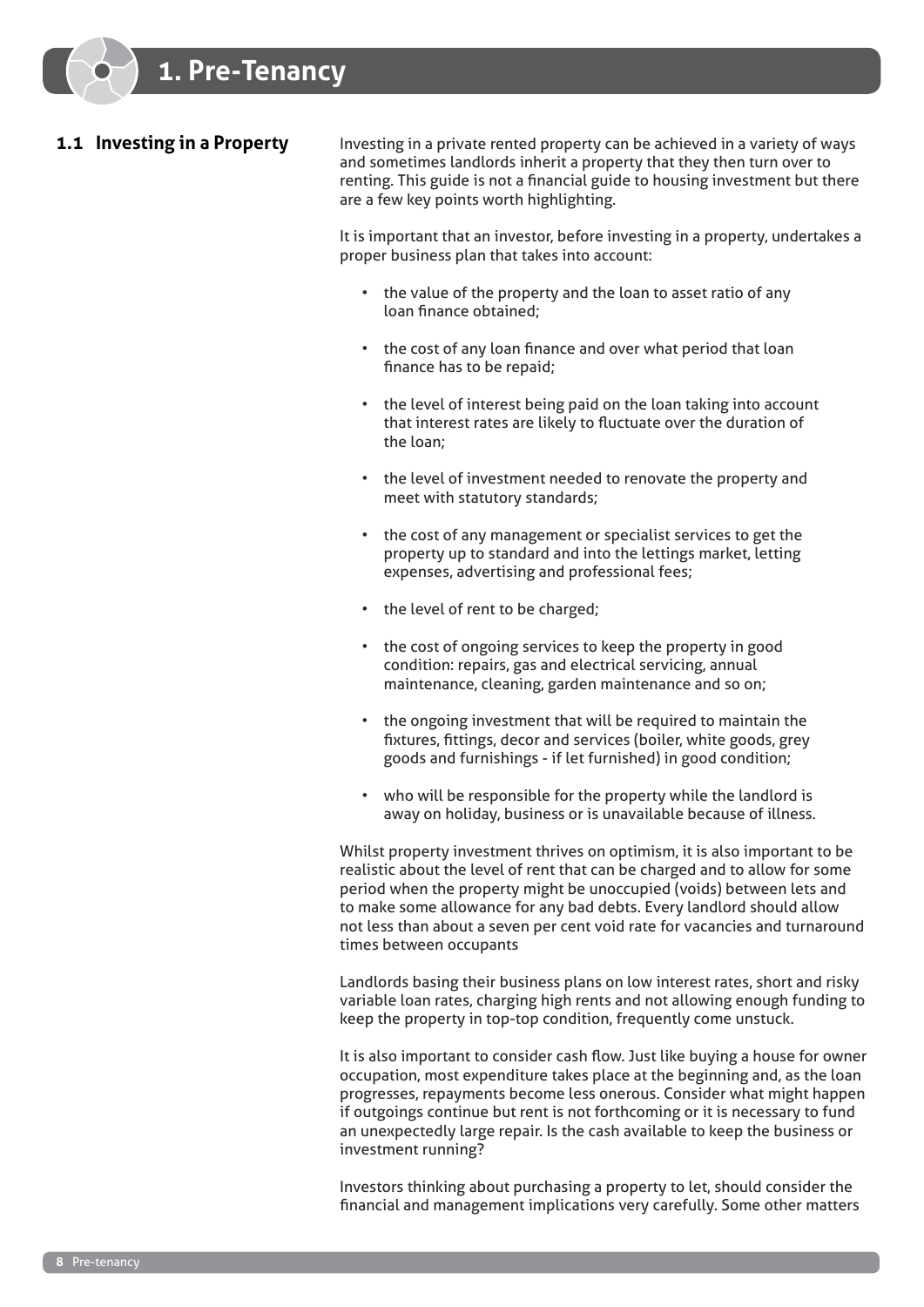# 1. Pre-Tenancy

## 1.1 Investing in a Property

Investing in a private rented property can be achieved in a variety of ways and sometimes landlords inherit a property that they then turn over to renting. This guide is not a financial guide to housing investment but there are a few key points worth highlighting.

It is important that an investor, before investing in a property, undertakes a proper business plan that takes into account:

- the value of the property and the loan to asset ratio of any loan finance obtained;
- the cost of any loan finance and over what period that loan finance has to be repaid;
- the level of interest being paid on the loan taking into account that interest rates are likely to fluctuate over the duration of the loan;
- the level of investment needed to renovate the property and meet with statutory standards;
- the cost of any management or specialist services to get the property up to standard and into the lettings market, letting expenses, advertising and professional fees;
- the level of rent to be charged;
- the cost of ongoing services to keep the property in good condition: repairs, gas and electrical servicing, annual maintenance, cleaning, garden maintenance and so on;
- the ongoing investment that will be required to maintain the fixtures, fittings, decor and services (boiler, white goods, grey goods and furnishings - if let furnished) in good condition;
- who will be responsible for the property while the landlord is away on holiday, business or is unavailable because of illness.

Whilst property investment thrives on optimism, it is also important to be realistic about the level of rent that can be charged and to allow for some period when the property might be unoccupied (voids) between lets and to make some allowance for any bad debts. Every landlord should allow not less than about a seven per cent void rate for vacancies and turnaround times between occupants

Landlords basing their business plans on low interest rates, short and risky variable loan rates, charging high rents and not allowing enough funding to keep the property in top-top condition, frequently come unstuck.

It is also important to consider cash flow. Just like buying a house for owner occupation, most expenditure takes place at the beginning and, as the loan progresses, repayments become less onerous. Consider what might happen if outgoings continue but rent is not forthcoming or it is necessary to fund an unexpectedly large repair. Is the cash available to keep the business or investment running?

Investors thinking about purchasing a property to let, should consider the financial and management implications very carefully. Some other matters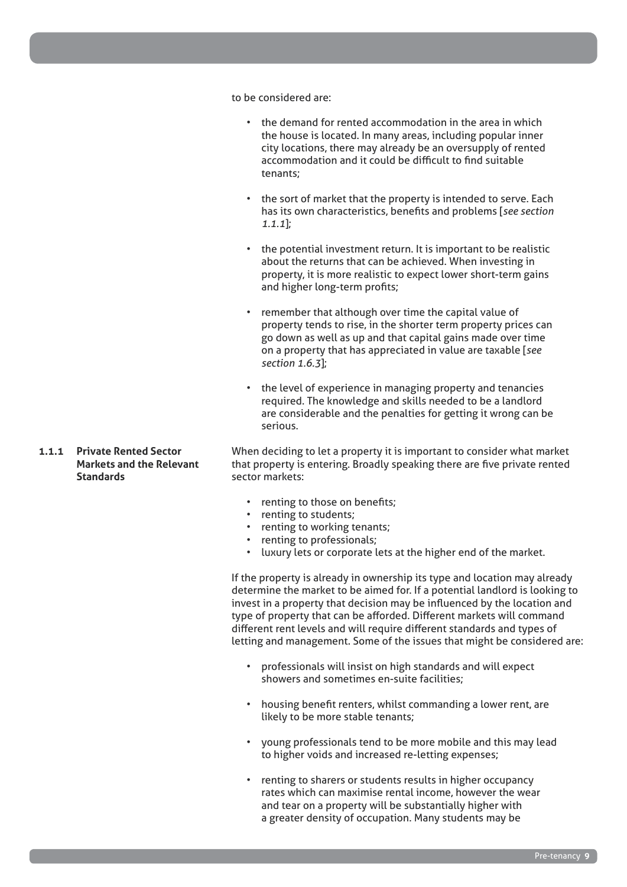to be considered are:

- the demand for rented accommodation in the area in which the house is located. In many areas, including popular inner city locations, there may already be an oversupply of rented accommodation and it could be difficult to find suitable tenants;
- the sort of market that the property is intended to serve. Each has its own characteristics, benefits and problems [*see section 1.1.1*];
- the potential investment return. It is important to be realistic about the returns that can be achieved. When investing in property, it is more realistic to expect lower short-term gains and higher long-term profits;
- remember that although over time the capital value of property tends to rise, in the shorter term property prices can go down as well as up and that capital gains made over time on a property that has appreciated in value are taxable [*see section 1.6.3*];
- the level of experience in managing property and tenancies required. The knowledge and skills needed to be a landlord are considerable and the penalties for getting it wrong can be serious.

### 1.1.1 Private Rented Sector Markets and the Relevant Standards

When deciding to let a property it is important to consider what market that property is entering. Broadly speaking there are five private rented sector markets:

- renting to those on benefits;
- renting to students;
- renting to working tenants;
- renting to professionals;
- luxury lets or corporate lets at the higher end of the market.

If the property is already in ownership its type and location may already determine the market to be aimed for. If a potential landlord is looking to invest in a property that decision may be influenced by the location and type of property that can be afforded. Different markets will command different rent levels and will require different standards and types of letting and management. Some of the issues that might be considered are:

- professionals will insist on high standards and will expect showers and sometimes en-suite facilities;
- housing benefit renters, whilst commanding a lower rent, are likely to be more stable tenants;
- young professionals tend to be more mobile and this may lead to higher voids and increased re-letting expenses;
- renting to sharers or students results in higher occupancy rates which can maximise rental income, however the wear and tear on a property will be substantially higher with a greater density of occupation. Many students may be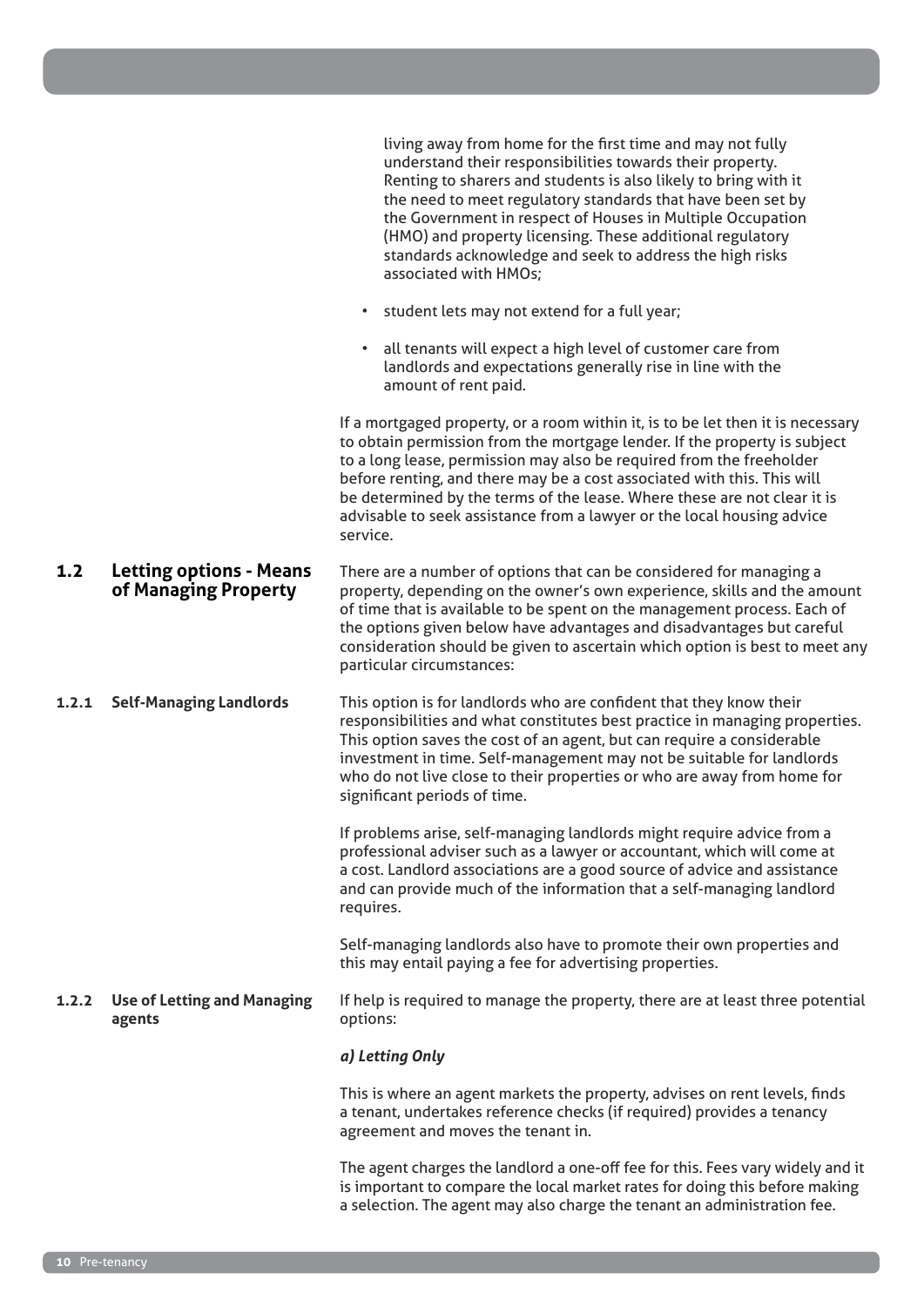living away from home for the first time and may not fully understand their responsibilities towards their property. Renting to sharers and students is also likely to bring with it the need to meet regulatory standards that have been set by the Government in respect of Houses in Multiple Occupation (HMO) and property licensing. These additional regulatory standards acknowledge and seek to address the high risks associated with HMOs;

- student lets may not extend for a full year;
- all tenants will expect a high level of customer care from landlords and expectations generally rise in line with the amount of rent paid.

If a mortgaged property, or a room within it, is to be let then it is necessary to obtain permission from the mortgage lender. If the property is subject to a long lease, permission may also be required from the freeholder before renting, and there may be a cost associated with this. This will be determined by the terms of the lease. Where these are not clear it is advisable to seek assistance from a lawyer or the local housing advice service.

## 1.2 Letting options - Means of Managing Property

There are a number of options that can be considered for managing a property, depending on the owner's own experience, skills and the amount of time that is available to be spent on the management process. Each of the options given below have advantages and disadvantages but careful consideration should be given to ascertain which option is best to meet any particular circumstances:

### 1.2.1 Self-Managing Landlords

This option is for landlords who are confident that they know their responsibilities and what constitutes best practice in managing properties. This option saves the cost of an agent, but can require a considerable investment in time. Self-management may not be suitable for landlords who do not live close to their properties or who are away from home for significant periods of time.

If problems arise, self-managing landlords might require advice from a professional adviser such as a lawyer or accountant, which will come at a cost. Landlord associations are a good source of advice and assistance and can provide much of the information that a self-managing landlord requires.

Self-managing landlords also have to promote their own properties and this may entail paying a fee for advertising properties.

### 1.2.2 Use of Letting and Managing agents

If help is required to manage the property, there are at least three potential options:

***a) Letting Only***

This is where an agent markets the property, advises on rent levels, finds a tenant, undertakes reference checks (if required) provides a tenancy agreement and moves the tenant in.

The agent charges the landlord a one-off fee for this. Fees vary widely and it is important to compare the local market rates for doing this before making a selection. The agent may also charge the tenant an administration fee.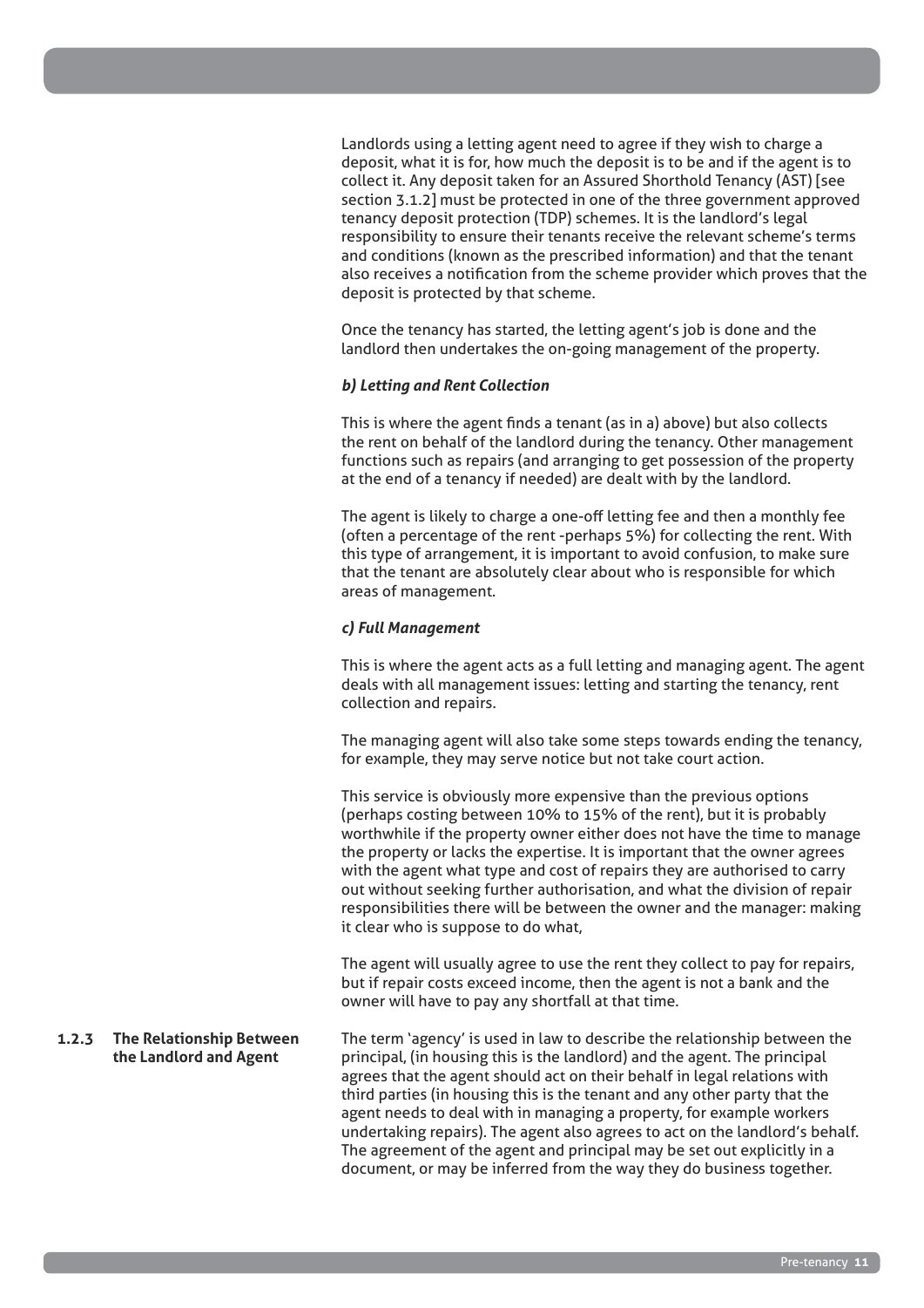Landlords using a letting agent need to agree if they wish to charge a deposit, what it is for, how much the deposit is to be and if the agent is to collect it. Any deposit taken for an Assured Shorthold Tenancy (AST) [see section 3.1.2] must be protected in one of the three government approved tenancy deposit protection (TDP) schemes. It is the landlord's legal responsibility to ensure their tenants receive the relevant scheme's terms and conditions (known as the prescribed information) and that the tenant also receives a notification from the scheme provider which proves that the deposit is protected by that scheme.

Once the tenancy has started, the letting agent's job is done and the landlord then undertakes the on-going management of the property.

#### *b) Letting and Rent Collection*

This is where the agent finds a tenant (as in a) above) but also collects the rent on behalf of the landlord during the tenancy. Other management functions such as repairs (and arranging to get possession of the property at the end of a tenancy if needed) are dealt with by the landlord.

The agent is likely to charge a one-off letting fee and then a monthly fee (often a percentage of the rent -perhaps 5%) for collecting the rent. With this type of arrangement, it is important to avoid confusion, to make sure that the tenant are absolutely clear about who is responsible for which areas of management.

#### *c) Full Management*

This is where the agent acts as a full letting and managing agent. The agent deals with all management issues: letting and starting the tenancy, rent collection and repairs.

The managing agent will also take some steps towards ending the tenancy, for example, they may serve notice but not take court action.

This service is obviously more expensive than the previous options (perhaps costing between 10% to 15% of the rent), but it is probably worthwhile if the property owner either does not have the time to manage the property or lacks the expertise. It is important that the owner agrees with the agent what type and cost of repairs they are authorised to carry out without seeking further authorisation, and what the division of repair responsibilities there will be between the owner and the manager: making it clear who is suppose to do what,

The agent will usually agree to use the rent they collect to pay for repairs, but if repair costs exceed income, then the agent is not a bank and the owner will have to pay any shortfall at that time.

### 1.2.3 The Relationship Between the Landlord and Agent

The term 'agency' is used in law to describe the relationship between the principal, (in housing this is the landlord) and the agent. The principal agrees that the agent should act on their behalf in legal relations with third parties (in housing this is the tenant and any other party that the agent needs to deal with in managing a property, for example workers undertaking repairs). The agent also agrees to act on the landlord's behalf. The agreement of the agent and principal may be set out explicitly in a document, or may be inferred from the way they do business together.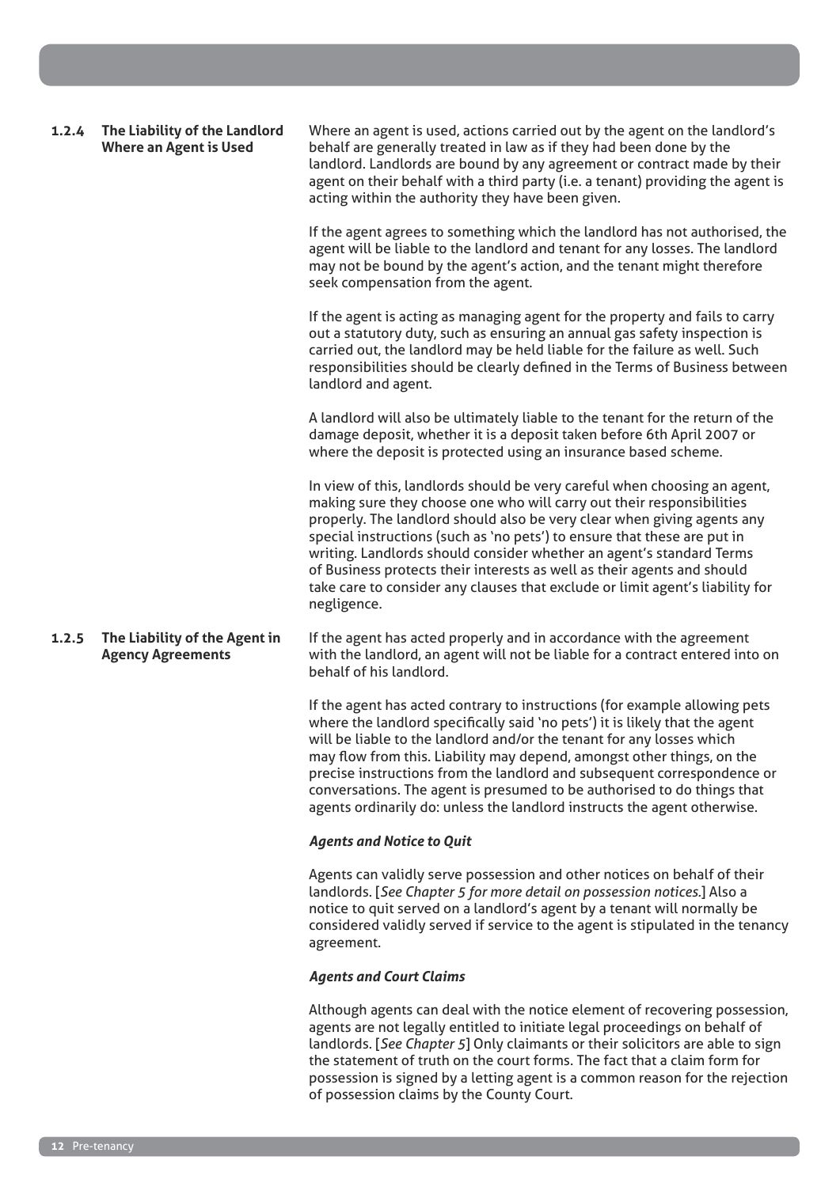### 1.2.4 The Liability of the Landlord Where an Agent is Used

Where an agent is used, actions carried out by the agent on the landlord's behalf are generally treated in law as if they had been done by the landlord. Landlords are bound by any agreement or contract made by their agent on their behalf with a third party (i.e. a tenant) providing the agent is acting within the authority they have been given.

If the agent agrees to something which the landlord has not authorised, the agent will be liable to the landlord and tenant for any losses. The landlord may not be bound by the agent's action, and the tenant might therefore seek compensation from the agent.

If the agent is acting as managing agent for the property and fails to carry out a statutory duty, such as ensuring an annual gas safety inspection is carried out, the landlord may be held liable for the failure as well. Such responsibilities should be clearly defined in the Terms of Business between landlord and agent.

A landlord will also be ultimately liable to the tenant for the return of the damage deposit, whether it is a deposit taken before 6th April 2007 or where the deposit is protected using an insurance based scheme.

In view of this, landlords should be very careful when choosing an agent, making sure they choose one who will carry out their responsibilities properly. The landlord should also be very clear when giving agents any special instructions (such as 'no pets') to ensure that these are put in writing. Landlords should consider whether an agent's standard Terms of Business protects their interests as well as their agents and should take care to consider any clauses that exclude or limit agent's liability for negligence.

### 1.2.5 The Liability of the Agent in Agency Agreements

If the agent has acted properly and in accordance with the agreement with the landlord, an agent will not be liable for a contract entered into on behalf of his landlord.

If the agent has acted contrary to instructions (for example allowing pets where the landlord specifically said 'no pets') it is likely that the agent will be liable to the landlord and/or the tenant for any losses which may flow from this. Liability may depend, amongst other things, on the precise instructions from the landlord and subsequent correspondence or conversations. The agent is presumed to be authorised to do things that agents ordinarily do: unless the landlord instructs the agent otherwise.

***Agents and Notice to Quit***

Agents can validly serve possession and other notices on behalf of their landlords. [*See Chapter 5 for more detail on possession notices.*] Also a notice to quit served on a landlord's agent by a tenant will normally be considered validly served if service to the agent is stipulated in the tenancy agreement.

***Agents and Court Claims***

Although agents can deal with the notice element of recovering possession, agents are not legally entitled to initiate legal proceedings on behalf of landlords. [*See Chapter 5*] Only claimants or their solicitors are able to sign the statement of truth on the court forms. The fact that a claim form for possession is signed by a letting agent is a common reason for the rejection of possession claims by the County Court.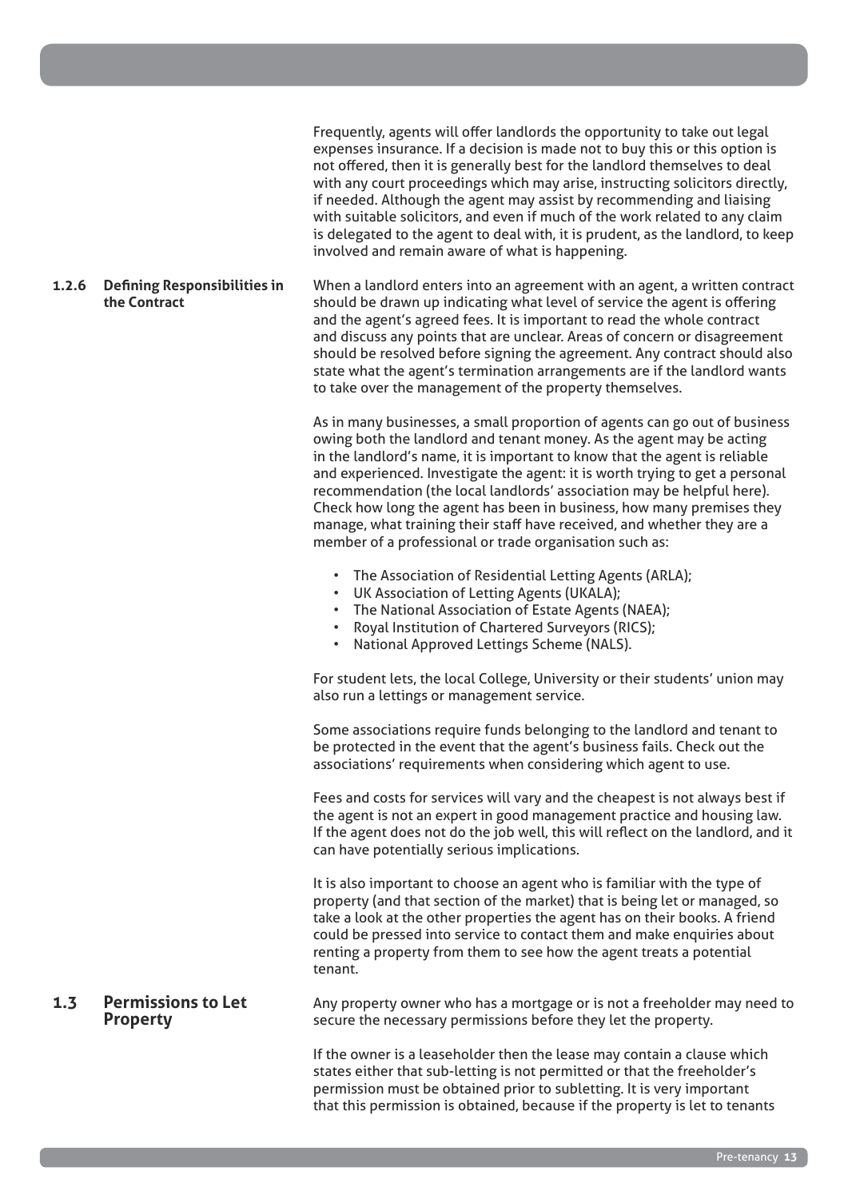Frequently, agents will offer landlords the opportunity to take out legal expenses insurance. If a decision is made not to buy this or this option is not offered, then it is generally best for the landlord themselves to deal with any court proceedings which may arise, instructing solicitors directly, if needed. Although the agent may assist by recommending and liaising with suitable solicitors, and even if much of the work related to any claim is delegated to the agent to deal with, it is prudent, as the landlord, to keep involved and remain aware of what is happening.

### 1.2.6 Defining Responsibilities in the Contract

When a landlord enters into an agreement with an agent, a written contract should be drawn up indicating what level of service the agent is offering and the agent's agreed fees. It is important to read the whole contract and discuss any points that are unclear. Areas of concern or disagreement should be resolved before signing the agreement. Any contract should also state what the agent's termination arrangements are if the landlord wants to take over the management of the property themselves.

As in many businesses, a small proportion of agents can go out of business owing both the landlord and tenant money. As the agent may be acting in the landlord's name, it is important to know that the agent is reliable and experienced. Investigate the agent: it is worth trying to get a personal recommendation (the local landlords' association may be helpful here). Check how long the agent has been in business, how many premises they manage, what training their staff have received, and whether they are a member of a professional or trade organisation such as:

- The Association of Residential Letting Agents (ARLA);
- UK Association of Letting Agents (UKALA);
- The National Association of Estate Agents (NAEA);
- Royal Institution of Chartered Surveyors (RICS);
- National Approved Lettings Scheme (NALS).

For student lets, the local College, University or their students' union may also run a lettings or management service.

Some associations require funds belonging to the landlord and tenant to be protected in the event that the agent's business fails. Check out the associations' requirements when considering which agent to use.

Fees and costs for services will vary and the cheapest is not always best if the agent is not an expert in good management practice and housing law. If the agent does not do the job well, this will reflect on the landlord, and it can have potentially serious implications.

It is also important to choose an agent who is familiar with the type of property (and that section of the market) that is being let or managed, so take a look at the other properties the agent has on their books. A friend could be pressed into service to contact them and make enquiries about renting a property from them to see how the agent treats a potential tenant.

## 1.3 Permissions to Let Property

Any property owner who has a mortgage or is not a freeholder may need to secure the necessary permissions before they let the property.

If the owner is a leaseholder then the lease may contain a clause which states either that sub-letting is not permitted or that the freeholder's permission must be obtained prior to subletting. It is very important that this permission is obtained, because if the property is let to tenants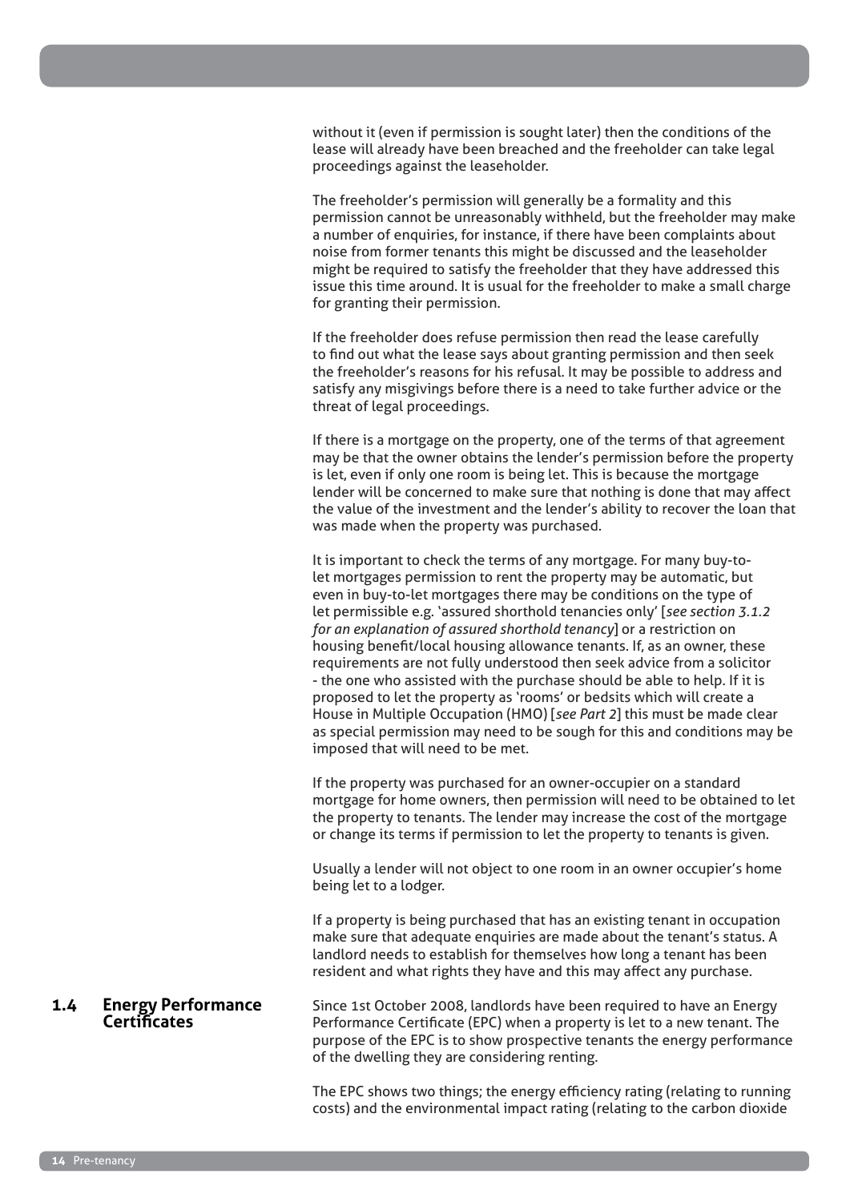without it (even if permission is sought later) then the conditions of the lease will already have been breached and the freeholder can take legal proceedings against the leaseholder.

The freeholder's permission will generally be a formality and this permission cannot be unreasonably withheld, but the freeholder may make a number of enquiries, for instance, if there have been complaints about noise from former tenants this might be discussed and the leaseholder might be required to satisfy the freeholder that they have addressed this issue this time around. It is usual for the freeholder to make a small charge for granting their permission.

If the freeholder does refuse permission then read the lease carefully to find out what the lease says about granting permission and then seek the freeholder's reasons for his refusal. It may be possible to address and satisfy any misgivings before there is a need to take further advice or the threat of legal proceedings.

If there is a mortgage on the property, one of the terms of that agreement may be that the owner obtains the lender's permission before the property is let, even if only one room is being let. This is because the mortgage lender will be concerned to make sure that nothing is done that may affect the value of the investment and the lender's ability to recover the loan that was made when the property was purchased.

It is important to check the terms of any mortgage. For many buy-to-let mortgages permission to rent the property may be automatic, but even in buy-to-let mortgages there may be conditions on the type of let permissible e.g. 'assured shorthold tenancies only' [*see section 3.1.2 for an explanation of assured shorthold tenancy*] or a restriction on housing benefit/local housing allowance tenants. If, as an owner, these requirements are not fully understood then seek advice from a solicitor - the one who assisted with the purchase should be able to help. If it is proposed to let the property as 'rooms' or bedsits which will create a House in Multiple Occupation (HMO) [*see Part 2*] this must be made clear as special permission may need to be sough for this and conditions may be imposed that will need to be met.

If the property was purchased for an owner-occupier on a standard mortgage for home owners, then permission will need to be obtained to let the property to tenants. The lender may increase the cost of the mortgage or change its terms if permission to let the property to tenants is given.

Usually a lender will not object to one room in an owner occupier's home being let to a lodger.

If a property is being purchased that has an existing tenant in occupation make sure that adequate enquiries are made about the tenant's status. A landlord needs to establish for themselves how long a tenant has been resident and what rights they have and this may affect any purchase.

## 1.4 Energy Performance Certificates

Since 1st October 2008, landlords have been required to have an Energy Performance Certificate (EPC) when a property is let to a new tenant. The purpose of the EPC is to show prospective tenants the energy performance of the dwelling they are considering renting.

The EPC shows two things; the energy efficiency rating (relating to running costs) and the environmental impact rating (relating to the carbon dioxide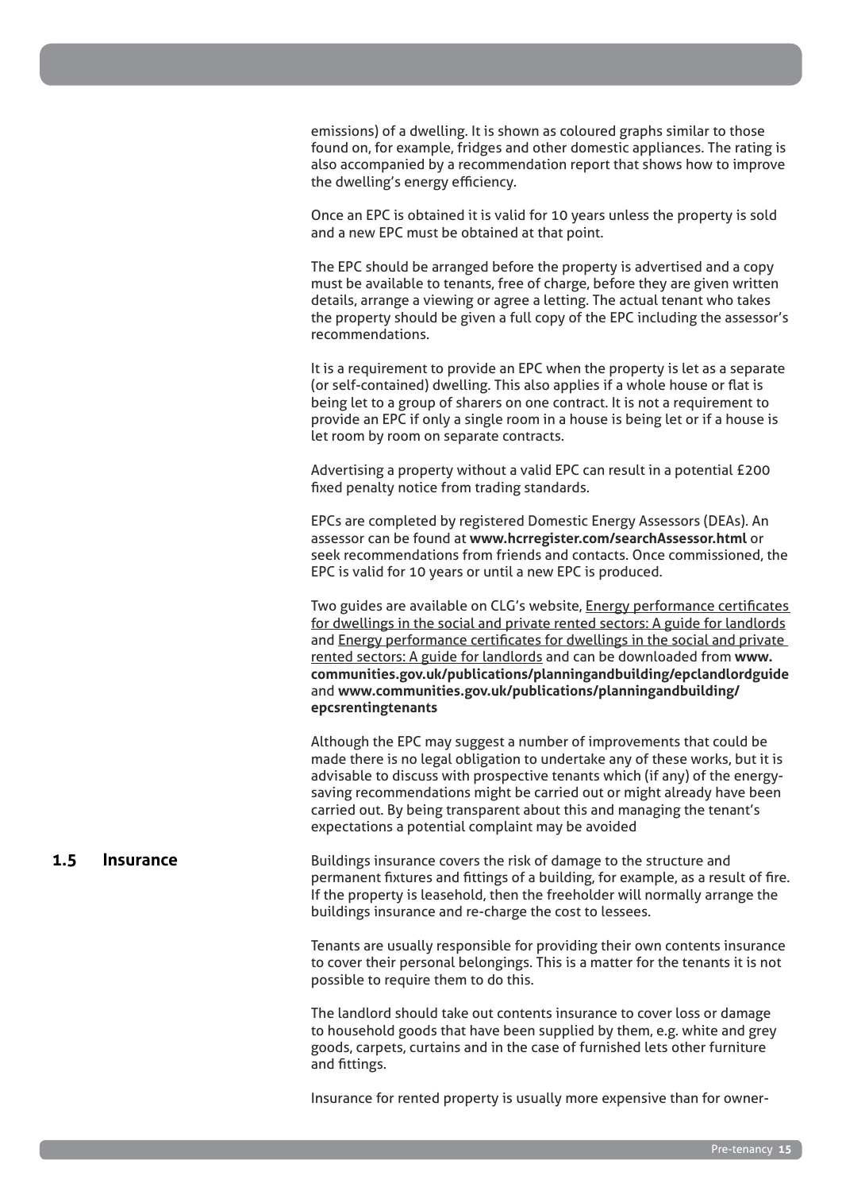emissions) of a dwelling. It is shown as coloured graphs similar to those found on, for example, fridges and other domestic appliances. The rating is also accompanied by a recommendation report that shows how to improve the dwelling's energy efficiency.

Once an EPC is obtained it is valid for 10 years unless the property is sold and a new EPC must be obtained at that point.

The EPC should be arranged before the property is advertised and a copy must be available to tenants, free of charge, before they are given written details, arrange a viewing or agree a letting. The actual tenant who takes the property should be given a full copy of the EPC including the assessor's recommendations.

It is a requirement to provide an EPC when the property is let as a separate (or self-contained) dwelling. This also applies if a whole house or flat is being let to a group of sharers on one contract. It is not a requirement to provide an EPC if only a single room in a house is being let or if a house is let room by room on separate contracts.

Advertising a property without a valid EPC can result in a potential £200 fixed penalty notice from trading standards.

EPCs are completed by registered Domestic Energy Assessors (DEAs). An assessor can be found at **www.hcrregister.com/searchAssessor.html** or seek recommendations from friends and contacts. Once commissioned, the EPC is valid for 10 years or until a new EPC is produced.

Two guides are available on CLG's website, Energy performance certificates for dwellings in the social and private rented sectors: A guide for landlords and Energy performance certificates for dwellings in the social and private rented sectors: A guide for landlords and can be downloaded from **www.communities.gov.uk/publications/planningandbuilding/epclandlordguide** and **www.communities.gov.uk/publications/planningandbuilding/epcsrentingtenants**

Although the EPC may suggest a number of improvements that could be made there is no legal obligation to undertake any of these works, but it is advisable to discuss with prospective tenants which (if any) of the energy-saving recommendations might be carried out or might already have been carried out. By being transparent about this and managing the tenant's expectations a potential complaint may be avoided

## 1.5 Insurance

Buildings insurance covers the risk of damage to the structure and permanent fixtures and fittings of a building, for example, as a result of fire. If the property is leasehold, then the freeholder will normally arrange the buildings insurance and re-charge the cost to lessees.

Tenants are usually responsible for providing their own contents insurance to cover their personal belongings. This is a matter for the tenants it is not possible to require them to do this.

The landlord should take out contents insurance to cover loss or damage to household goods that have been supplied by them, e.g. white and grey goods, carpets, curtains and in the case of furnished lets other furniture and fittings.

Insurance for rented property is usually more expensive than for owner-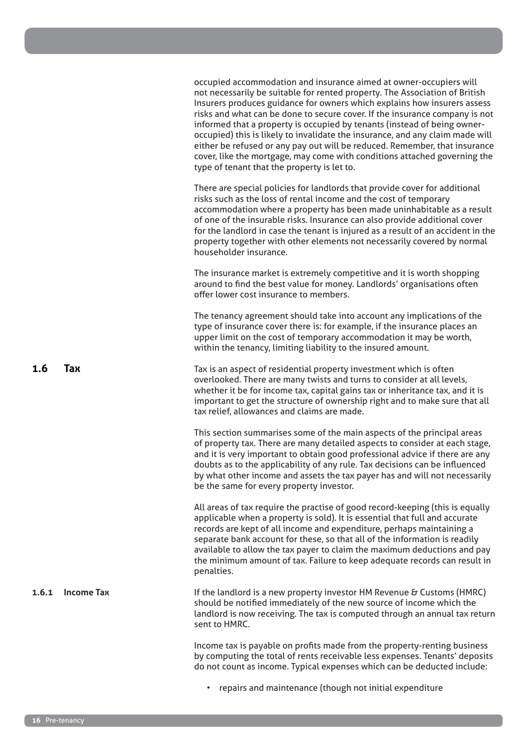occupied accommodation and insurance aimed at owner-occupiers will not necessarily be suitable for rented property. The Association of British Insurers produces guidance for owners which explains how insurers assess risks and what can be done to secure cover. If the insurance company is not informed that a property is occupied by tenants (instead of being owner-occupied) this is likely to invalidate the insurance, and any claim made will either be refused or any pay out will be reduced. Remember, that insurance cover, like the mortgage, may come with conditions attached governing the type of tenant that the property is let to.

There are special policies for landlords that provide cover for additional risks such as the loss of rental income and the cost of temporary accommodation where a property has been made uninhabitable as a result of one of the insurable risks. Insurance can also provide additional cover for the landlord in case the tenant is injured as a result of an accident in the property together with other elements not necessarily covered by normal householder insurance.

The insurance market is extremely competitive and it is worth shopping around to find the best value for money. Landlords' organisations often offer lower cost insurance to members.

The tenancy agreement should take into account any implications of the type of insurance cover there is: for example, if the insurance places an upper limit on the cost of temporary accommodation it may be worth, within the tenancy, limiting liability to the insured amount.

## 1.6 Tax

Tax is an aspect of residential property investment which is often overlooked. There are many twists and turns to consider at all levels, whether it be for income tax, capital gains tax or inheritance tax, and it is important to get the structure of ownership right and to make sure that all tax relief, allowances and claims are made.

This section summarises some of the main aspects of the principal areas of property tax. There are many detailed aspects to consider at each stage, and it is very important to obtain good professional advice if there are any doubts as to the applicability of any rule. Tax decisions can be influenced by what other income and assets the tax payer has and will not necessarily be the same for every property investor.

All areas of tax require the practise of good record-keeping (this is equally applicable when a property is sold). It is essential that full and accurate records are kept of all income and expenditure, perhaps maintaining a separate bank account for these, so that all of the information is readily available to allow the tax payer to claim the maximum deductions and pay the minimum amount of tax. Failure to keep adequate records can result in penalties.

### 1.6.1 Income Tax

If the landlord is a new property investor HM Revenue & Customs (HMRC) should be notified immediately of the new source of income which the landlord is now receiving. The tax is computed through an annual tax return sent to HMRC.

Income tax is payable on profits made from the property-renting business by computing the total of rents receivable less expenses. Tenants' deposits do not count as income. Typical expenses which can be deducted include:

- repairs and maintenance (though not initial expenditure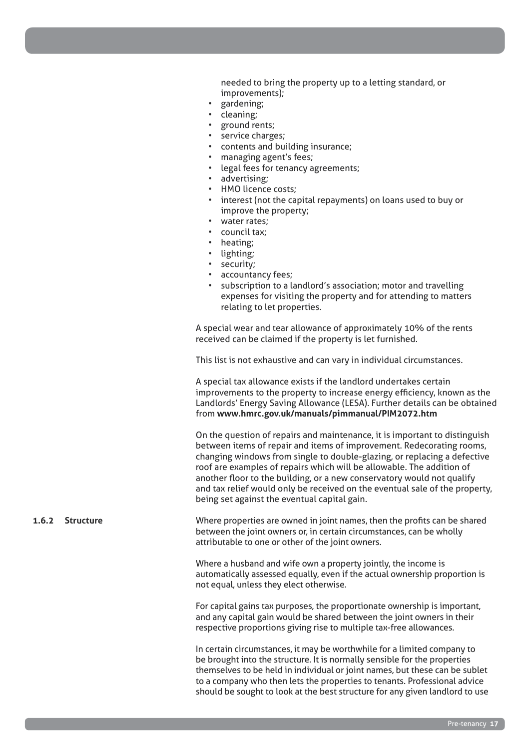needed to bring the property up to a letting standard, or improvements);

- gardening;
- cleaning;
- ground rents;
- service charges;
- contents and building insurance;
- managing agent's fees;
- legal fees for tenancy agreements;
- advertising;
- HMO licence costs;
- interest (not the capital repayments) on loans used to buy or improve the property;
- water rates;
- council tax;
- heating;
- lighting;
- security;
- accountancy fees;
- subscription to a landlord's association; motor and travelling expenses for visiting the property and for attending to matters relating to let properties.

A special wear and tear allowance of approximately 10% of the rents received can be claimed if the property is let furnished.

This list is not exhaustive and can vary in individual circumstances.

A special tax allowance exists if the landlord undertakes certain improvements to the property to increase energy efficiency, known as the Landlords' Energy Saving Allowance (LESA). Further details can be obtained from **www.hmrc.gov.uk/manuals/pimmanual/PIM2072.htm**

On the question of repairs and maintenance, it is important to distinguish between items of repair and items of improvement. Redecorating rooms, changing windows from single to double-glazing, or replacing a defective roof are examples of repairs which will be allowable. The addition of another floor to the building, or a new conservatory would not qualify and tax relief would only be received on the eventual sale of the property, being set against the eventual capital gain.

### 1.6.2 Structure

Where properties are owned in joint names, then the profits can be shared between the joint owners or, in certain circumstances, can be wholly attributable to one or other of the joint owners.

Where a husband and wife own a property jointly, the income is automatically assessed equally, even if the actual ownership proportion is not equal, unless they elect otherwise.

For capital gains tax purposes, the proportionate ownership is important, and any capital gain would be shared between the joint owners in their respective proportions giving rise to multiple tax-free allowances.

In certain circumstances, it may be worthwhile for a limited company to be brought into the structure. It is normally sensible for the properties themselves to be held in individual or joint names, but these can be sublet to a company who then lets the properties to tenants. Professional advice should be sought to look at the best structure for any given landlord to use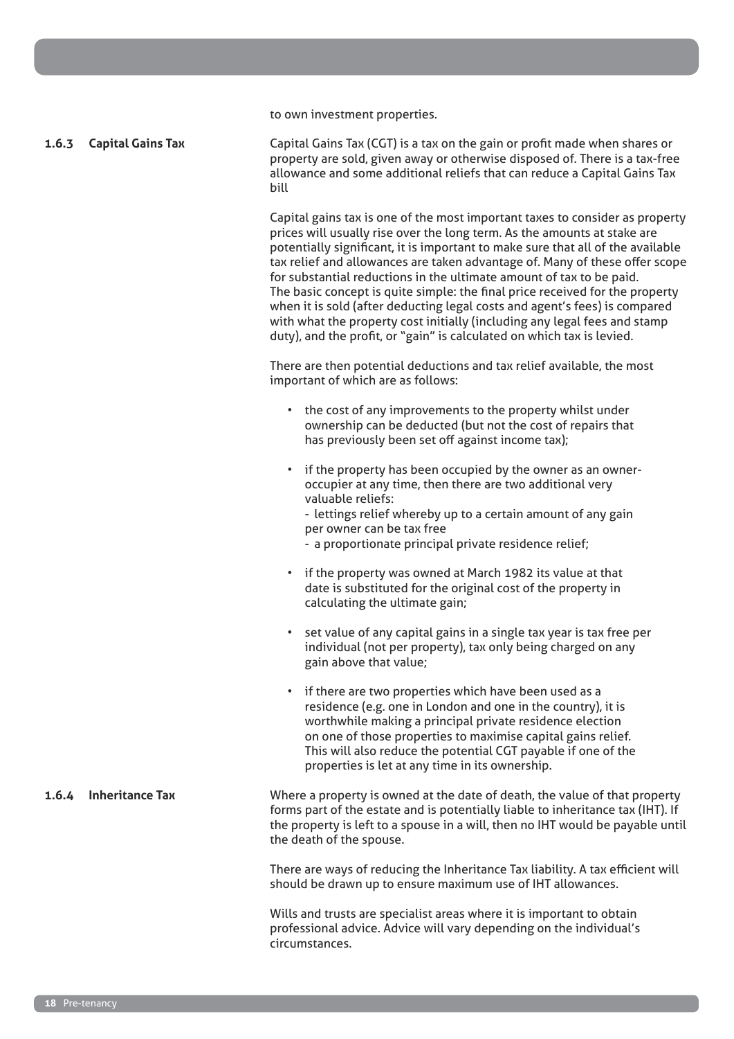to own investment properties.

### 1.6.3 Capital Gains Tax

Capital Gains Tax (CGT) is a tax on the gain or profit made when shares or property are sold, given away or otherwise disposed of. There is a tax-free allowance and some additional reliefs that can reduce a Capital Gains Tax bill

Capital gains tax is one of the most important taxes to consider as property prices will usually rise over the long term. As the amounts at stake are potentially significant, it is important to make sure that all of the available tax relief and allowances are taken advantage of. Many of these offer scope for substantial reductions in the ultimate amount of tax to be paid.
The basic concept is quite simple: the final price received for the property when it is sold (after deducting legal costs and agent's fees) is compared with what the property cost initially (including any legal fees and stamp duty), and the profit, or "gain" is calculated on which tax is levied.

There are then potential deductions and tax relief available, the most important of which are as follows:

- the cost of any improvements to the property whilst under ownership can be deducted (but not the cost of repairs that has previously been set off against income tax);
- if the property has been occupied by the owner as an owner-occupier at any time, then there are two additional very valuable reliefs:
  - lettings relief whereby up to a certain amount of any gain per owner can be tax free
  - a proportionate principal private residence relief;
- if the property was owned at March 1982 its value at that date is substituted for the original cost of the property in calculating the ultimate gain;
- set value of any capital gains in a single tax year is tax free per individual (not per property), tax only being charged on any gain above that value;
- if there are two properties which have been used as a residence (e.g. one in London and one in the country), it is worthwhile making a principal private residence election on one of those properties to maximise capital gains relief. This will also reduce the potential CGT payable if one of the properties is let at any time in its ownership.

### 1.6.4 Inheritance Tax

Where a property is owned at the date of death, the value of that property forms part of the estate and is potentially liable to inheritance tax (IHT). If the property is left to a spouse in a will, then no IHT would be payable until the death of the spouse.

There are ways of reducing the Inheritance Tax liability. A tax efficient will should be drawn up to ensure maximum use of IHT allowances.

Wills and trusts are specialist areas where it is important to obtain professional advice. Advice will vary depending on the individual's circumstances.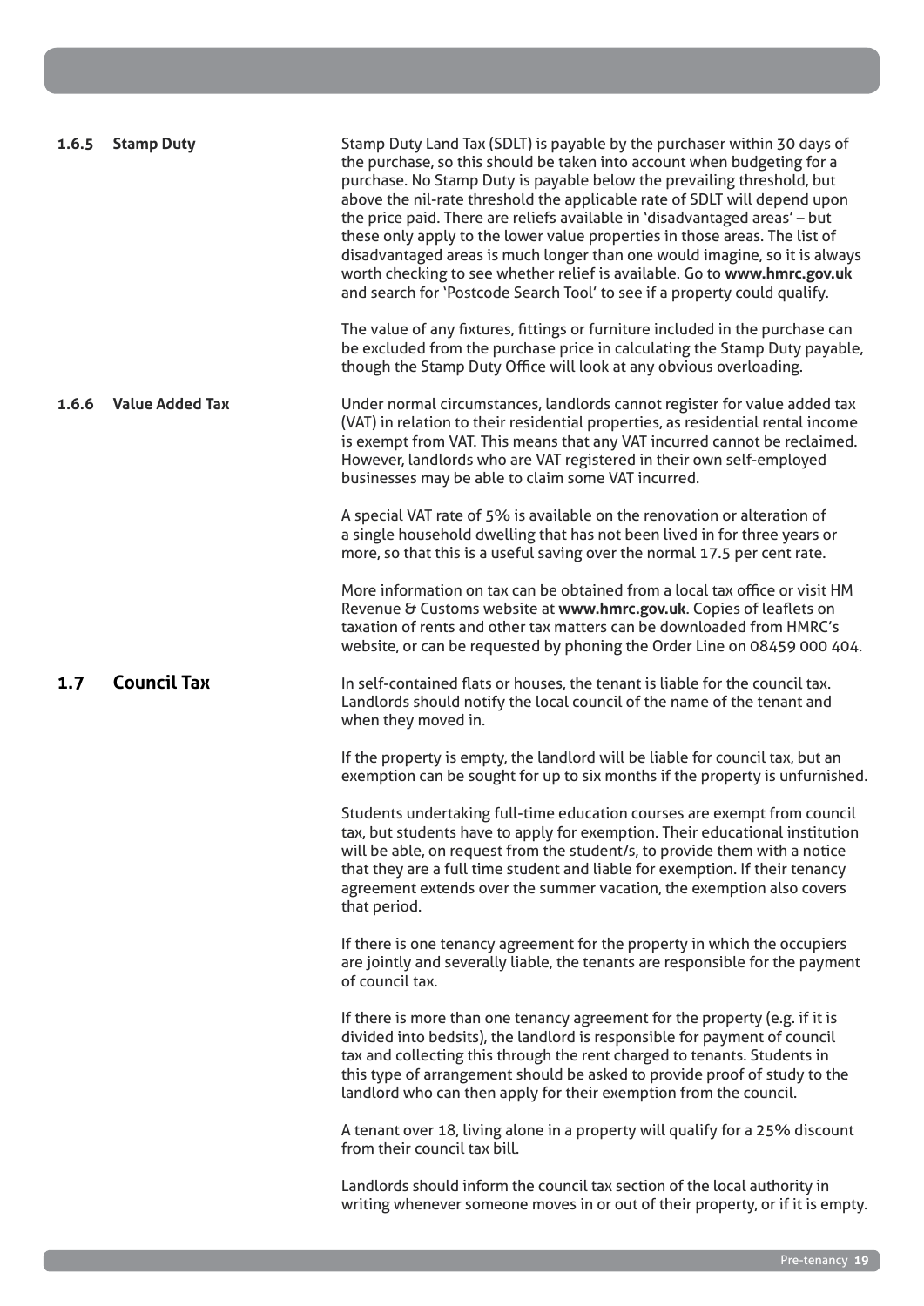### 1.6.5 Stamp Duty

Stamp Duty Land Tax (SDLT) is payable by the purchaser within 30 days of the purchase, so this should be taken into account when budgeting for a purchase. No Stamp Duty is payable below the prevailing threshold, but above the nil-rate threshold the applicable rate of SDLT will depend upon the price paid. There are reliefs available in 'disadvantaged areas' – but these only apply to the lower value properties in those areas. The list of disadvantaged areas is much longer than one would imagine, so it is always worth checking to see whether relief is available. Go to **www.hmrc.gov.uk** and search for 'Postcode Search Tool' to see if a property could qualify.

The value of any fixtures, fittings or furniture included in the purchase can be excluded from the purchase price in calculating the Stamp Duty payable, though the Stamp Duty Office will look at any obvious overloading.

### 1.6.6 Value Added Tax

Under normal circumstances, landlords cannot register for value added tax (VAT) in relation to their residential properties, as residential rental income is exempt from VAT. This means that any VAT incurred cannot be reclaimed. However, landlords who are VAT registered in their own self-employed businesses may be able to claim some VAT incurred.

A special VAT rate of 5% is available on the renovation or alteration of a single household dwelling that has not been lived in for three years or more, so that this is a useful saving over the normal 17.5 per cent rate.

More information on tax can be obtained from a local tax office or visit HM Revenue & Customs website at **www.hmrc.gov.uk**. Copies of leaflets on taxation of rents and other tax matters can be downloaded from HMRC's website, or can be requested by phoning the Order Line on 08459 000 404.

## 1.7 Council Tax

In self-contained flats or houses, the tenant is liable for the council tax. Landlords should notify the local council of the name of the tenant and when they moved in.

If the property is empty, the landlord will be liable for council tax, but an exemption can be sought for up to six months if the property is unfurnished.

Students undertaking full-time education courses are exempt from council tax, but students have to apply for exemption. Their educational institution will be able, on request from the student/s, to provide them with a notice that they are a full time student and liable for exemption. If their tenancy agreement extends over the summer vacation, the exemption also covers that period.

If there is one tenancy agreement for the property in which the occupiers are jointly and severally liable, the tenants are responsible for the payment of council tax.

If there is more than one tenancy agreement for the property (e.g. if it is divided into bedsits), the landlord is responsible for payment of council tax and collecting this through the rent charged to tenants. Students in this type of arrangement should be asked to provide proof of study to the landlord who can then apply for their exemption from the council.

A tenant over 18, living alone in a property will qualify for a 25% discount from their council tax bill.

Landlords should inform the council tax section of the local authority in writing whenever someone moves in or out of their property, or if it is empty.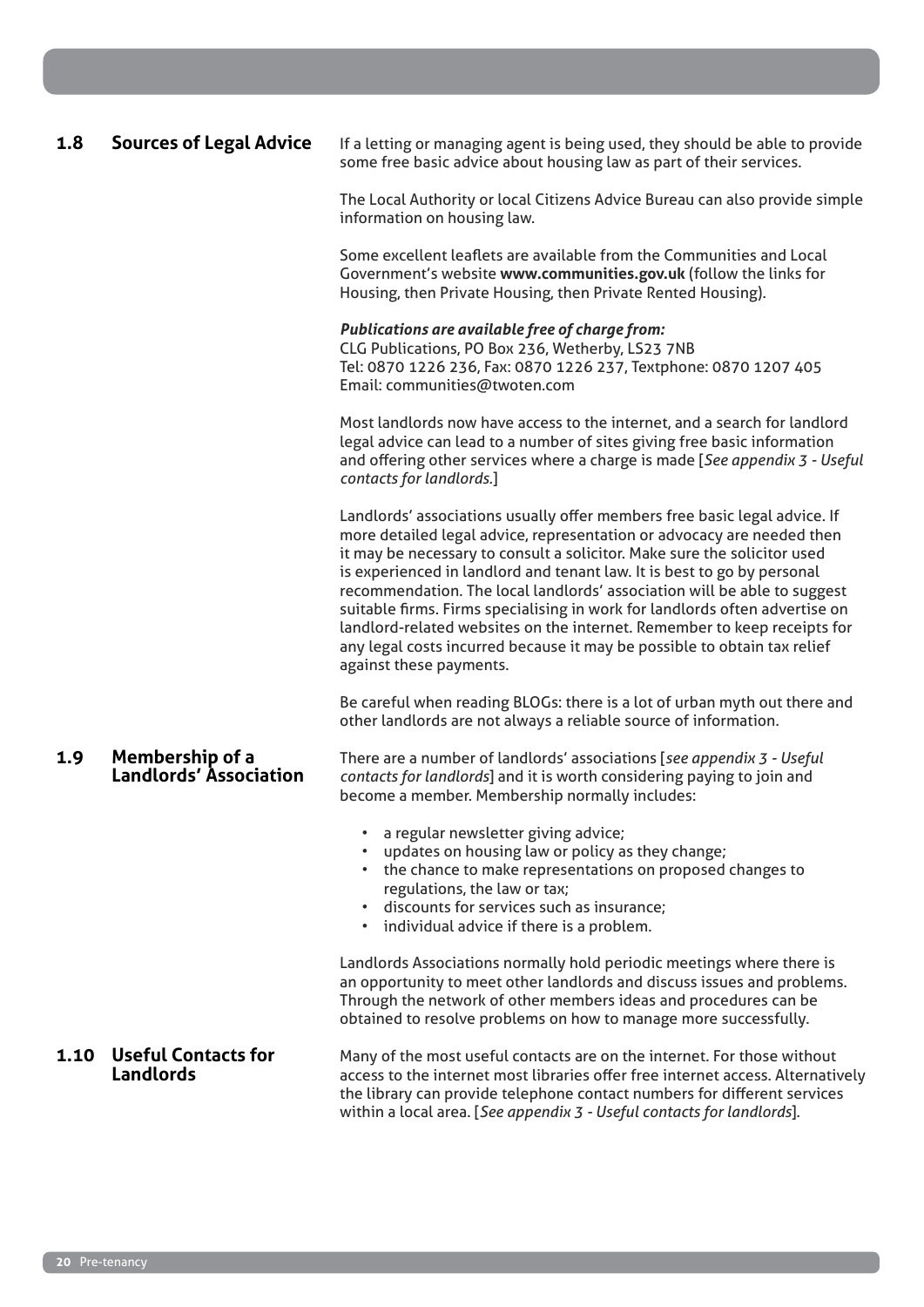## 1.8 Sources of Legal Advice

If a letting or managing agent is being used, they should be able to provide some free basic advice about housing law as part of their services.

The Local Authority or local Citizens Advice Bureau can also provide simple information on housing law.

Some excellent leaflets are available from the Communities and Local Government's website **www.communities.gov.uk** (follow the links for Housing, then Private Housing, then Private Rented Housing).

***Publications are available free of charge from:***
CLG Publications, PO Box 236, Wetherby, LS23 7NB
Tel: 0870 1226 236, Fax: 0870 1226 237, Textphone: 0870 1207 405
Email: communities@twoten.com

Most landlords now have access to the internet, and a search for landlord legal advice can lead to a number of sites giving free basic information and offering other services where a charge is made [*See appendix 3 - Useful contacts for landlords.*]

Landlords' associations usually offer members free basic legal advice. If more detailed legal advice, representation or advocacy are needed then it may be necessary to consult a solicitor. Make sure the solicitor used is experienced in landlord and tenant law. It is best to go by personal recommendation. The local landlords' association will be able to suggest suitable firms. Firms specialising in work for landlords often advertise on landlord-related websites on the internet. Remember to keep receipts for any legal costs incurred because it may be possible to obtain tax relief against these payments.

Be careful when reading BLOGs: there is a lot of urban myth out there and other landlords are not always a reliable source of information.

## 1.9 Membership of a Landlords' Association

There are a number of landlords' associations [*see appendix 3 - Useful contacts for landlords*] and it is worth considering paying to join and become a member. Membership normally includes:

- a regular newsletter giving advice;
- updates on housing law or policy as they change;
- the chance to make representations on proposed changes to regulations, the law or tax;
- discounts for services such as insurance;
- individual advice if there is a problem.

Landlords Associations normally hold periodic meetings where there is an opportunity to meet other landlords and discuss issues and problems. Through the network of other members ideas and procedures can be obtained to resolve problems on how to manage more successfully.

## 1.10 Useful Contacts for Landlords

Many of the most useful contacts are on the internet. For those without access to the internet most libraries offer free internet access. Alternatively the library can provide telephone contact numbers for different services within a local area. [*See appendix 3 - Useful contacts for landlords*].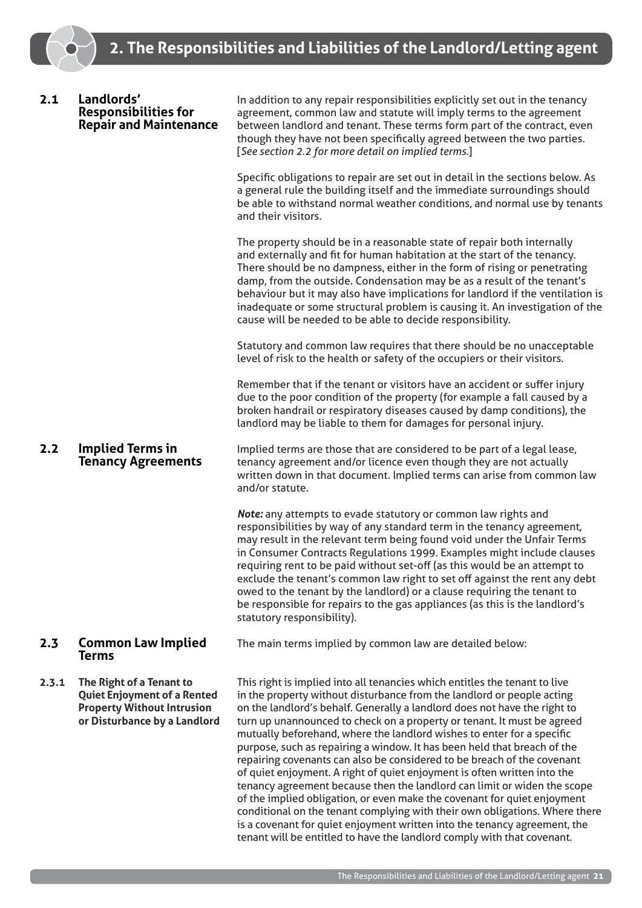# 2. The Responsibilities and Liabilities of the Landlord/Letting agent

## 2.1 Landlords' Responsibilities for Repair and Maintenance

In addition to any repair responsibilities explicitly set out in the tenancy agreement, common law and statute will imply terms to the agreement between landlord and tenant. These terms form part of the contract, even though they have not been specifically agreed between the two parties. [*See section 2.2 for more detail on implied terms.*]

Specific obligations to repair are set out in detail in the sections below. As a general rule the building itself and the immediate surroundings should be able to withstand normal weather conditions, and normal use by tenants and their visitors.

The property should be in a reasonable state of repair both internally and externally and fit for human habitation at the start of the tenancy. There should be no dampness, either in the form of rising or penetrating damp, from the outside. Condensation may be as a result of the tenant's behaviour but it may also have implications for landlord if the ventilation is inadequate or some structural problem is causing it. An investigation of the cause will be needed to be able to decide responsibility.

Statutory and common law requires that there should be no unacceptable level of risk to the health or safety of the occupiers or their visitors.

Remember that if the tenant or visitors have an accident or suffer injury due to the poor condition of the property (for example a fall caused by a broken handrail or respiratory diseases caused by damp conditions), the landlord may be liable to them for damages for personal injury.

## 2.2 Implied Terms in Tenancy Agreements

Implied terms are those that are considered to be part of a legal lease, tenancy agreement and/or licence even though they are not actually written down in that document. Implied terms can arise from common law and/or statute.

***Note:*** any attempts to evade statutory or common law rights and responsibilities by way of any standard term in the tenancy agreement, may result in the relevant term being found void under the Unfair Terms in Consumer Contracts Regulations 1999. Examples might include clauses requiring rent to be paid without set-off (as this would be an attempt to exclude the tenant's common law right to set off against the rent any debt owed to the tenant by the landlord) or a clause requiring the tenant to be responsible for repairs to the gas appliances (as this is the landlord's statutory responsibility).

## 2.3 Common Law Implied Terms

The main terms implied by common law are detailed below:

### 2.3.1 The Right of a Tenant to Quiet Enjoyment of a Rented Property Without Intrusion or Disturbance by a Landlord

This right is implied into all tenancies which entitles the tenant to live in the property without disturbance from the landlord or people acting on the landlord's behalf. Generally a landlord does not have the right to turn up unannounced to check on a property or tenant. It must be agreed mutually beforehand, where the landlord wishes to enter for a specific purpose, such as repairing a window. It has been held that breach of the repairing covenants can also be considered to be breach of the covenant of quiet enjoyment. A right of quiet enjoyment is often written into the tenancy agreement because then the landlord can limit or widen the scope of the implied obligation, or even make the covenant for quiet enjoyment conditional on the tenant complying with their own obligations. Where there is a covenant for quiet enjoyment written into the tenancy agreement, the tenant will be entitled to have the landlord comply with that covenant.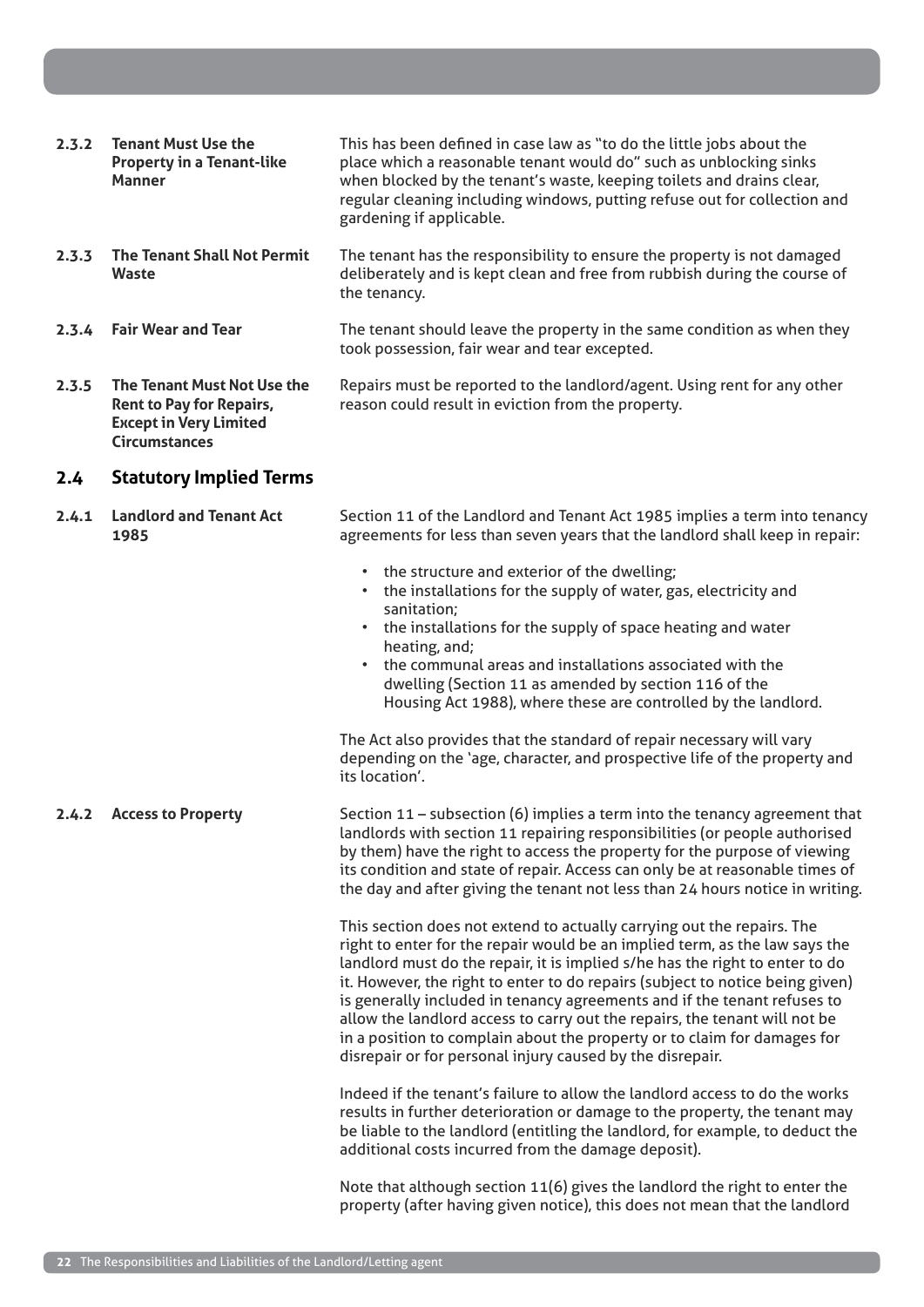**2.3.2 Tenant Must Use the Property in a Tenant-like Manner**

This has been defined in case law as "to do the little jobs about the place which a reasonable tenant would do" such as unblocking sinks when blocked by the tenant's waste, keeping toilets and drains clear, regular cleaning including windows, putting refuse out for collection and gardening if applicable.

**2.3.3 The Tenant Shall Not Permit Waste**

The tenant has the responsibility to ensure the property is not damaged deliberately and is kept clean and free from rubbish during the course of the tenancy.

**2.3.4 Fair Wear and Tear**

The tenant should leave the property in the same condition as when they took possession, fair wear and tear excepted.

**2.3.5 The Tenant Must Not Use the Rent to Pay for Repairs, Except in Very Limited Circumstances**

Repairs must be reported to the landlord/agent. Using rent for any other reason could result in eviction from the property.

## 2.4 Statutory Implied Terms

**2.4.1 Landlord and Tenant Act 1985**

Section 11 of the Landlord and Tenant Act 1985 implies a term into tenancy agreements for less than seven years that the landlord shall keep in repair:

- the structure and exterior of the dwelling;
- the installations for the supply of water, gas, electricity and sanitation;
- the installations for the supply of space heating and water heating, and;
- the communal areas and installations associated with the dwelling (Section 11 as amended by section 116 of the Housing Act 1988), where these are controlled by the landlord.

The Act also provides that the standard of repair necessary will vary depending on the 'age, character, and prospective life of the property and its location'.

**2.4.2 Access to Property**

Section 11 – subsection (6) implies a term into the tenancy agreement that landlords with section 11 repairing responsibilities (or people authorised by them) have the right to access the property for the purpose of viewing its condition and state of repair. Access can only be at reasonable times of the day and after giving the tenant not less than 24 hours notice in writing.

This section does not extend to actually carrying out the repairs. The right to enter for the repair would be an implied term, as the law says the landlord must do the repair, it is implied s/he has the right to enter to do it. However, the right to enter to do repairs (subject to notice being given) is generally included in tenancy agreements and if the tenant refuses to allow the landlord access to carry out the repairs, the tenant will not be in a position to complain about the property or to claim for damages for disrepair or for personal injury caused by the disrepair.

Indeed if the tenant's failure to allow the landlord access to do the works results in further deterioration or damage to the property, the tenant may be liable to the landlord (entitling the landlord, for example, to deduct the additional costs incurred from the damage deposit).

Note that although section 11(6) gives the landlord the right to enter the property (after having given notice), this does not mean that the landlord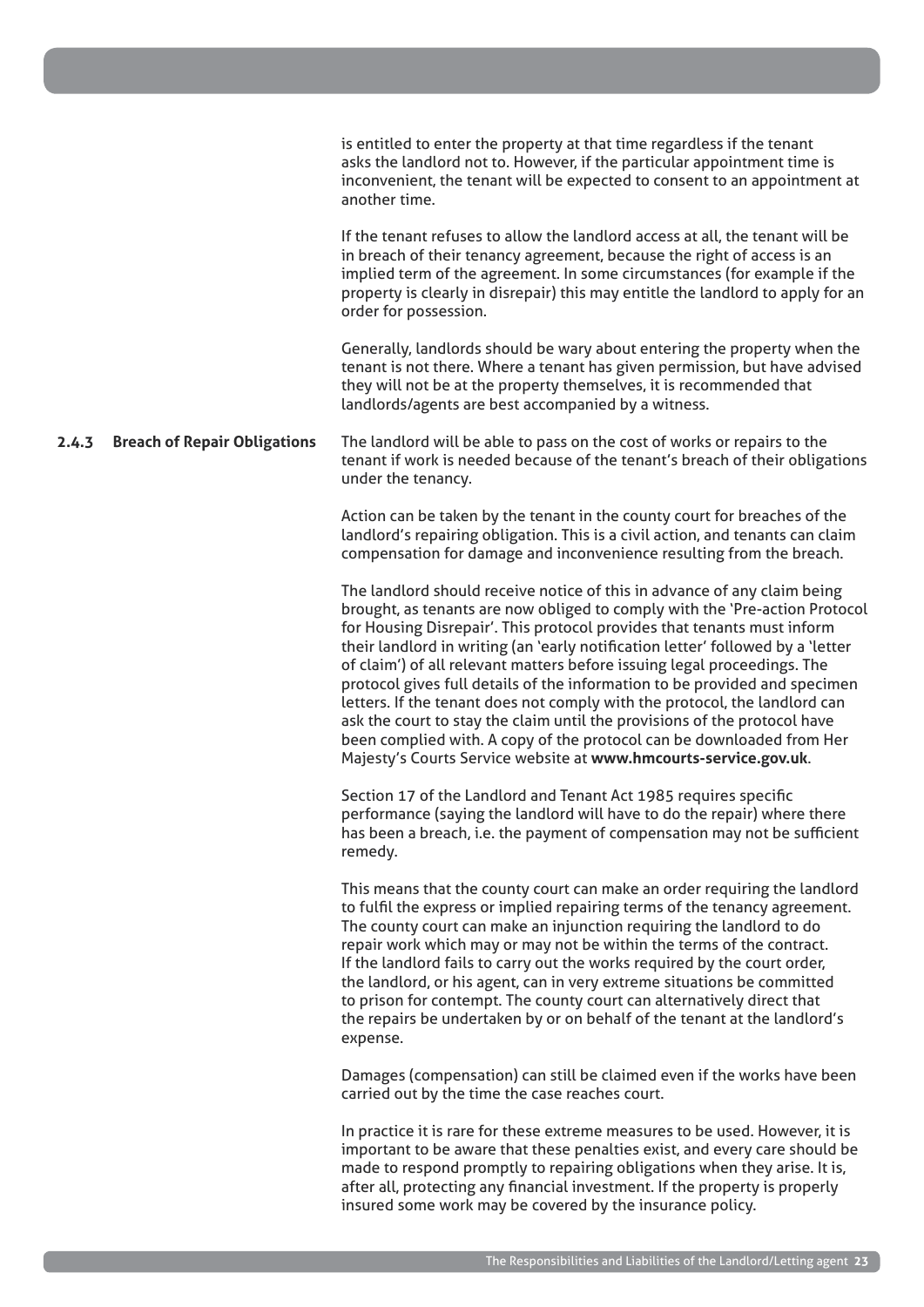is entitled to enter the property at that time regardless if the tenant asks the landlord not to. However, if the particular appointment time is inconvenient, the tenant will be expected to consent to an appointment at another time.

If the tenant refuses to allow the landlord access at all, the tenant will be in breach of their tenancy agreement, because the right of access is an implied term of the agreement. In some circumstances (for example if the property is clearly in disrepair) this may entitle the landlord to apply for an order for possession.

Generally, landlords should be wary about entering the property when the tenant is not there. Where a tenant has given permission, but have advised they will not be at the property themselves, it is recommended that landlords/agents are best accompanied by a witness.

### 2.4.3 Breach of Repair Obligations

The landlord will be able to pass on the cost of works or repairs to the tenant if work is needed because of the tenant's breach of their obligations under the tenancy.

Action can be taken by the tenant in the county court for breaches of the landlord's repairing obligation. This is a civil action, and tenants can claim compensation for damage and inconvenience resulting from the breach.

The landlord should receive notice of this in advance of any claim being brought, as tenants are now obliged to comply with the 'Pre-action Protocol for Housing Disrepair'. This protocol provides that tenants must inform their landlord in writing (an 'early notification letter' followed by a 'letter of claim') of all relevant matters before issuing legal proceedings. The protocol gives full details of the information to be provided and specimen letters. If the tenant does not comply with the protocol, the landlord can ask the court to stay the claim until the provisions of the protocol have been complied with. A copy of the protocol can be downloaded from Her Majesty's Courts Service website at **www.hmcourts-service.gov.uk**.

Section 17 of the Landlord and Tenant Act 1985 requires specific performance (saying the landlord will have to do the repair) where there has been a breach, i.e. the payment of compensation may not be sufficient remedy.

This means that the county court can make an order requiring the landlord to fulfil the express or implied repairing terms of the tenancy agreement. The county court can make an injunction requiring the landlord to do repair work which may or may not be within the terms of the contract. If the landlord fails to carry out the works required by the court order, the landlord, or his agent, can in very extreme situations be committed to prison for contempt. The county court can alternatively direct that the repairs be undertaken by or on behalf of the tenant at the landlord's expense.

Damages (compensation) can still be claimed even if the works have been carried out by the time the case reaches court.

In practice it is rare for these extreme measures to be used. However, it is important to be aware that these penalties exist, and every care should be made to respond promptly to repairing obligations when they arise. It is, after all, protecting any financial investment. If the property is properly insured some work may be covered by the insurance policy.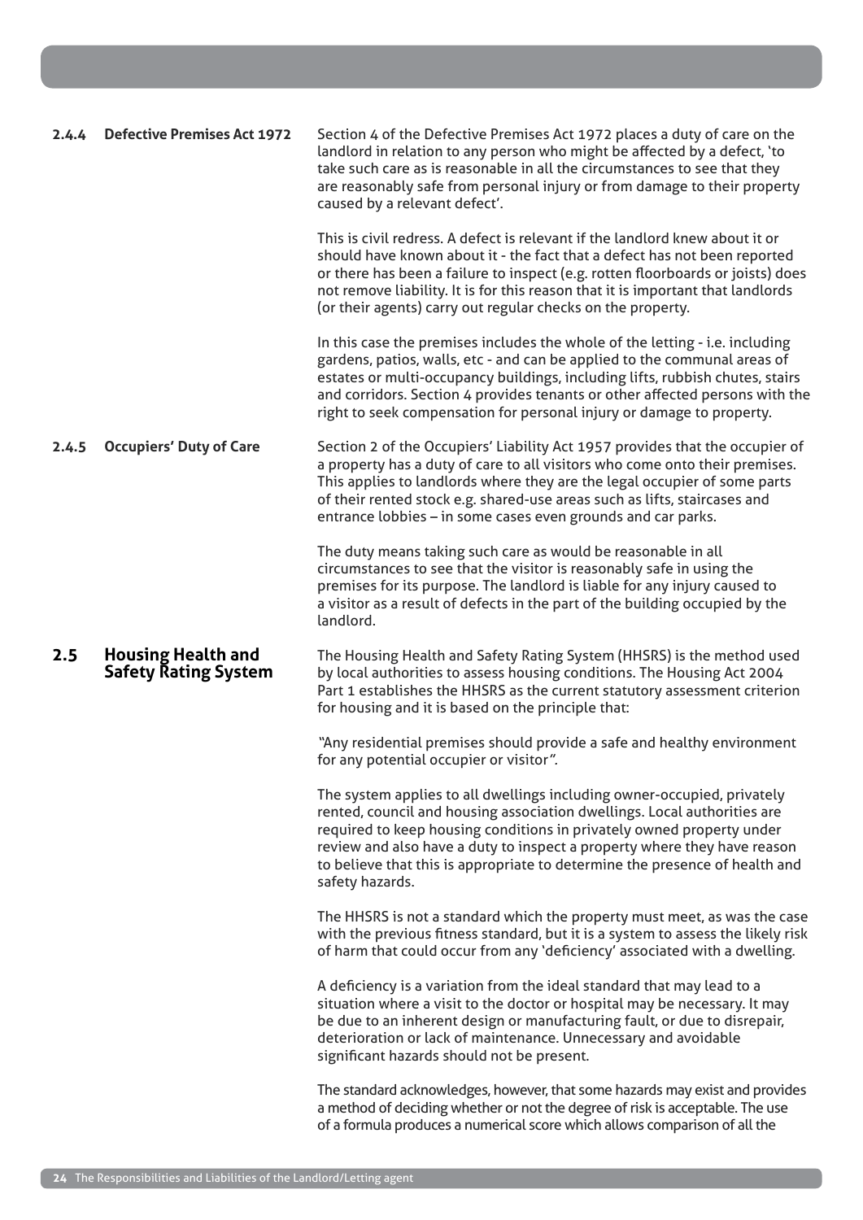#### 2.4.4 Defective Premises Act 1972

Section 4 of the Defective Premises Act 1972 places a duty of care on the landlord in relation to any person who might be affected by a defect, 'to take such care as is reasonable in all the circumstances to see that they are reasonably safe from personal injury or from damage to their property caused by a relevant defect'.

This is civil redress. A defect is relevant if the landlord knew about it or should have known about it - the fact that a defect has not been reported or there has been a failure to inspect (e.g. rotten floorboards or joists) does not remove liability. It is for this reason that it is important that landlords (or their agents) carry out regular checks on the property.

In this case the premises includes the whole of the letting - i.e. including gardens, patios, walls, etc - and can be applied to the communal areas of estates or multi-occupancy buildings, including lifts, rubbish chutes, stairs and corridors. Section 4 provides tenants or other affected persons with the right to seek compensation for personal injury or damage to property.

#### 2.4.5 Occupiers' Duty of Care

Section 2 of the Occupiers' Liability Act 1957 provides that the occupier of a property has a duty of care to all visitors who come onto their premises. This applies to landlords where they are the legal occupier of some parts of their rented stock e.g. shared-use areas such as lifts, staircases and entrance lobbies – in some cases even grounds and car parks.

The duty means taking such care as would be reasonable in all circumstances to see that the visitor is reasonably safe in using the premises for its purpose. The landlord is liable for any injury caused to a visitor as a result of defects in the part of the building occupied by the landlord.

## 2.5 Housing Health and Safety Rating System

The Housing Health and Safety Rating System (HHSRS) is the method used by local authorities to assess housing conditions. The Housing Act 2004 Part 1 establishes the HHSRS as the current statutory assessment criterion for housing and it is based on the principle that:

*"Any residential premises should provide a safe and healthy environment for any potential occupier or visitor".*

The system applies to all dwellings including owner-occupied, privately rented, council and housing association dwellings. Local authorities are required to keep housing conditions in privately owned property under review and also have a duty to inspect a property where they have reason to believe that this is appropriate to determine the presence of health and safety hazards.

The HHSRS is not a standard which the property must meet, as was the case with the previous fitness standard, but it is a system to assess the likely risk of harm that could occur from any 'deficiency' associated with a dwelling.

A deficiency is a variation from the ideal standard that may lead to a situation where a visit to the doctor or hospital may be necessary. It may be due to an inherent design or manufacturing fault, or due to disrepair, deterioration or lack of maintenance. Unnecessary and avoidable significant hazards should not be present.

The standard acknowledges, however, that some hazards may exist and provides a method of deciding whether or not the degree of risk is acceptable. The use of a formula produces a numerical score which allows comparison of all the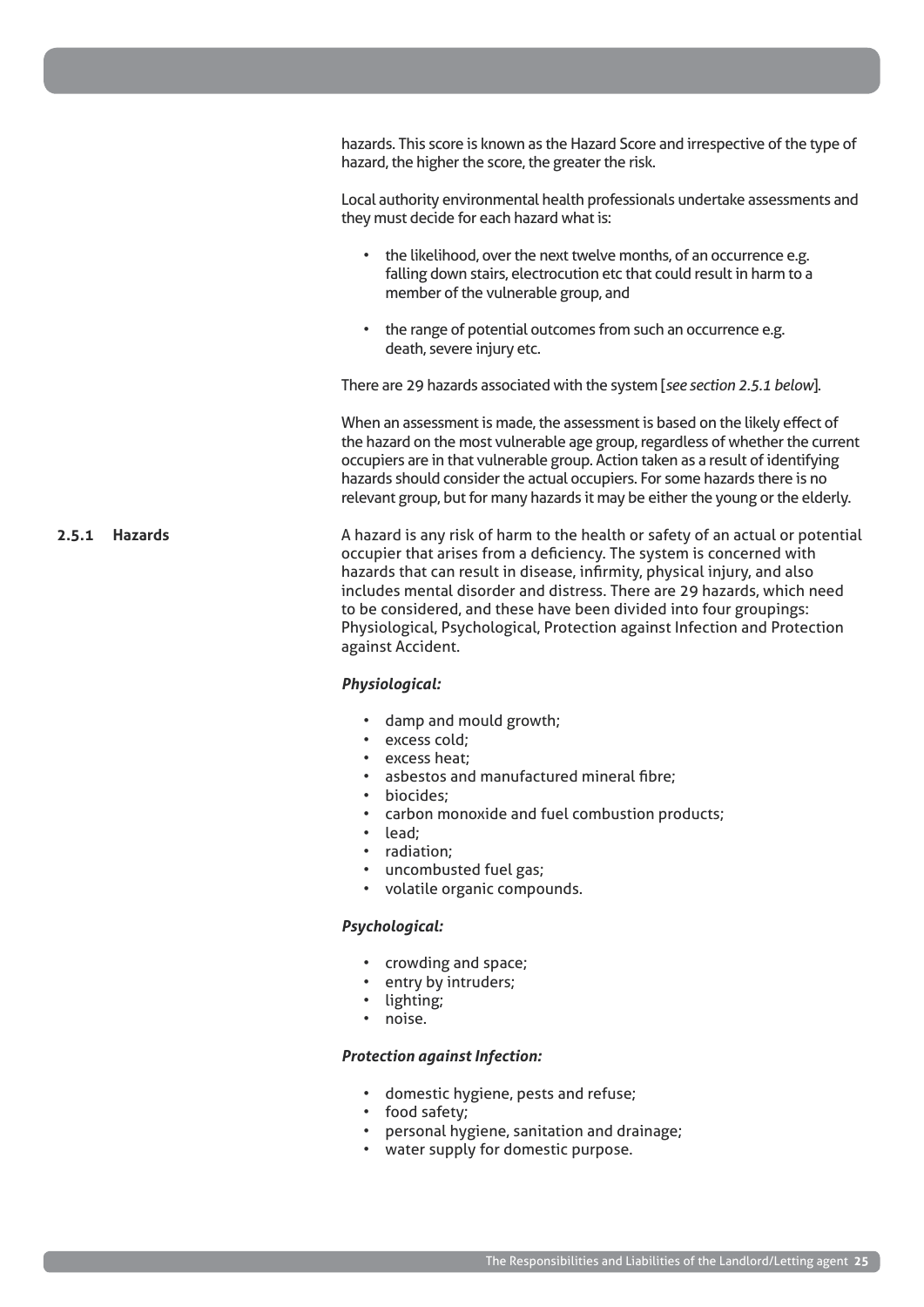hazards. This score is known as the Hazard Score and irrespective of the type of hazard, the higher the score, the greater the risk.

Local authority environmental health professionals undertake assessments and they must decide for each hazard what is:

- the likelihood, over the next twelve months, of an occurrence e.g. falling down stairs, electrocution etc that could result in harm to a member of the vulnerable group, and
- the range of potential outcomes from such an occurrence e.g. death, severe injury etc.

There are 29 hazards associated with the system [*see section 2.5.1 below*].

When an assessment is made, the assessment is based on the likely effect of the hazard on the most vulnerable age group, regardless of whether the current occupiers are in that vulnerable group. Action taken as a result of identifying hazards should consider the actual occupiers. For some hazards there is no relevant group, but for many hazards it may be either the young or the elderly.

### 2.5.1 Hazards

A hazard is any risk of harm to the health or safety of an actual or potential occupier that arises from a deficiency. The system is concerned with hazards that can result in disease, infirmity, physical injury, and also includes mental disorder and distress. There are 29 hazards, which need to be considered, and these have been divided into four groupings: Physiological, Psychological, Protection against Infection and Protection against Accident.

***Physiological:***

- damp and mould growth;
- excess cold;
- excess heat;
- asbestos and manufactured mineral fibre;
- biocides;
- carbon monoxide and fuel combustion products;
- lead;
- radiation;
- uncombusted fuel gas;
- volatile organic compounds.

***Psychological:***

- crowding and space;
- entry by intruders;
- lighting;
- noise.

***Protection against Infection:***

- domestic hygiene, pests and refuse;
- food safety;
- personal hygiene, sanitation and drainage;
- water supply for domestic purpose.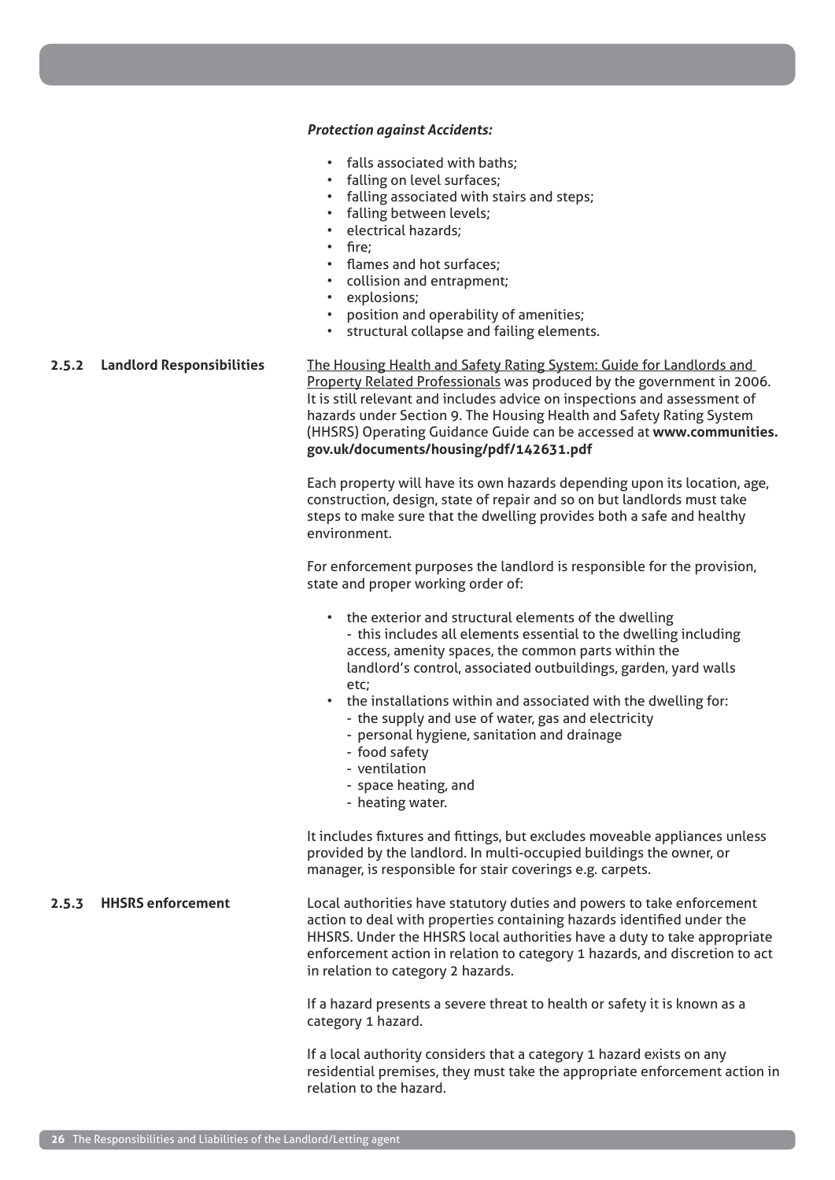***Protection against Accidents:***

- falls associated with baths;
- falling on level surfaces;
- falling associated with stairs and steps;
- falling between levels;
- electrical hazards;
- fire;
- flames and hot surfaces;
- collision and entrapment;
- explosions;
- position and operability of amenities;
- structural collapse and failing elements.

### 2.5.2 Landlord Responsibilities

The Housing Health and Safety Rating System: Guide for Landlords and Property Related Professionals was produced by the government in 2006. It is still relevant and includes advice on inspections and assessment of hazards under Section 9. The Housing Health and Safety Rating System (HHSRS) Operating Guidance Guide can be accessed at **www.communities.gov.uk/documents/housing/pdf/142631.pdf**

Each property will have its own hazards depending upon its location, age, construction, design, state of repair and so on but landlords must take steps to make sure that the dwelling provides both a safe and healthy environment.

For enforcement purposes the landlord is responsible for the provision, state and proper working order of:

- the exterior and structural elements of the dwelling
  - this includes all elements essential to the dwelling including access, amenity spaces, the common parts within the landlord's control, associated outbuildings, garden, yard walls etc;
- the installations within and associated with the dwelling for:
  - the supply and use of water, gas and electricity
  - personal hygiene, sanitation and drainage
  - food safety
  - ventilation
  - space heating, and
  - heating water.

It includes fixtures and fittings, but excludes moveable appliances unless provided by the landlord. In multi-occupied buildings the owner, or manager, is responsible for stair coverings e.g. carpets.

### 2.5.3 HHSRS enforcement

Local authorities have statutory duties and powers to take enforcement action to deal with properties containing hazards identified under the HHSRS. Under the HHSRS local authorities have a duty to take appropriate enforcement action in relation to category 1 hazards, and discretion to act in relation to category 2 hazards.

If a hazard presents a severe threat to health or safety it is known as a category 1 hazard.

If a local authority considers that a category 1 hazard exists on any residential premises, they must take the appropriate enforcement action in relation to the hazard.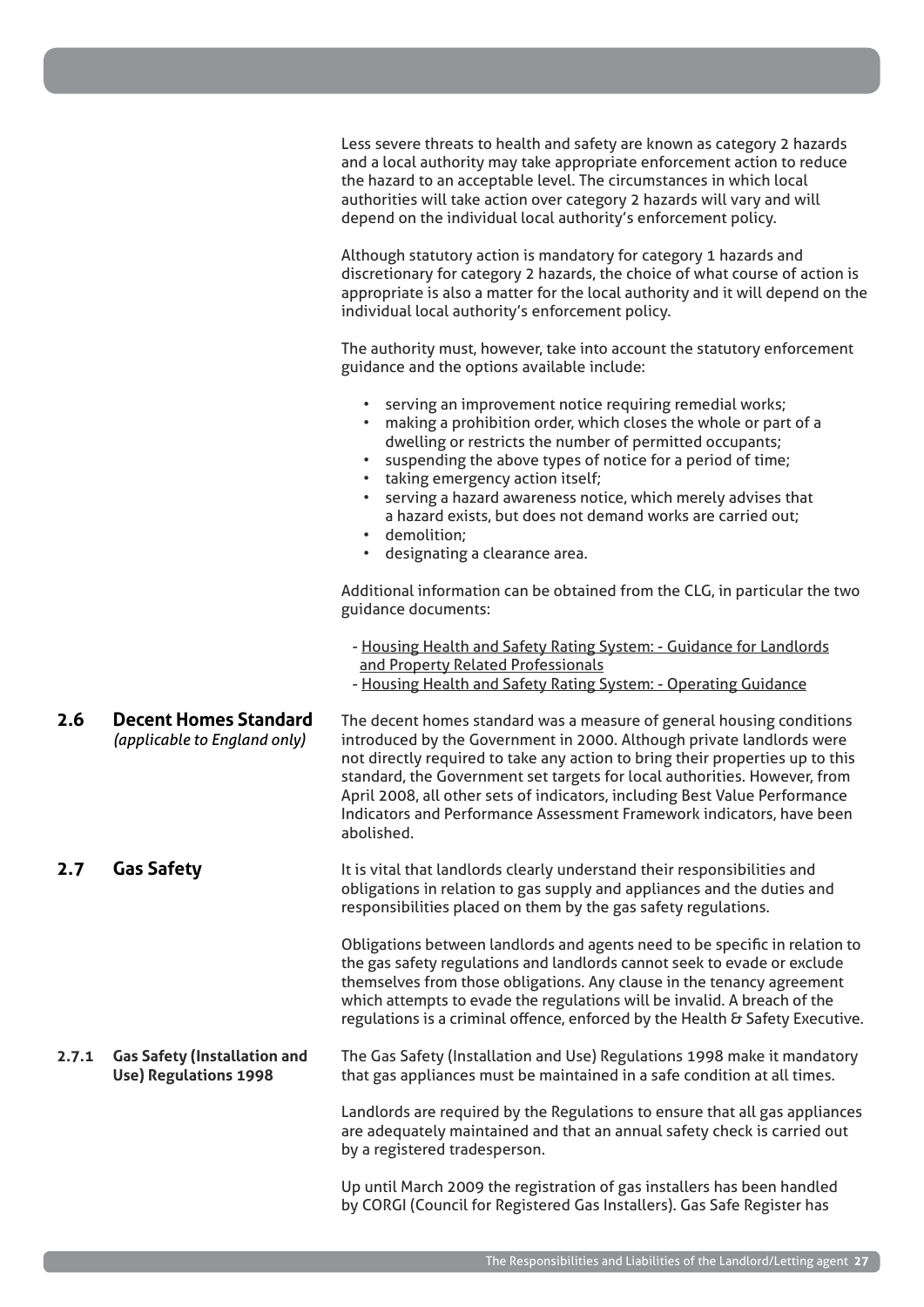Less severe threats to health and safety are known as category 2 hazards and a local authority may take appropriate enforcement action to reduce the hazard to an acceptable level. The circumstances in which local authorities will take action over category 2 hazards will vary and will depend on the individual local authority's enforcement policy.

Although statutory action is mandatory for category 1 hazards and discretionary for category 2 hazards, the choice of what course of action is appropriate is also a matter for the local authority and it will depend on the individual local authority's enforcement policy.

The authority must, however, take into account the statutory enforcement guidance and the options available include:

- serving an improvement notice requiring remedial works;
- making a prohibition order, which closes the whole or part of a dwelling or restricts the number of permitted occupants;
- suspending the above types of notice for a period of time;
- taking emergency action itself;
- serving a hazard awareness notice, which merely advises that a hazard exists, but does not demand works are carried out;
- demolition;
- designating a clearance area.

Additional information can be obtained from the CLG, in particular the two guidance documents:

- Housing Health and Safety Rating System: - Guidance for Landlords and Property Related Professionals
- Housing Health and Safety Rating System: - Operating Guidance

## 2.6 Decent Homes Standard *(applicable to England only)*

The decent homes standard was a measure of general housing conditions introduced by the Government in 2000. Although private landlords were not directly required to take any action to bring their properties up to this standard, the Government set targets for local authorities. However, from April 2008, all other sets of indicators, including Best Value Performance Indicators and Performance Assessment Framework indicators, have been abolished.

## 2.7 Gas Safety

It is vital that landlords clearly understand their responsibilities and obligations in relation to gas supply and appliances and the duties and responsibilities placed on them by the gas safety regulations.

Obligations between landlords and agents need to be specific in relation to the gas safety regulations and landlords cannot seek to evade or exclude themselves from those obligations. Any clause in the tenancy agreement which attempts to evade the regulations will be invalid. A breach of the regulations is a criminal offence, enforced by the Health & Safety Executive.

### 2.7.1 Gas Safety (Installation and Use) Regulations 1998

The Gas Safety (Installation and Use) Regulations 1998 make it mandatory that gas appliances must be maintained in a safe condition at all times.

Landlords are required by the Regulations to ensure that all gas appliances are adequately maintained and that an annual safety check is carried out by a registered tradesperson.

Up until March 2009 the registration of gas installers has been handled by CORGI (Council for Registered Gas Installers). Gas Safe Register has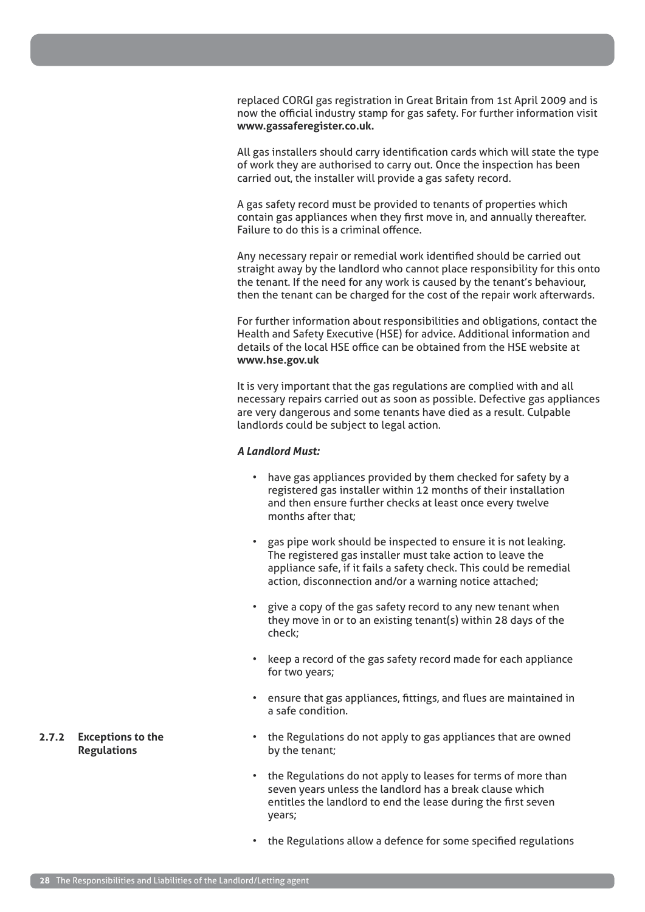replaced CORGI gas registration in Great Britain from 1st April 2009 and is now the official industry stamp for gas safety. For further information visit **www.gassaferegister.co.uk.**

All gas installers should carry identification cards which will state the type of work they are authorised to carry out. Once the inspection has been carried out, the installer will provide a gas safety record.

A gas safety record must be provided to tenants of properties which contain gas appliances when they first move in, and annually thereafter. Failure to do this is a criminal offence.

Any necessary repair or remedial work identified should be carried out straight away by the landlord who cannot place responsibility for this onto the tenant. If the need for any work is caused by the tenant's behaviour, then the tenant can be charged for the cost of the repair work afterwards.

For further information about responsibilities and obligations, contact the Health and Safety Executive (HSE) for advice. Additional information and details of the local HSE office can be obtained from the HSE website at **www.hse.gov.uk**

It is very important that the gas regulations are complied with and all necessary repairs carried out as soon as possible. Defective gas appliances are very dangerous and some tenants have died as a result. Culpable landlords could be subject to legal action.

***A Landlord Must:***

- have gas appliances provided by them checked for safety by a registered gas installer within 12 months of their installation and then ensure further checks at least once every twelve months after that;
- gas pipe work should be inspected to ensure it is not leaking. The registered gas installer must take action to leave the appliance safe, if it fails a safety check. This could be remedial action, disconnection and/or a warning notice attached;
- give a copy of the gas safety record to any new tenant when they move in or to an existing tenant(s) within 28 days of the check;
- keep a record of the gas safety record made for each appliance for two years;
- ensure that gas appliances, fittings, and flues are maintained in a safe condition.

### 2.7.2 Exceptions to the Regulations

- the Regulations do not apply to gas appliances that are owned by the tenant;
- the Regulations do not apply to leases for terms of more than seven years unless the landlord has a break clause which entitles the landlord to end the lease during the first seven years;
- the Regulations allow a defence for some specified regulations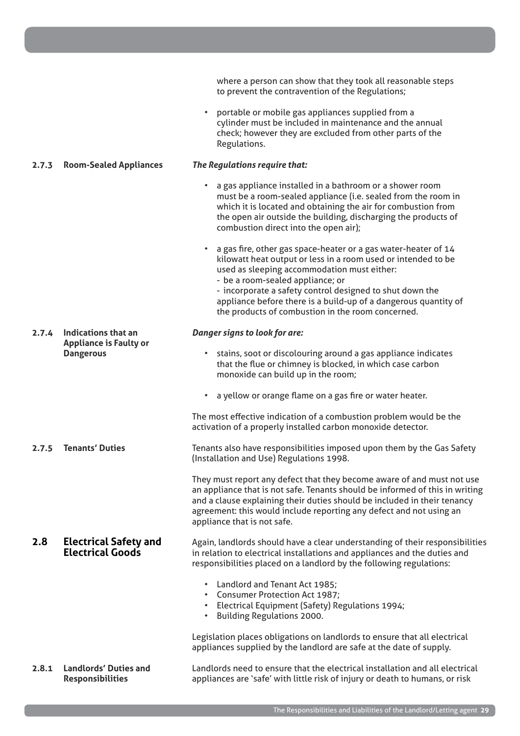where a person can show that they took all reasonable steps to prevent the contravention of the Regulations;

- portable or mobile gas appliances supplied from a cylinder must be included in maintenance and the annual check; however they are excluded from other parts of the Regulations.

### 2.7.3 Room-Sealed Appliances

***The Regulations require that:***

- a gas appliance installed in a bathroom or a shower room must be a room-sealed appliance (i.e. sealed from the room in which it is located and obtaining the air for combustion from the open air outside the building, discharging the products of combustion direct into the open air);
- a gas fire, other gas space-heater or a gas water-heater of 14 kilowatt heat output or less in a room used or intended to be used as sleeping accommodation must either:
  - be a room-sealed appliance; or
  - incorporate a safety control designed to shut down the appliance before there is a build-up of a dangerous quantity of the products of combustion in the room concerned.

### 2.7.4 Indications that an Appliance is Faulty or Dangerous

***Danger signs to look for are:***

- stains, soot or discolouring around a gas appliance indicates that the flue or chimney is blocked, in which case carbon monoxide can build up in the room;
- a yellow or orange flame on a gas fire or water heater.

The most effective indication of a combustion problem would be the activation of a properly installed carbon monoxide detector.

### 2.7.5 Tenants' Duties

Tenants also have responsibilities imposed upon them by the Gas Safety (Installation and Use) Regulations 1998.

They must report any defect that they become aware of and must not use an appliance that is not safe. Tenants should be informed of this in writing and a clause explaining their duties should be included in their tenancy agreement: this would include reporting any defect and not using an appliance that is not safe.

## 2.8 Electrical Safety and Electrical Goods

Again, landlords should have a clear understanding of their responsibilities in relation to electrical installations and appliances and the duties and responsibilities placed on a landlord by the following regulations:

- Landlord and Tenant Act 1985;
- Consumer Protection Act 1987;
- Electrical Equipment (Safety) Regulations 1994;
- Building Regulations 2000.

Legislation places obligations on landlords to ensure that all electrical appliances supplied by the landlord are safe at the date of supply.

### 2.8.1 Landlords' Duties and Responsibilities

Landlords need to ensure that the electrical installation and all electrical appliances are 'safe' with little risk of injury or death to humans, or risk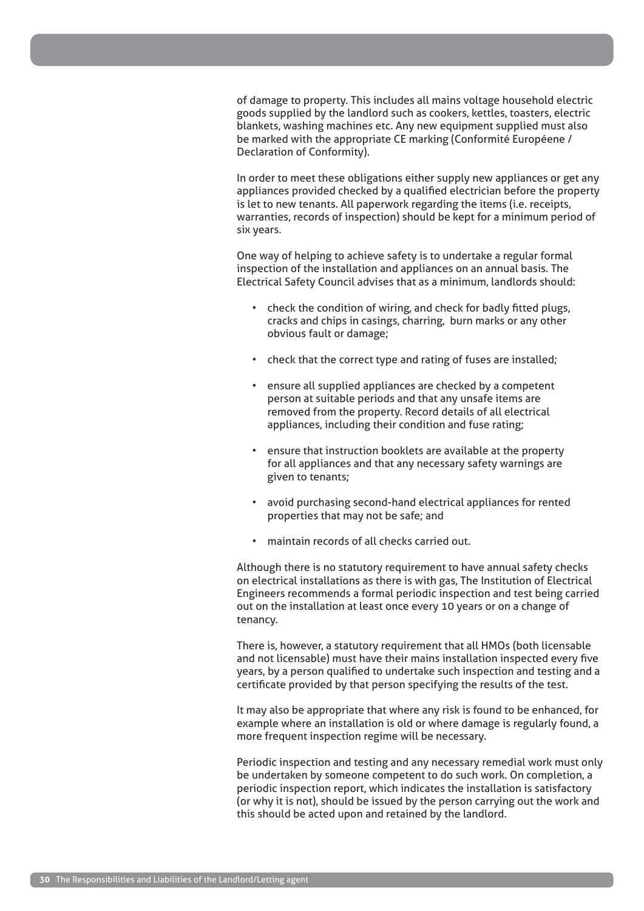of damage to property. This includes all mains voltage household electric goods supplied by the landlord such as cookers, kettles, toasters, electric blankets, washing machines etc. Any new equipment supplied must also be marked with the appropriate CE marking (Conformité Européene / Declaration of Conformity).

In order to meet these obligations either supply new appliances or get any appliances provided checked by a qualified electrician before the property is let to new tenants. All paperwork regarding the items (i.e. receipts, warranties, records of inspection) should be kept for a minimum period of six years.

One way of helping to achieve safety is to undertake a regular formal inspection of the installation and appliances on an annual basis. The Electrical Safety Council advises that as a minimum, landlords should:

- check the condition of wiring, and check for badly fitted plugs, cracks and chips in casings, charring, burn marks or any other obvious fault or damage;
- check that the correct type and rating of fuses are installed;
- ensure all supplied appliances are checked by a competent person at suitable periods and that any unsafe items are removed from the property. Record details of all electrical appliances, including their condition and fuse rating;
- ensure that instruction booklets are available at the property for all appliances and that any necessary safety warnings are given to tenants;
- avoid purchasing second-hand electrical appliances for rented properties that may not be safe; and
- maintain records of all checks carried out.

Although there is no statutory requirement to have annual safety checks on electrical installations as there is with gas, The Institution of Electrical Engineers recommends a formal periodic inspection and test being carried out on the installation at least once every 10 years or on a change of tenancy.

There is, however, a statutory requirement that all HMOs (both licensable and not licensable) must have their mains installation inspected every five years, by a person qualified to undertake such inspection and testing and a certificate provided by that person specifying the results of the test.

It may also be appropriate that where any risk is found to be enhanced, for example where an installation is old or where damage is regularly found, a more frequent inspection regime will be necessary.

Periodic inspection and testing and any necessary remedial work must only be undertaken by someone competent to do such work. On completion, a periodic inspection report, which indicates the installation is satisfactory (or why it is not), should be issued by the person carrying out the work and this should be acted upon and retained by the landlord.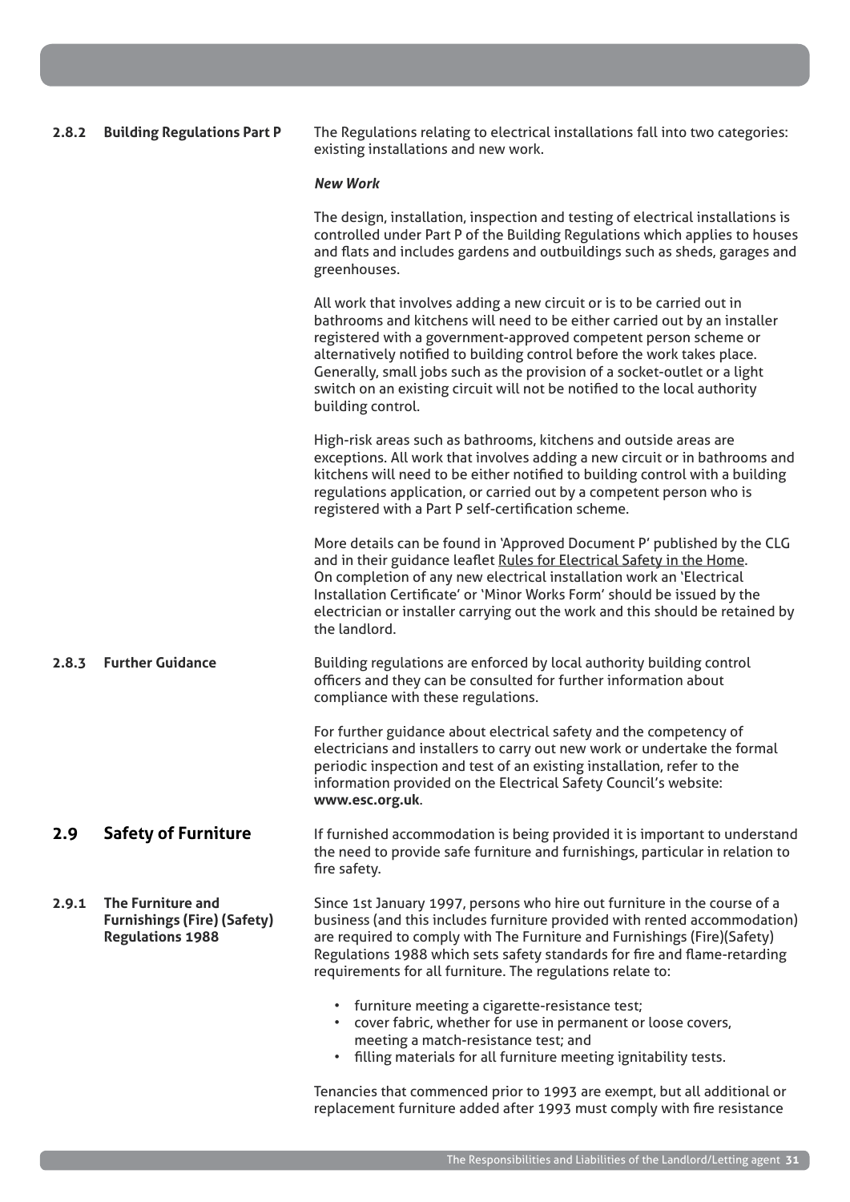### 2.8.2 Building Regulations Part P

The Regulations relating to electrical installations fall into two categories: existing installations and new work.

***New Work***

The design, installation, inspection and testing of electrical installations is controlled under Part P of the Building Regulations which applies to houses and flats and includes gardens and outbuildings such as sheds, garages and greenhouses.

All work that involves adding a new circuit or is to be carried out in bathrooms and kitchens will need to be either carried out by an installer registered with a government-approved competent person scheme or alternatively notified to building control before the work takes place. Generally, small jobs such as the provision of a socket-outlet or a light switch on an existing circuit will not be notified to the local authority building control.

High-risk areas such as bathrooms, kitchens and outside areas are exceptions. All work that involves adding a new circuit or in bathrooms and kitchens will need to be either notified to building control with a building regulations application, or carried out by a competent person who is registered with a Part P self-certification scheme.

More details can be found in 'Approved Document P' published by the CLG and in their guidance leaflet Rules for Electrical Safety in the Home. On completion of any new electrical installation work an 'Electrical Installation Certificate' or 'Minor Works Form' should be issued by the electrician or installer carrying out the work and this should be retained by the landlord.

### 2.8.3 Further Guidance

Building regulations are enforced by local authority building control officers and they can be consulted for further information about compliance with these regulations.

For further guidance about electrical safety and the competency of electricians and installers to carry out new work or undertake the formal periodic inspection and test of an existing installation, refer to the information provided on the Electrical Safety Council's website: **www.esc.org.uk**.

## 2.9 Safety of Furniture

If furnished accommodation is being provided it is important to understand the need to provide safe furniture and furnishings, particular in relation to fire safety.

### 2.9.1 The Furniture and Furnishings (Fire) (Safety) Regulations 1988

Since 1st January 1997, persons who hire out furniture in the course of a business (and this includes furniture provided with rented accommodation) are required to comply with The Furniture and Furnishings (Fire)(Safety) Regulations 1988 which sets safety standards for fire and flame-retarding requirements for all furniture. The regulations relate to:

- furniture meeting a cigarette-resistance test;
- cover fabric, whether for use in permanent or loose covers, meeting a match-resistance test; and
- filling materials for all furniture meeting ignitability tests.

Tenancies that commenced prior to 1993 are exempt, but all additional or replacement furniture added after 1993 must comply with fire resistance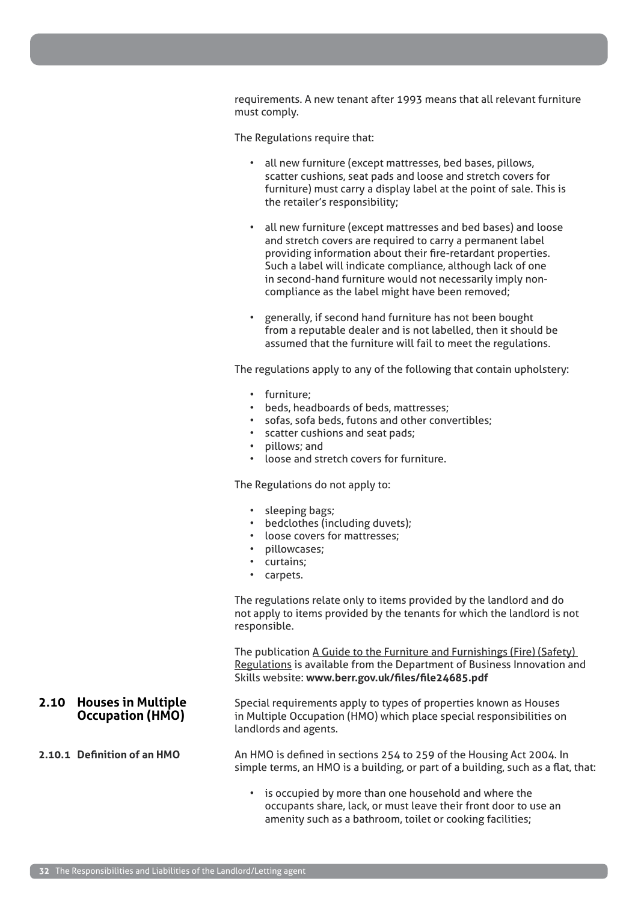requirements. A new tenant after 1993 means that all relevant furniture must comply.

The Regulations require that:

- all new furniture (except mattresses, bed bases, pillows, scatter cushions, seat pads and loose and stretch covers for furniture) must carry a display label at the point of sale. This is the retailer's responsibility;
- all new furniture (except mattresses and bed bases) and loose and stretch covers are required to carry a permanent label providing information about their fire-retardant properties. Such a label will indicate compliance, although lack of one in second-hand furniture would not necessarily imply non-compliance as the label might have been removed;
- generally, if second hand furniture has not been bought from a reputable dealer and is not labelled, then it should be assumed that the furniture will fail to meet the regulations.

The regulations apply to any of the following that contain upholstery:

- furniture;
- beds, headboards of beds, mattresses;
- sofas, sofa beds, futons and other convertibles;
- scatter cushions and seat pads;
- pillows; and
- loose and stretch covers for furniture.

The Regulations do not apply to:

- sleeping bags;
- bedclothes (including duvets);
- loose covers for mattresses;
- pillowcases;
- curtains;
- carpets.

The regulations relate only to items provided by the landlord and do not apply to items provided by the tenants for which the landlord is not responsible.

The publication A Guide to the Furniture and Furnishings (Fire) (Safety) Regulations is available from the Department of Business Innovation and Skills website: **www.berr.gov.uk/files/file24685.pdf**

## 2.10 Houses in Multiple Occupation (HMO)

Special requirements apply to types of properties known as Houses in Multiple Occupation (HMO) which place special responsibilities on landlords and agents.

### 2.10.1 Definition of an HMO

An HMO is defined in sections 254 to 259 of the Housing Act 2004. In simple terms, an HMO is a building, or part of a building, such as a flat, that:

- is occupied by more than one household and where the occupants share, lack, or must leave their front door to use an amenity such as a bathroom, toilet or cooking facilities;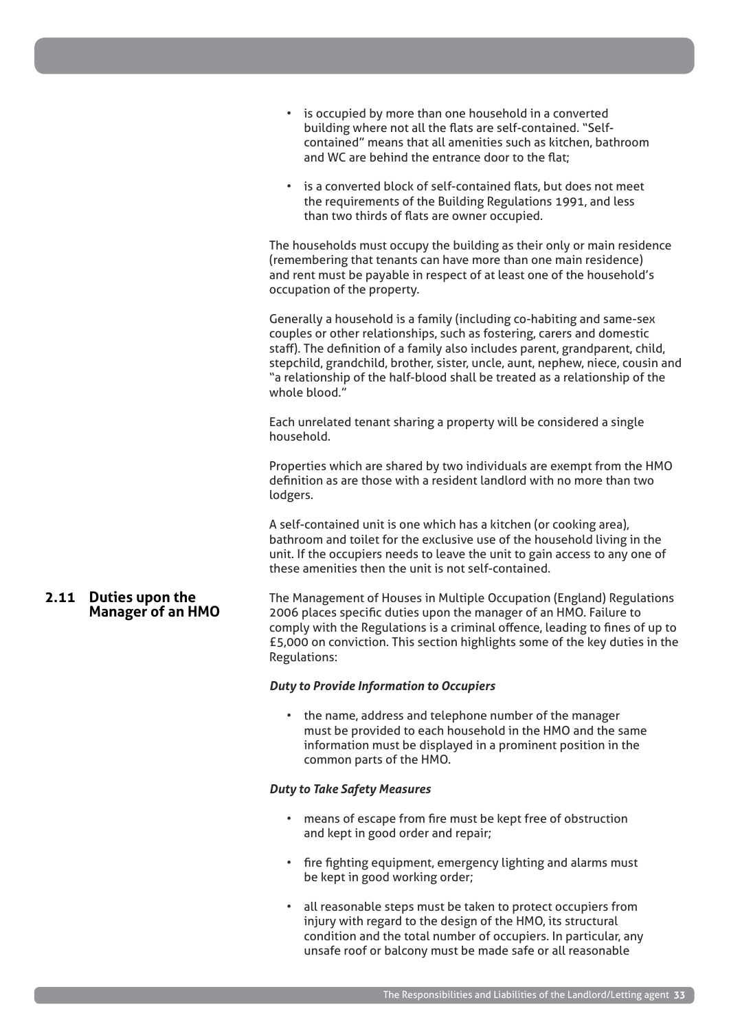- is occupied by more than one household in a converted building where not all the flats are self-contained. "Self-contained" means that all amenities such as kitchen, bathroom and WC are behind the entrance door to the flat;
- is a converted block of self-contained flats, but does not meet the requirements of the Building Regulations 1991, and less than two thirds of flats are owner occupied.

The households must occupy the building as their only or main residence (remembering that tenants can have more than one main residence) and rent must be payable in respect of at least one of the household's occupation of the property.

Generally a household is a family (including co-habiting and same-sex couples or other relationships, such as fostering, carers and domestic staff). The definition of a family also includes parent, grandparent, child, stepchild, grandchild, brother, sister, uncle, aunt, nephew, niece, cousin and "a relationship of the half-blood shall be treated as a relationship of the whole blood."

Each unrelated tenant sharing a property will be considered a single household.

Properties which are shared by two individuals are exempt from the HMO definition as are those with a resident landlord with no more than two lodgers.

A self-contained unit is one which has a kitchen (or cooking area), bathroom and toilet for the exclusive use of the household living in the unit. If the occupiers needs to leave the unit to gain access to any one of these amenities then the unit is not self-contained.

## 2.11 Duties upon the Manager of an HMO

The Management of Houses in Multiple Occupation (England) Regulations 2006 places specific duties upon the manager of an HMO. Failure to comply with the Regulations is a criminal offence, leading to fines of up to £5,000 on conviction. This section highlights some of the key duties in the Regulations:

***Duty to Provide Information to Occupiers***

- the name, address and telephone number of the manager must be provided to each household in the HMO and the same information must be displayed in a prominent position in the common parts of the HMO.

***Duty to Take Safety Measures***

- means of escape from fire must be kept free of obstruction and kept in good order and repair;
- fire fighting equipment, emergency lighting and alarms must be kept in good working order;
- all reasonable steps must be taken to protect occupiers from injury with regard to the design of the HMO, its structural condition and the total number of occupiers. In particular, any unsafe roof or balcony must be made safe or all reasonable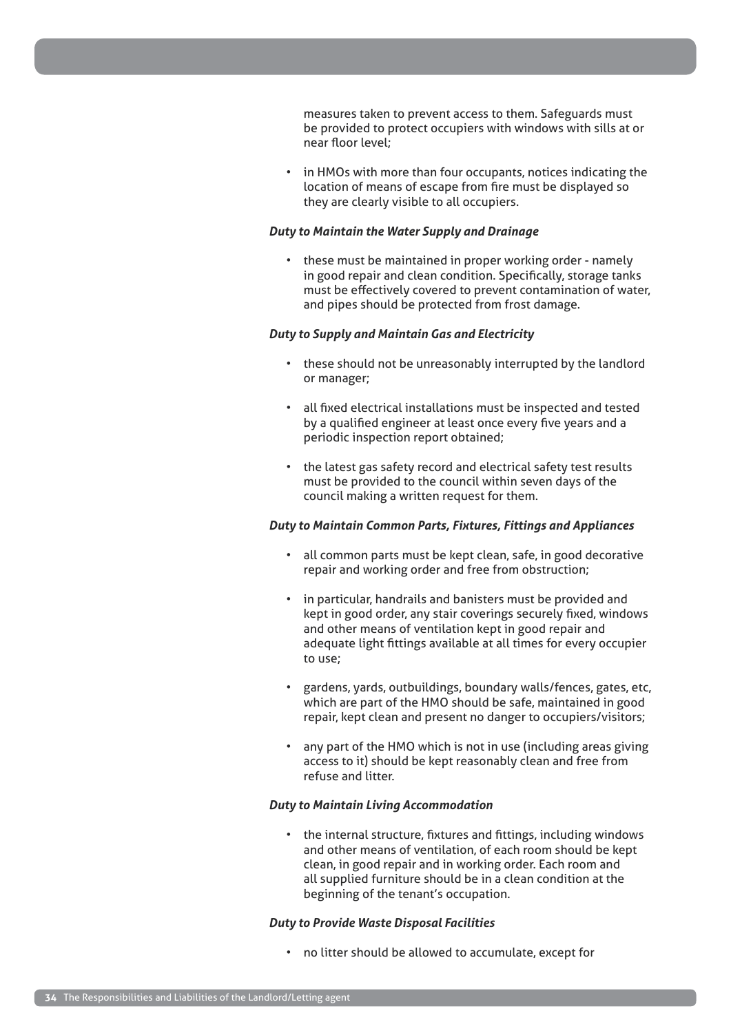measures taken to prevent access to them. Safeguards must be provided to protect occupiers with windows with sills at or near floor level;

- in HMOs with more than four occupants, notices indicating the location of means of escape from fire must be displayed so they are clearly visible to all occupiers.

***Duty to Maintain the Water Supply and Drainage***

- these must be maintained in proper working order - namely in good repair and clean condition. Specifically, storage tanks must be effectively covered to prevent contamination of water, and pipes should be protected from frost damage.

***Duty to Supply and Maintain Gas and Electricity***

- these should not be unreasonably interrupted by the landlord or manager;
- all fixed electrical installations must be inspected and tested by a qualified engineer at least once every five years and a periodic inspection report obtained;
- the latest gas safety record and electrical safety test results must be provided to the council within seven days of the council making a written request for them.

***Duty to Maintain Common Parts, Fixtures, Fittings and Appliances***

- all common parts must be kept clean, safe, in good decorative repair and working order and free from obstruction;
- in particular, handrails and banisters must be provided and kept in good order, any stair coverings securely fixed, windows and other means of ventilation kept in good repair and adequate light fittings available at all times for every occupier to use;
- gardens, yards, outbuildings, boundary walls/fences, gates, etc, which are part of the HMO should be safe, maintained in good repair, kept clean and present no danger to occupiers/visitors;
- any part of the HMO which is not in use (including areas giving access to it) should be kept reasonably clean and free from refuse and litter.

***Duty to Maintain Living Accommodation***

- the internal structure, fixtures and fittings, including windows and other means of ventilation, of each room should be kept clean, in good repair and in working order. Each room and all supplied furniture should be in a clean condition at the beginning of the tenant's occupation.

***Duty to Provide Waste Disposal Facilities***

- no litter should be allowed to accumulate, except for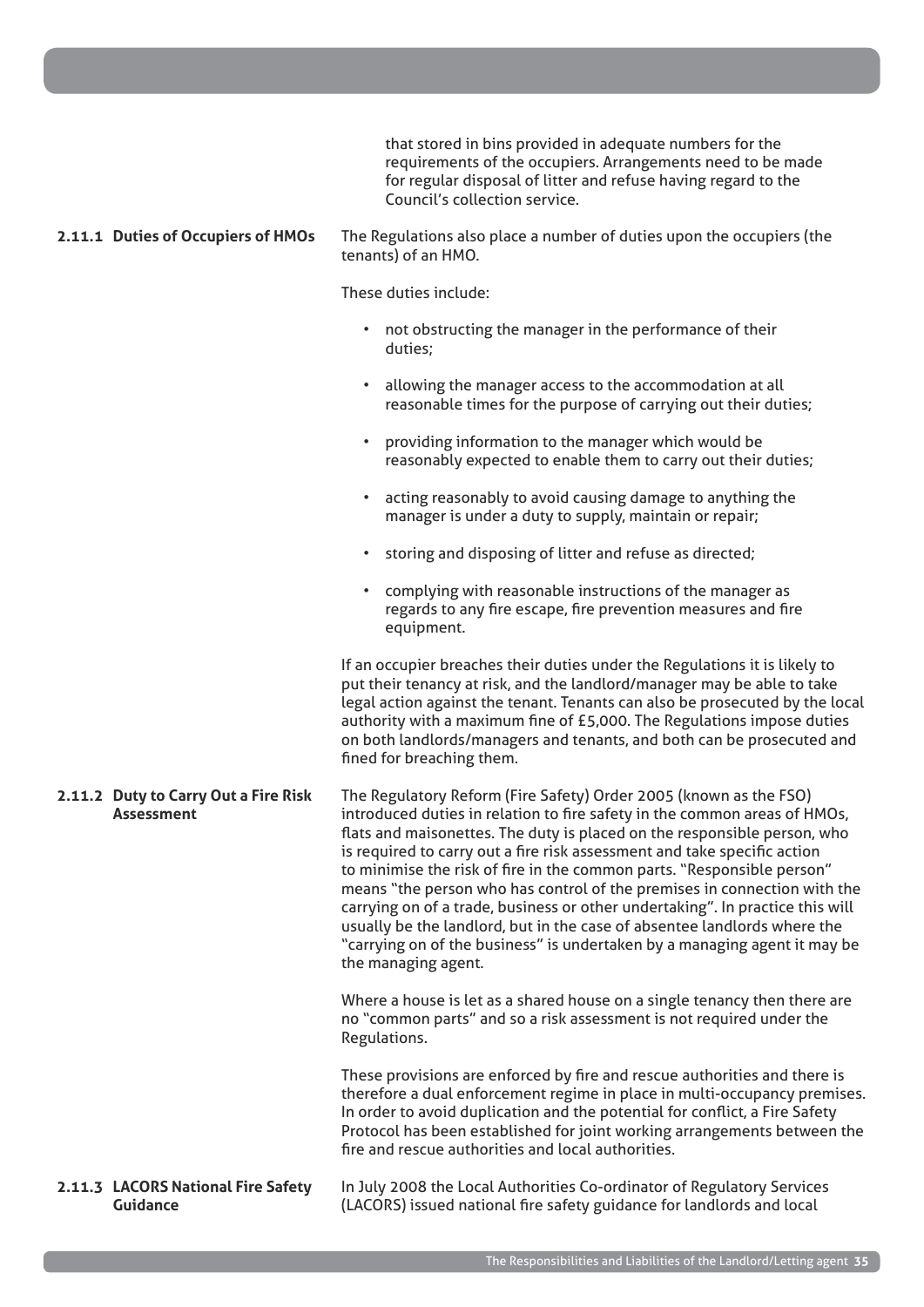that stored in bins provided in adequate numbers for the requirements of the occupiers. Arrangements need to be made for regular disposal of litter and refuse having regard to the Council's collection service.

### 2.11.1 Duties of Occupiers of HMOs

The Regulations also place a number of duties upon the occupiers (the tenants) of an HMO.

These duties include:

- not obstructing the manager in the performance of their duties;
- allowing the manager access to the accommodation at all reasonable times for the purpose of carrying out their duties;
- providing information to the manager which would be reasonably expected to enable them to carry out their duties;
- acting reasonably to avoid causing damage to anything the manager is under a duty to supply, maintain or repair;
- storing and disposing of litter and refuse as directed;
- complying with reasonable instructions of the manager as regards to any fire escape, fire prevention measures and fire equipment.

If an occupier breaches their duties under the Regulations it is likely to put their tenancy at risk, and the landlord/manager may be able to take legal action against the tenant. Tenants can also be prosecuted by the local authority with a maximum fine of £5,000. The Regulations impose duties on both landlords/managers and tenants, and both can be prosecuted and fined for breaching them.

### 2.11.2 Duty to Carry Out a Fire Risk Assessment

The Regulatory Reform (Fire Safety) Order 2005 (known as the FSO) introduced duties in relation to fire safety in the common areas of HMOs, flats and maisonettes. The duty is placed on the responsible person, who is required to carry out a fire risk assessment and take specific action to minimise the risk of fire in the common parts. "Responsible person" means "the person who has control of the premises in connection with the carrying on of a trade, business or other undertaking". In practice this will usually be the landlord, but in the case of absentee landlords where the "carrying on of the business" is undertaken by a managing agent it may be the managing agent.

Where a house is let as a shared house on a single tenancy then there are no "common parts" and so a risk assessment is not required under the Regulations.

These provisions are enforced by fire and rescue authorities and there is therefore a dual enforcement regime in place in multi-occupancy premises. In order to avoid duplication and the potential for conflict, a Fire Safety Protocol has been established for joint working arrangements between the fire and rescue authorities and local authorities.

### 2.11.3 LACORS National Fire Safety Guidance

In July 2008 the Local Authorities Co-ordinator of Regulatory Services (LACORS) issued national fire safety guidance for landlords and local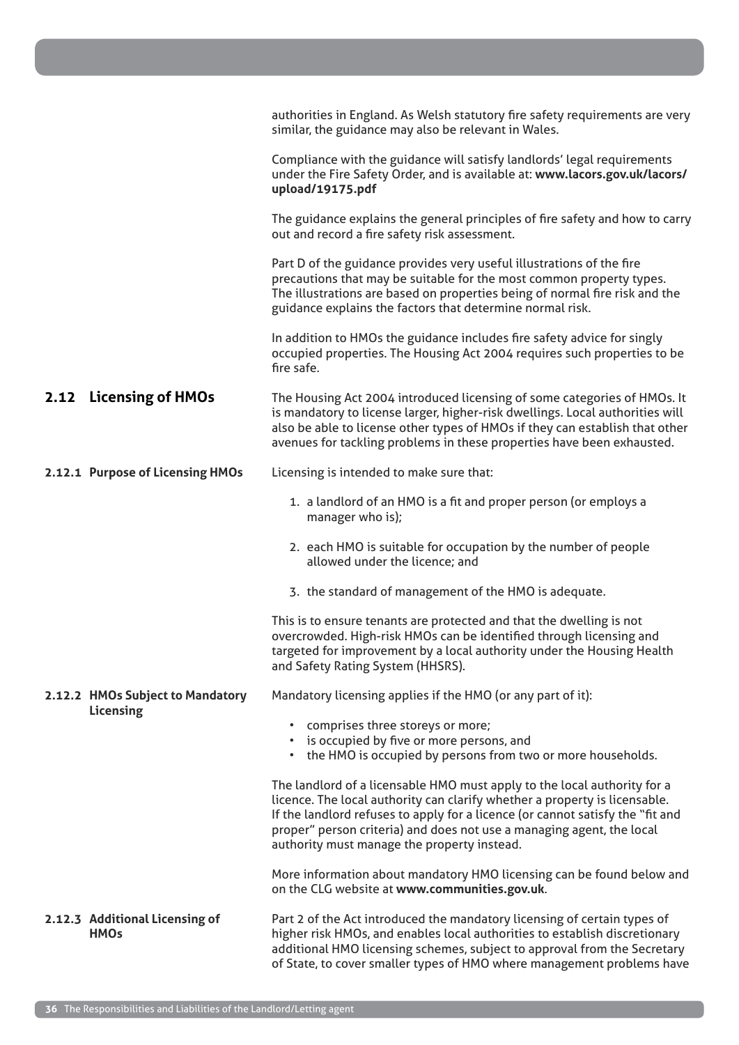authorities in England. As Welsh statutory fire safety requirements are very similar, the guidance may also be relevant in Wales.

Compliance with the guidance will satisfy landlords' legal requirements under the Fire Safety Order, and is available at: **www.lacors.gov.uk/lacors/upload/19175.pdf**

The guidance explains the general principles of fire safety and how to carry out and record a fire safety risk assessment.

Part D of the guidance provides very useful illustrations of the fire precautions that may be suitable for the most common property types. The illustrations are based on properties being of normal fire risk and the guidance explains the factors that determine normal risk.

In addition to HMOs the guidance includes fire safety advice for singly occupied properties. The Housing Act 2004 requires such properties to be fire safe.

## 2.12 Licensing of HMOs

The Housing Act 2004 introduced licensing of some categories of HMOs. It is mandatory to license larger, higher-risk dwellings. Local authorities will also be able to license other types of HMOs if they can establish that other avenues for tackling problems in these properties have been exhausted.

### 2.12.1 Purpose of Licensing HMOs

Licensing is intended to make sure that:

1. a landlord of an HMO is a fit and proper person (or employs a manager who is);
2. each HMO is suitable for occupation by the number of people allowed under the licence; and
3. the standard of management of the HMO is adequate.

This is to ensure tenants are protected and that the dwelling is not overcrowded. High-risk HMOs can be identified through licensing and targeted for improvement by a local authority under the Housing Health and Safety Rating System (HHSRS).

### 2.12.2 HMOs Subject to Mandatory Licensing

Mandatory licensing applies if the HMO (or any part of it):

- comprises three storeys or more;
- is occupied by five or more persons, and
- the HMO is occupied by persons from two or more households.

The landlord of a licensable HMO must apply to the local authority for a licence. The local authority can clarify whether a property is licensable. If the landlord refuses to apply for a licence (or cannot satisfy the "fit and proper" person criteria) and does not use a managing agent, the local authority must manage the property instead.

More information about mandatory HMO licensing can be found below and on the CLG website at **www.communities.gov.uk**.

### 2.12.3 Additional Licensing of HMOs

Part 2 of the Act introduced the mandatory licensing of certain types of higher risk HMOs, and enables local authorities to establish discretionary additional HMO licensing schemes, subject to approval from the Secretary of State, to cover smaller types of HMO where management problems have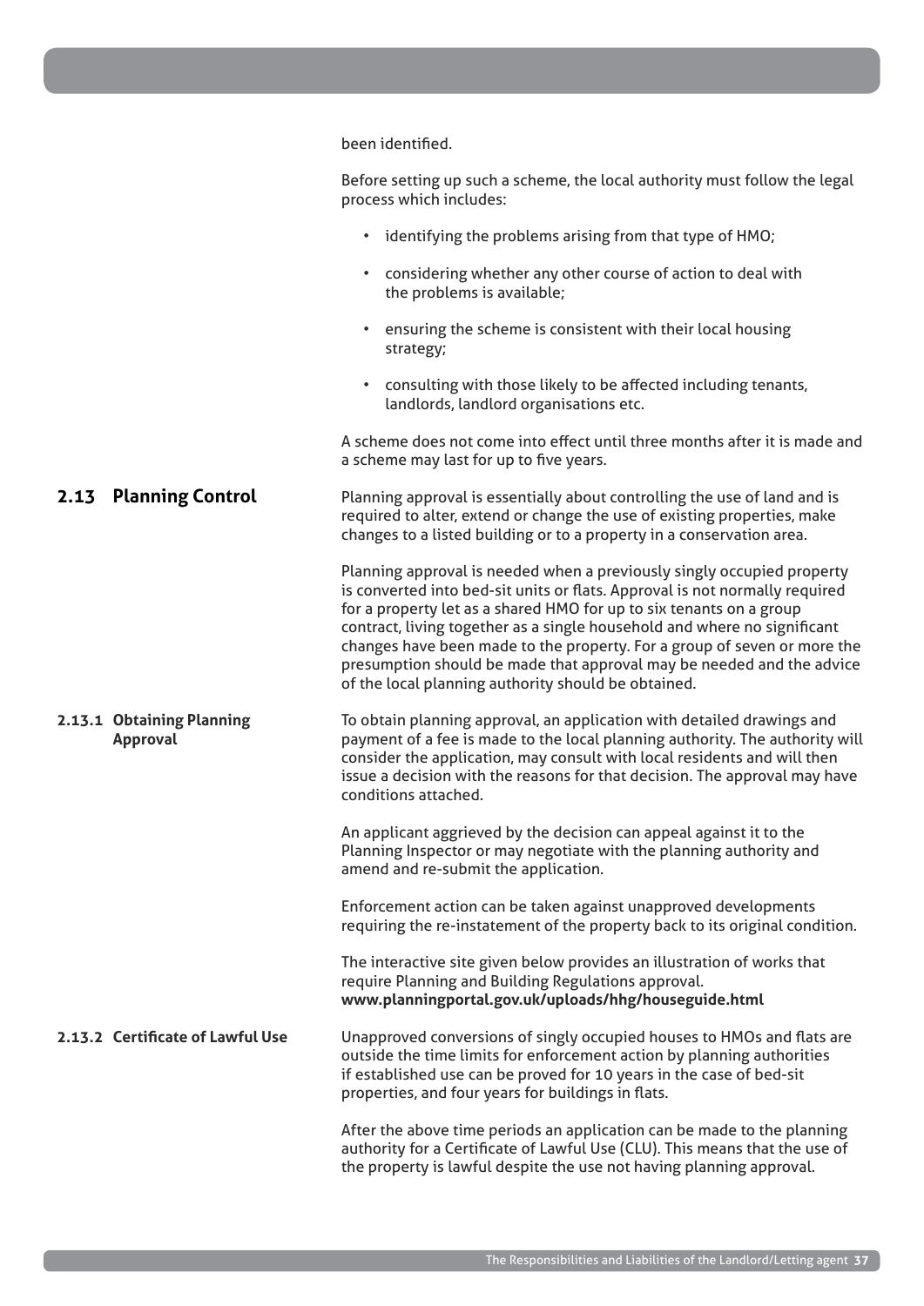been identified.

Before setting up such a scheme, the local authority must follow the legal process which includes:

- identifying the problems arising from that type of HMO;
- considering whether any other course of action to deal with the problems is available;
- ensuring the scheme is consistent with their local housing strategy;
- consulting with those likely to be affected including tenants, landlords, landlord organisations etc.

A scheme does not come into effect until three months after it is made and a scheme may last for up to five years.

## 2.13 Planning Control

Planning approval is essentially about controlling the use of land and is required to alter, extend or change the use of existing properties, make changes to a listed building or to a property in a conservation area.

Planning approval is needed when a previously singly occupied property is converted into bed-sit units or flats. Approval is not normally required for a property let as a shared HMO for up to six tenants on a group contract, living together as a single household and where no significant changes have been made to the property. For a group of seven or more the presumption should be made that approval may be needed and the advice of the local planning authority should be obtained.

### 2.13.1 Obtaining Planning Approval

To obtain planning approval, an application with detailed drawings and payment of a fee is made to the local planning authority. The authority will consider the application, may consult with local residents and will then issue a decision with the reasons for that decision. The approval may have conditions attached.

An applicant aggrieved by the decision can appeal against it to the Planning Inspector or may negotiate with the planning authority and amend and re-submit the application.

Enforcement action can be taken against unapproved developments requiring the re-instatement of the property back to its original condition.

The interactive site given below provides an illustration of works that require Planning and Building Regulations approval.
**www.planningportal.gov.uk/uploads/hhg/houseguide.html**

### 2.13.2 Certificate of Lawful Use

Unapproved conversions of singly occupied houses to HMOs and flats are outside the time limits for enforcement action by planning authorities if established use can be proved for 10 years in the case of bed-sit properties, and four years for buildings in flats.

After the above time periods an application can be made to the planning authority for a Certificate of Lawful Use (CLU). This means that the use of the property is lawful despite the use not having planning approval.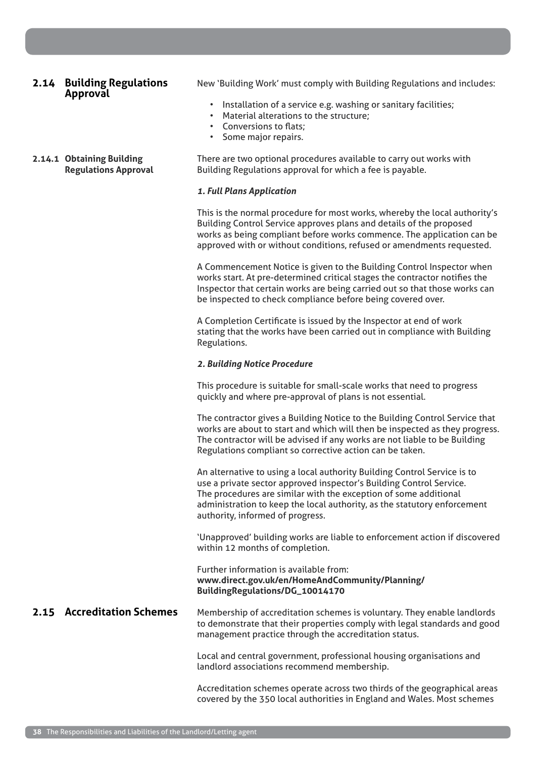## 2.14 Building Regulations Approval

New 'Building Work' must comply with Building Regulations and includes:

- Installation of a service e.g. washing or sanitary facilities;
- Material alterations to the structure;
- Conversions to flats;
- Some major repairs.

### 2.14.1 Obtaining Building Regulations Approval

There are two optional procedures available to carry out works with Building Regulations approval for which a fee is payable.

***1. Full Plans Application***

This is the normal procedure for most works, whereby the local authority's Building Control Service approves plans and details of the proposed works as being compliant before works commence. The application can be approved with or without conditions, refused or amendments requested.

A Commencement Notice is given to the Building Control Inspector when works start. At pre-determined critical stages the contractor notifies the Inspector that certain works are being carried out so that those works can be inspected to check compliance before being covered over.

A Completion Certificate is issued by the Inspector at end of work stating that the works have been carried out in compliance with Building Regulations.

***2. Building Notice Procedure***

This procedure is suitable for small-scale works that need to progress quickly and where pre-approval of plans is not essential.

The contractor gives a Building Notice to the Building Control Service that works are about to start and which will then be inspected as they progress. The contractor will be advised if any works are not liable to be Building Regulations compliant so corrective action can be taken.

An alternative to using a local authority Building Control Service is to use a private sector approved inspector's Building Control Service. The procedures are similar with the exception of some additional administration to keep the local authority, as the statutory enforcement authority, informed of progress.

'Unapproved' building works are liable to enforcement action if discovered within 12 months of completion.

Further information is available from:
**www.direct.gov.uk/en/HomeAndCommunity/Planning/BuildingRegulations/DG_10014170**

## 2.15 Accreditation Schemes

Membership of accreditation schemes is voluntary. They enable landlords to demonstrate that their properties comply with legal standards and good management practice through the accreditation status.

Local and central government, professional housing organisations and landlord associations recommend membership.

Accreditation schemes operate across two thirds of the geographical areas covered by the 350 local authorities in England and Wales. Most schemes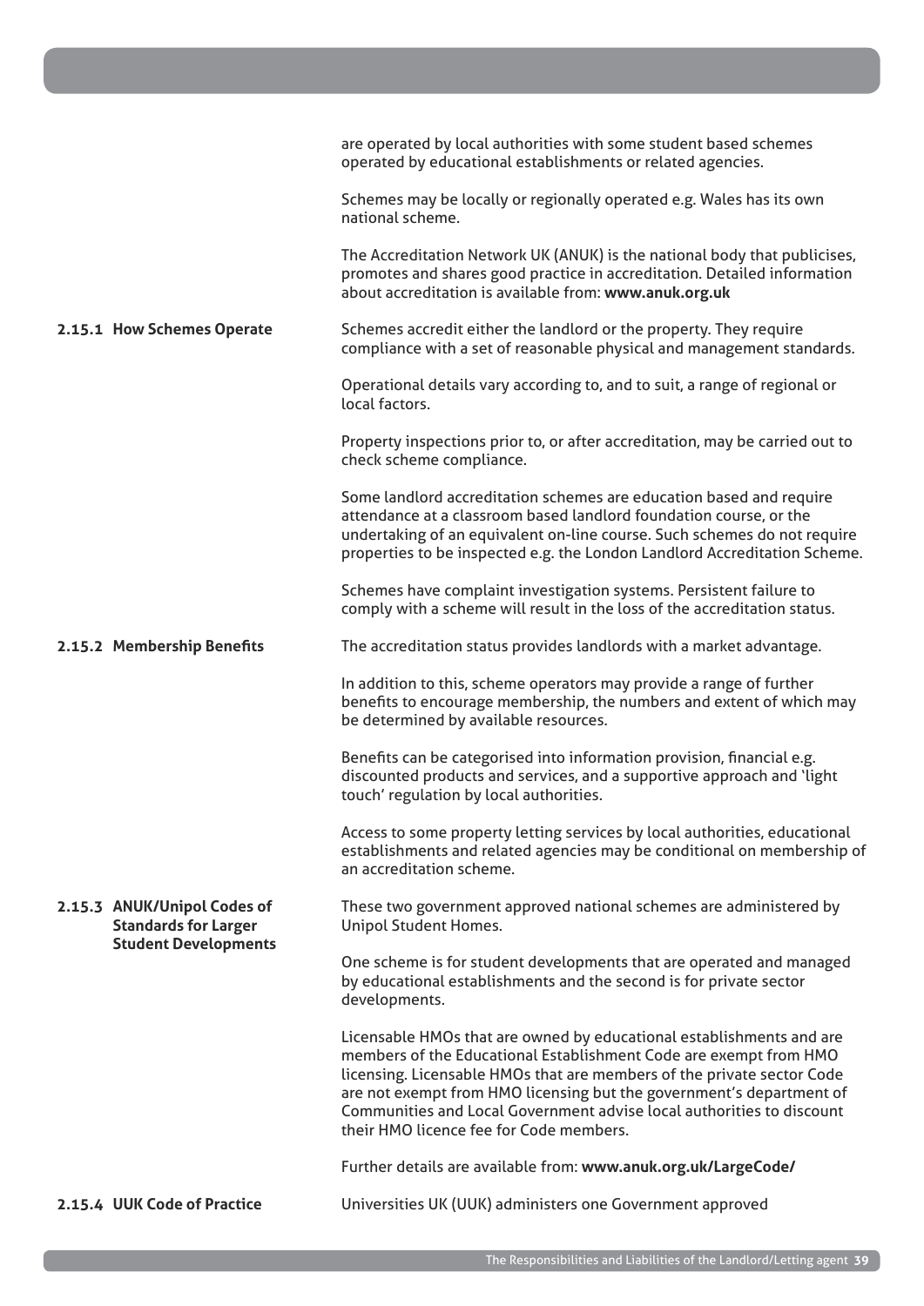are operated by local authorities with some student based schemes operated by educational establishments or related agencies.

Schemes may be locally or regionally operated e.g. Wales has its own national scheme.

The Accreditation Network UK (ANUK) is the national body that publicises, promotes and shares good practice in accreditation. Detailed information about accreditation is available from: **www.anuk.org.uk**

### 2.15.1 How Schemes Operate

Schemes accredit either the landlord or the property. They require compliance with a set of reasonable physical and management standards.

Operational details vary according to, and to suit, a range of regional or local factors.

Property inspections prior to, or after accreditation, may be carried out to check scheme compliance.

Some landlord accreditation schemes are education based and require attendance at a classroom based landlord foundation course, or the undertaking of an equivalent on-line course. Such schemes do not require properties to be inspected e.g. the London Landlord Accreditation Scheme.

Schemes have complaint investigation systems. Persistent failure to comply with a scheme will result in the loss of the accreditation status.

### 2.15.2 Membership Benefits

The accreditation status provides landlords with a market advantage.

In addition to this, scheme operators may provide a range of further benefits to encourage membership, the numbers and extent of which may be determined by available resources.

Benefits can be categorised into information provision, financial e.g. discounted products and services, and a supportive approach and 'light touch' regulation by local authorities.

Access to some property letting services by local authorities, educational establishments and related agencies may be conditional on membership of an accreditation scheme.

### 2.15.3 ANUK/Unipol Codes of Standards for Larger Student Developments

These two government approved national schemes are administered by Unipol Student Homes.

One scheme is for student developments that are operated and managed by educational establishments and the second is for private sector developments.

Licensable HMOs that are owned by educational establishments and are members of the Educational Establishment Code are exempt from HMO licensing. Licensable HMOs that are members of the private sector Code are not exempt from HMO licensing but the government's department of Communities and Local Government advise local authorities to discount their HMO licence fee for Code members.

Further details are available from: **www.anuk.org.uk/LargeCode/**

### 2.15.4 UUK Code of Practice

Universities UK (UUK) administers one Government approved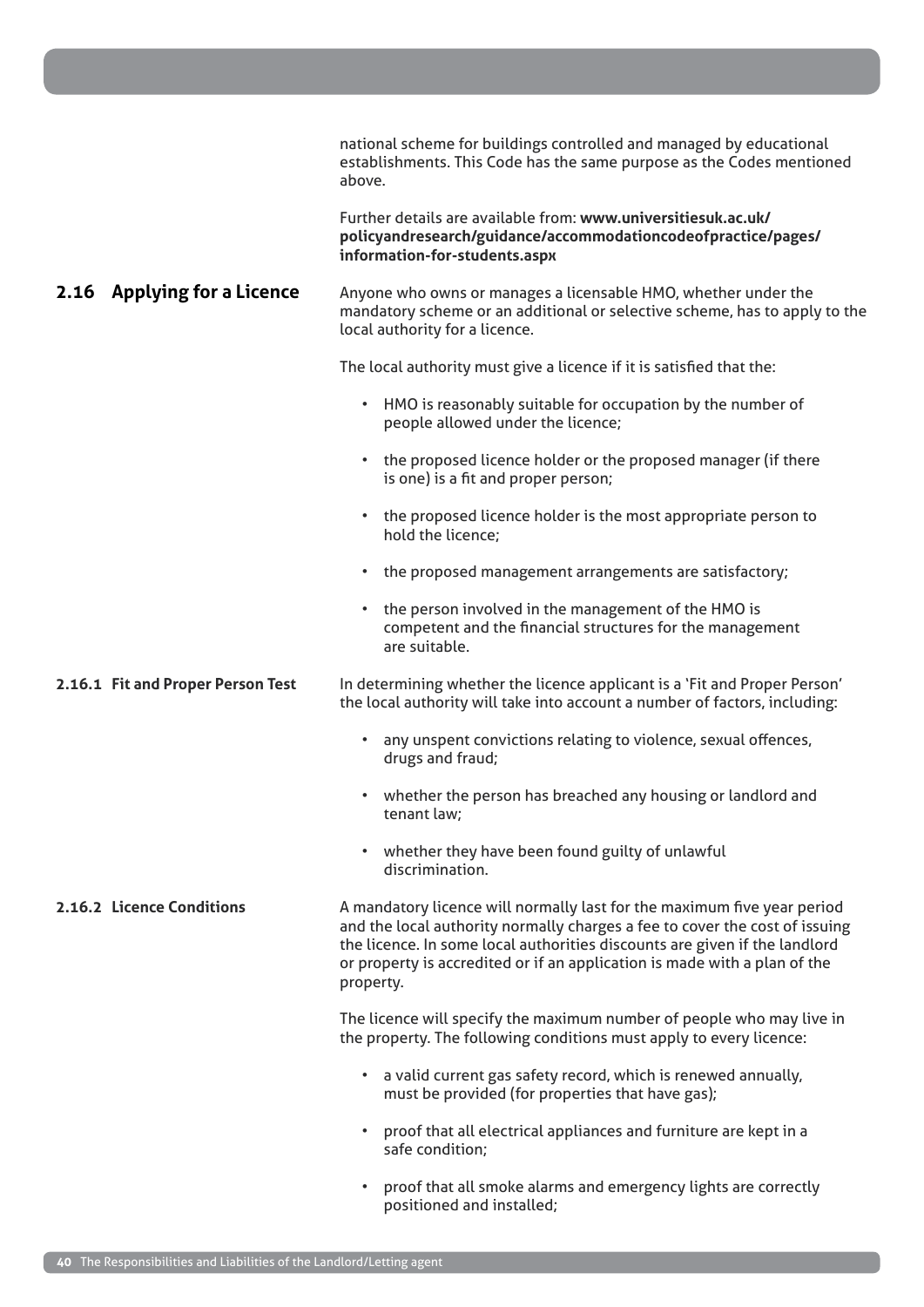national scheme for buildings controlled and managed by educational establishments. This Code has the same purpose as the Codes mentioned above.

Further details are available from: **www.universitiesuk.ac.uk/policyandresearch/guidance/accommodationcodeofpractice/pages/information-for-students.aspx**

## 2.16 Applying for a Licence

Anyone who owns or manages a licensable HMO, whether under the mandatory scheme or an additional or selective scheme, has to apply to the local authority for a licence.

The local authority must give a licence if it is satisfied that the:

- HMO is reasonably suitable for occupation by the number of people allowed under the licence;
- the proposed licence holder or the proposed manager (if there is one) is a fit and proper person;
- the proposed licence holder is the most appropriate person to hold the licence;
- the proposed management arrangements are satisfactory;
- the person involved in the management of the HMO is competent and the financial structures for the management are suitable.

### 2.16.1 Fit and Proper Person Test

In determining whether the licence applicant is a 'Fit and Proper Person' the local authority will take into account a number of factors, including:

- any unspent convictions relating to violence, sexual offences, drugs and fraud;
- whether the person has breached any housing or landlord and tenant law;
- whether they have been found guilty of unlawful discrimination.

### 2.16.2 Licence Conditions

A mandatory licence will normally last for the maximum five year period and the local authority normally charges a fee to cover the cost of issuing the licence. In some local authorities discounts are given if the landlord or property is accredited or if an application is made with a plan of the property.

The licence will specify the maximum number of people who may live in the property. The following conditions must apply to every licence:

- a valid current gas safety record, which is renewed annually, must be provided (for properties that have gas);
- proof that all electrical appliances and furniture are kept in a safe condition;
- proof that all smoke alarms and emergency lights are correctly positioned and installed;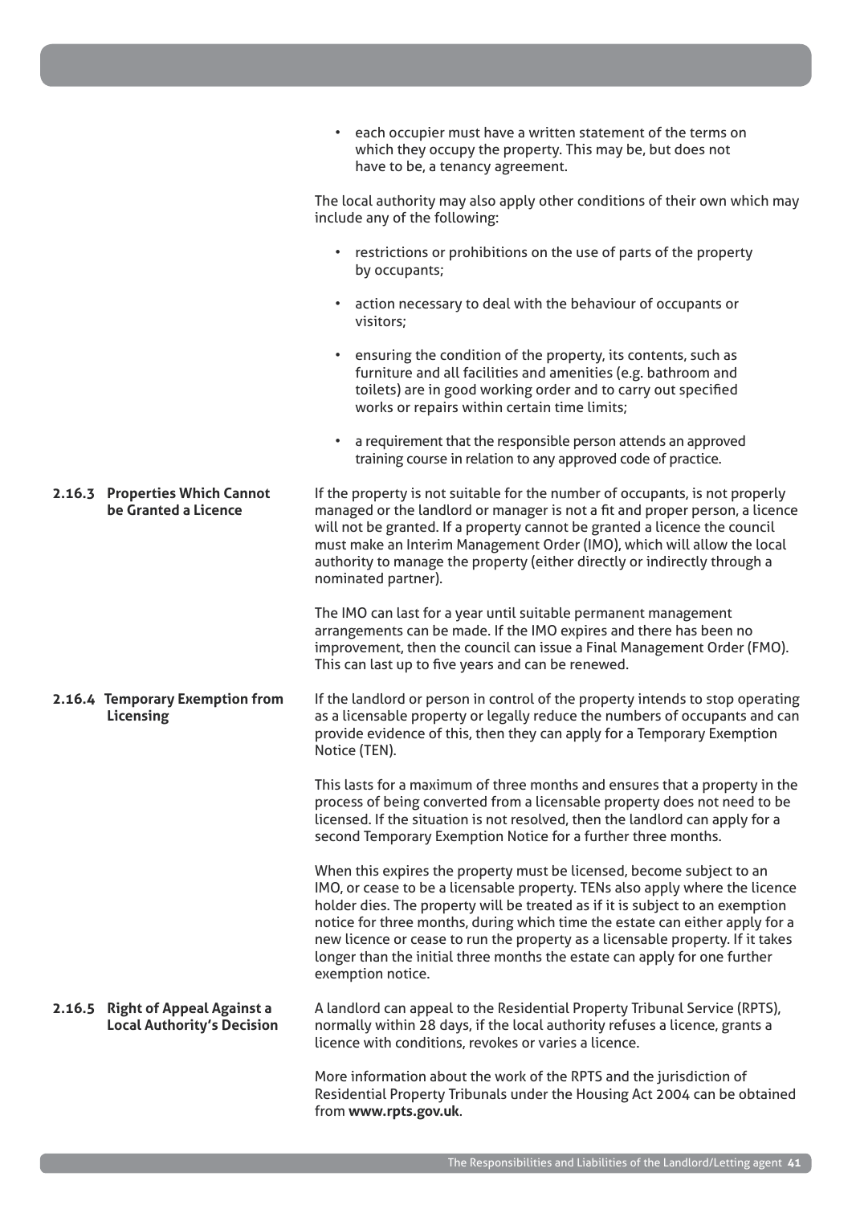- each occupier must have a written statement of the terms on which they occupy the property. This may be, but does not have to be, a tenancy agreement.

The local authority may also apply other conditions of their own which may include any of the following:

- restrictions or prohibitions on the use of parts of the property by occupants;
- action necessary to deal with the behaviour of occupants or visitors;
- ensuring the condition of the property, its contents, such as furniture and all facilities and amenities (e.g. bathroom and toilets) are in good working order and to carry out specified works or repairs within certain time limits;
- a requirement that the responsible person attends an approved training course in relation to any approved code of practice.

### 2.16.3 Properties Which Cannot be Granted a Licence

If the property is not suitable for the number of occupants, is not properly managed or the landlord or manager is not a fit and proper person, a licence will not be granted. If a property cannot be granted a licence the council must make an Interim Management Order (IMO), which will allow the local authority to manage the property (either directly or indirectly through a nominated partner).

The IMO can last for a year until suitable permanent management arrangements can be made. If the IMO expires and there has been no improvement, then the council can issue a Final Management Order (FMO). This can last up to five years and can be renewed.

### 2.16.4 Temporary Exemption from Licensing

If the landlord or person in control of the property intends to stop operating as a licensable property or legally reduce the numbers of occupants and can provide evidence of this, then they can apply for a Temporary Exemption Notice (TEN).

This lasts for a maximum of three months and ensures that a property in the process of being converted from a licensable property does not need to be licensed. If the situation is not resolved, then the landlord can apply for a second Temporary Exemption Notice for a further three months.

When this expires the property must be licensed, become subject to an IMO, or cease to be a licensable property. TENs also apply where the licence holder dies. The property will be treated as if it is subject to an exemption notice for three months, during which time the estate can either apply for a new licence or cease to run the property as a licensable property. If it takes longer than the initial three months the estate can apply for one further exemption notice.

### 2.16.5 Right of Appeal Against a Local Authority's Decision

A landlord can appeal to the Residential Property Tribunal Service (RPTS), normally within 28 days, if the local authority refuses a licence, grants a licence with conditions, revokes or varies a licence.

More information about the work of the RPTS and the jurisdiction of Residential Property Tribunals under the Housing Act 2004 can be obtained from **www.rpts.gov.uk**.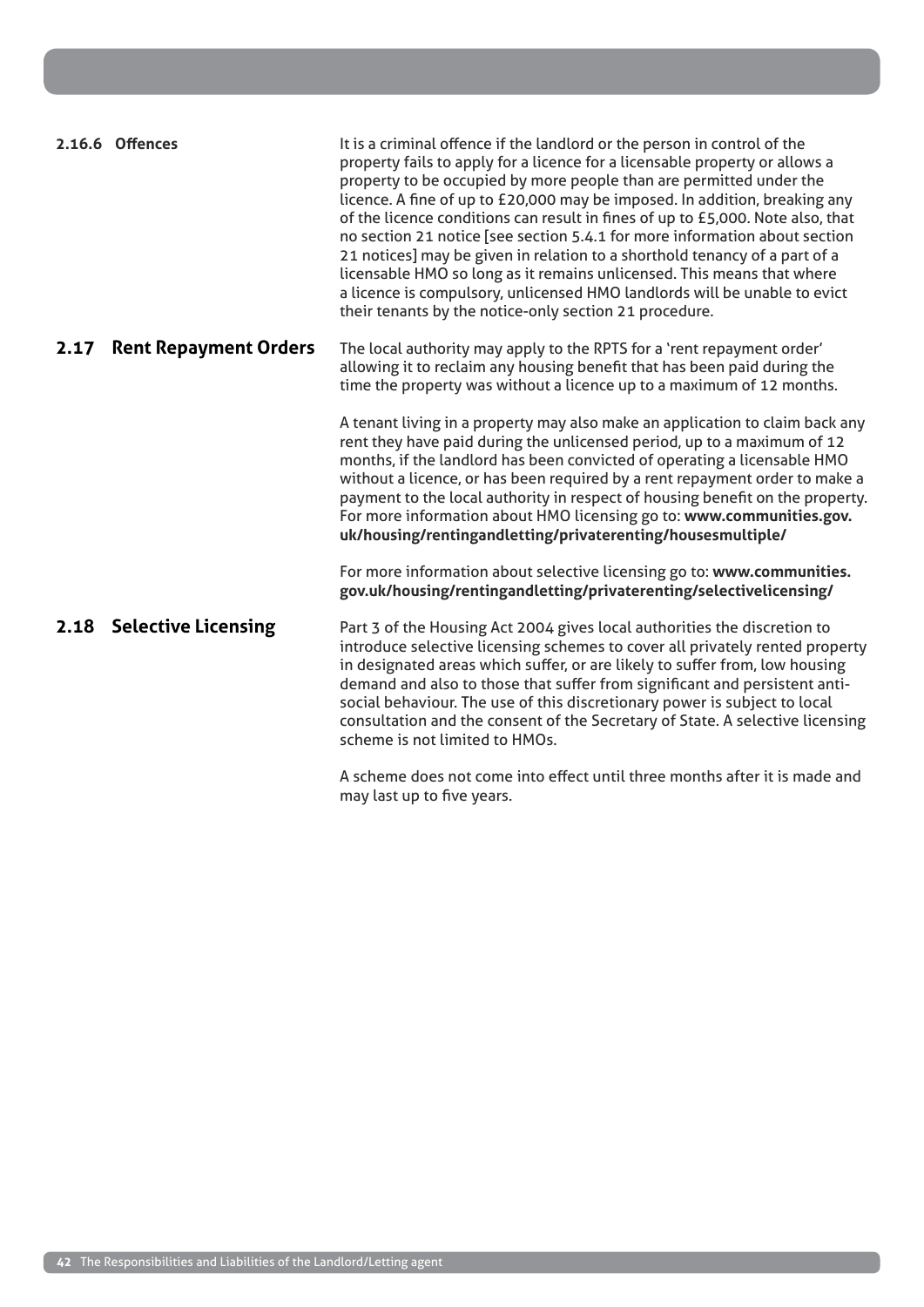#### 2.16.6 Offences

It is a criminal offence if the landlord or the person in control of the property fails to apply for a licence for a licensable property or allows a property to be occupied by more people than are permitted under the licence. A fine of up to £20,000 may be imposed. In addition, breaking any of the licence conditions can result in fines of up to £5,000. Note also, that no section 21 notice [see section 5.4.1 for more information about section 21 notices] may be given in relation to a shorthold tenancy of a part of a licensable HMO so long as it remains unlicensed. This means that where a licence is compulsory, unlicensed HMO landlords will be unable to evict their tenants by the notice-only section 21 procedure.

## 2.17 Rent Repayment Orders

The local authority may apply to the RPTS for a 'rent repayment order' allowing it to reclaim any housing benefit that has been paid during the time the property was without a licence up to a maximum of 12 months.

A tenant living in a property may also make an application to claim back any rent they have paid during the unlicensed period, up to a maximum of 12 months, if the landlord has been convicted of operating a licensable HMO without a licence, or has been required by a rent repayment order to make a payment to the local authority in respect of housing benefit on the property. For more information about HMO licensing go to: **www.communities.gov.uk/housing/rentingandletting/privaterenting/housesmultiple/**

For more information about selective licensing go to: **www.communities.gov.uk/housing/rentingandletting/privaterenting/selectivelicensing/**

## 2.18 Selective Licensing

Part 3 of the Housing Act 2004 gives local authorities the discretion to introduce selective licensing schemes to cover all privately rented property in designated areas which suffer, or are likely to suffer from, low housing demand and also to those that suffer from significant and persistent anti-social behaviour. The use of this discretionary power is subject to local consultation and the consent of the Secretary of State. A selective licensing scheme is not limited to HMOs.

A scheme does not come into effect until three months after it is made and may last up to five years.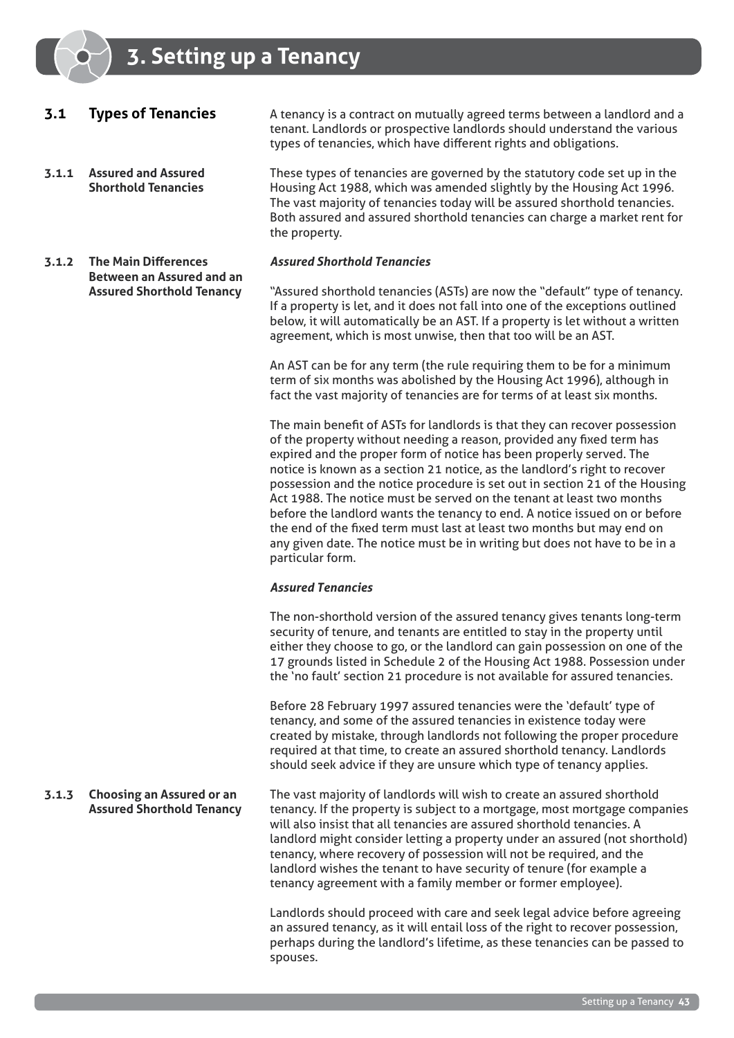# 3. Setting up a Tenancy

## 3.1 Types of Tenancies

A tenancy is a contract on mutually agreed terms between a landlord and a tenant. Landlords or prospective landlords should understand the various types of tenancies, which have different rights and obligations.

### 3.1.1 Assured and Assured Shorthold Tenancies

These types of tenancies are governed by the statutory code set up in the Housing Act 1988, which was amended slightly by the Housing Act 1996. The vast majority of tenancies today will be assured shorthold tenancies. Both assured and assured shorthold tenancies can charge a market rent for the property.

### 3.1.2 The Main Differences Between an Assured and an Assured Shorthold Tenancy

***Assured Shorthold Tenancies***

"Assured shorthold tenancies (ASTs) are now the "default" type of tenancy. If a property is let, and it does not fall into one of the exceptions outlined below, it will automatically be an AST. If a property is let without a written agreement, which is most unwise, then that too will be an AST.

An AST can be for any term (the rule requiring them to be for a minimum term of six months was abolished by the Housing Act 1996), although in fact the vast majority of tenancies are for terms of at least six months.

The main benefit of ASTs for landlords is that they can recover possession of the property without needing a reason, provided any fixed term has expired and the proper form of notice has been properly served. The notice is known as a section 21 notice, as the landlord's right to recover possession and the notice procedure is set out in section 21 of the Housing Act 1988. The notice must be served on the tenant at least two months before the landlord wants the tenancy to end. A notice issued on or before the end of the fixed term must last at least two months but may end on any given date. The notice must be in writing but does not have to be in a particular form.

***Assured Tenancies***

The non-shorthold version of the assured tenancy gives tenants long-term security of tenure, and tenants are entitled to stay in the property until either they choose to go, or the landlord can gain possession on one of the 17 grounds listed in Schedule 2 of the Housing Act 1988. Possession under the 'no fault' section 21 procedure is not available for assured tenancies.

Before 28 February 1997 assured tenancies were the 'default' type of tenancy, and some of the assured tenancies in existence today were created by mistake, through landlords not following the proper procedure required at that time, to create an assured shorthold tenancy. Landlords should seek advice if they are unsure which type of tenancy applies.

### 3.1.3 Choosing an Assured or an Assured Shorthold Tenancy

The vast majority of landlords will wish to create an assured shorthold tenancy. If the property is subject to a mortgage, most mortgage companies will also insist that all tenancies are assured shorthold tenancies. A landlord might consider letting a property under an assured (not shorthold) tenancy, where recovery of possession will not be required, and the landlord wishes the tenant to have security of tenure (for example a tenancy agreement with a family member or former employee).

Landlords should proceed with care and seek legal advice before agreeing an assured tenancy, as it will entail loss of the right to recover possession, perhaps during the landlord's lifetime, as these tenancies can be passed to spouses.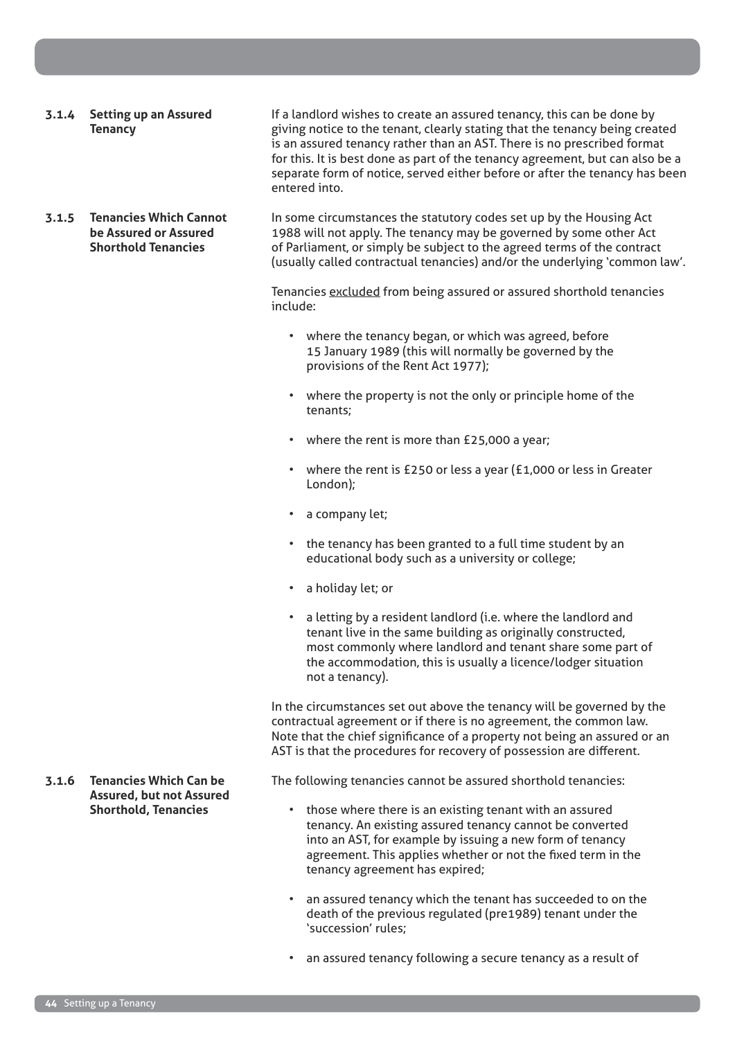### 3.1.4 Setting up an Assured Tenancy

If a landlord wishes to create an assured tenancy, this can be done by giving notice to the tenant, clearly stating that the tenancy being created is an assured tenancy rather than an AST. There is no prescribed format for this. It is best done as part of the tenancy agreement, but can also be a separate form of notice, served either before or after the tenancy has been entered into.

### 3.1.5 Tenancies Which Cannot be Assured or Assured Shorthold Tenancies

In some circumstances the statutory codes set up by the Housing Act 1988 will not apply. The tenancy may be governed by some other Act of Parliament, or simply be subject to the agreed terms of the contract (usually called contractual tenancies) and/or the underlying 'common law'.

Tenancies <u>excluded</u> from being assured or assured shorthold tenancies include:

- where the tenancy began, or which was agreed, before 15 January 1989 (this will normally be governed by the provisions of the Rent Act 1977);
- where the property is not the only or principle home of the tenants;
- where the rent is more than £25,000 a year;
- where the rent is £250 or less a year (£1,000 or less in Greater London);
- a company let;
- the tenancy has been granted to a full time student by an educational body such as a university or college;
- a holiday let; or
- a letting by a resident landlord (i.e. where the landlord and tenant live in the same building as originally constructed, most commonly where landlord and tenant share some part of the accommodation, this is usually a licence/lodger situation not a tenancy).

In the circumstances set out above the tenancy will be governed by the contractual agreement or if there is no agreement, the common law. Note that the chief significance of a property not being an assured or an AST is that the procedures for recovery of possession are different.

### 3.1.6 Tenancies Which Can be Assured, but not Assured Shorthold, Tenancies

The following tenancies cannot be assured shorthold tenancies:

- those where there is an existing tenant with an assured tenancy. An existing assured tenancy cannot be converted into an AST, for example by issuing a new form of tenancy agreement. This applies whether or not the fixed term in the tenancy agreement has expired;
- an assured tenancy which the tenant has succeeded to on the death of the previous regulated (pre1989) tenant under the 'succession' rules;
- an assured tenancy following a secure tenancy as a result of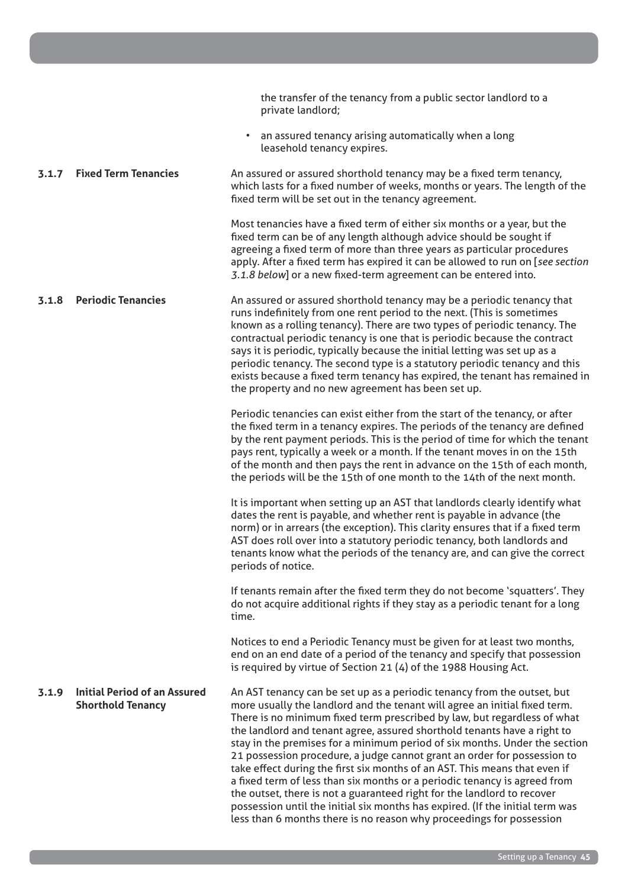the transfer of the tenancy from a public sector landlord to a private landlord;

- an assured tenancy arising automatically when a long leasehold tenancy expires.

### 3.1.7 Fixed Term Tenancies

An assured or assured shorthold tenancy may be a fixed term tenancy, which lasts for a fixed number of weeks, months or years. The length of the fixed term will be set out in the tenancy agreement.

Most tenancies have a fixed term of either six months or a year, but the fixed term can be of any length although advice should be sought if agreeing a fixed term of more than three years as particular procedures apply. After a fixed term has expired it can be allowed to run on [*see section 3.1.8 below*] or a new fixed-term agreement can be entered into.

### 3.1.8 Periodic Tenancies

An assured or assured shorthold tenancy may be a periodic tenancy that runs indefinitely from one rent period to the next. (This is sometimes known as a rolling tenancy). There are two types of periodic tenancy. The contractual periodic tenancy is one that is periodic because the contract says it is periodic, typically because the initial letting was set up as a periodic tenancy. The second type is a statutory periodic tenancy and this exists because a fixed term tenancy has expired, the tenant has remained in the property and no new agreement has been set up.

Periodic tenancies can exist either from the start of the tenancy, or after the fixed term in a tenancy expires. The periods of the tenancy are defined by the rent payment periods. This is the period of time for which the tenant pays rent, typically a week or a month. If the tenant moves in on the 15th of the month and then pays the rent in advance on the 15th of each month, the periods will be the 15th of one month to the 14th of the next month.

It is important when setting up an AST that landlords clearly identify what dates the rent is payable, and whether rent is payable in advance (the norm) or in arrears (the exception). This clarity ensures that if a fixed term AST does roll over into a statutory periodic tenancy, both landlords and tenants know what the periods of the tenancy are, and can give the correct periods of notice.

If tenants remain after the fixed term they do not become 'squatters'. They do not acquire additional rights if they stay as a periodic tenant for a long time.

Notices to end a Periodic Tenancy must be given for at least two months, end on an end date of a period of the tenancy and specify that possession is required by virtue of Section 21 (4) of the 1988 Housing Act.

### 3.1.9 Initial Period of an Assured Shorthold Tenancy

An AST tenancy can be set up as a periodic tenancy from the outset, but more usually the landlord and the tenant will agree an initial fixed term. There is no minimum fixed term prescribed by law, but regardless of what the landlord and tenant agree, assured shorthold tenants have a right to stay in the premises for a minimum period of six months. Under the section 21 possession procedure, a judge cannot grant an order for possession to take effect during the first six months of an AST. This means that even if a fixed term of less than six months or a periodic tenancy is agreed from the outset, there is not a guaranteed right for the landlord to recover possession until the initial six months has expired. (If the initial term was less than 6 months there is no reason why proceedings for possession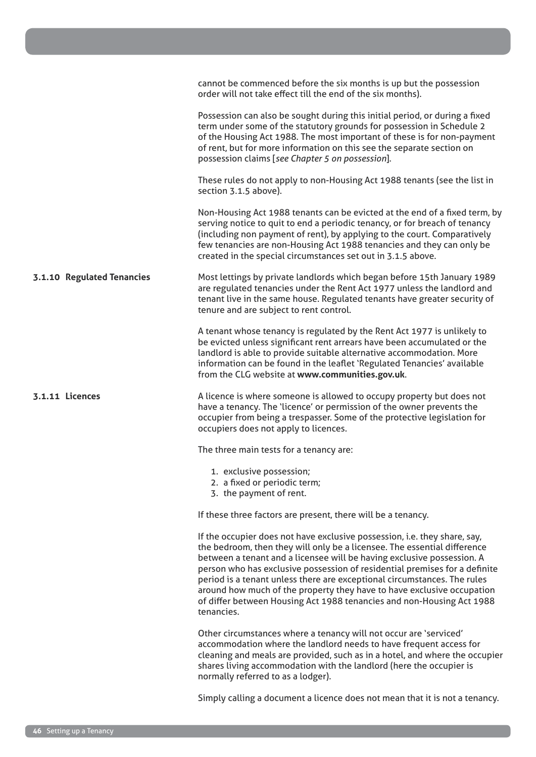cannot be commenced before the six months is up but the possession order will not take effect till the end of the six months).

Possession can also be sought during this initial period, or during a fixed term under some of the statutory grounds for possession in Schedule 2 of the Housing Act 1988. The most important of these is for non-payment of rent, but for more information on this see the separate section on possession claims [*see Chapter 5 on possession*].

These rules do not apply to non-Housing Act 1988 tenants (see the list in section 3.1.5 above).

Non-Housing Act 1988 tenants can be evicted at the end of a fixed term, by serving notice to quit to end a periodic tenancy, or for breach of tenancy (including non payment of rent), by applying to the court. Comparatively few tenancies are non-Housing Act 1988 tenancies and they can only be created in the special circumstances set out in 3.1.5 above.

### 3.1.10 Regulated Tenancies

Most lettings by private landlords which began before 15th January 1989 are regulated tenancies under the Rent Act 1977 unless the landlord and tenant live in the same house. Regulated tenants have greater security of tenure and are subject to rent control.

A tenant whose tenancy is regulated by the Rent Act 1977 is unlikely to be evicted unless significant rent arrears have been accumulated or the landlord is able to provide suitable alternative accommodation. More information can be found in the leaflet 'Regulated Tenancies' available from the CLG website at **www.communities.gov.uk**.

### 3.1.11 Licences

A licence is where someone is allowed to occupy property but does not have a tenancy. The 'licence' or permission of the owner prevents the occupier from being a trespasser. Some of the protective legislation for occupiers does not apply to licences.

The three main tests for a tenancy are:

1. exclusive possession;
2. a fixed or periodic term;
3. the payment of rent.

If these three factors are present, there will be a tenancy.

If the occupier does not have exclusive possession, i.e. they share, say, the bedroom, then they will only be a licensee. The essential difference between a tenant and a licensee will be having exclusive possession. A person who has exclusive possession of residential premises for a definite period is a tenant unless there are exceptional circumstances. The rules around how much of the property they have to have exclusive occupation of differ between Housing Act 1988 tenancies and non-Housing Act 1988 tenancies.

Other circumstances where a tenancy will not occur are 'serviced' accommodation where the landlord needs to have frequent access for cleaning and meals are provided, such as in a hotel, and where the occupier shares living accommodation with the landlord (here the occupier is normally referred to as a lodger).

Simply calling a document a licence does not mean that it is not a tenancy.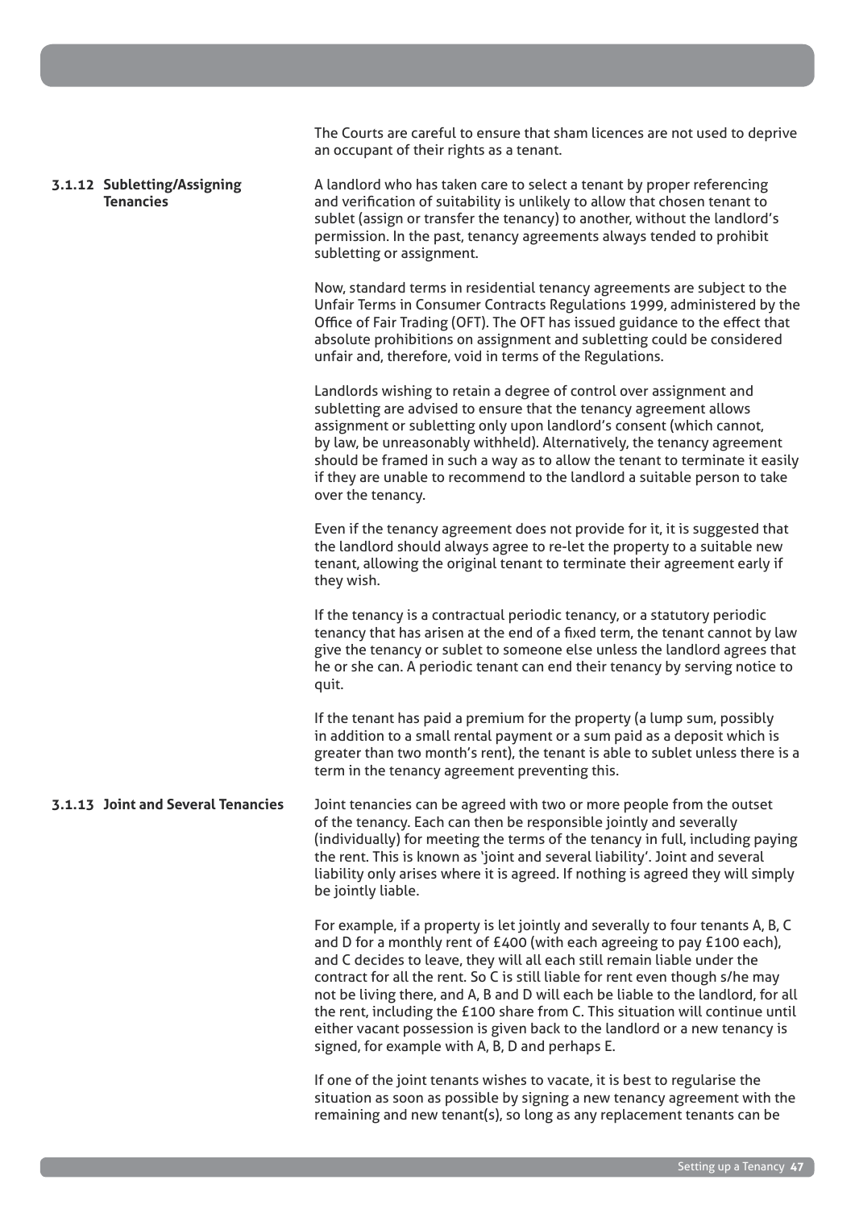The Courts are careful to ensure that sham licences are not used to deprive an occupant of their rights as a tenant.

### 3.1.12 Subletting/Assigning Tenancies

A landlord who has taken care to select a tenant by proper referencing and verification of suitability is unlikely to allow that chosen tenant to sublet (assign or transfer the tenancy) to another, without the landlord's permission. In the past, tenancy agreements always tended to prohibit subletting or assignment.

Now, standard terms in residential tenancy agreements are subject to the Unfair Terms in Consumer Contracts Regulations 1999, administered by the Office of Fair Trading (OFT). The OFT has issued guidance to the effect that absolute prohibitions on assignment and subletting could be considered unfair and, therefore, void in terms of the Regulations.

Landlords wishing to retain a degree of control over assignment and subletting are advised to ensure that the tenancy agreement allows assignment or subletting only upon landlord's consent (which cannot, by law, be unreasonably withheld). Alternatively, the tenancy agreement should be framed in such a way as to allow the tenant to terminate it easily if they are unable to recommend to the landlord a suitable person to take over the tenancy.

Even if the tenancy agreement does not provide for it, it is suggested that the landlord should always agree to re-let the property to a suitable new tenant, allowing the original tenant to terminate their agreement early if they wish.

If the tenancy is a contractual periodic tenancy, or a statutory periodic tenancy that has arisen at the end of a fixed term, the tenant cannot by law give the tenancy or sublet to someone else unless the landlord agrees that he or she can. A periodic tenant can end their tenancy by serving notice to quit.

If the tenant has paid a premium for the property (a lump sum, possibly in addition to a small rental payment or a sum paid as a deposit which is greater than two month's rent), the tenant is able to sublet unless there is a term in the tenancy agreement preventing this.

### 3.1.13 Joint and Several Tenancies

Joint tenancies can be agreed with two or more people from the outset of the tenancy. Each can then be responsible jointly and severally (individually) for meeting the terms of the tenancy in full, including paying the rent. This is known as 'joint and several liability'. Joint and several liability only arises where it is agreed. If nothing is agreed they will simply be jointly liable.

For example, if a property is let jointly and severally to four tenants A, B, C and D for a monthly rent of £400 (with each agreeing to pay £100 each), and C decides to leave, they will all each still remain liable under the contract for all the rent. So C is still liable for rent even though s/he may not be living there, and A, B and D will each be liable to the landlord, for all the rent, including the £100 share from C. This situation will continue until either vacant possession is given back to the landlord or a new tenancy is signed, for example with A, B, D and perhaps E.

If one of the joint tenants wishes to vacate, it is best to regularise the situation as soon as possible by signing a new tenancy agreement with the remaining and new tenant(s), so long as any replacement tenants can be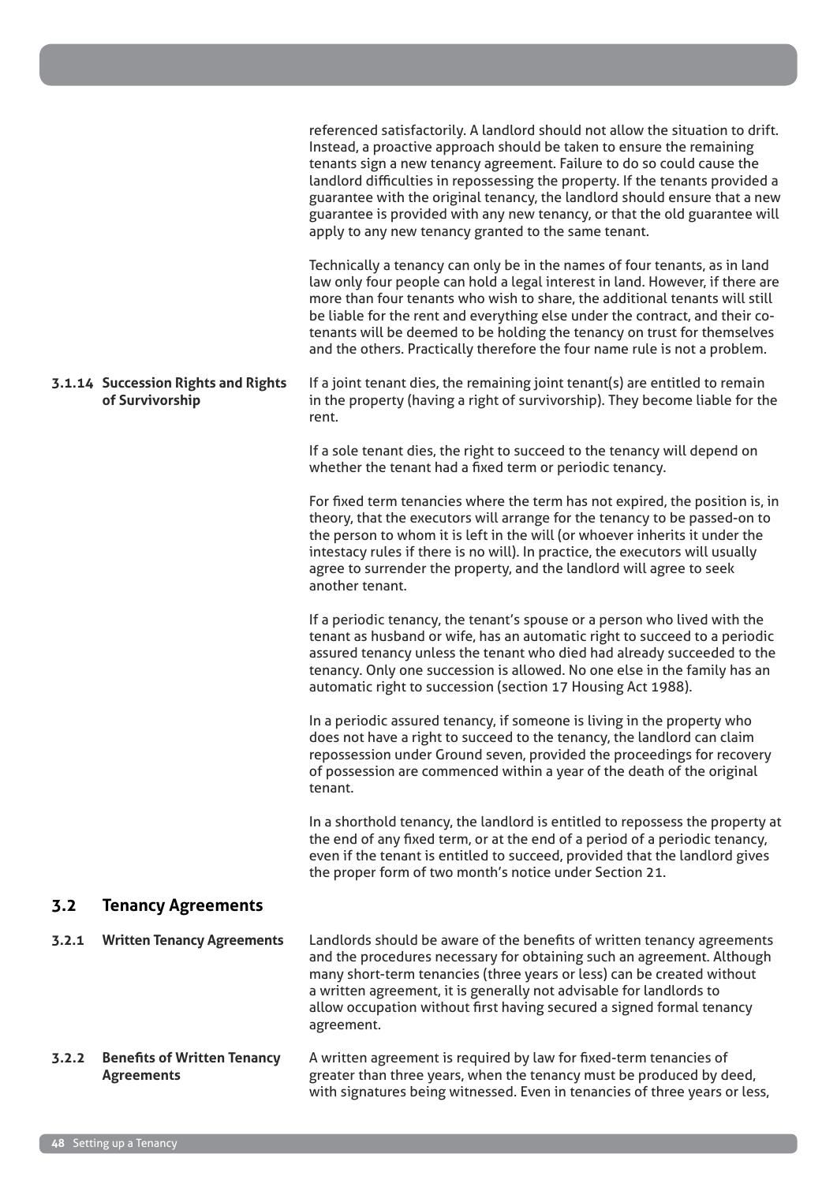referenced satisfactorily. A landlord should not allow the situation to drift. Instead, a proactive approach should be taken to ensure the remaining tenants sign a new tenancy agreement. Failure to do so could cause the landlord difficulties in repossessing the property. If the tenants provided a guarantee with the original tenancy, the landlord should ensure that a new guarantee is provided with any new tenancy, or that the old guarantee will apply to any new tenancy granted to the same tenant.

Technically a tenancy can only be in the names of four tenants, as in land law only four people can hold a legal interest in land. However, if there are more than four tenants who wish to share, the additional tenants will still be liable for the rent and everything else under the contract, and their co-tenants will be deemed to be holding the tenancy on trust for themselves and the others. Practically therefore the four name rule is not a problem.

#### 3.1.14 Succession Rights and Rights of Survivorship

If a joint tenant dies, the remaining joint tenant(s) are entitled to remain in the property (having a right of survivorship). They become liable for the rent.

If a sole tenant dies, the right to succeed to the tenancy will depend on whether the tenant had a fixed term or periodic tenancy.

For fixed term tenancies where the term has not expired, the position is, in theory, that the executors will arrange for the tenancy to be passed-on to the person to whom it is left in the will (or whoever inherits it under the intestacy rules if there is no will). In practice, the executors will usually agree to surrender the property, and the landlord will agree to seek another tenant.

If a periodic tenancy, the tenant's spouse or a person who lived with the tenant as husband or wife, has an automatic right to succeed to a periodic assured tenancy unless the tenant who died had already succeeded to the tenancy. Only one succession is allowed. No one else in the family has an automatic right to succession (section 17 Housing Act 1988).

In a periodic assured tenancy, if someone is living in the property who does not have a right to succeed to the tenancy, the landlord can claim repossession under Ground seven, provided the proceedings for recovery of possession are commenced within a year of the death of the original tenant.

In a shorthold tenancy, the landlord is entitled to repossess the property at the end of any fixed term, or at the end of a period of a periodic tenancy, even if the tenant is entitled to succeed, provided that the landlord gives the proper form of two month's notice under Section 21.

## 3.2 Tenancy Agreements

#### 3.2.1 Written Tenancy Agreements

Landlords should be aware of the benefits of written tenancy agreements and the procedures necessary for obtaining such an agreement. Although many short-term tenancies (three years or less) can be created without a written agreement, it is generally not advisable for landlords to allow occupation without first having secured a signed formal tenancy agreement.

#### 3.2.2 Benefits of Written Tenancy Agreements

A written agreement is required by law for fixed-term tenancies of greater than three years, when the tenancy must be produced by deed, with signatures being witnessed. Even in tenancies of three years or less,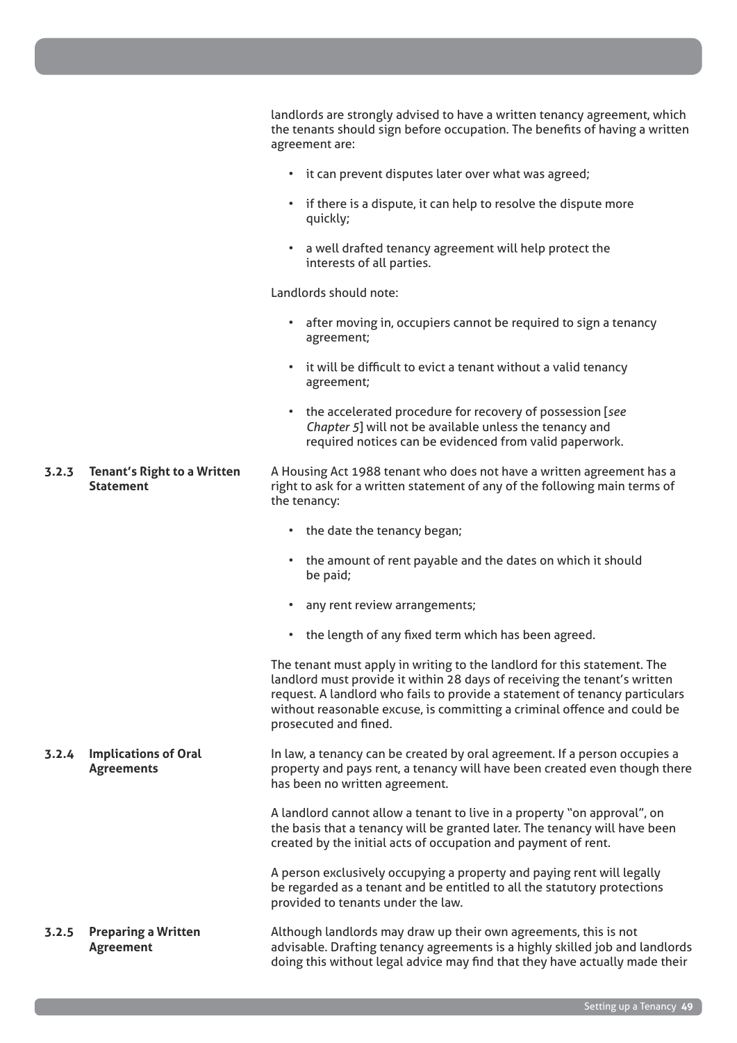landlords are strongly advised to have a written tenancy agreement, which the tenants should sign before occupation. The benefits of having a written agreement are:

- it can prevent disputes later over what was agreed;
- if there is a dispute, it can help to resolve the dispute more quickly;
- a well drafted tenancy agreement will help protect the interests of all parties.

Landlords should note:

- after moving in, occupiers cannot be required to sign a tenancy agreement;
- it will be difficult to evict a tenant without a valid tenancy agreement;
- the accelerated procedure for recovery of possession [*see Chapter 5*] will not be available unless the tenancy and required notices can be evidenced from valid paperwork.

### 3.2.3 Tenant's Right to a Written Statement

A Housing Act 1988 tenant who does not have a written agreement has a right to ask for a written statement of any of the following main terms of the tenancy:

- the date the tenancy began;
- the amount of rent payable and the dates on which it should be paid;
- any rent review arrangements;
- the length of any fixed term which has been agreed.

The tenant must apply in writing to the landlord for this statement. The landlord must provide it within 28 days of receiving the tenant's written request. A landlord who fails to provide a statement of tenancy particulars without reasonable excuse, is committing a criminal offence and could be prosecuted and fined.

### 3.2.4 Implications of Oral Agreements

In law, a tenancy can be created by oral agreement. If a person occupies a property and pays rent, a tenancy will have been created even though there has been no written agreement.

A landlord cannot allow a tenant to live in a property "on approval", on the basis that a tenancy will be granted later. The tenancy will have been created by the initial acts of occupation and payment of rent.

A person exclusively occupying a property and paying rent will legally be regarded as a tenant and be entitled to all the statutory protections provided to tenants under the law.

### 3.2.5 Preparing a Written Agreement

Although landlords may draw up their own agreements, this is not advisable. Drafting tenancy agreements is a highly skilled job and landlords doing this without legal advice may find that they have actually made their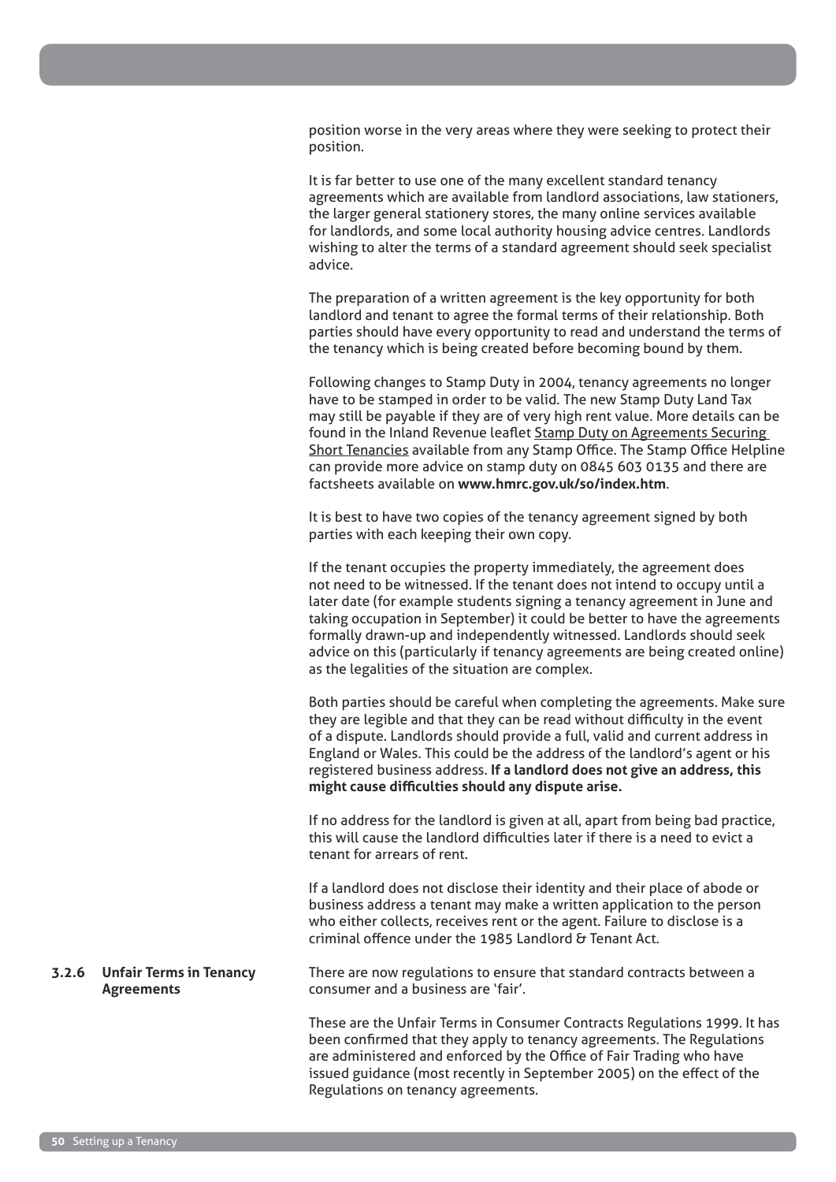position worse in the very areas where they were seeking to protect their position.

It is far better to use one of the many excellent standard tenancy agreements which are available from landlord associations, law stationers, the larger general stationery stores, the many online services available for landlords, and some local authority housing advice centres. Landlords wishing to alter the terms of a standard agreement should seek specialist advice.

The preparation of a written agreement is the key opportunity for both landlord and tenant to agree the formal terms of their relationship. Both parties should have every opportunity to read and understand the terms of the tenancy which is being created before becoming bound by them.

Following changes to Stamp Duty in 2004, tenancy agreements no longer have to be stamped in order to be valid. The new Stamp Duty Land Tax may still be payable if they are of very high rent value. More details can be found in the Inland Revenue leaflet Stamp Duty on Agreements Securing Short Tenancies available from any Stamp Office. The Stamp Office Helpline can provide more advice on stamp duty on 0845 603 0135 and there are factsheets available on **www.hmrc.gov.uk/so/index.htm**.

It is best to have two copies of the tenancy agreement signed by both parties with each keeping their own copy.

If the tenant occupies the property immediately, the agreement does not need to be witnessed. If the tenant does not intend to occupy until a later date (for example students signing a tenancy agreement in June and taking occupation in September) it could be better to have the agreements formally drawn-up and independently witnessed. Landlords should seek advice on this (particularly if tenancy agreements are being created online) as the legalities of the situation are complex.

Both parties should be careful when completing the agreements. Make sure they are legible and that they can be read without difficulty in the event of a dispute. Landlords should provide a full, valid and current address in England or Wales. This could be the address of the landlord's agent or his registered business address. **If a landlord does not give an address, this might cause difficulties should any dispute arise.**

If no address for the landlord is given at all, apart from being bad practice, this will cause the landlord difficulties later if there is a need to evict a tenant for arrears of rent.

If a landlord does not disclose their identity and their place of abode or business address a tenant may make a written application to the person who either collects, receives rent or the agent. Failure to disclose is a criminal offence under the 1985 Landlord & Tenant Act.

### 3.2.6 Unfair Terms in Tenancy Agreements

There are now regulations to ensure that standard contracts between a consumer and a business are 'fair'.

These are the Unfair Terms in Consumer Contracts Regulations 1999. It has been confirmed that they apply to tenancy agreements. The Regulations are administered and enforced by the Office of Fair Trading who have issued guidance (most recently in September 2005) on the effect of the Regulations on tenancy agreements.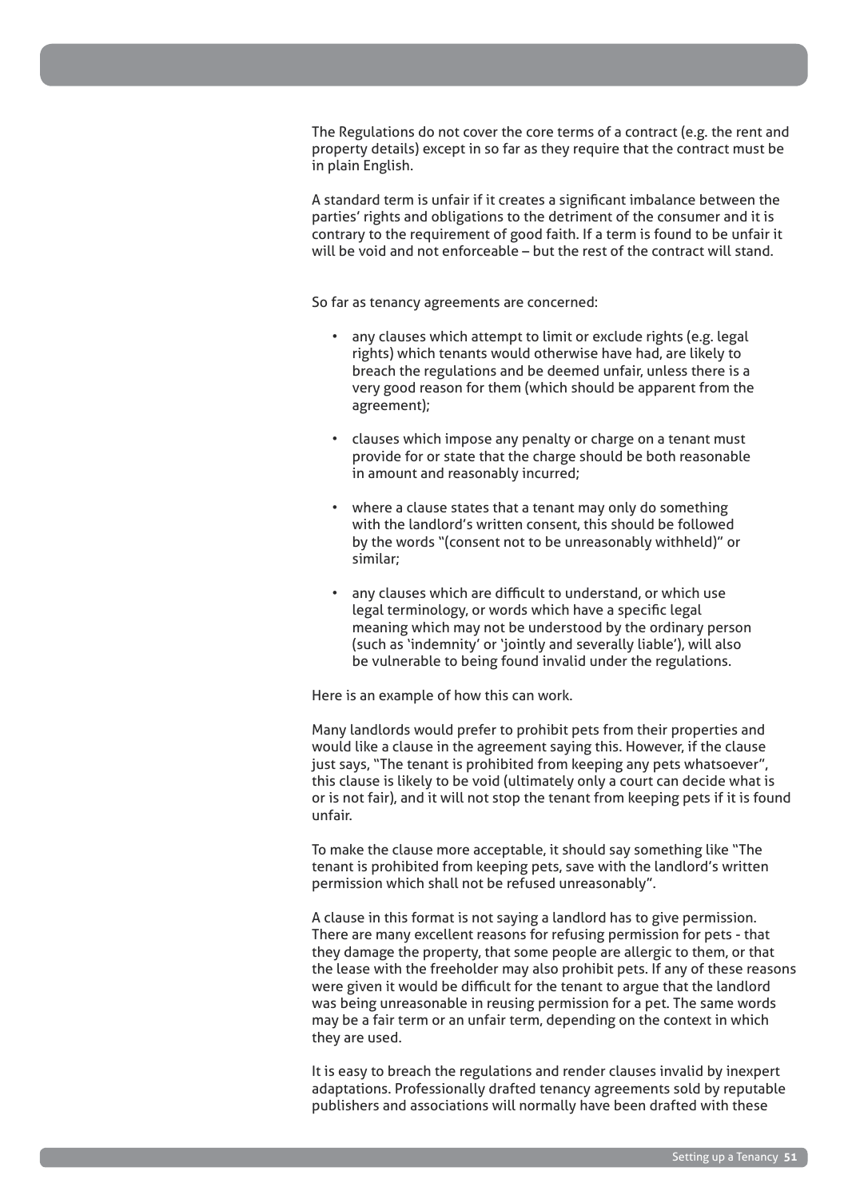The Regulations do not cover the core terms of a contract (e.g. the rent and property details) except in so far as they require that the contract must be in plain English.

A standard term is unfair if it creates a significant imbalance between the parties' rights and obligations to the detriment of the consumer and it is contrary to the requirement of good faith. If a term is found to be unfair it will be void and not enforceable – but the rest of the contract will stand.

So far as tenancy agreements are concerned:

- any clauses which attempt to limit or exclude rights (e.g. legal rights) which tenants would otherwise have had, are likely to breach the regulations and be deemed unfair, unless there is a very good reason for them (which should be apparent from the agreement);
- clauses which impose any penalty or charge on a tenant must provide for or state that the charge should be both reasonable in amount and reasonably incurred;
- where a clause states that a tenant may only do something with the landlord's written consent, this should be followed by the words "(consent not to be unreasonably withheld)" or similar;
- any clauses which are difficult to understand, or which use legal terminology, or words which have a specific legal meaning which may not be understood by the ordinary person (such as 'indemnity' or 'jointly and severally liable'), will also be vulnerable to being found invalid under the regulations.

Here is an example of how this can work.

Many landlords would prefer to prohibit pets from their properties and would like a clause in the agreement saying this. However, if the clause just says, "The tenant is prohibited from keeping any pets whatsoever", this clause is likely to be void (ultimately only a court can decide what is or is not fair), and it will not stop the tenant from keeping pets if it is found unfair.

To make the clause more acceptable, it should say something like "The tenant is prohibited from keeping pets, save with the landlord's written permission which shall not be refused unreasonably".

A clause in this format is not saying a landlord has to give permission. There are many excellent reasons for refusing permission for pets - that they damage the property, that some people are allergic to them, or that the lease with the freeholder may also prohibit pets. If any of these reasons were given it would be difficult for the tenant to argue that the landlord was being unreasonable in reusing permission for a pet. The same words may be a fair term or an unfair term, depending on the context in which they are used.

It is easy to breach the regulations and render clauses invalid by inexpert adaptations. Professionally drafted tenancy agreements sold by reputable publishers and associations will normally have been drafted with these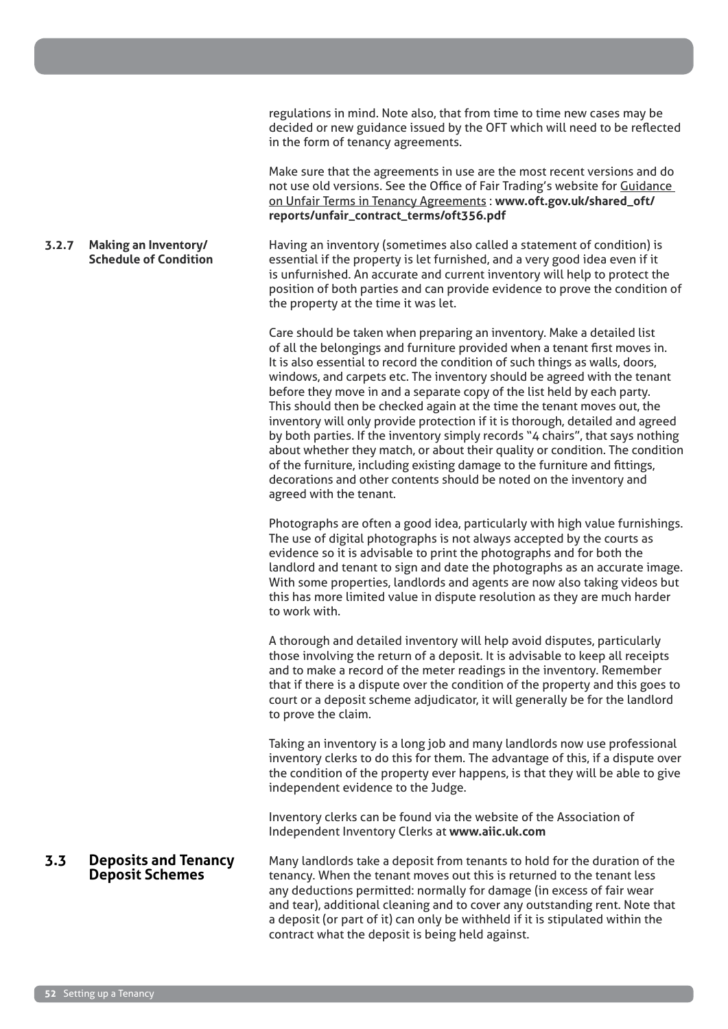regulations in mind. Note also, that from time to time new cases may be decided or new guidance issued by the OFT which will need to be reflected in the form of tenancy agreements.

Make sure that the agreements in use are the most recent versions and do not use old versions. See the Office of Fair Trading's website for Guidance on Unfair Terms in Tenancy Agreements : **www.oft.gov.uk/shared_oft/reports/unfair_contract_terms/oft356.pdf**

### 3.2.7 Making an Inventory/ Schedule of Condition

Having an inventory (sometimes also called a statement of condition) is essential if the property is let furnished, and a very good idea even if it is unfurnished. An accurate and current inventory will help to protect the position of both parties and can provide evidence to prove the condition of the property at the time it was let.

Care should be taken when preparing an inventory. Make a detailed list of all the belongings and furniture provided when a tenant first moves in. It is also essential to record the condition of such things as walls, doors, windows, and carpets etc. The inventory should be agreed with the tenant before they move in and a separate copy of the list held by each party. This should then be checked again at the time the tenant moves out, the inventory will only provide protection if it is thorough, detailed and agreed by both parties. If the inventory simply records "4 chairs", that says nothing about whether they match, or about their quality or condition. The condition of the furniture, including existing damage to the furniture and fittings, decorations and other contents should be noted on the inventory and agreed with the tenant.

Photographs are often a good idea, particularly with high value furnishings. The use of digital photographs is not always accepted by the courts as evidence so it is advisable to print the photographs and for both the landlord and tenant to sign and date the photographs as an accurate image. With some properties, landlords and agents are now also taking videos but this has more limited value in dispute resolution as they are much harder to work with.

A thorough and detailed inventory will help avoid disputes, particularly those involving the return of a deposit. It is advisable to keep all receipts and to make a record of the meter readings in the inventory. Remember that if there is a dispute over the condition of the property and this goes to court or a deposit scheme adjudicator, it will generally be for the landlord to prove the claim.

Taking an inventory is a long job and many landlords now use professional inventory clerks to do this for them. The advantage of this, if a dispute over the condition of the property ever happens, is that they will be able to give independent evidence to the Judge.

Inventory clerks can be found via the website of the Association of Independent Inventory Clerks at **www.aiic.uk.com**

## 3.3 Deposits and Tenancy Deposit Schemes

Many landlords take a deposit from tenants to hold for the duration of the tenancy. When the tenant moves out this is returned to the tenant less any deductions permitted: normally for damage (in excess of fair wear and tear), additional cleaning and to cover any outstanding rent. Note that a deposit (or part of it) can only be withheld if it is stipulated within the contract what the deposit is being held against.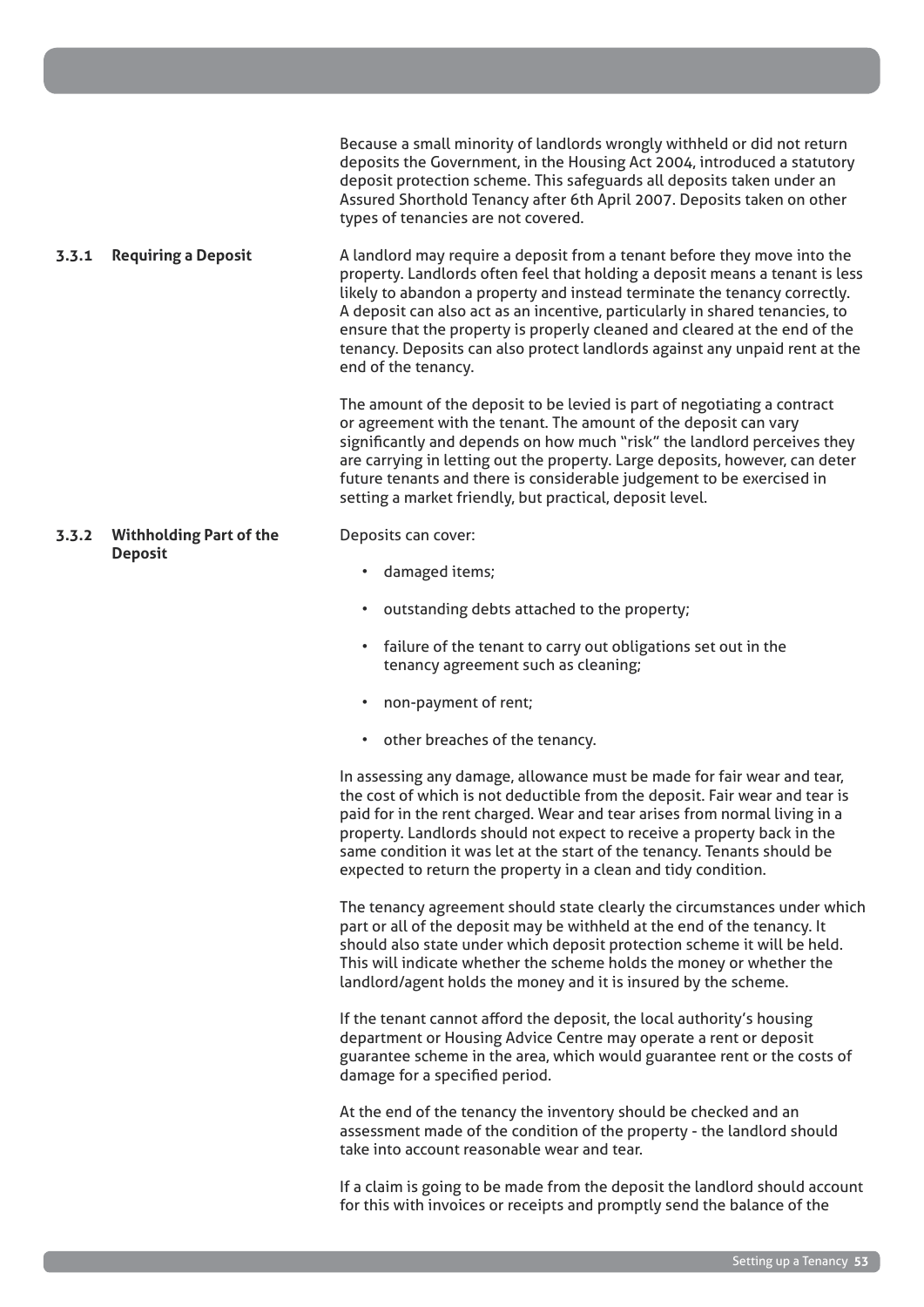Because a small minority of landlords wrongly withheld or did not return deposits the Government, in the Housing Act 2004, introduced a statutory deposit protection scheme. This safeguards all deposits taken under an Assured Shorthold Tenancy after 6th April 2007. Deposits taken on other types of tenancies are not covered.

### 3.3.1 Requiring a Deposit

A landlord may require a deposit from a tenant before they move into the property. Landlords often feel that holding a deposit means a tenant is less likely to abandon a property and instead terminate the tenancy correctly. A deposit can also act as an incentive, particularly in shared tenancies, to ensure that the property is properly cleaned and cleared at the end of the tenancy. Deposits can also protect landlords against any unpaid rent at the end of the tenancy.

The amount of the deposit to be levied is part of negotiating a contract or agreement with the tenant. The amount of the deposit can vary significantly and depends on how much "risk" the landlord perceives they are carrying in letting out the property. Large deposits, however, can deter future tenants and there is considerable judgement to be exercised in setting a market friendly, but practical, deposit level.

### 3.3.2 Withholding Part of the Deposit

Deposits can cover:

- damaged items;
- outstanding debts attached to the property;
- failure of the tenant to carry out obligations set out in the tenancy agreement such as cleaning;
- non-payment of rent;
- other breaches of the tenancy.

In assessing any damage, allowance must be made for fair wear and tear, the cost of which is not deductible from the deposit. Fair wear and tear is paid for in the rent charged. Wear and tear arises from normal living in a property. Landlords should not expect to receive a property back in the same condition it was let at the start of the tenancy. Tenants should be expected to return the property in a clean and tidy condition.

The tenancy agreement should state clearly the circumstances under which part or all of the deposit may be withheld at the end of the tenancy. It should also state under which deposit protection scheme it will be held. This will indicate whether the scheme holds the money or whether the landlord/agent holds the money and it is insured by the scheme.

If the tenant cannot afford the deposit, the local authority's housing department or Housing Advice Centre may operate a rent or deposit guarantee scheme in the area, which would guarantee rent or the costs of damage for a specified period.

At the end of the tenancy the inventory should be checked and an assessment made of the condition of the property - the landlord should take into account reasonable wear and tear.

If a claim is going to be made from the deposit the landlord should account for this with invoices or receipts and promptly send the balance of the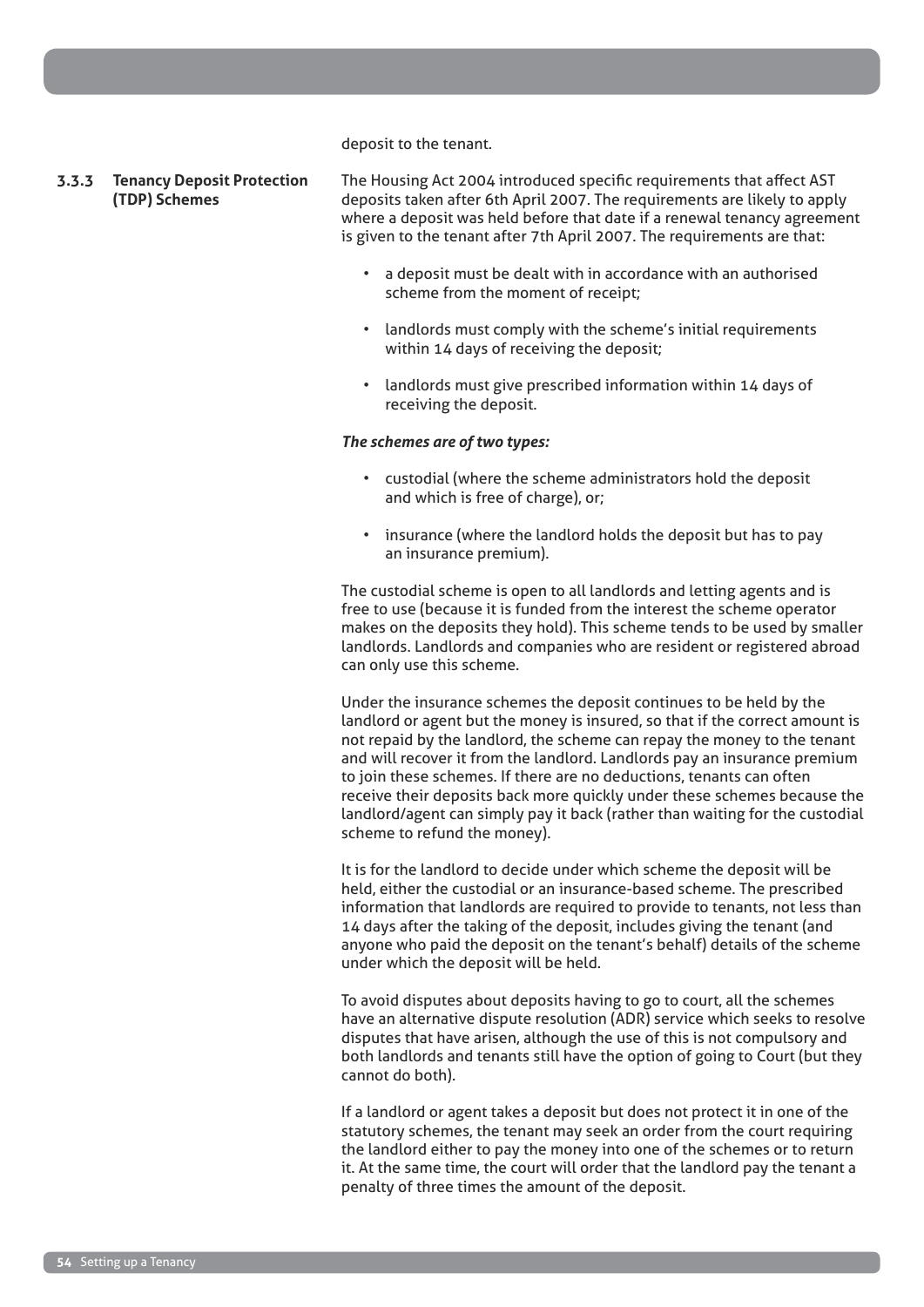deposit to the tenant.

### 3.3.3 Tenancy Deposit Protection (TDP) Schemes

The Housing Act 2004 introduced specific requirements that affect AST deposits taken after 6th April 2007. The requirements are likely to apply where a deposit was held before that date if a renewal tenancy agreement is given to the tenant after 7th April 2007. The requirements are that:

- a deposit must be dealt with in accordance with an authorised scheme from the moment of receipt;
- landlords must comply with the scheme's initial requirements within 14 days of receiving the deposit;
- landlords must give prescribed information within 14 days of receiving the deposit.

***The schemes are of two types:***

- custodial (where the scheme administrators hold the deposit and which is free of charge), or;
- insurance (where the landlord holds the deposit but has to pay an insurance premium).

The custodial scheme is open to all landlords and letting agents and is free to use (because it is funded from the interest the scheme operator makes on the deposits they hold). This scheme tends to be used by smaller landlords. Landlords and companies who are resident or registered abroad can only use this scheme.

Under the insurance schemes the deposit continues to be held by the landlord or agent but the money is insured, so that if the correct amount is not repaid by the landlord, the scheme can repay the money to the tenant and will recover it from the landlord. Landlords pay an insurance premium to join these schemes. If there are no deductions, tenants can often receive their deposits back more quickly under these schemes because the landlord/agent can simply pay it back (rather than waiting for the custodial scheme to refund the money).

It is for the landlord to decide under which scheme the deposit will be held, either the custodial or an insurance-based scheme. The prescribed information that landlords are required to provide to tenants, not less than 14 days after the taking of the deposit, includes giving the tenant (and anyone who paid the deposit on the tenant's behalf) details of the scheme under which the deposit will be held.

To avoid disputes about deposits having to go to court, all the schemes have an alternative dispute resolution (ADR) service which seeks to resolve disputes that have arisen, although the use of this is not compulsory and both landlords and tenants still have the option of going to Court (but they cannot do both).

If a landlord or agent takes a deposit but does not protect it in one of the statutory schemes, the tenant may seek an order from the court requiring the landlord either to pay the money into one of the schemes or to return it. At the same time, the court will order that the landlord pay the tenant a penalty of three times the amount of the deposit.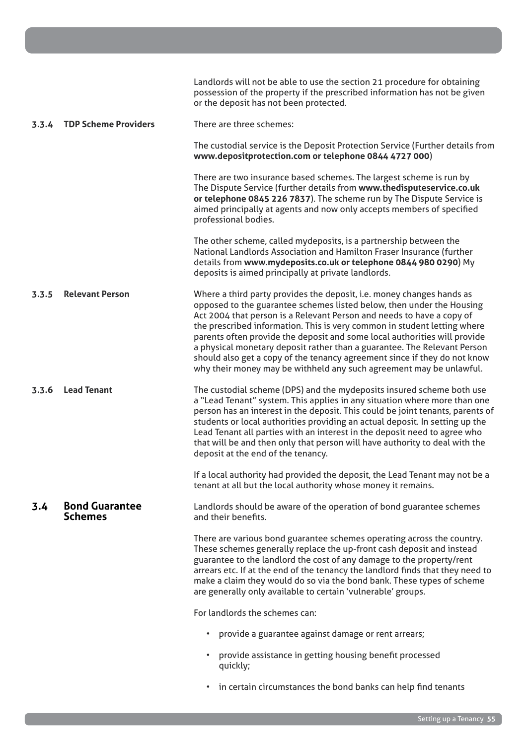Landlords will not be able to use the section 21 procedure for obtaining possession of the property if the prescribed information has not be given or the deposit has not been protected.

### 3.3.4 TDP Scheme Providers

There are three schemes:

The custodial service is the Deposit Protection Service (Further details from **www.depositprotection.com or telephone 0844 4727 000**)

There are two insurance based schemes. The largest scheme is run by The Dispute Service (further details from **www.thedisputeservice.co.uk or telephone 0845 226 7837**). The scheme run by The Dispute Service is aimed principally at agents and now only accepts members of specified professional bodies.

The other scheme, called mydeposits, is a partnership between the National Landlords Association and Hamilton Fraser Insurance (further details from **www.mydeposits.co.uk or telephone 0844 980 0290**) My deposits is aimed principally at private landlords.

### 3.3.5 Relevant Person

Where a third party provides the deposit, i.e. money changes hands as opposed to the guarantee schemes listed below, then under the Housing Act 2004 that person is a Relevant Person and needs to have a copy of the prescribed information. This is very common in student letting where parents often provide the deposit and some local authorities will provide a physical monetary deposit rather than a guarantee. The Relevant Person should also get a copy of the tenancy agreement since if they do not know why their money may be withheld any such agreement may be unlawful.

### 3.3.6 Lead Tenant

The custodial scheme (DPS) and the mydeposits insured scheme both use a "Lead Tenant" system. This applies in any situation where more than one person has an interest in the deposit. This could be joint tenants, parents of students or local authorities providing an actual deposit. In setting up the Lead Tenant all parties with an interest in the deposit need to agree who that will be and then only that person will have authority to deal with the deposit at the end of the tenancy.

If a local authority had provided the deposit, the Lead Tenant may not be a tenant at all but the local authority whose money it remains.

## 3.4 Bond Guarantee Schemes

Landlords should be aware of the operation of bond guarantee schemes and their benefits.

There are various bond guarantee schemes operating across the country. These schemes generally replace the up-front cash deposit and instead guarantee to the landlord the cost of any damage to the property/rent arrears etc. If at the end of the tenancy the landlord finds that they need to make a claim they would do so via the bond bank. These types of scheme are generally only available to certain 'vulnerable' groups.

For landlords the schemes can:

- provide a guarantee against damage or rent arrears;
- provide assistance in getting housing benefit processed quickly;
- in certain circumstances the bond banks can help find tenants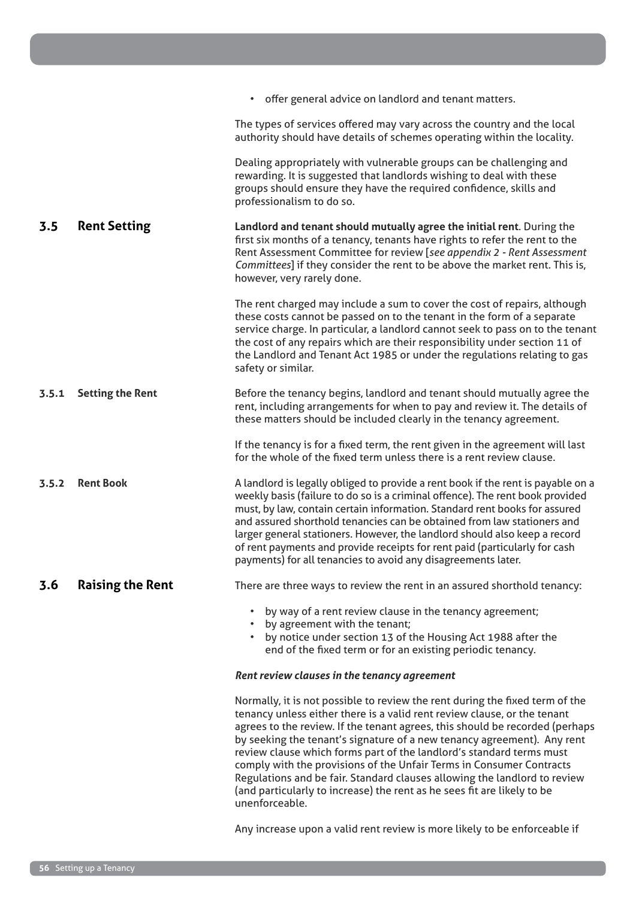- offer general advice on landlord and tenant matters.

The types of services offered may vary across the country and the local authority should have details of schemes operating within the locality.

Dealing appropriately with vulnerable groups can be challenging and rewarding. It is suggested that landlords wishing to deal with these groups should ensure they have the required confidence, skills and professionalism to do so.

## 3.5 Rent Setting

**Landlord and tenant should mutually agree the initial rent**. During the first six months of a tenancy, tenants have rights to refer the rent to the Rent Assessment Committee for review [*see appendix 2 - Rent Assessment Committees*] if they consider the rent to be above the market rent. This is, however, very rarely done.

The rent charged may include a sum to cover the cost of repairs, although these costs cannot be passed on to the tenant in the form of a separate service charge. In particular, a landlord cannot seek to pass on to the tenant the cost of any repairs which are their responsibility under section 11 of the Landlord and Tenant Act 1985 or under the regulations relating to gas safety or similar.

### 3.5.1 Setting the Rent

Before the tenancy begins, landlord and tenant should mutually agree the rent, including arrangements for when to pay and review it. The details of these matters should be included clearly in the tenancy agreement.

If the tenancy is for a fixed term, the rent given in the agreement will last for the whole of the fixed term unless there is a rent review clause.

### 3.5.2 Rent Book

A landlord is legally obliged to provide a rent book if the rent is payable on a weekly basis (failure to do so is a criminal offence). The rent book provided must, by law, contain certain information. Standard rent books for assured and assured shorthold tenancies can be obtained from law stationers and larger general stationers. However, the landlord should also keep a record of rent payments and provide receipts for rent paid (particularly for cash payments) for all tenancies to avoid any disagreements later.

## 3.6 Raising the Rent

There are three ways to review the rent in an assured shorthold tenancy:

- by way of a rent review clause in the tenancy agreement;
- by agreement with the tenant;
- by notice under section 13 of the Housing Act 1988 after the end of the fixed term or for an existing periodic tenancy.

***Rent review clauses in the tenancy agreement***

Normally, it is not possible to review the rent during the fixed term of the tenancy unless either there is a valid rent review clause, or the tenant agrees to the review. If the tenant agrees, this should be recorded (perhaps by seeking the tenant's signature of a new tenancy agreement). Any rent review clause which forms part of the landlord's standard terms must comply with the provisions of the Unfair Terms in Consumer Contracts Regulations and be fair. Standard clauses allowing the landlord to review (and particularly to increase) the rent as he sees fit are likely to be unenforceable.

Any increase upon a valid rent review is more likely to be enforceable if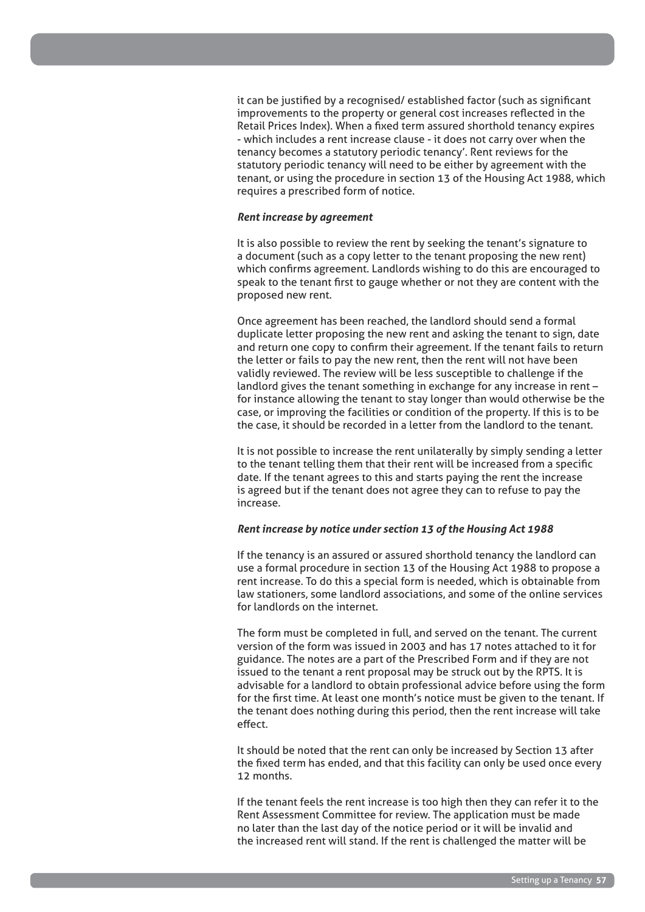it can be justified by a recognised/ established factor (such as significant improvements to the property or general cost increases reflected in the Retail Prices Index). When a fixed term assured shorthold tenancy expires - which includes a rent increase clause - it does not carry over when the tenancy becomes a statutory periodic tenancy'. Rent reviews for the statutory periodic tenancy will need to be either by agreement with the tenant, or using the procedure in section 13 of the Housing Act 1988, which requires a prescribed form of notice.

***Rent increase by agreement***

It is also possible to review the rent by seeking the tenant's signature to a document (such as a copy letter to the tenant proposing the new rent) which confirms agreement. Landlords wishing to do this are encouraged to speak to the tenant first to gauge whether or not they are content with the proposed new rent.

Once agreement has been reached, the landlord should send a formal duplicate letter proposing the new rent and asking the tenant to sign, date and return one copy to confirm their agreement. If the tenant fails to return the letter or fails to pay the new rent, then the rent will not have been validly reviewed. The review will be less susceptible to challenge if the landlord gives the tenant something in exchange for any increase in rent – for instance allowing the tenant to stay longer than would otherwise be the case, or improving the facilities or condition of the property. If this is to be the case, it should be recorded in a letter from the landlord to the tenant.

It is not possible to increase the rent unilaterally by simply sending a letter to the tenant telling them that their rent will be increased from a specific date. If the tenant agrees to this and starts paying the rent the increase is agreed but if the tenant does not agree they can to refuse to pay the increase.

***Rent increase by notice under section 13 of the Housing Act 1988***

If the tenancy is an assured or assured shorthold tenancy the landlord can use a formal procedure in section 13 of the Housing Act 1988 to propose a rent increase. To do this a special form is needed, which is obtainable from law stationers, some landlord associations, and some of the online services for landlords on the internet.

The form must be completed in full, and served on the tenant. The current version of the form was issued in 2003 and has 17 notes attached to it for guidance. The notes are a part of the Prescribed Form and if they are not issued to the tenant a rent proposal may be struck out by the RPTS. It is advisable for a landlord to obtain professional advice before using the form for the first time. At least one month's notice must be given to the tenant. If the tenant does nothing during this period, then the rent increase will take effect.

It should be noted that the rent can only be increased by Section 13 after the fixed term has ended, and that this facility can only be used once every 12 months.

If the tenant feels the rent increase is too high then they can refer it to the Rent Assessment Committee for review. The application must be made no later than the last day of the notice period or it will be invalid and the increased rent will stand. If the rent is challenged the matter will be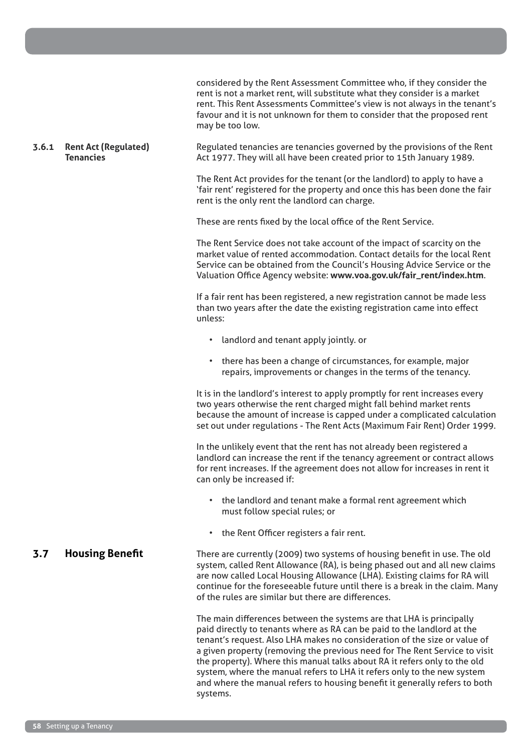considered by the Rent Assessment Committee who, if they consider the rent is not a market rent, will substitute what they consider is a market rent. This Rent Assessments Committee's view is not always in the tenant's favour and it is not unknown for them to consider that the proposed rent may be too low.

### 3.6.1 Rent Act (Regulated) Tenancies

Regulated tenancies are tenancies governed by the provisions of the Rent Act 1977. They will all have been created prior to 15th January 1989.

The Rent Act provides for the tenant (or the landlord) to apply to have a 'fair rent' registered for the property and once this has been done the fair rent is the only rent the landlord can charge.

These are rents fixed by the local office of the Rent Service.

The Rent Service does not take account of the impact of scarcity on the market value of rented accommodation. Contact details for the local Rent Service can be obtained from the Council's Housing Advice Service or the Valuation Office Agency website: **www.voa.gov.uk/fair_rent/index.htm**.

If a fair rent has been registered, a new registration cannot be made less than two years after the date the existing registration came into effect unless:

- landlord and tenant apply jointly. or
- there has been a change of circumstances, for example, major repairs, improvements or changes in the terms of the tenancy.

It is in the landlord's interest to apply promptly for rent increases every two years otherwise the rent charged might fall behind market rents because the amount of increase is capped under a complicated calculation set out under regulations - The Rent Acts (Maximum Fair Rent) Order 1999.

In the unlikely event that the rent has not already been registered a landlord can increase the rent if the tenancy agreement or contract allows for rent increases. If the agreement does not allow for increases in rent it can only be increased if:

- the landlord and tenant make a formal rent agreement which must follow special rules; or
- the Rent Officer registers a fair rent.

## 3.7 Housing Benefit

There are currently (2009) two systems of housing benefit in use. The old system, called Rent Allowance (RA), is being phased out and all new claims are now called Local Housing Allowance (LHA). Existing claims for RA will continue for the foreseeable future until there is a break in the claim. Many of the rules are similar but there are differences.

The main differences between the systems are that LHA is principally paid directly to tenants where as RA can be paid to the landlord at the tenant's request. Also LHA makes no consideration of the size or value of a given property (removing the previous need for The Rent Service to visit the property). Where this manual talks about RA it refers only to the old system, where the manual refers to LHA it refers only to the new system and where the manual refers to housing benefit it generally refers to both systems.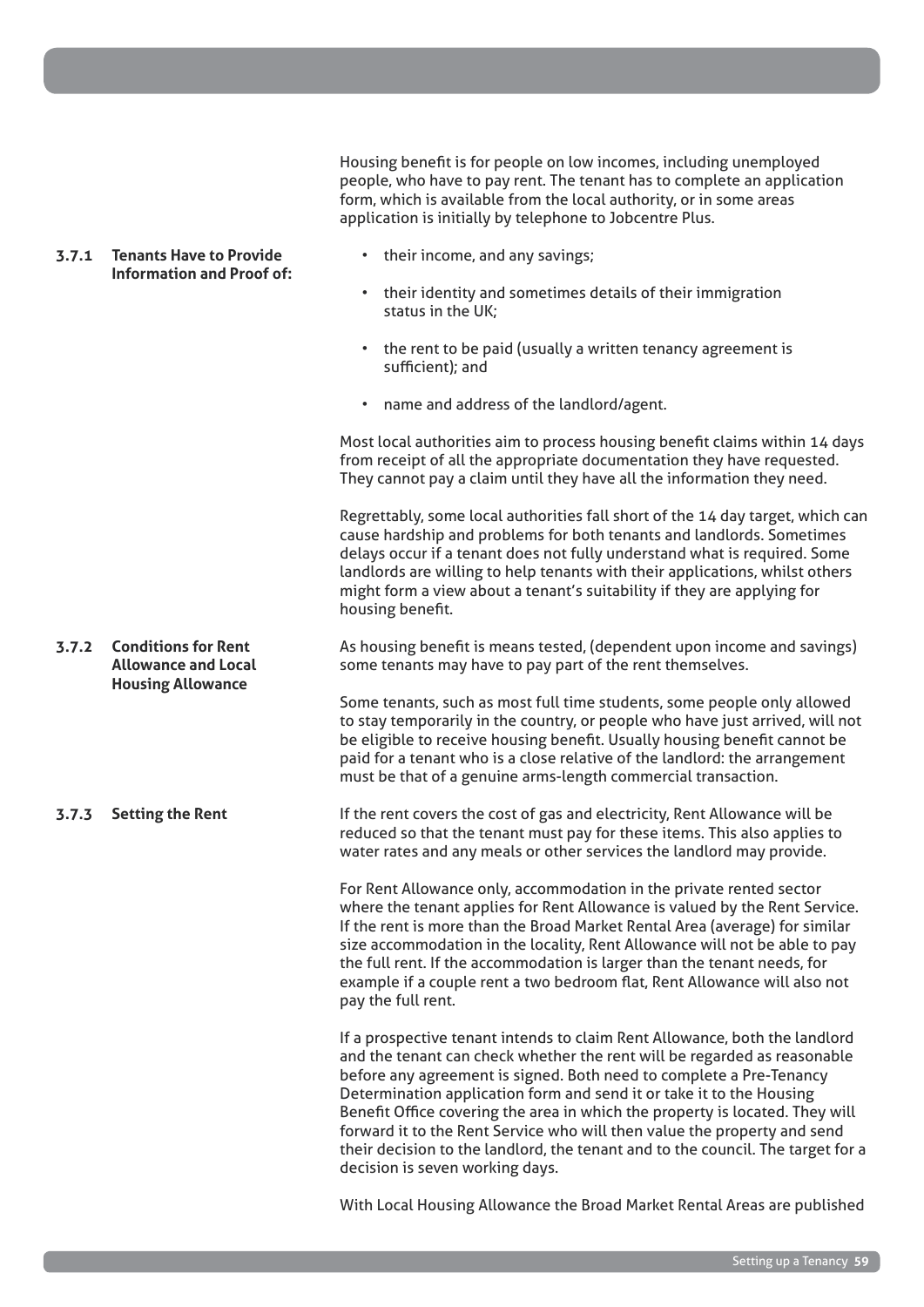Housing benefit is for people on low incomes, including unemployed people, who have to pay rent. The tenant has to complete an application form, which is available from the local authority, or in some areas application is initially by telephone to Jobcentre Plus.

### 3.7.1 Tenants Have to Provide Information and Proof of:

- their income, and any savings;
- their identity and sometimes details of their immigration status in the UK;
- the rent to be paid (usually a written tenancy agreement is sufficient); and
- name and address of the landlord/agent.

Most local authorities aim to process housing benefit claims within 14 days from receipt of all the appropriate documentation they have requested. They cannot pay a claim until they have all the information they need.

Regrettably, some local authorities fall short of the 14 day target, which can cause hardship and problems for both tenants and landlords. Sometimes delays occur if a tenant does not fully understand what is required. Some landlords are willing to help tenants with their applications, whilst others might form a view about a tenant's suitability if they are applying for housing benefit.

### 3.7.2 Conditions for Rent Allowance and Local Housing Allowance

As housing benefit is means tested, (dependent upon income and savings) some tenants may have to pay part of the rent themselves.

Some tenants, such as most full time students, some people only allowed to stay temporarily in the country, or people who have just arrived, will not be eligible to receive housing benefit. Usually housing benefit cannot be paid for a tenant who is a close relative of the landlord: the arrangement must be that of a genuine arms-length commercial transaction.

### 3.7.3 Setting the Rent

If the rent covers the cost of gas and electricity, Rent Allowance will be reduced so that the tenant must pay for these items. This also applies to water rates and any meals or other services the landlord may provide.

For Rent Allowance only, accommodation in the private rented sector where the tenant applies for Rent Allowance is valued by the Rent Service. If the rent is more than the Broad Market Rental Area (average) for similar size accommodation in the locality, Rent Allowance will not be able to pay the full rent. If the accommodation is larger than the tenant needs, for example if a couple rent a two bedroom flat, Rent Allowance will also not pay the full rent.

If a prospective tenant intends to claim Rent Allowance, both the landlord and the tenant can check whether the rent will be regarded as reasonable before any agreement is signed. Both need to complete a Pre-Tenancy Determination application form and send it or take it to the Housing Benefit Office covering the area in which the property is located. They will forward it to the Rent Service who will then value the property and send their decision to the landlord, the tenant and to the council. The target for a decision is seven working days.

With Local Housing Allowance the Broad Market Rental Areas are published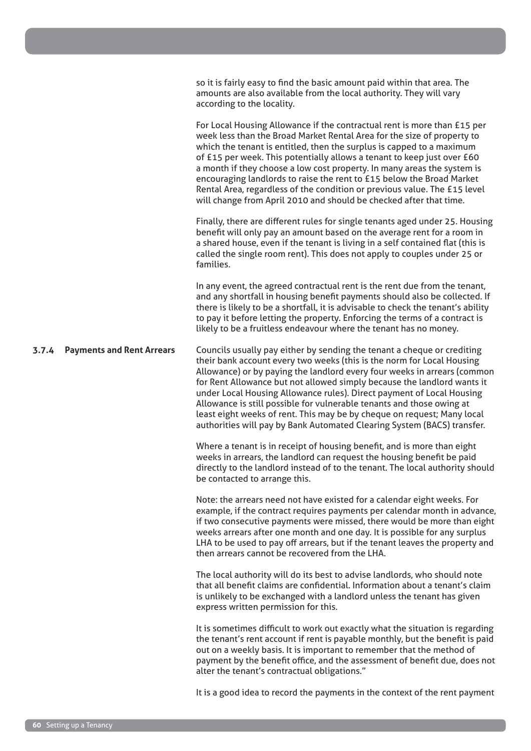so it is fairly easy to find the basic amount paid within that area. The amounts are also available from the local authority. They will vary according to the locality.

For Local Housing Allowance if the contractual rent is more than £15 per week less than the Broad Market Rental Area for the size of property to which the tenant is entitled, then the surplus is capped to a maximum of £15 per week. This potentially allows a tenant to keep just over £60 a month if they choose a low cost property. In many areas the system is encouraging landlords to raise the rent to £15 below the Broad Market Rental Area, regardless of the condition or previous value. The £15 level will change from April 2010 and should be checked after that time.

Finally, there are different rules for single tenants aged under 25. Housing benefit will only pay an amount based on the average rent for a room in a shared house, even if the tenant is living in a self contained flat (this is called the single room rent). This does not apply to couples under 25 or families.

In any event, the agreed contractual rent is the rent due from the tenant, and any shortfall in housing benefit payments should also be collected. If there is likely to be a shortfall, it is advisable to check the tenant's ability to pay it before letting the property. Enforcing the terms of a contract is likely to be a fruitless endeavour where the tenant has no money.

### 3.7.4 Payments and Rent Arrears

Councils usually pay either by sending the tenant a cheque or crediting their bank account every two weeks (this is the norm for Local Housing Allowance) or by paying the landlord every four weeks in arrears (common for Rent Allowance but not allowed simply because the landlord wants it under Local Housing Allowance rules). Direct payment of Local Housing Allowance is still possible for vulnerable tenants and those owing at least eight weeks of rent. This may be by cheque on request; Many local authorities will pay by Bank Automated Clearing System (BACS) transfer.

Where a tenant is in receipt of housing benefit, and is more than eight weeks in arrears, the landlord can request the housing benefit be paid directly to the landlord instead of to the tenant. The local authority should be contacted to arrange this.

Note: the arrears need not have existed for a calendar eight weeks. For example, if the contract requires payments per calendar month in advance, if two consecutive payments were missed, there would be more than eight weeks arrears after one month and one day. It is possible for any surplus LHA to be used to pay off arrears, but if the tenant leaves the property and then arrears cannot be recovered from the LHA.

The local authority will do its best to advise landlords, who should note that all benefit claims are confidential. Information about a tenant's claim is unlikely to be exchanged with a landlord unless the tenant has given express written permission for this.

It is sometimes difficult to work out exactly what the situation is regarding the tenant's rent account if rent is payable monthly, but the benefit is paid out on a weekly basis. It is important to remember that the method of payment by the benefit office, and the assessment of benefit due, does not alter the tenant's contractual obligations."

It is a good idea to record the payments in the context of the rent payment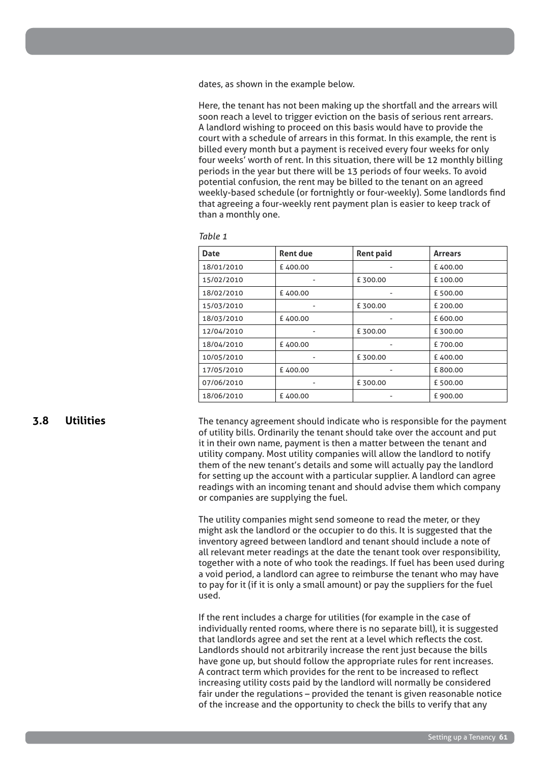dates, as shown in the example below.

Here, the tenant has not been making up the shortfall and the arrears will soon reach a level to trigger eviction on the basis of serious rent arrears. A landlord wishing to proceed on this basis would have to provide the court with a schedule of arrears in this format. In this example, the rent is billed every month but a payment is received every four weeks for only four weeks' worth of rent. In this situation, there will be 12 monthly billing periods in the year but there will be 13 periods of four weeks. To avoid potential confusion, the rent may be billed to the tenant on an agreed weekly-based schedule (or fortnightly or four-weekly). Some landlords find that agreeing a four-weekly rent payment plan is easier to keep track of than a monthly one.

*Table 1*

| Date | Rent due | Rent paid | Arrears |
|---|---|---|---|
| 18/01/2010 | £ 400.00 | - | £ 400.00 |
| 15/02/2010 | - | £ 300.00 | £ 100.00 |
| 18/02/2010 | £ 400.00 | - | £ 500.00 |
| 15/03/2010 | - | £ 300.00 | £ 200.00 |
| 18/03/2010 | £ 400.00 | - | £ 600.00 |
| 12/04/2010 | - | £ 300.00 | £ 300.00 |
| 18/04/2010 | £ 400.00 | - | £ 700.00 |
| 10/05/2010 | - | £ 300.00 | £ 400.00 |
| 17/05/2010 | £ 400.00 | - | £ 800.00 |
| 07/06/2010 | - | £ 300.00 | £ 500.00 |
| 18/06/2010 | £ 400.00 | - | £ 900.00 |

## 3.8 Utilities

The tenancy agreement should indicate who is responsible for the payment of utility bills. Ordinarily the tenant should take over the account and put it in their own name, payment is then a matter between the tenant and utility company. Most utility companies will allow the landlord to notify them of the new tenant's details and some will actually pay the landlord for setting up the account with a particular supplier. A landlord can agree readings with an incoming tenant and should advise them which company or companies are supplying the fuel.

The utility companies might send someone to read the meter, or they might ask the landlord or the occupier to do this. It is suggested that the inventory agreed between landlord and tenant should include a note of all relevant meter readings at the date the tenant took over responsibility, together with a note of who took the readings. If fuel has been used during a void period, a landlord can agree to reimburse the tenant who may have to pay for it (if it is only a small amount) or pay the suppliers for the fuel used.

If the rent includes a charge for utilities (for example in the case of individually rented rooms, where there is no separate bill), it is suggested that landlords agree and set the rent at a level which reflects the cost. Landlords should not arbitrarily increase the rent just because the bills have gone up, but should follow the appropriate rules for rent increases. A contract term which provides for the rent to be increased to reflect increasing utility costs paid by the landlord will normally be considered fair under the regulations – provided the tenant is given reasonable notice of the increase and the opportunity to check the bills to verify that any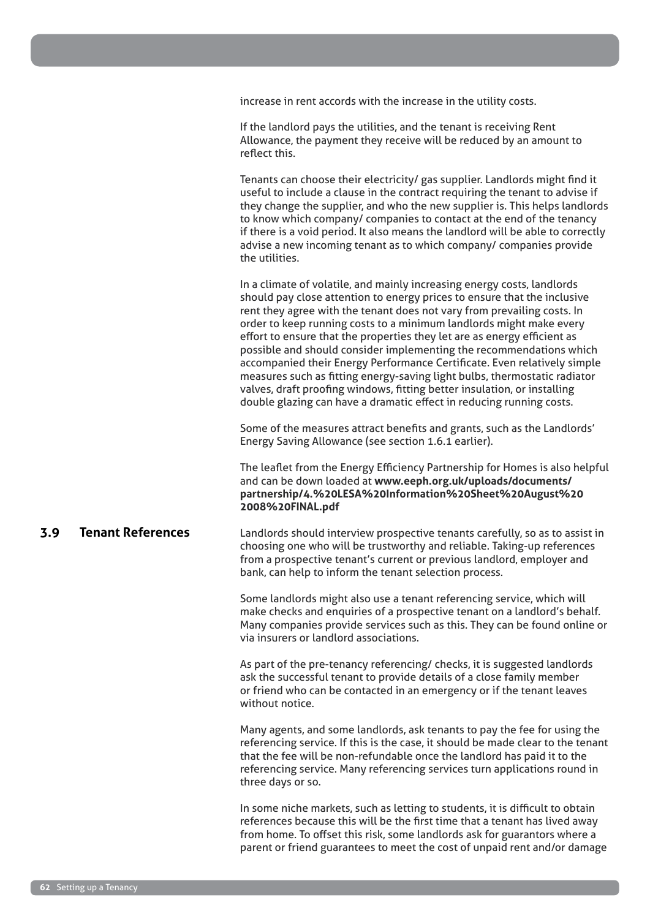increase in rent accords with the increase in the utility costs.

If the landlord pays the utilities, and the tenant is receiving Rent Allowance, the payment they receive will be reduced by an amount to reflect this.

Tenants can choose their electricity/ gas supplier. Landlords might find it useful to include a clause in the contract requiring the tenant to advise if they change the supplier, and who the new supplier is. This helps landlords to know which company/ companies to contact at the end of the tenancy if there is a void period. It also means the landlord will be able to correctly advise a new incoming tenant as to which company/ companies provide the utilities.

In a climate of volatile, and mainly increasing energy costs, landlords should pay close attention to energy prices to ensure that the inclusive rent they agree with the tenant does not vary from prevailing costs. In order to keep running costs to a minimum landlords might make every effort to ensure that the properties they let are as energy efficient as possible and should consider implementing the recommendations which accompanied their Energy Performance Certificate. Even relatively simple measures such as fitting energy-saving light bulbs, thermostatic radiator valves, draft proofing windows, fitting better insulation, or installing double glazing can have a dramatic effect in reducing running costs.

Some of the measures attract benefits and grants, such as the Landlords' Energy Saving Allowance (see section 1.6.1 earlier).

The leaflet from the Energy Efficiency Partnership for Homes is also helpful and can be down loaded at **www.eeph.org.uk/uploads/documents/partnership/4.%20LESA%20Information%20Sheet%20August%202008%20FINAL.pdf**

## 3.9 Tenant References

Landlords should interview prospective tenants carefully, so as to assist in choosing one who will be trustworthy and reliable. Taking-up references from a prospective tenant's current or previous landlord, employer and bank, can help to inform the tenant selection process.

Some landlords might also use a tenant referencing service, which will make checks and enquiries of a prospective tenant on a landlord's behalf. Many companies provide services such as this. They can be found online or via insurers or landlord associations.

As part of the pre-tenancy referencing/ checks, it is suggested landlords ask the successful tenant to provide details of a close family member or friend who can be contacted in an emergency or if the tenant leaves without notice.

Many agents, and some landlords, ask tenants to pay the fee for using the referencing service. If this is the case, it should be made clear to the tenant that the fee will be non-refundable once the landlord has paid it to the referencing service. Many referencing services turn applications round in three days or so.

In some niche markets, such as letting to students, it is difficult to obtain references because this will be the first time that a tenant has lived away from home. To offset this risk, some landlords ask for guarantors where a parent or friend guarantees to meet the cost of unpaid rent and/or damage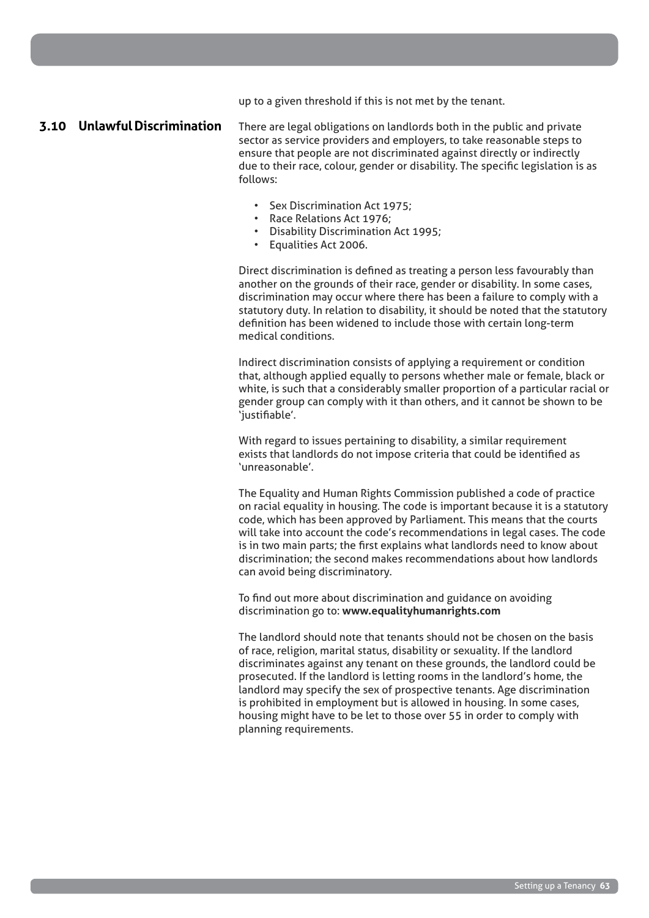up to a given threshold if this is not met by the tenant.

## 3.10 Unlawful Discrimination

There are legal obligations on landlords both in the public and private sector as service providers and employers, to take reasonable steps to ensure that people are not discriminated against directly or indirectly due to their race, colour, gender or disability. The specific legislation is as follows:

- Sex Discrimination Act 1975;
- Race Relations Act 1976;
- Disability Discrimination Act 1995;
- Equalities Act 2006.

Direct discrimination is defined as treating a person less favourably than another on the grounds of their race, gender or disability. In some cases, discrimination may occur where there has been a failure to comply with a statutory duty. In relation to disability, it should be noted that the statutory definition has been widened to include those with certain long-term medical conditions.

Indirect discrimination consists of applying a requirement or condition that, although applied equally to persons whether male or female, black or white, is such that a considerably smaller proportion of a particular racial or gender group can comply with it than others, and it cannot be shown to be 'justifiable'.

With regard to issues pertaining to disability, a similar requirement exists that landlords do not impose criteria that could be identified as 'unreasonable'.

The Equality and Human Rights Commission published a code of practice on racial equality in housing. The code is important because it is a statutory code, which has been approved by Parliament. This means that the courts will take into account the code's recommendations in legal cases. The code is in two main parts; the first explains what landlords need to know about discrimination; the second makes recommendations about how landlords can avoid being discriminatory.

To find out more about discrimination and guidance on avoiding discrimination go to: **www.equalityhumanrights.com**

The landlord should note that tenants should not be chosen on the basis of race, religion, marital status, disability or sexuality. If the landlord discriminates against any tenant on these grounds, the landlord could be prosecuted. If the landlord is letting rooms in the landlord's home, the landlord may specify the sex of prospective tenants. Age discrimination is prohibited in employment but is allowed in housing. In some cases, housing might have to be let to those over 55 in order to comply with planning requirements.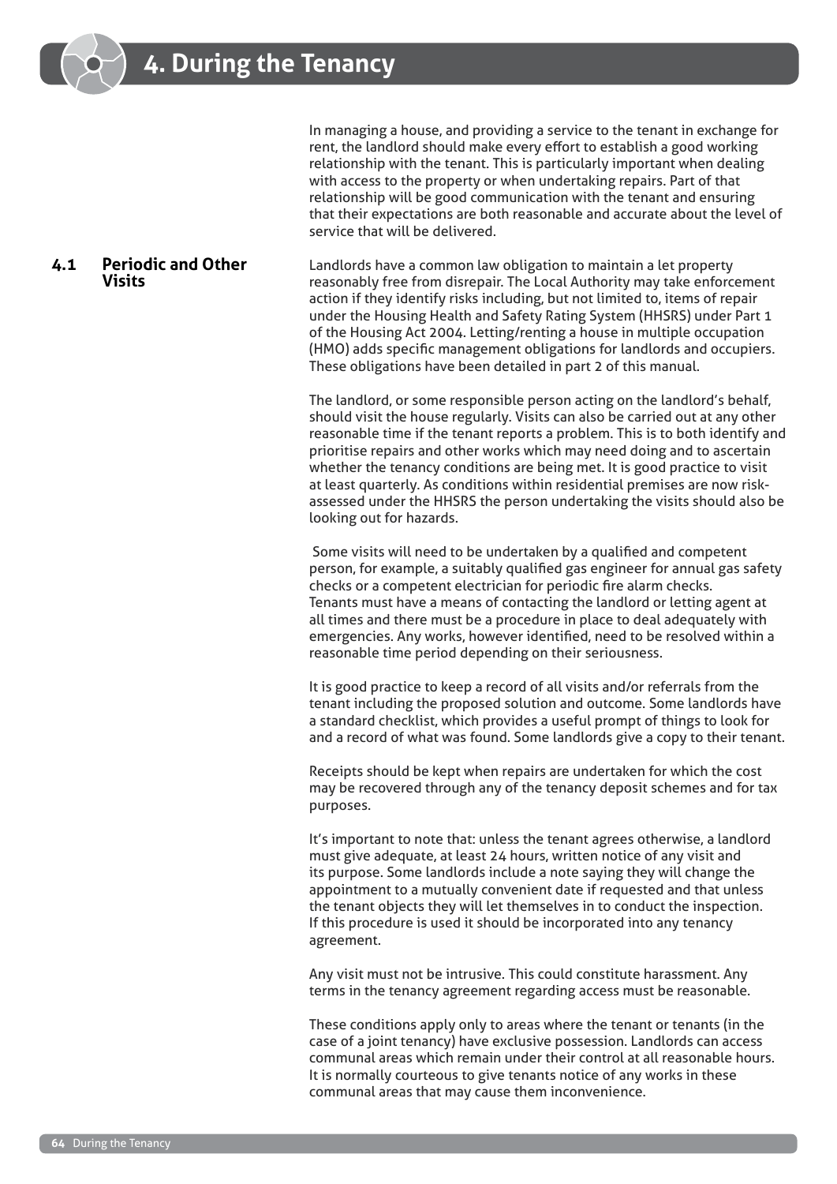# 4. During the Tenancy

In managing a house, and providing a service to the tenant in exchange for rent, the landlord should make every effort to establish a good working relationship with the tenant. This is particularly important when dealing with access to the property or when undertaking repairs. Part of that relationship will be good communication with the tenant and ensuring that their expectations are both reasonable and accurate about the level of service that will be delivered.

## 4.1 Periodic and Other Visits

Landlords have a common law obligation to maintain a let property reasonably free from disrepair. The Local Authority may take enforcement action if they identify risks including, but not limited to, items of repair under the Housing Health and Safety Rating System (HHSRS) under Part 1 of the Housing Act 2004. Letting/renting a house in multiple occupation (HMO) adds specific management obligations for landlords and occupiers. These obligations have been detailed in part 2 of this manual.

The landlord, or some responsible person acting on the landlord's behalf, should visit the house regularly. Visits can also be carried out at any other reasonable time if the tenant reports a problem. This is to both identify and prioritise repairs and other works which may need doing and to ascertain whether the tenancy conditions are being met. It is good practice to visit at least quarterly. As conditions within residential premises are now risk-assessed under the HHSRS the person undertaking the visits should also be looking out for hazards.

Some visits will need to be undertaken by a qualified and competent person, for example, a suitably qualified gas engineer for annual gas safety checks or a competent electrician for periodic fire alarm checks. Tenants must have a means of contacting the landlord or letting agent at all times and there must be a procedure in place to deal adequately with emergencies. Any works, however identified, need to be resolved within a reasonable time period depending on their seriousness.

It is good practice to keep a record of all visits and/or referrals from the tenant including the proposed solution and outcome. Some landlords have a standard checklist, which provides a useful prompt of things to look for and a record of what was found. Some landlords give a copy to their tenant.

Receipts should be kept when repairs are undertaken for which the cost may be recovered through any of the tenancy deposit schemes and for tax purposes.

It's important to note that: unless the tenant agrees otherwise, a landlord must give adequate, at least 24 hours, written notice of any visit and its purpose. Some landlords include a note saying they will change the appointment to a mutually convenient date if requested and that unless the tenant objects they will let themselves in to conduct the inspection. If this procedure is used it should be incorporated into any tenancy agreement.

Any visit must not be intrusive. This could constitute harassment. Any terms in the tenancy agreement regarding access must be reasonable.

These conditions apply only to areas where the tenant or tenants (in the case of a joint tenancy) have exclusive possession. Landlords can access communal areas which remain under their control at all reasonable hours. It is normally courteous to give tenants notice of any works in these communal areas that may cause them inconvenience.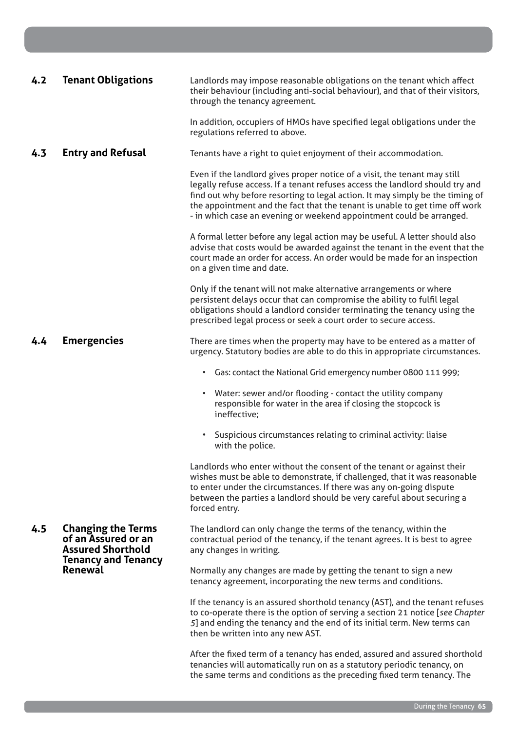## 4.2 Tenant Obligations

Landlords may impose reasonable obligations on the tenant which affect their behaviour (including anti-social behaviour), and that of their visitors, through the tenancy agreement.

In addition, occupiers of HMOs have specified legal obligations under the regulations referred to above.

## 4.3 Entry and Refusal

Tenants have a right to quiet enjoyment of their accommodation.

Even if the landlord gives proper notice of a visit, the tenant may still legally refuse access. If a tenant refuses access the landlord should try and find out why before resorting to legal action. It may simply be the timing of the appointment and the fact that the tenant is unable to get time off work - in which case an evening or weekend appointment could be arranged.

A formal letter before any legal action may be useful. A letter should also advise that costs would be awarded against the tenant in the event that the court made an order for access. An order would be made for an inspection on a given time and date.

Only if the tenant will not make alternative arrangements or where persistent delays occur that can compromise the ability to fulfil legal obligations should a landlord consider terminating the tenancy using the prescribed legal process or seek a court order to secure access.

## 4.4 Emergencies

There are times when the property may have to be entered as a matter of urgency. Statutory bodies are able to do this in appropriate circumstances.

- Gas: contact the National Grid emergency number 0800 111 999;
- Water: sewer and/or flooding - contact the utility company responsible for water in the area if closing the stopcock is ineffective;
- Suspicious circumstances relating to criminal activity: liaise with the police.

Landlords who enter without the consent of the tenant or against their wishes must be able to demonstrate, if challenged, that it was reasonable to enter under the circumstances. If there was any on-going dispute between the parties a landlord should be very careful about securing a forced entry.

## 4.5 Changing the Terms of an Assured or an Assured Shorthold Tenancy and Tenancy Renewal

The landlord can only change the terms of the tenancy, within the contractual period of the tenancy, if the tenant agrees. It is best to agree any changes in writing.

Normally any changes are made by getting the tenant to sign a new tenancy agreement, incorporating the new terms and conditions.

If the tenancy is an assured shorthold tenancy (AST), and the tenant refuses to co-operate there is the option of serving a section 21 notice [*see Chapter 5*] and ending the tenancy and the end of its initial term. New terms can then be written into any new AST.

After the fixed term of a tenancy has ended, assured and assured shorthold tenancies will automatically run on as a statutory periodic tenancy, on the same terms and conditions as the preceding fixed term tenancy. The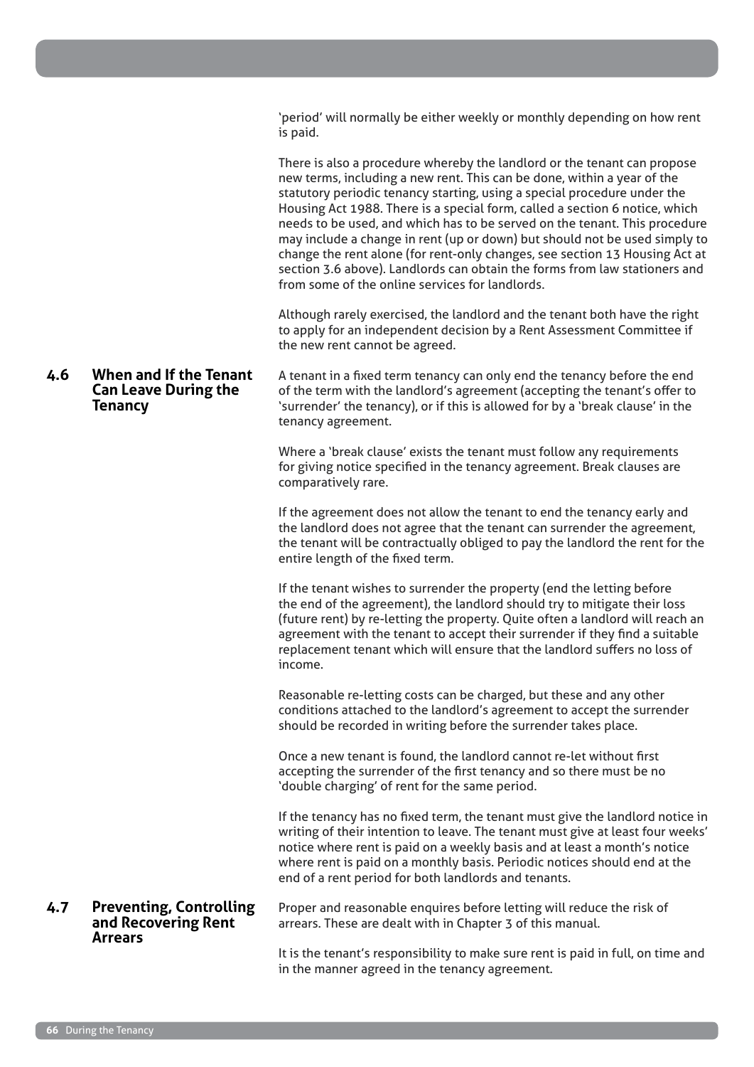'period' will normally be either weekly or monthly depending on how rent is paid.

There is also a procedure whereby the landlord or the tenant can propose new terms, including a new rent. This can be done, within a year of the statutory periodic tenancy starting, using a special procedure under the Housing Act 1988. There is a special form, called a section 6 notice, which needs to be used, and which has to be served on the tenant. This procedure may include a change in rent (up or down) but should not be used simply to change the rent alone (for rent-only changes, see section 13 Housing Act at section 3.6 above). Landlords can obtain the forms from law stationers and from some of the online services for landlords.

Although rarely exercised, the landlord and the tenant both have the right to apply for an independent decision by a Rent Assessment Committee if the new rent cannot be agreed.

## 4.6 When and If the Tenant Can Leave During the Tenancy

A tenant in a fixed term tenancy can only end the tenancy before the end of the term with the landlord's agreement (accepting the tenant's offer to 'surrender' the tenancy), or if this is allowed for by a 'break clause' in the tenancy agreement.

Where a 'break clause' exists the tenant must follow any requirements for giving notice specified in the tenancy agreement. Break clauses are comparatively rare.

If the agreement does not allow the tenant to end the tenancy early and the landlord does not agree that the tenant can surrender the agreement, the tenant will be contractually obliged to pay the landlord the rent for the entire length of the fixed term.

If the tenant wishes to surrender the property (end the letting before the end of the agreement), the landlord should try to mitigate their loss (future rent) by re-letting the property. Quite often a landlord will reach an agreement with the tenant to accept their surrender if they find a suitable replacement tenant which will ensure that the landlord suffers no loss of income.

Reasonable re-letting costs can be charged, but these and any other conditions attached to the landlord's agreement to accept the surrender should be recorded in writing before the surrender takes place.

Once a new tenant is found, the landlord cannot re-let without first accepting the surrender of the first tenancy and so there must be no 'double charging' of rent for the same period.

If the tenancy has no fixed term, the tenant must give the landlord notice in writing of their intention to leave. The tenant must give at least four weeks' notice where rent is paid on a weekly basis and at least a month's notice where rent is paid on a monthly basis. Periodic notices should end at the end of a rent period for both landlords and tenants.

## 4.7 Preventing, Controlling and Recovering Rent Arrears

Proper and reasonable enquires before letting will reduce the risk of arrears. These are dealt with in Chapter 3 of this manual.

It is the tenant's responsibility to make sure rent is paid in full, on time and in the manner agreed in the tenancy agreement.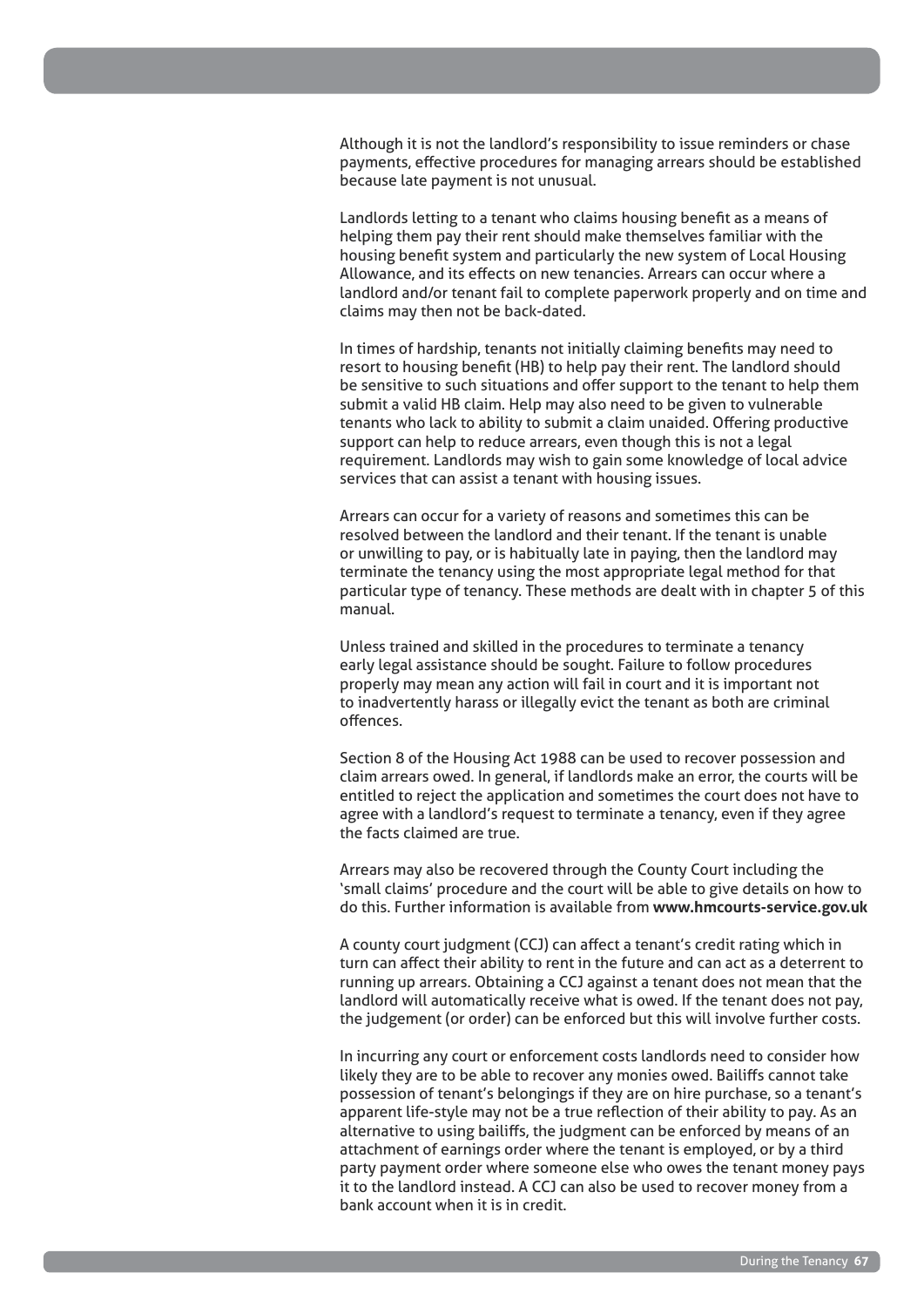Although it is not the landlord's responsibility to issue reminders or chase payments, effective procedures for managing arrears should be established because late payment is not unusual.

Landlords letting to a tenant who claims housing benefit as a means of helping them pay their rent should make themselves familiar with the housing benefit system and particularly the new system of Local Housing Allowance, and its effects on new tenancies. Arrears can occur where a landlord and/or tenant fail to complete paperwork properly and on time and claims may then not be back-dated.

In times of hardship, tenants not initially claiming benefits may need to resort to housing benefit (HB) to help pay their rent. The landlord should be sensitive to such situations and offer support to the tenant to help them submit a valid HB claim. Help may also need to be given to vulnerable tenants who lack to ability to submit a claim unaided. Offering productive support can help to reduce arrears, even though this is not a legal requirement. Landlords may wish to gain some knowledge of local advice services that can assist a tenant with housing issues.

Arrears can occur for a variety of reasons and sometimes this can be resolved between the landlord and their tenant. If the tenant is unable or unwilling to pay, or is habitually late in paying, then the landlord may terminate the tenancy using the most appropriate legal method for that particular type of tenancy. These methods are dealt with in chapter 5 of this manual.

Unless trained and skilled in the procedures to terminate a tenancy early legal assistance should be sought. Failure to follow procedures properly may mean any action will fail in court and it is important not to inadvertently harass or illegally evict the tenant as both are criminal offences.

Section 8 of the Housing Act 1988 can be used to recover possession and claim arrears owed. In general, if landlords make an error, the courts will be entitled to reject the application and sometimes the court does not have to agree with a landlord's request to terminate a tenancy, even if they agree the facts claimed are true.

Arrears may also be recovered through the County Court including the 'small claims' procedure and the court will be able to give details on how to do this. Further information is available from **www.hmcourts-service.gov.uk**

A county court judgment (CCJ) can affect a tenant's credit rating which in turn can affect their ability to rent in the future and can act as a deterrent to running up arrears. Obtaining a CCJ against a tenant does not mean that the landlord will automatically receive what is owed. If the tenant does not pay, the judgement (or order) can be enforced but this will involve further costs.

In incurring any court or enforcement costs landlords need to consider how likely they are to be able to recover any monies owed. Bailiffs cannot take possession of tenant's belongings if they are on hire purchase, so a tenant's apparent life-style may not be a true reflection of their ability to pay. As an alternative to using bailiffs, the judgment can be enforced by means of an attachment of earnings order where the tenant is employed, or by a third party payment order where someone else who owes the tenant money pays it to the landlord instead. A CCJ can also be used to recover money from a bank account when it is in credit.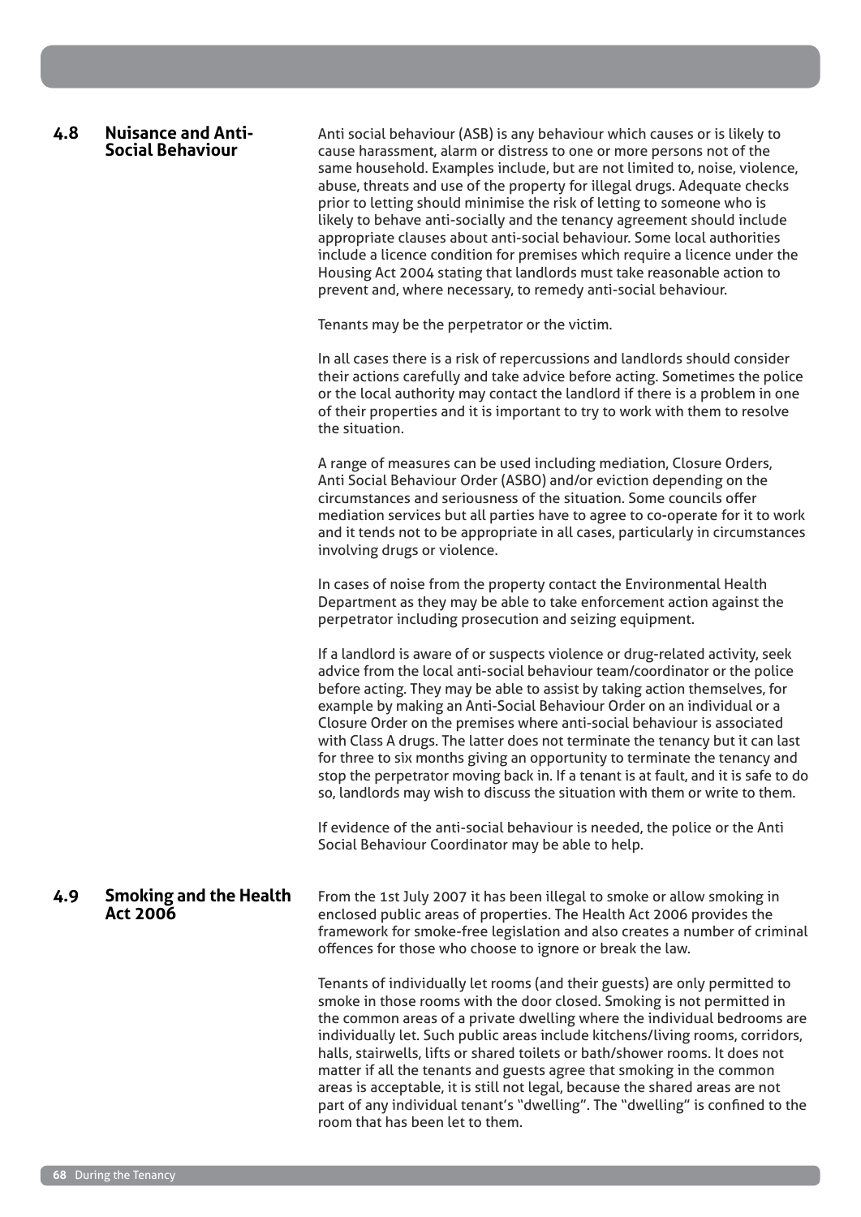## 4.8 Nuisance and Anti-Social Behaviour

Anti social behaviour (ASB) is any behaviour which causes or is likely to cause harassment, alarm or distress to one or more persons not of the same household. Examples include, but are not limited to, noise, violence, abuse, threats and use of the property for illegal drugs. Adequate checks prior to letting should minimise the risk of letting to someone who is likely to behave anti-socially and the tenancy agreement should include appropriate clauses about anti-social behaviour. Some local authorities include a licence condition for premises which require a licence under the Housing Act 2004 stating that landlords must take reasonable action to prevent and, where necessary, to remedy anti-social behaviour.

Tenants may be the perpetrator or the victim.

In all cases there is a risk of repercussions and landlords should consider their actions carefully and take advice before acting. Sometimes the police or the local authority may contact the landlord if there is a problem in one of their properties and it is important to try to work with them to resolve the situation.

A range of measures can be used including mediation, Closure Orders, Anti Social Behaviour Order (ASBO) and/or eviction depending on the circumstances and seriousness of the situation. Some councils offer mediation services but all parties have to agree to co-operate for it to work and it tends not to be appropriate in all cases, particularly in circumstances involving drugs or violence.

In cases of noise from the property contact the Environmental Health Department as they may be able to take enforcement action against the perpetrator including prosecution and seizing equipment.

If a landlord is aware of or suspects violence or drug-related activity, seek advice from the local anti-social behaviour team/coordinator or the police before acting. They may be able to assist by taking action themselves, for example by making an Anti-Social Behaviour Order on an individual or a Closure Order on the premises where anti-social behaviour is associated with Class A drugs. The latter does not terminate the tenancy but it can last for three to six months giving an opportunity to terminate the tenancy and stop the perpetrator moving back in. If a tenant is at fault, and it is safe to do so, landlords may wish to discuss the situation with them or write to them.

If evidence of the anti-social behaviour is needed, the police or the Anti Social Behaviour Coordinator may be able to help.

## 4.9 Smoking and the Health Act 2006

From the 1st July 2007 it has been illegal to smoke or allow smoking in enclosed public areas of properties. The Health Act 2006 provides the framework for smoke-free legislation and also creates a number of criminal offences for those who choose to ignore or break the law.

Tenants of individually let rooms (and their guests) are only permitted to smoke in those rooms with the door closed. Smoking is not permitted in the common areas of a private dwelling where the individual bedrooms are individually let. Such public areas include kitchens/living rooms, corridors, halls, stairwells, lifts or shared toilets or bath/shower rooms. It does not matter if all the tenants and guests agree that smoking in the common areas is acceptable, it is still not legal, because the shared areas are not part of any individual tenant's "dwelling". The "dwelling" is confined to the room that has been let to them.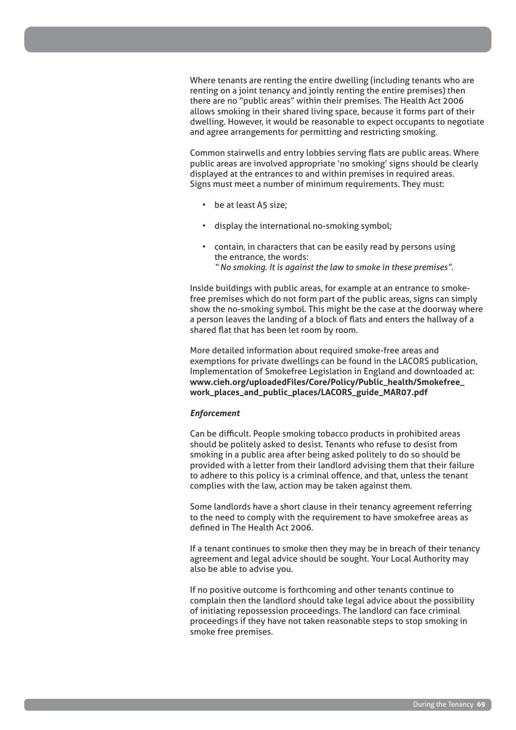Where tenants are renting the entire dwelling (including tenants who are renting on a joint tenancy and jointly renting the entire premises) then there are no "public areas" within their premises. The Health Act 2006 allows smoking in their shared living space, because it forms part of their dwelling. However, it would be reasonable to expect occupants to negotiate and agree arrangements for permitting and restricting smoking.

Common stairwells and entry lobbies serving flats are public areas. Where public areas are involved appropriate 'no smoking' signs should be clearly displayed at the entrances to and within premises in required areas. Signs must meet a number of minimum requirements. They must:

- be at least A5 size;
- display the international no-smoking symbol;
- contain, in characters that can be easily read by persons using the entrance, the words:
  *" No smoking. It is against the law to smoke in these premises".*

Inside buildings with public areas, for example at an entrance to smoke-free premises which do not form part of the public areas, signs can simply show the no-smoking symbol. This might be the case at the doorway where a person leaves the landing of a block of flats and enters the hallway of a shared flat that has been let room by room.

More detailed information about required smoke-free areas and exemptions for private dwellings can be found in the LACORS publication, Implementation of Smokefree Legislation in England and downloaded at: **www.cieh.org/uploadedFiles/Core/Policy/Public_health/Smokefree_work_places_and_public_places/LACORS_guide_MAR07.pdf**

***Enforcement***

Can be difficult. People smoking tobacco products in prohibited areas should be politely asked to desist. Tenants who refuse to desist from smoking in a public area after being asked politely to do so should be provided with a letter from their landlord advising them that their failure to adhere to this policy is a criminal offence, and that, unless the tenant complies with the law, action may be taken against them.

Some landlords have a short clause in their tenancy agreement referring to the need to comply with the requirement to have smokefree areas as defined in The Health Act 2006.

If a tenant continues to smoke then they may be in breach of their tenancy agreement and legal advice should be sought. Your Local Authority may also be able to advise you.

If no positive outcome is forthcoming and other tenants continue to complain then the landlord should take legal advice about the possibility of initiating repossession proceedings. The landlord can face criminal proceedings if they have not taken reasonable steps to stop smoking in smoke free premises.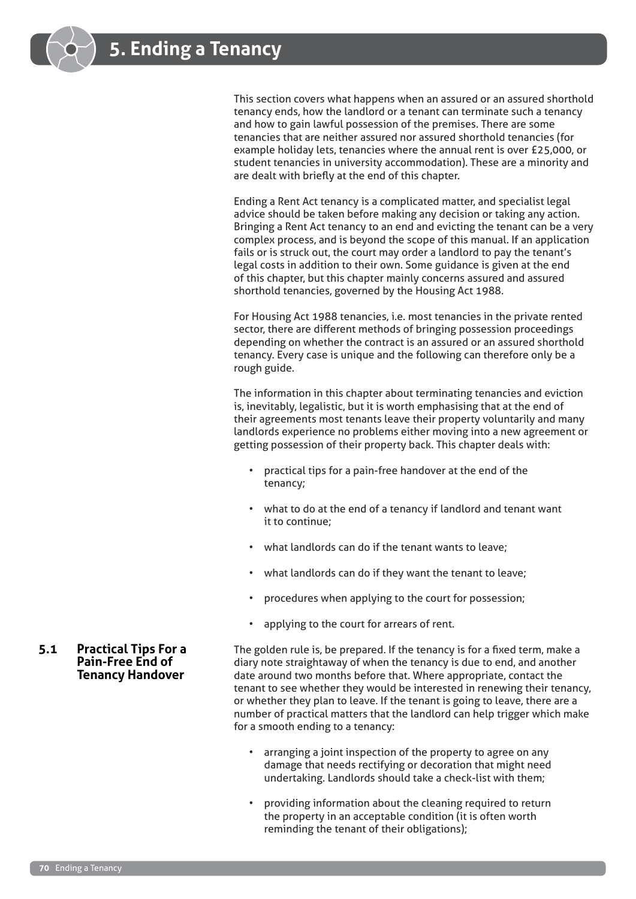# 5. Ending a Tenancy

This section covers what happens when an assured or an assured shorthold tenancy ends, how the landlord or a tenant can terminate such a tenancy and how to gain lawful possession of the premises. There are some tenancies that are neither assured nor assured shorthold tenancies (for example holiday lets, tenancies where the annual rent is over £25,000, or student tenancies in university accommodation). These are a minority and are dealt with briefly at the end of this chapter.

Ending a Rent Act tenancy is a complicated matter, and specialist legal advice should be taken before making any decision or taking any action. Bringing a Rent Act tenancy to an end and evicting the tenant can be a very complex process, and is beyond the scope of this manual. If an application fails or is struck out, the court may order a landlord to pay the tenant's legal costs in addition to their own. Some guidance is given at the end of this chapter, but this chapter mainly concerns assured and assured shorthold tenancies, governed by the Housing Act 1988.

For Housing Act 1988 tenancies, i.e. most tenancies in the private rented sector, there are different methods of bringing possession proceedings depending on whether the contract is an assured or an assured shorthold tenancy. Every case is unique and the following can therefore only be a rough guide.

The information in this chapter about terminating tenancies and eviction is, inevitably, legalistic, but it is worth emphasising that at the end of their agreements most tenants leave their property voluntarily and many landlords experience no problems either moving into a new agreement or getting possession of their property back. This chapter deals with:

- practical tips for a pain-free handover at the end of the tenancy;
- what to do at the end of a tenancy if landlord and tenant want it to continue;
- what landlords can do if the tenant wants to leave;
- what landlords can do if they want the tenant to leave;
- procedures when applying to the court for possession;
- applying to the court for arrears of rent.

## 5.1 Practical Tips For a Pain-Free End of Tenancy Handover

The golden rule is, be prepared. If the tenancy is for a fixed term, make a diary note straightaway of when the tenancy is due to end, and another date around two months before that. Where appropriate, contact the tenant to see whether they would be interested in renewing their tenancy, or whether they plan to leave. If the tenant is going to leave, there are a number of practical matters that the landlord can help trigger which make for a smooth ending to a tenancy:

- arranging a joint inspection of the property to agree on any damage that needs rectifying or decoration that might need undertaking. Landlords should take a check-list with them;
- providing information about the cleaning required to return the property in an acceptable condition (it is often worth reminding the tenant of their obligations);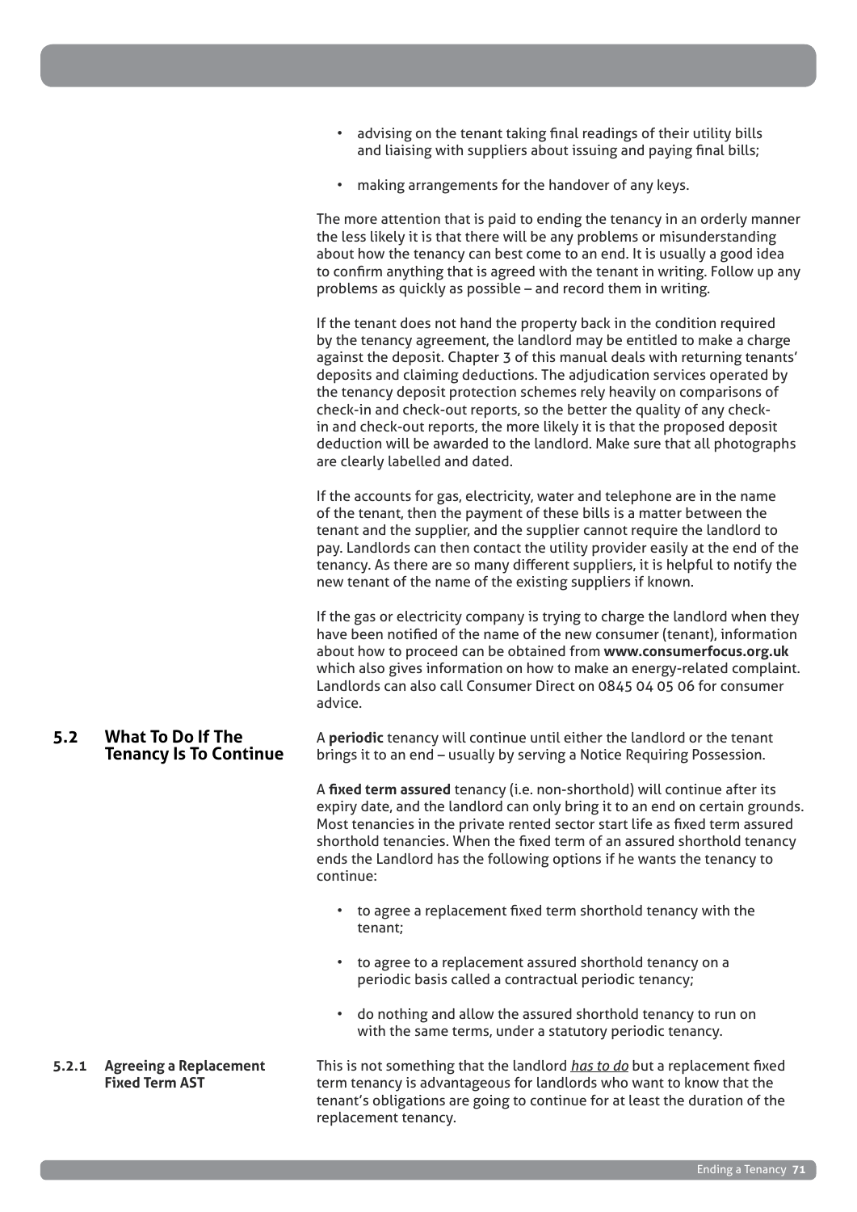- advising on the tenant taking final readings of their utility bills and liaising with suppliers about issuing and paying final bills;
- making arrangements for the handover of any keys.

The more attention that is paid to ending the tenancy in an orderly manner the less likely it is that there will be any problems or misunderstanding about how the tenancy can best come to an end. It is usually a good idea to confirm anything that is agreed with the tenant in writing. Follow up any problems as quickly as possible – and record them in writing.

If the tenant does not hand the property back in the condition required by the tenancy agreement, the landlord may be entitled to make a charge against the deposit. Chapter 3 of this manual deals with returning tenants' deposits and claiming deductions. The adjudication services operated by the tenancy deposit protection schemes rely heavily on comparisons of check-in and check-out reports, so the better the quality of any check-in and check-out reports, the more likely it is that the proposed deposit deduction will be awarded to the landlord. Make sure that all photographs are clearly labelled and dated.

If the accounts for gas, electricity, water and telephone are in the name of the tenant, then the payment of these bills is a matter between the tenant and the supplier, and the supplier cannot require the landlord to pay. Landlords can then contact the utility provider easily at the end of the tenancy. As there are so many different suppliers, it is helpful to notify the new tenant of the name of the existing suppliers if known.

If the gas or electricity company is trying to charge the landlord when they have been notified of the name of the new consumer (tenant), information about how to proceed can be obtained from **www.consumerfocus.org.uk** which also gives information on how to make an energy-related complaint. Landlords can also call Consumer Direct on 0845 04 05 06 for consumer advice.

## 5.2 What To Do If The Tenancy Is To Continue

A **periodic** tenancy will continue until either the landlord or the tenant brings it to an end – usually by serving a Notice Requiring Possession.

A **fixed term assured** tenancy (i.e. non-shorthold) will continue after its expiry date, and the landlord can only bring it to an end on certain grounds. Most tenancies in the private rented sector start life as fixed term assured shorthold tenancies. When the fixed term of an assured shorthold tenancy ends the Landlord has the following options if he wants the tenancy to continue:

- to agree a replacement fixed term shorthold tenancy with the tenant;
- to agree to a replacement assured shorthold tenancy on a periodic basis called a contractual periodic tenancy;
- do nothing and allow the assured shorthold tenancy to run on with the same terms, under a statutory periodic tenancy.

### 5.2.1 Agreeing a Replacement Fixed Term AST

This is not something that the landlord *has to do* but a replacement fixed term tenancy is advantageous for landlords who want to know that the tenant's obligations are going to continue for at least the duration of the replacement tenancy.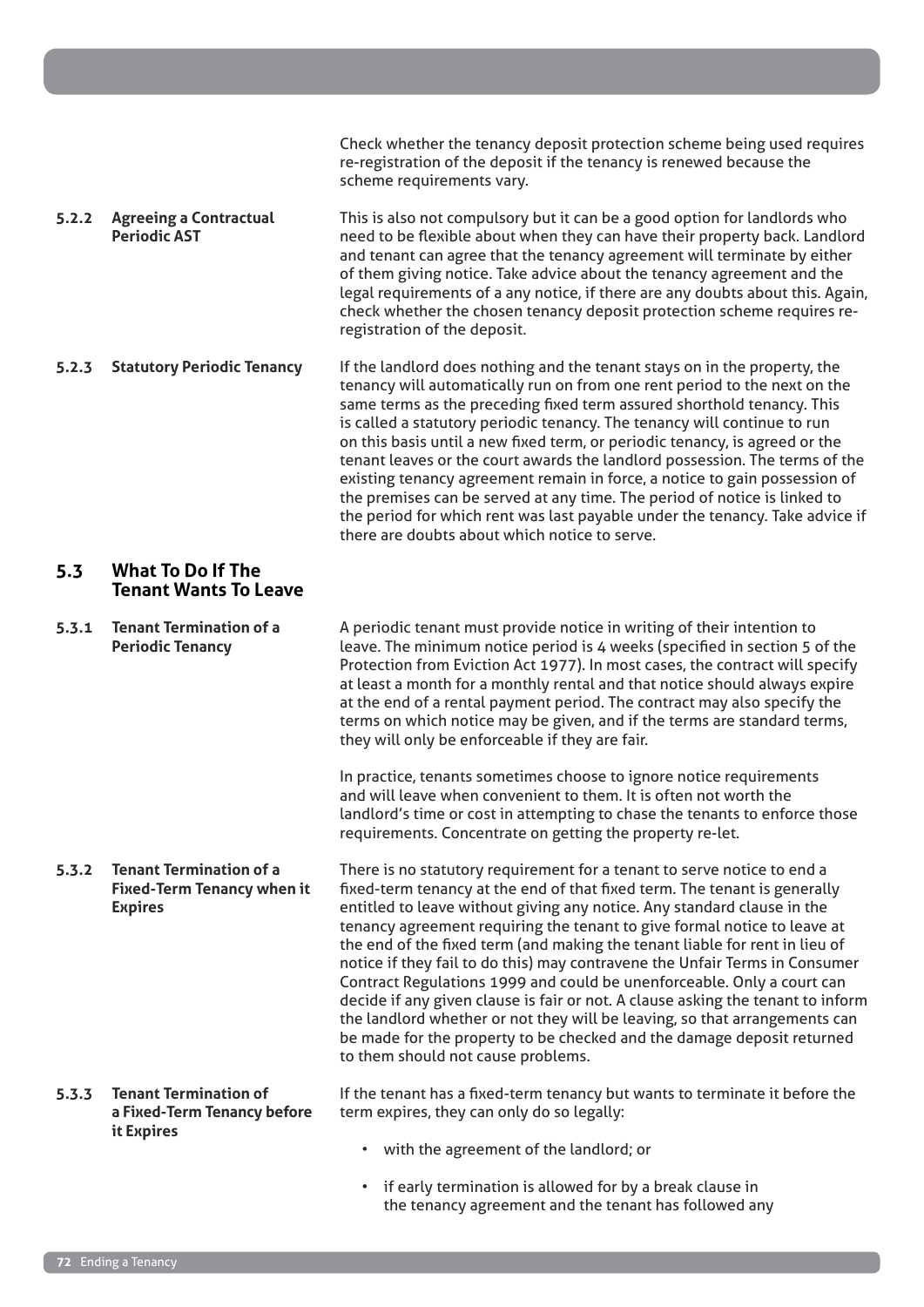Check whether the tenancy deposit protection scheme being used requires re-registration of the deposit if the tenancy is renewed because the scheme requirements vary.

#### 5.2.2 Agreeing a Contractual Periodic AST

This is also not compulsory but it can be a good option for landlords who need to be flexible about when they can have their property back. Landlord and tenant can agree that the tenancy agreement will terminate by either of them giving notice. Take advice about the tenancy agreement and the legal requirements of a any notice, if there are any doubts about this. Again, check whether the chosen tenancy deposit protection scheme requires re-registration of the deposit.

#### 5.2.3 Statutory Periodic Tenancy

If the landlord does nothing and the tenant stays on in the property, the tenancy will automatically run on from one rent period to the next on the same terms as the preceding fixed term assured shorthold tenancy. This is called a statutory periodic tenancy. The tenancy will continue to run on this basis until a new fixed term, or periodic tenancy, is agreed or the tenant leaves or the court awards the landlord possession. The terms of the existing tenancy agreement remain in force, a notice to gain possession of the premises can be served at any time. The period of notice is linked to the period for which rent was last payable under the tenancy. Take advice if there are doubts about which notice to serve.

### 5.3 What To Do If The Tenant Wants To Leave

#### 5.3.1 Tenant Termination of a Periodic Tenancy

A periodic tenant must provide notice in writing of their intention to leave. The minimum notice period is 4 weeks (specified in section 5 of the Protection from Eviction Act 1977). In most cases, the contract will specify at least a month for a monthly rental and that notice should always expire at the end of a rental payment period. The contract may also specify the terms on which notice may be given, and if the terms are standard terms, they will only be enforceable if they are fair.

In practice, tenants sometimes choose to ignore notice requirements and will leave when convenient to them. It is often not worth the landlord's time or cost in attempting to chase the tenants to enforce those requirements. Concentrate on getting the property re-let.

#### 5.3.2 Tenant Termination of a Fixed-Term Tenancy when it Expires

There is no statutory requirement for a tenant to serve notice to end a fixed-term tenancy at the end of that fixed term. The tenant is generally entitled to leave without giving any notice. Any standard clause in the tenancy agreement requiring the tenant to give formal notice to leave at the end of the fixed term (and making the tenant liable for rent in lieu of notice if they fail to do this) may contravene the Unfair Terms in Consumer Contract Regulations 1999 and could be unenforceable. Only a court can decide if any given clause is fair or not. A clause asking the tenant to inform the landlord whether or not they will be leaving, so that arrangements can be made for the property to be checked and the damage deposit returned to them should not cause problems.

#### 5.3.3 Tenant Termination of a Fixed-Term Tenancy before it Expires

If the tenant has a fixed-term tenancy but wants to terminate it before the term expires, they can only do so legally:

- with the agreement of the landlord; or
- if early termination is allowed for by a break clause in the tenancy agreement and the tenant has followed any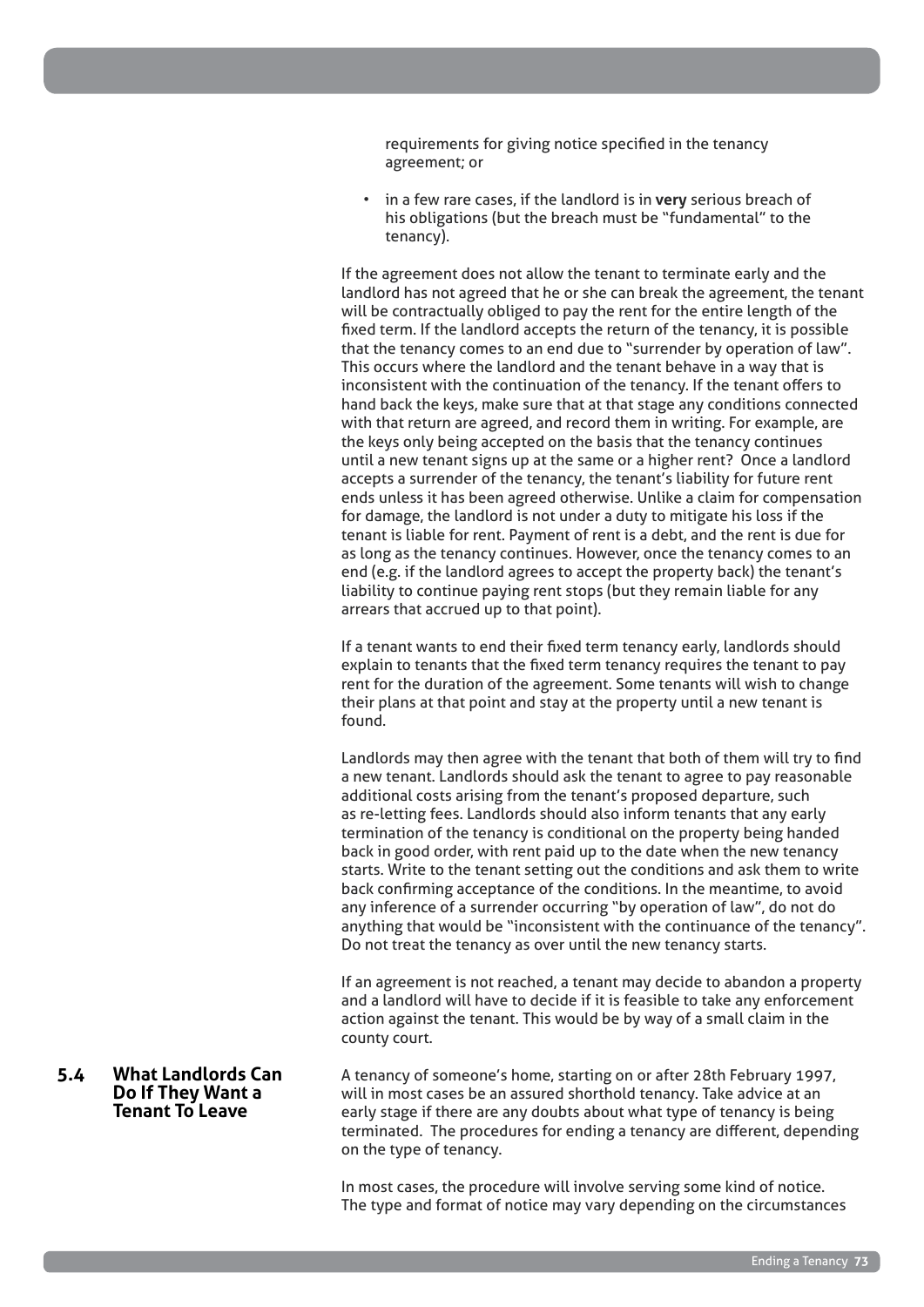requirements for giving notice specified in the tenancy agreement; or

- in a few rare cases, if the landlord is in **very** serious breach of his obligations (but the breach must be "fundamental" to the tenancy).

If the agreement does not allow the tenant to terminate early and the landlord has not agreed that he or she can break the agreement, the tenant will be contractually obliged to pay the rent for the entire length of the fixed term. If the landlord accepts the return of the tenancy, it is possible that the tenancy comes to an end due to "surrender by operation of law". This occurs where the landlord and the tenant behave in a way that is inconsistent with the continuation of the tenancy. If the tenant offers to hand back the keys, make sure that at that stage any conditions connected with that return are agreed, and record them in writing. For example, are the keys only being accepted on the basis that the tenancy continues until a new tenant signs up at the same or a higher rent? Once a landlord accepts a surrender of the tenancy, the tenant's liability for future rent ends unless it has been agreed otherwise. Unlike a claim for compensation for damage, the landlord is not under a duty to mitigate his loss if the tenant is liable for rent. Payment of rent is a debt, and the rent is due for as long as the tenancy continues. However, once the tenancy comes to an end (e.g. if the landlord agrees to accept the property back) the tenant's liability to continue paying rent stops (but they remain liable for any arrears that accrued up to that point).

If a tenant wants to end their fixed term tenancy early, landlords should explain to tenants that the fixed term tenancy requires the tenant to pay rent for the duration of the agreement. Some tenants will wish to change their plans at that point and stay at the property until a new tenant is found.

Landlords may then agree with the tenant that both of them will try to find a new tenant. Landlords should ask the tenant to agree to pay reasonable additional costs arising from the tenant's proposed departure, such as re-letting fees. Landlords should also inform tenants that any early termination of the tenancy is conditional on the property being handed back in good order, with rent paid up to the date when the new tenancy starts. Write to the tenant setting out the conditions and ask them to write back confirming acceptance of the conditions. In the meantime, to avoid any inference of a surrender occurring "by operation of law", do not do anything that would be "inconsistent with the continuance of the tenancy". Do not treat the tenancy as over until the new tenancy starts.

If an agreement is not reached, a tenant may decide to abandon a property and a landlord will have to decide if it is feasible to take any enforcement action against the tenant. This would be by way of a small claim in the county court.

## 5.4 What Landlords Can Do If They Want a Tenant To Leave

A tenancy of someone's home, starting on or after 28th February 1997, will in most cases be an assured shorthold tenancy. Take advice at an early stage if there are any doubts about what type of tenancy is being terminated. The procedures for ending a tenancy are different, depending on the type of tenancy.

In most cases, the procedure will involve serving some kind of notice. The type and format of notice may vary depending on the circumstances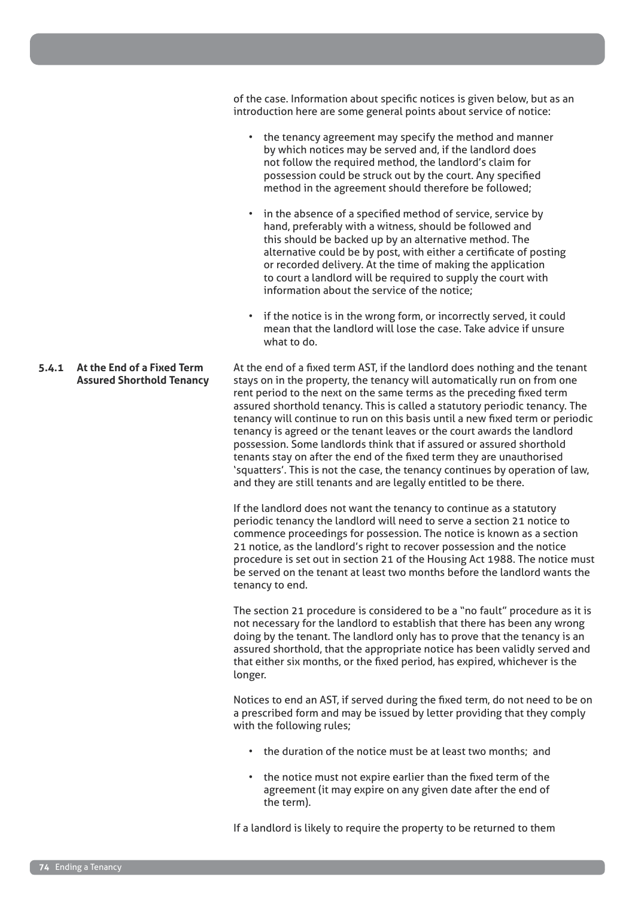of the case. Information about specific notices is given below, but as an introduction here are some general points about service of notice:

- the tenancy agreement may specify the method and manner by which notices may be served and, if the landlord does not follow the required method, the landlord's claim for possession could be struck out by the court. Any specified method in the agreement should therefore be followed;
- in the absence of a specified method of service, service by hand, preferably with a witness, should be followed and this should be backed up by an alternative method. The alternative could be by post, with either a certificate of posting or recorded delivery. At the time of making the application to court a landlord will be required to supply the court with information about the service of the notice;
- if the notice is in the wrong form, or incorrectly served, it could mean that the landlord will lose the case. Take advice if unsure what to do.

### 5.4.1 At the End of a Fixed Term Assured Shorthold Tenancy

At the end of a fixed term AST, if the landlord does nothing and the tenant stays on in the property, the tenancy will automatically run on from one rent period to the next on the same terms as the preceding fixed term assured shorthold tenancy. This is called a statutory periodic tenancy. The tenancy will continue to run on this basis until a new fixed term or periodic tenancy is agreed or the tenant leaves or the court awards the landlord possession. Some landlords think that if assured or assured shorthold tenants stay on after the end of the fixed term they are unauthorised 'squatters'. This is not the case, the tenancy continues by operation of law, and they are still tenants and are legally entitled to be there.

If the landlord does not want the tenancy to continue as a statutory periodic tenancy the landlord will need to serve a section 21 notice to commence proceedings for possession. The notice is known as a section 21 notice, as the landlord's right to recover possession and the notice procedure is set out in section 21 of the Housing Act 1988. The notice must be served on the tenant at least two months before the landlord wants the tenancy to end.

The section 21 procedure is considered to be a "no fault" procedure as it is not necessary for the landlord to establish that there has been any wrong doing by the tenant. The landlord only has to prove that the tenancy is an assured shorthold, that the appropriate notice has been validly served and that either six months, or the fixed period, has expired, whichever is the longer.

Notices to end an AST, if served during the fixed term, do not need to be on a prescribed form and may be issued by letter providing that they comply with the following rules;

- the duration of the notice must be at least two months; and
- the notice must not expire earlier than the fixed term of the agreement (it may expire on any given date after the end of the term).

If a landlord is likely to require the property to be returned to them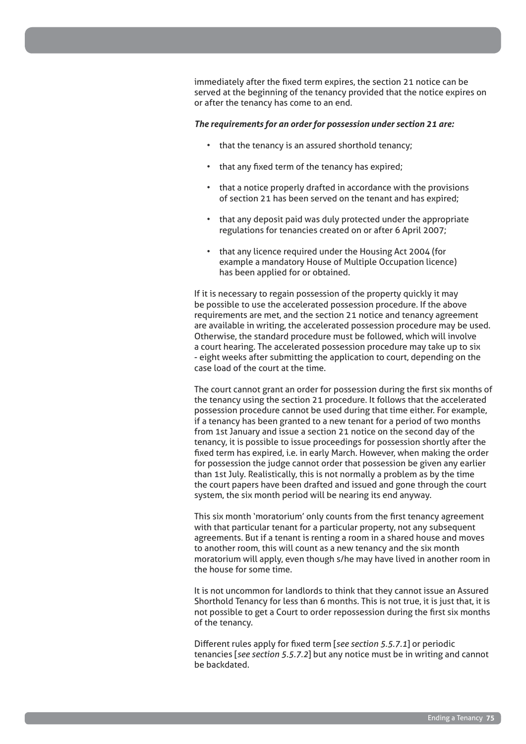immediately after the fixed term expires, the section 21 notice can be served at the beginning of the tenancy provided that the notice expires on or after the tenancy has come to an end.

***The requirements for an order for possession under section 21 are:***

- that the tenancy is an assured shorthold tenancy;
- that any fixed term of the tenancy has expired;
- that a notice properly drafted in accordance with the provisions of section 21 has been served on the tenant and has expired;
- that any deposit paid was duly protected under the appropriate regulations for tenancies created on or after 6 April 2007;
- that any licence required under the Housing Act 2004 (for example a mandatory House of Multiple Occupation licence) has been applied for or obtained.

If it is necessary to regain possession of the property quickly it may be possible to use the accelerated possession procedure. If the above requirements are met, and the section 21 notice and tenancy agreement are available in writing, the accelerated possession procedure may be used. Otherwise, the standard procedure must be followed, which will involve a court hearing. The accelerated possession procedure may take up to six - eight weeks after submitting the application to court, depending on the case load of the court at the time.

The court cannot grant an order for possession during the first six months of the tenancy using the section 21 procedure. It follows that the accelerated possession procedure cannot be used during that time either. For example, if a tenancy has been granted to a new tenant for a period of two months from 1st January and issue a section 21 notice on the second day of the tenancy, it is possible to issue proceedings for possession shortly after the fixed term has expired, i.e. in early March. However, when making the order for possession the judge cannot order that possession be given any earlier than 1st July. Realistically, this is not normally a problem as by the time the court papers have been drafted and issued and gone through the court system, the six month period will be nearing its end anyway.

This six month 'moratorium' only counts from the first tenancy agreement with that particular tenant for a particular property, not any subsequent agreements. But if a tenant is renting a room in a shared house and moves to another room, this will count as a new tenancy and the six month moratorium will apply, even though s/he may have lived in another room in the house for some time.

It is not uncommon for landlords to think that they cannot issue an Assured Shorthold Tenancy for less than 6 months. This is not true, it is just that, it is not possible to get a Court to order repossession during the first six months of the tenancy.

Different rules apply for fixed term [*see section 5.5.7.1*] or periodic tenancies [*see section 5.5.7.2*] but any notice must be in writing and cannot be backdated.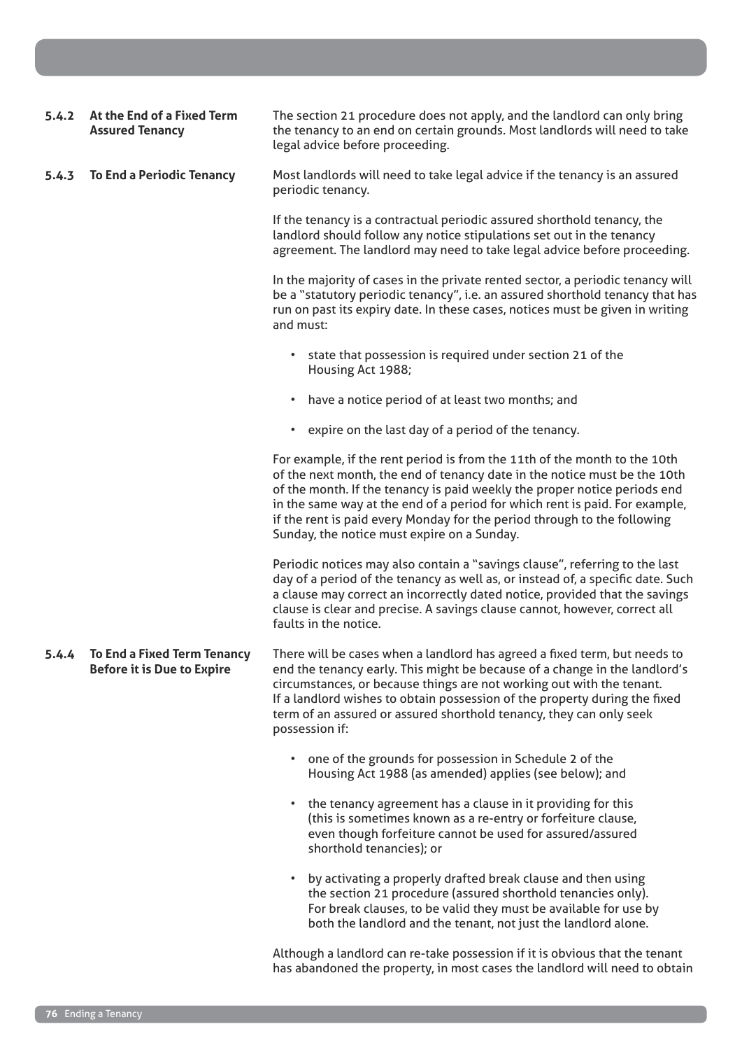### 5.4.2 At the End of a Fixed Term Assured Tenancy

The section 21 procedure does not apply, and the landlord can only bring the tenancy to an end on certain grounds. Most landlords will need to take legal advice before proceeding.

### 5.4.3 To End a Periodic Tenancy

Most landlords will need to take legal advice if the tenancy is an assured periodic tenancy.

If the tenancy is a contractual periodic assured shorthold tenancy, the landlord should follow any notice stipulations set out in the tenancy agreement. The landlord may need to take legal advice before proceeding.

In the majority of cases in the private rented sector, a periodic tenancy will be a "statutory periodic tenancy", i.e. an assured shorthold tenancy that has run on past its expiry date. In these cases, notices must be given in writing and must:

- state that possession is required under section 21 of the Housing Act 1988;
- have a notice period of at least two months; and
- expire on the last day of a period of the tenancy.

For example, if the rent period is from the 11th of the month to the 10th of the next month, the end of tenancy date in the notice must be the 10th of the month. If the tenancy is paid weekly the proper notice periods end in the same way at the end of a period for which rent is paid. For example, if the rent is paid every Monday for the period through to the following Sunday, the notice must expire on a Sunday.

Periodic notices may also contain a "savings clause", referring to the last day of a period of the tenancy as well as, or instead of, a specific date. Such a clause may correct an incorrectly dated notice, provided that the savings clause is clear and precise. A savings clause cannot, however, correct all faults in the notice.

### 5.4.4 To End a Fixed Term Tenancy Before it is Due to Expire

There will be cases when a landlord has agreed a fixed term, but needs to end the tenancy early. This might be because of a change in the landlord's circumstances, or because things are not working out with the tenant. If a landlord wishes to obtain possession of the property during the fixed term of an assured or assured shorthold tenancy, they can only seek possession if:

- one of the grounds for possession in Schedule 2 of the Housing Act 1988 (as amended) applies (see below); and
- the tenancy agreement has a clause in it providing for this (this is sometimes known as a re-entry or forfeiture clause, even though forfeiture cannot be used for assured/assured shorthold tenancies); or
- by activating a properly drafted break clause and then using the section 21 procedure (assured shorthold tenancies only). For break clauses, to be valid they must be available for use by both the landlord and the tenant, not just the landlord alone.

Although a landlord can re-take possession if it is obvious that the tenant has abandoned the property, in most cases the landlord will need to obtain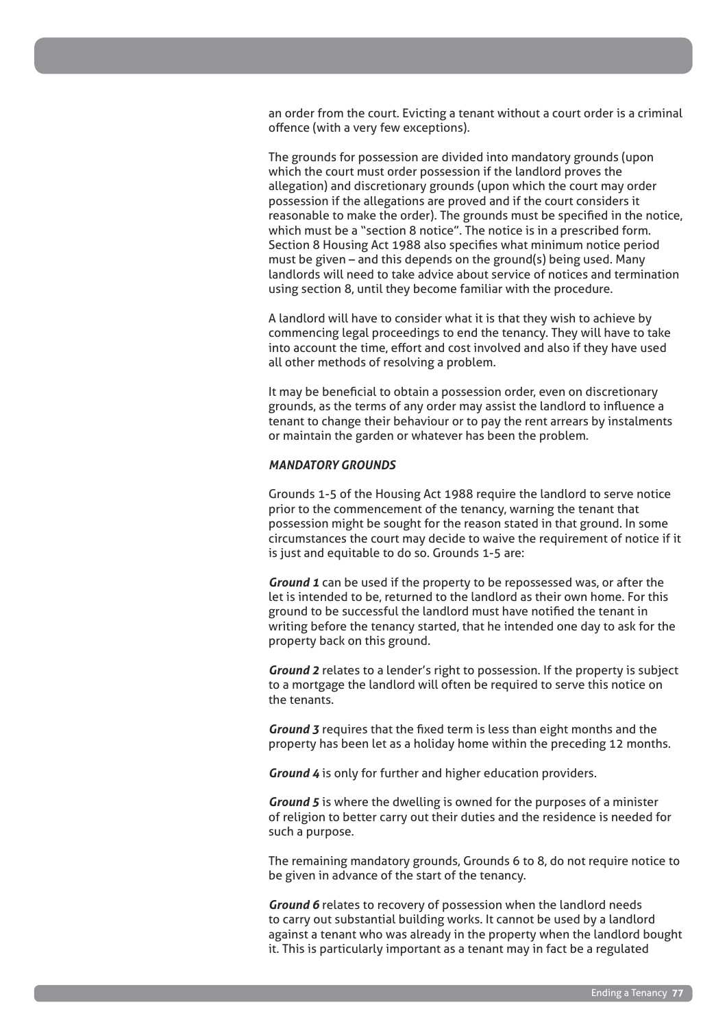an order from the court. Evicting a tenant without a court order is a criminal offence (with a very few exceptions).

The grounds for possession are divided into mandatory grounds (upon which the court must order possession if the landlord proves the allegation) and discretionary grounds (upon which the court may order possession if the allegations are proved and if the court considers it reasonable to make the order). The grounds must be specified in the notice, which must be a "section 8 notice". The notice is in a prescribed form. Section 8 Housing Act 1988 also specifies what minimum notice period must be given – and this depends on the ground(s) being used. Many landlords will need to take advice about service of notices and termination using section 8, until they become familiar with the procedure.

A landlord will have to consider what it is that they wish to achieve by commencing legal proceedings to end the tenancy. They will have to take into account the time, effort and cost involved and also if they have used all other methods of resolving a problem.

It may be beneficial to obtain a possession order, even on discretionary grounds, as the terms of any order may assist the landlord to influence a tenant to change their behaviour or to pay the rent arrears by instalments or maintain the garden or whatever has been the problem.

***MANDATORY GROUNDS***

Grounds 1-5 of the Housing Act 1988 require the landlord to serve notice prior to the commencement of the tenancy, warning the tenant that possession might be sought for the reason stated in that ground. In some circumstances the court may decide to waive the requirement of notice if it is just and equitable to do so. Grounds 1-5 are:

***Ground 1*** can be used if the property to be repossessed was, or after the let is intended to be, returned to the landlord as their own home. For this ground to be successful the landlord must have notified the tenant in writing before the tenancy started, that he intended one day to ask for the property back on this ground.

***Ground 2*** relates to a lender's right to possession. If the property is subject to a mortgage the landlord will often be required to serve this notice on the tenants.

***Ground 3*** requires that the fixed term is less than eight months and the property has been let as a holiday home within the preceding 12 months.

***Ground 4*** is only for further and higher education providers.

***Ground 5*** is where the dwelling is owned for the purposes of a minister of religion to better carry out their duties and the residence is needed for such a purpose.

The remaining mandatory grounds, Grounds 6 to 8, do not require notice to be given in advance of the start of the tenancy.

***Ground 6*** relates to recovery of possession when the landlord needs to carry out substantial building works. It cannot be used by a landlord against a tenant who was already in the property when the landlord bought it. This is particularly important as a tenant may in fact be a regulated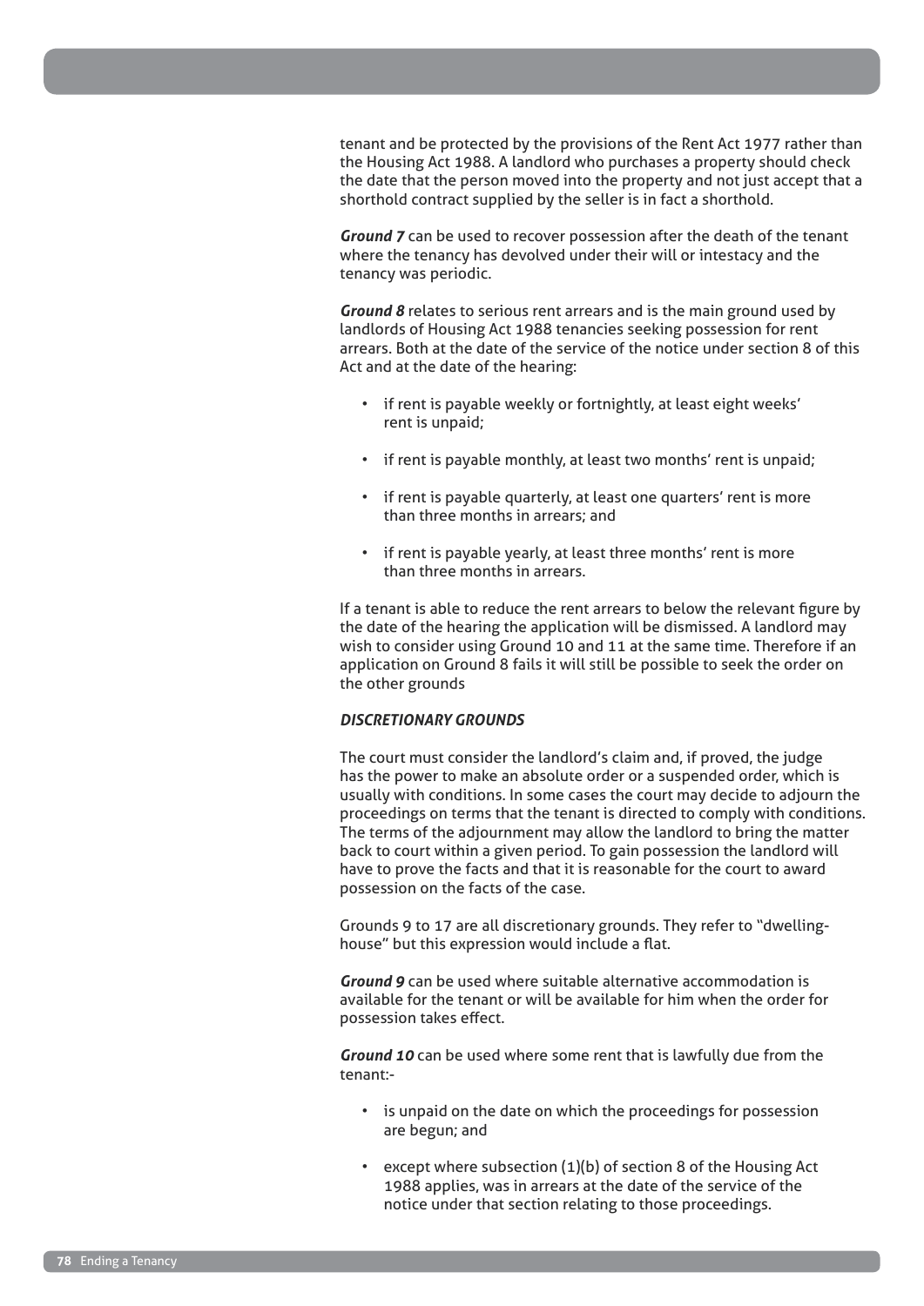tenant and be protected by the provisions of the Rent Act 1977 rather than the Housing Act 1988. A landlord who purchases a property should check the date that the person moved into the property and not just accept that a shorthold contract supplied by the seller is in fact a shorthold.

***Ground 7*** can be used to recover possession after the death of the tenant where the tenancy has devolved under their will or intestacy and the tenancy was periodic.

***Ground 8*** relates to serious rent arrears and is the main ground used by landlords of Housing Act 1988 tenancies seeking possession for rent arrears. Both at the date of the service of the notice under section 8 of this Act and at the date of the hearing:

- if rent is payable weekly or fortnightly, at least eight weeks' rent is unpaid;
- if rent is payable monthly, at least two months' rent is unpaid;
- if rent is payable quarterly, at least one quarters' rent is more than three months in arrears; and
- if rent is payable yearly, at least three months' rent is more than three months in arrears.

If a tenant is able to reduce the rent arrears to below the relevant figure by the date of the hearing the application will be dismissed. A landlord may wish to consider using Ground 10 and 11 at the same time. Therefore if an application on Ground 8 fails it will still be possible to seek the order on the other grounds

### *DISCRETIONARY GROUNDS*

The court must consider the landlord's claim and, if proved, the judge has the power to make an absolute order or a suspended order, which is usually with conditions. In some cases the court may decide to adjourn the proceedings on terms that the tenant is directed to comply with conditions. The terms of the adjournment may allow the landlord to bring the matter back to court within a given period. To gain possession the landlord will have to prove the facts and that it is reasonable for the court to award possession on the facts of the case.

Grounds 9 to 17 are all discretionary grounds. They refer to "dwelling-house" but this expression would include a flat.

***Ground 9*** can be used where suitable alternative accommodation is available for the tenant or will be available for him when the order for possession takes effect.

***Ground 10*** can be used where some rent that is lawfully due from the tenant:-

- is unpaid on the date on which the proceedings for possession are begun; and
- except where subsection (1)(b) of section 8 of the Housing Act 1988 applies, was in arrears at the date of the service of the notice under that section relating to those proceedings.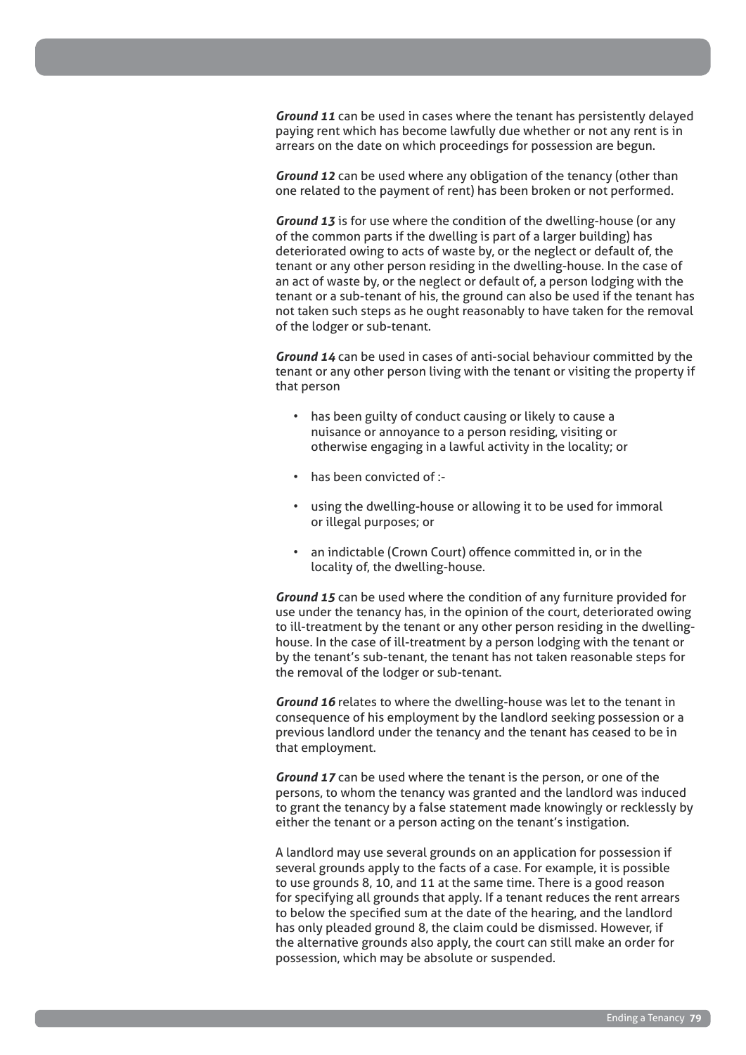***Ground 11*** can be used in cases where the tenant has persistently delayed paying rent which has become lawfully due whether or not any rent is in arrears on the date on which proceedings for possession are begun.

***Ground 12*** can be used where any obligation of the tenancy (other than one related to the payment of rent) has been broken or not performed.

***Ground 13*** is for use where the condition of the dwelling-house (or any of the common parts if the dwelling is part of a larger building) has deteriorated owing to acts of waste by, or the neglect or default of, the tenant or any other person residing in the dwelling-house. In the case of an act of waste by, or the neglect or default of, a person lodging with the tenant or a sub-tenant of his, the ground can also be used if the tenant has not taken such steps as he ought reasonably to have taken for the removal of the lodger or sub-tenant.

***Ground 14*** can be used in cases of anti-social behaviour committed by the tenant or any other person living with the tenant or visiting the property if that person

- has been guilty of conduct causing or likely to cause a nuisance or annoyance to a person residing, visiting or otherwise engaging in a lawful activity in the locality; or
- has been convicted of :-
- using the dwelling-house or allowing it to be used for immoral or illegal purposes; or
- an indictable (Crown Court) offence committed in, or in the locality of, the dwelling-house.

***Ground 15*** can be used where the condition of any furniture provided for use under the tenancy has, in the opinion of the court, deteriorated owing to ill-treatment by the tenant or any other person residing in the dwelling-house. In the case of ill-treatment by a person lodging with the tenant or by the tenant's sub-tenant, the tenant has not taken reasonable steps for the removal of the lodger or sub-tenant.

***Ground 16*** relates to where the dwelling-house was let to the tenant in consequence of his employment by the landlord seeking possession or a previous landlord under the tenancy and the tenant has ceased to be in that employment.

***Ground 17*** can be used where the tenant is the person, or one of the persons, to whom the tenancy was granted and the landlord was induced to grant the tenancy by a false statement made knowingly or recklessly by either the tenant or a person acting on the tenant's instigation.

A landlord may use several grounds on an application for possession if several grounds apply to the facts of a case. For example, it is possible to use grounds 8, 10, and 11 at the same time. There is a good reason for specifying all grounds that apply. If a tenant reduces the rent arrears to below the specified sum at the date of the hearing, and the landlord has only pleaded ground 8, the claim could be dismissed. However, if the alternative grounds also apply, the court can still make an order for possession, which may be absolute or suspended.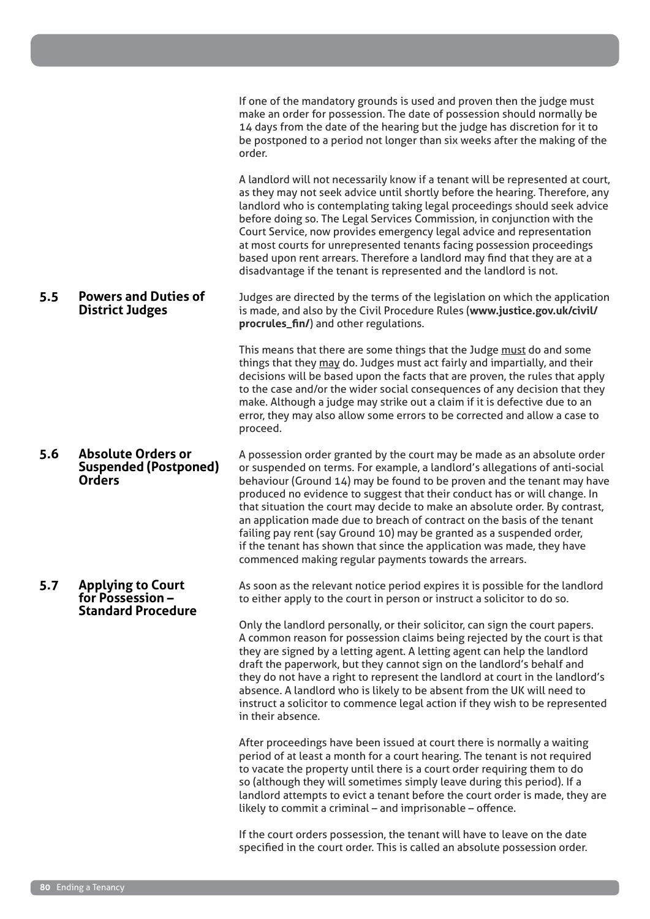If one of the mandatory grounds is used and proven then the judge must make an order for possession. The date of possession should normally be 14 days from the date of the hearing but the judge has discretion for it to be postponed to a period not longer than six weeks after the making of the order.

A landlord will not necessarily know if a tenant will be represented at court, as they may not seek advice until shortly before the hearing. Therefore, any landlord who is contemplating taking legal proceedings should seek advice before doing so. The Legal Services Commission, in conjunction with the Court Service, now provides emergency legal advice and representation at most courts for unrepresented tenants facing possession proceedings based upon rent arrears. Therefore a landlord may find that they are at a disadvantage if the tenant is represented and the landlord is not.

## 5.5 Powers and Duties of District Judges

Judges are directed by the terms of the legislation on which the application is made, and also by the Civil Procedure Rules (**www.justice.gov.uk/civil/procrules_fin/**) and other regulations.

This means that there are some things that the Judge must do and some things that they may do. Judges must act fairly and impartially, and their decisions will be based upon the facts that are proven, the rules that apply to the case and/or the wider social consequences of any decision that they make. Although a judge may strike out a claim if it is defective due to an error, they may also allow some errors to be corrected and allow a case to proceed.

## 5.6 Absolute Orders or Suspended (Postponed) Orders

A possession order granted by the court may be made as an absolute order or suspended on terms. For example, a landlord's allegations of anti-social behaviour (Ground 14) may be found to be proven and the tenant may have produced no evidence to suggest that their conduct has or will change. In that situation the court may decide to make an absolute order. By contrast, an application made due to breach of contract on the basis of the tenant failing pay rent (say Ground 10) may be granted as a suspended order, if the tenant has shown that since the application was made, they have commenced making regular payments towards the arrears.

## 5.7 Applying to Court for Possession – Standard Procedure

As soon as the relevant notice period expires it is possible for the landlord to either apply to the court in person or instruct a solicitor to do so.

Only the landlord personally, or their solicitor, can sign the court papers. A common reason for possession claims being rejected by the court is that they are signed by a letting agent. A letting agent can help the landlord draft the paperwork, but they cannot sign on the landlord's behalf and they do not have a right to represent the landlord at court in the landlord's absence. A landlord who is likely to be absent from the UK will need to instruct a solicitor to commence legal action if they wish to be represented in their absence.

After proceedings have been issued at court there is normally a waiting period of at least a month for a court hearing. The tenant is not required to vacate the property until there is a court order requiring them to do so (although they will sometimes simply leave during this period). If a landlord attempts to evict a tenant before the court order is made, they are likely to commit a criminal – and imprisonable – offence.

If the court orders possession, the tenant will have to leave on the date specified in the court order. This is called an absolute possession order.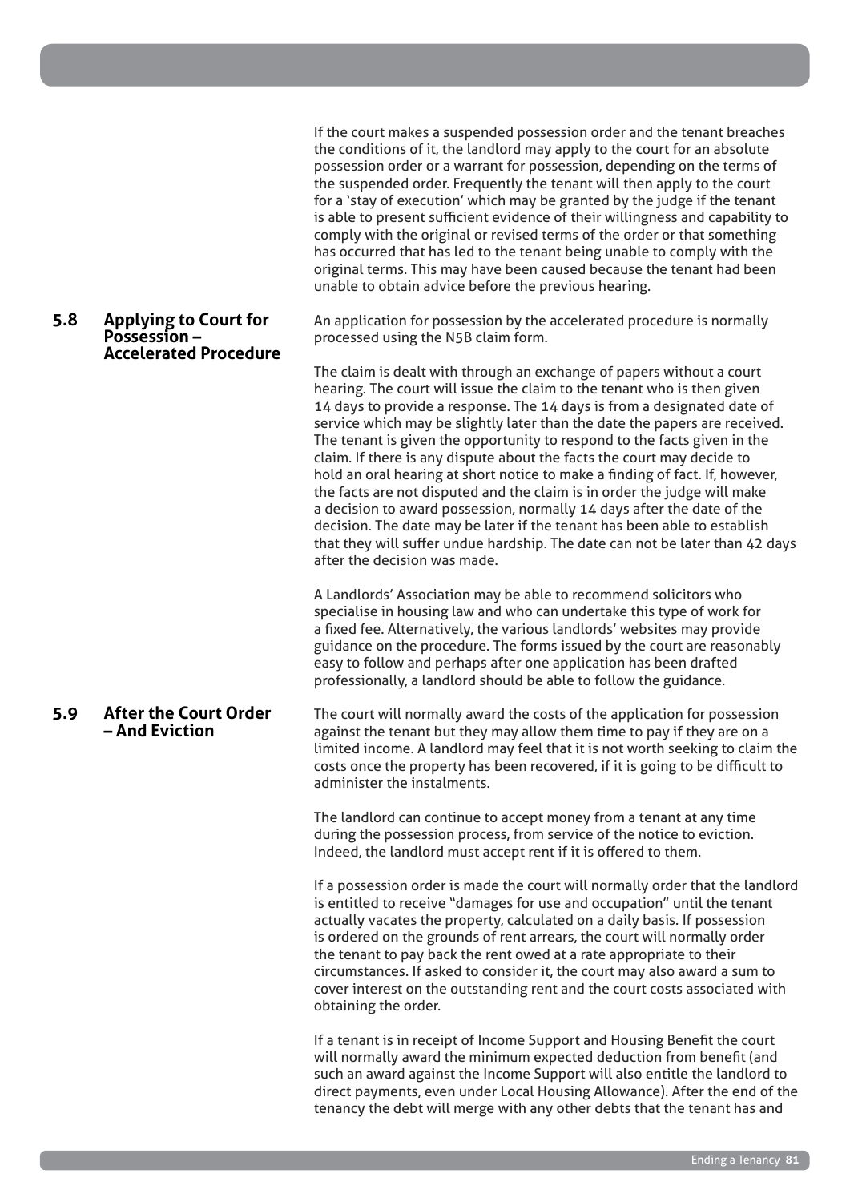If the court makes a suspended possession order and the tenant breaches the conditions of it, the landlord may apply to the court for an absolute possession order or a warrant for possession, depending on the terms of the suspended order. Frequently the tenant will then apply to the court for a 'stay of execution' which may be granted by the judge if the tenant is able to present sufficient evidence of their willingness and capability to comply with the original or revised terms of the order or that something has occurred that has led to the tenant being unable to comply with the original terms. This may have been caused because the tenant had been unable to obtain advice before the previous hearing.

## 5.8 Applying to Court for Possession – Accelerated Procedure

An application for possession by the accelerated procedure is normally processed using the N5B claim form.

The claim is dealt with through an exchange of papers without a court hearing. The court will issue the claim to the tenant who is then given 14 days to provide a response. The 14 days is from a designated date of service which may be slightly later than the date the papers are received. The tenant is given the opportunity to respond to the facts given in the claim. If there is any dispute about the facts the court may decide to hold an oral hearing at short notice to make a finding of fact. If, however, the facts are not disputed and the claim is in order the judge will make a decision to award possession, normally 14 days after the date of the decision. The date may be later if the tenant has been able to establish that they will suffer undue hardship. The date can not be later than 42 days after the decision was made.

A Landlords' Association may be able to recommend solicitors who specialise in housing law and who can undertake this type of work for a fixed fee. Alternatively, the various landlords' websites may provide guidance on the procedure. The forms issued by the court are reasonably easy to follow and perhaps after one application has been drafted professionally, a landlord should be able to follow the guidance.

## 5.9 After the Court Order – And Eviction

The court will normally award the costs of the application for possession against the tenant but they may allow them time to pay if they are on a limited income. A landlord may feel that it is not worth seeking to claim the costs once the property has been recovered, if it is going to be difficult to administer the instalments.

The landlord can continue to accept money from a tenant at any time during the possession process, from service of the notice to eviction. Indeed, the landlord must accept rent if it is offered to them.

If a possession order is made the court will normally order that the landlord is entitled to receive "damages for use and occupation" until the tenant actually vacates the property, calculated on a daily basis. If possession is ordered on the grounds of rent arrears, the court will normally order the tenant to pay back the rent owed at a rate appropriate to their circumstances. If asked to consider it, the court may also award a sum to cover interest on the outstanding rent and the court costs associated with obtaining the order.

If a tenant is in receipt of Income Support and Housing Benefit the court will normally award the minimum expected deduction from benefit (and such an award against the Income Support will also entitle the landlord to direct payments, even under Local Housing Allowance). After the end of the tenancy the debt will merge with any other debts that the tenant has and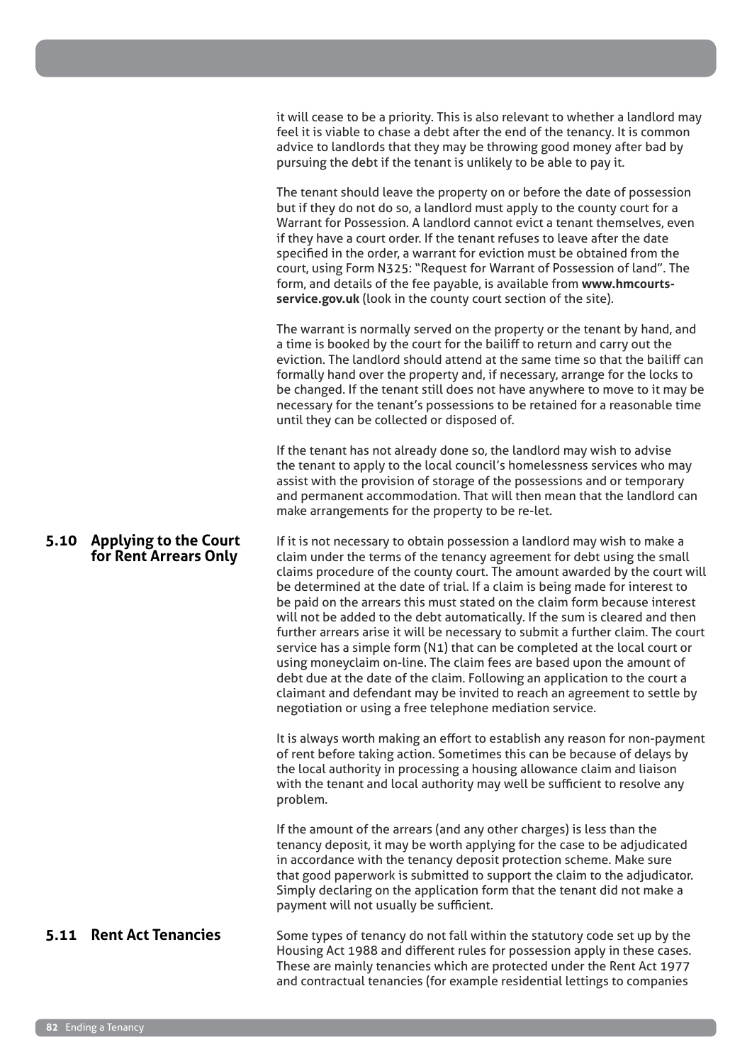it will cease to be a priority. This is also relevant to whether a landlord may feel it is viable to chase a debt after the end of the tenancy. It is common advice to landlords that they may be throwing good money after bad by pursuing the debt if the tenant is unlikely to be able to pay it.

The tenant should leave the property on or before the date of possession but if they do not do so, a landlord must apply to the county court for a Warrant for Possession. A landlord cannot evict a tenant themselves, even if they have a court order. If the tenant refuses to leave after the date specified in the order, a warrant for eviction must be obtained from the court, using Form N325: "Request for Warrant of Possession of land". The form, and details of the fee payable, is available from **www.hmcourts-service.gov.uk** (look in the county court section of the site).

The warrant is normally served on the property or the tenant by hand, and a time is booked by the court for the bailiff to return and carry out the eviction. The landlord should attend at the same time so that the bailiff can formally hand over the property and, if necessary, arrange for the locks to be changed. If the tenant still does not have anywhere to move to it may be necessary for the tenant's possessions to be retained for a reasonable time until they can be collected or disposed of.

If the tenant has not already done so, the landlord may wish to advise the tenant to apply to the local council's homelessness services who may assist with the provision of storage of the possessions and or temporary and permanent accommodation. That will then mean that the landlord can make arrangements for the property to be re-let.

## 5.10 Applying to the Court for Rent Arrears Only

If it is not necessary to obtain possession a landlord may wish to make a claim under the terms of the tenancy agreement for debt using the small claims procedure of the county court. The amount awarded by the court will be determined at the date of trial. If a claim is being made for interest to be paid on the arrears this must stated on the claim form because interest will not be added to the debt automatically. If the sum is cleared and then further arrears arise it will be necessary to submit a further claim. The court service has a simple form (N1) that can be completed at the local court or using moneyclaim on-line. The claim fees are based upon the amount of debt due at the date of the claim. Following an application to the court a claimant and defendant may be invited to reach an agreement to settle by negotiation or using a free telephone mediation service.

It is always worth making an effort to establish any reason for non-payment of rent before taking action. Sometimes this can be because of delays by the local authority in processing a housing allowance claim and liaison with the tenant and local authority may well be sufficient to resolve any problem.

If the amount of the arrears (and any other charges) is less than the tenancy deposit, it may be worth applying for the case to be adjudicated in accordance with the tenancy deposit protection scheme. Make sure that good paperwork is submitted to support the claim to the adjudicator. Simply declaring on the application form that the tenant did not make a payment will not usually be sufficient.

## 5.11 Rent Act Tenancies

Some types of tenancy do not fall within the statutory code set up by the Housing Act 1988 and different rules for possession apply in these cases. These are mainly tenancies which are protected under the Rent Act 1977 and contractual tenancies (for example residential lettings to companies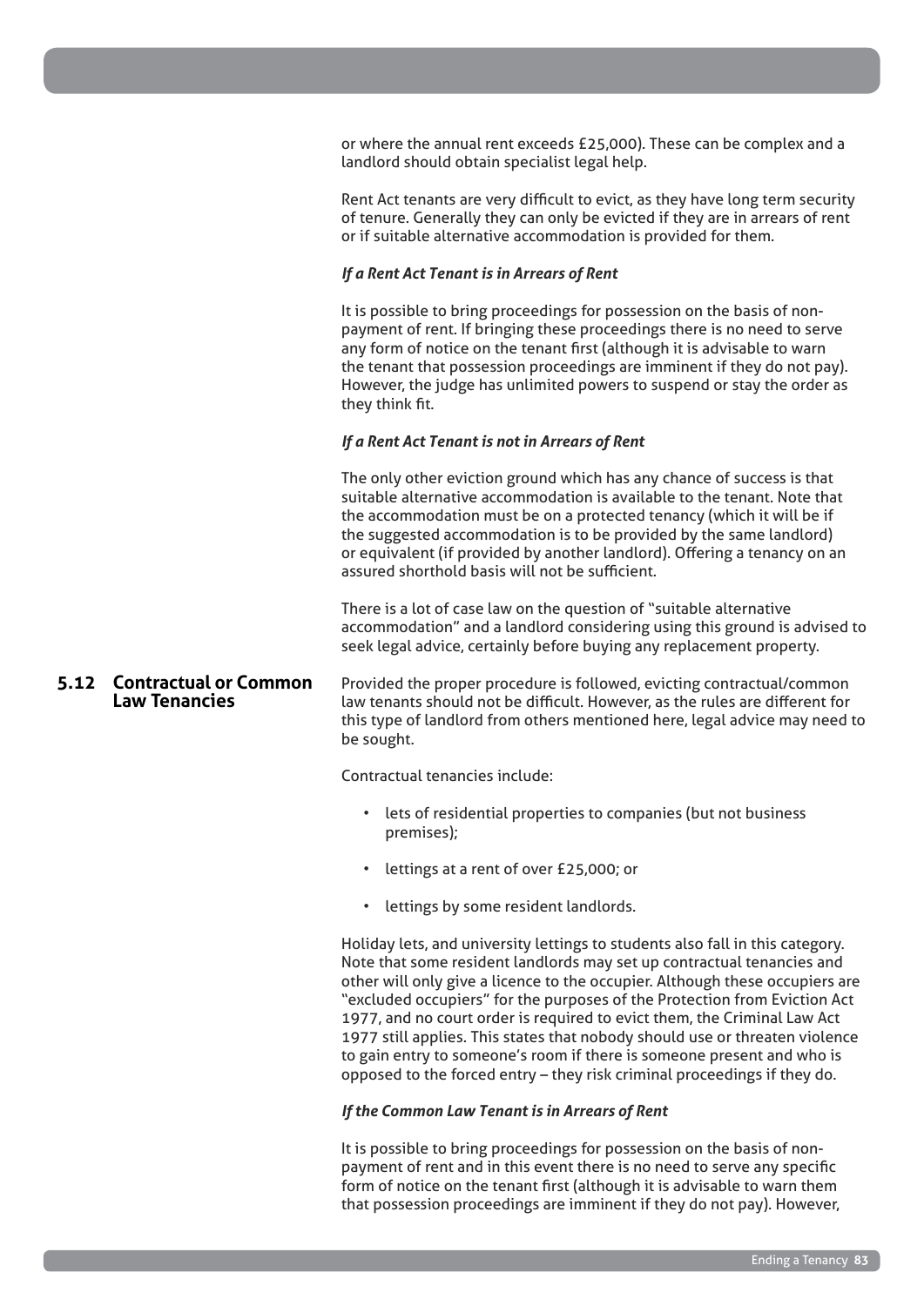or where the annual rent exceeds £25,000). These can be complex and a landlord should obtain specialist legal help.

Rent Act tenants are very difficult to evict, as they have long term security of tenure. Generally they can only be evicted if they are in arrears of rent or if suitable alternative accommodation is provided for them.

***If a Rent Act Tenant is in Arrears of Rent***

It is possible to bring proceedings for possession on the basis of non-payment of rent. If bringing these proceedings there is no need to serve any form of notice on the tenant first (although it is advisable to warn the tenant that possession proceedings are imminent if they do not pay). However, the judge has unlimited powers to suspend or stay the order as they think fit.

***If a Rent Act Tenant is not in Arrears of Rent***

The only other eviction ground which has any chance of success is that suitable alternative accommodation is available to the tenant. Note that the accommodation must be on a protected tenancy (which it will be if the suggested accommodation is to be provided by the same landlord) or equivalent (if provided by another landlord). Offering a tenancy on an assured shorthold basis will not be sufficient.

There is a lot of case law on the question of "suitable alternative accommodation" and a landlord considering using this ground is advised to seek legal advice, certainly before buying any replacement property.

## 5.12 Contractual or Common Law Tenancies

Provided the proper procedure is followed, evicting contractual/common law tenants should not be difficult. However, as the rules are different for this type of landlord from others mentioned here, legal advice may need to be sought.

Contractual tenancies include:

- lets of residential properties to companies (but not business premises);
- lettings at a rent of over £25,000; or
- lettings by some resident landlords.

Holiday lets, and university lettings to students also fall in this category. Note that some resident landlords may set up contractual tenancies and other will only give a licence to the occupier. Although these occupiers are "excluded occupiers" for the purposes of the Protection from Eviction Act 1977, and no court order is required to evict them, the Criminal Law Act 1977 still applies. This states that nobody should use or threaten violence to gain entry to someone's room if there is someone present and who is opposed to the forced entry – they risk criminal proceedings if they do.

***If the Common Law Tenant is in Arrears of Rent***

It is possible to bring proceedings for possession on the basis of non-payment of rent and in this event there is no need to serve any specific form of notice on the tenant first (although it is advisable to warn them that possession proceedings are imminent if they do not pay). However,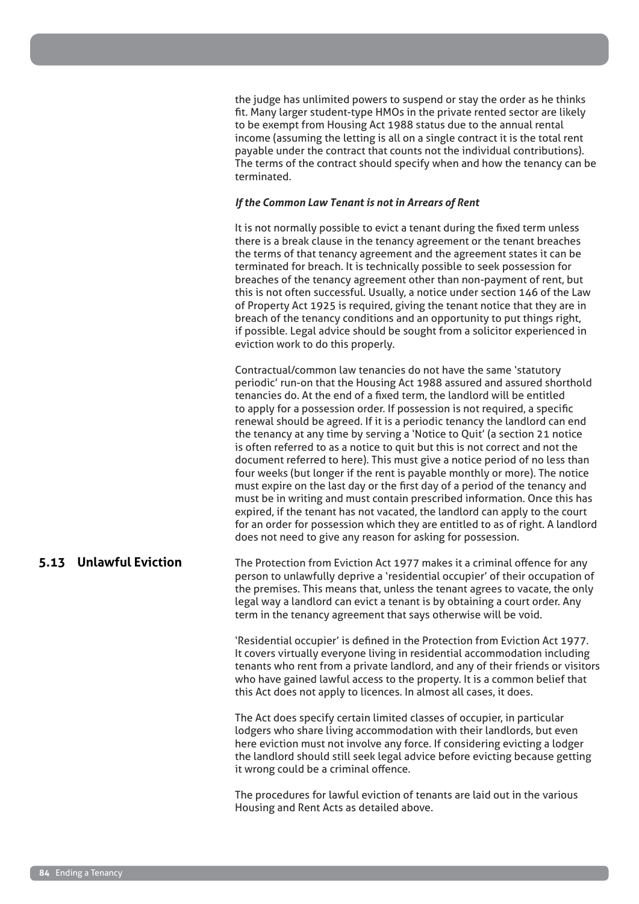the judge has unlimited powers to suspend or stay the order as he thinks fit. Many larger student-type HMOs in the private rented sector are likely to be exempt from Housing Act 1988 status due to the annual rental income (assuming the letting is all on a single contract it is the total rent payable under the contract that counts not the individual contributions). The terms of the contract should specify when and how the tenancy can be terminated.

***If the Common Law Tenant is not in Arrears of Rent***

It is not normally possible to evict a tenant during the fixed term unless there is a break clause in the tenancy agreement or the tenant breaches the terms of that tenancy agreement and the agreement states it can be terminated for breach. It is technically possible to seek possession for breaches of the tenancy agreement other than non-payment of rent, but this is not often successful. Usually, a notice under section 146 of the Law of Property Act 1925 is required, giving the tenant notice that they are in breach of the tenancy conditions and an opportunity to put things right, if possible. Legal advice should be sought from a solicitor experienced in eviction work to do this properly.

Contractual/common law tenancies do not have the same 'statutory periodic' run-on that the Housing Act 1988 assured and assured shorthold tenancies do. At the end of a fixed term, the landlord will be entitled to apply for a possession order. If possession is not required, a specific renewal should be agreed. If it is a periodic tenancy the landlord can end the tenancy at any time by serving a 'Notice to Quit' (a section 21 notice is often referred to as a notice to quit but this is not correct and not the document referred to here). This must give a notice period of no less than four weeks (but longer if the rent is payable monthly or more). The notice must expire on the last day or the first day of a period of the tenancy and must be in writing and must contain prescribed information. Once this has expired, if the tenant has not vacated, the landlord can apply to the court for an order for possession which they are entitled to as of right. A landlord does not need to give any reason for asking for possession.

## 5.13 Unlawful Eviction

The Protection from Eviction Act 1977 makes it a criminal offence for any person to unlawfully deprive a 'residential occupier' of their occupation of the premises. This means that, unless the tenant agrees to vacate, the only legal way a landlord can evict a tenant is by obtaining a court order. Any term in the tenancy agreement that says otherwise will be void.

'Residential occupier' is defined in the Protection from Eviction Act 1977. It covers virtually everyone living in residential accommodation including tenants who rent from a private landlord, and any of their friends or visitors who have gained lawful access to the property. It is a common belief that this Act does not apply to licences. In almost all cases, it does.

The Act does specify certain limited classes of occupier, in particular lodgers who share living accommodation with their landlords, but even here eviction must not involve any force. If considering evicting a lodger the landlord should still seek legal advice before evicting because getting it wrong could be a criminal offence.

The procedures for lawful eviction of tenants are laid out in the various Housing and Rent Acts as detailed above.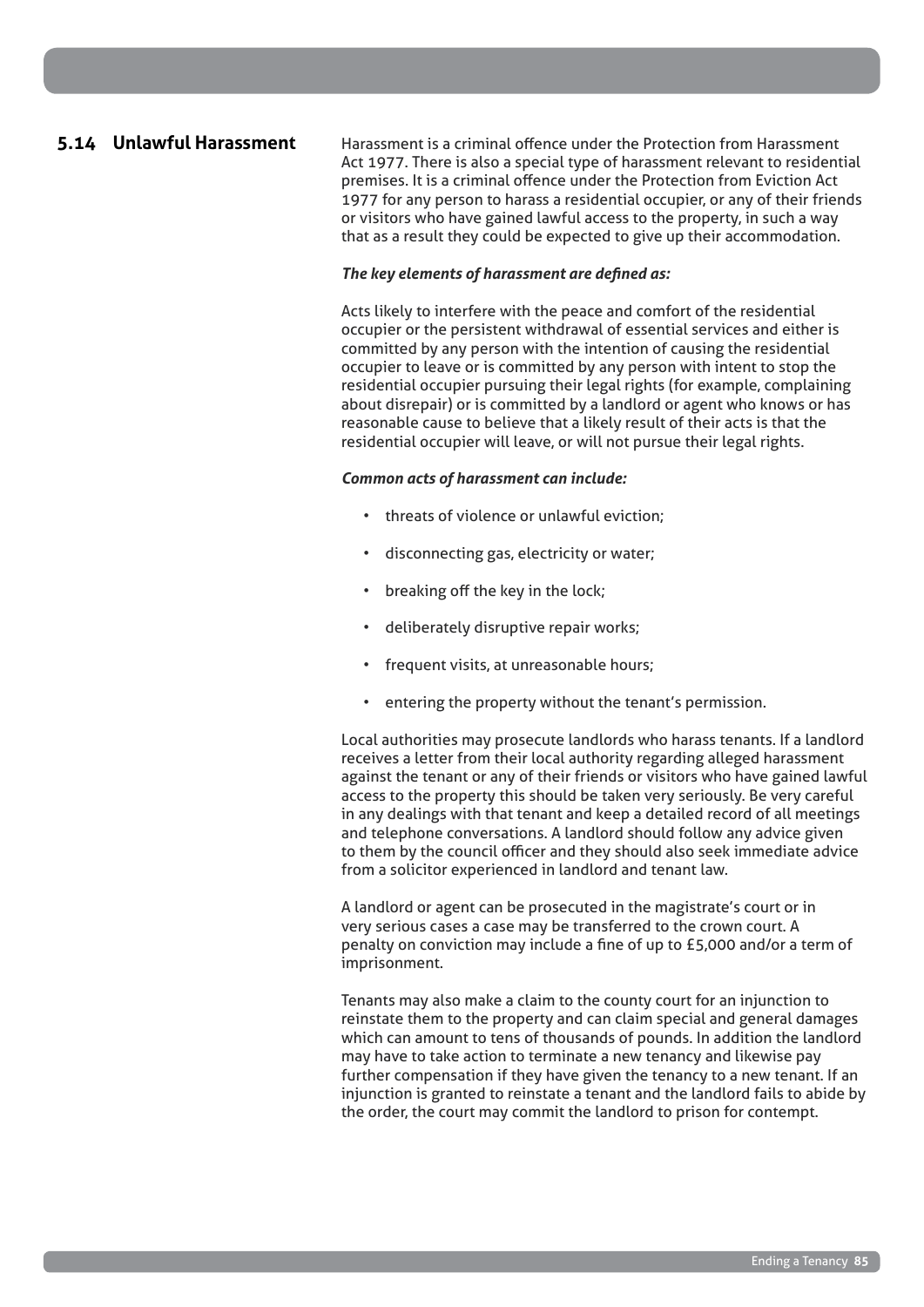## 5.14 Unlawful Harassment

Harassment is a criminal offence under the Protection from Harassment Act 1977. There is also a special type of harassment relevant to residential premises. It is a criminal offence under the Protection from Eviction Act 1977 for any person to harass a residential occupier, or any of their friends or visitors who have gained lawful access to the property, in such a way that as a result they could be expected to give up their accommodation.

***The key elements of harassment are defined as:***

Acts likely to interfere with the peace and comfort of the residential occupier or the persistent withdrawal of essential services and either is committed by any person with the intention of causing the residential occupier to leave or is committed by any person with intent to stop the residential occupier pursuing their legal rights (for example, complaining about disrepair) or is committed by a landlord or agent who knows or has reasonable cause to believe that a likely result of their acts is that the residential occupier will leave, or will not pursue their legal rights.

***Common acts of harassment can include:***

- threats of violence or unlawful eviction;
- disconnecting gas, electricity or water;
- breaking off the key in the lock;
- deliberately disruptive repair works;
- frequent visits, at unreasonable hours;
- entering the property without the tenant's permission.

Local authorities may prosecute landlords who harass tenants. If a landlord receives a letter from their local authority regarding alleged harassment against the tenant or any of their friends or visitors who have gained lawful access to the property this should be taken very seriously. Be very careful in any dealings with that tenant and keep a detailed record of all meetings and telephone conversations. A landlord should follow any advice given to them by the council officer and they should also seek immediate advice from a solicitor experienced in landlord and tenant law.

A landlord or agent can be prosecuted in the magistrate's court or in very serious cases a case may be transferred to the crown court. A penalty on conviction may include a fine of up to £5,000 and/or a term of imprisonment.

Tenants may also make a claim to the county court for an injunction to reinstate them to the property and can claim special and general damages which can amount to tens of thousands of pounds. In addition the landlord may have to take action to terminate a new tenancy and likewise pay further compensation if they have given the tenancy to a new tenant. If an injunction is granted to reinstate a tenant and the landlord fails to abide by the order, the court may commit the landlord to prison for contempt.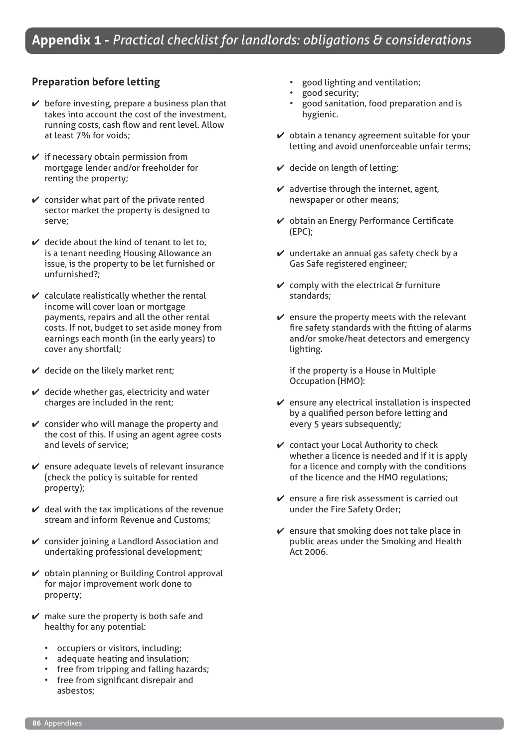## Appendix 1 - *Practical checklist for landlords: obligations & considerations*

### Preparation before letting

- ✔ before investing, prepare a business plan that takes into account the cost of the investment, running costs, cash flow and rent level. Allow at least 7% for voids;
- ✔ if necessary obtain permission from mortgage lender and/or freeholder for renting the property;
- ✔ consider what part of the private rented sector market the property is designed to serve;
- ✔ decide about the kind of tenant to let to, is a tenant needing Housing Allowance an issue, is the property to be let furnished or unfurnished?;
- ✔ calculate realistically whether the rental income will cover loan or mortgage payments, repairs and all the other rental costs. If not, budget to set aside money from earnings each month (in the early years) to cover any shortfall;
- ✔ decide on the likely market rent;
- ✔ decide whether gas, electricity and water charges are included in the rent;
- ✔ consider who will manage the property and the cost of this. If using an agent agree costs and levels of service;
- ✔ ensure adequate levels of relevant insurance (check the policy is suitable for rented property);
- ✔ deal with the tax implications of the revenue stream and inform Revenue and Customs;
- ✔ consider joining a Landlord Association and undertaking professional development;
- ✔ obtain planning or Building Control approval for major improvement work done to property;
- ✔ make sure the property is both safe and healthy for any potential:
  - occupiers or visitors, including;
  - adequate heating and insulation;
  - free from tripping and falling hazards;
  - free from significant disrepair and asbestos;
  - good lighting and ventilation;
  - good security;
  - good sanitation, food preparation and is hygienic.
- ✔ obtain a tenancy agreement suitable for your letting and avoid unenforceable unfair terms;
- ✔ decide on length of letting;
- ✔ advertise through the internet, agent, newspaper or other means;
- ✔ obtain an Energy Performance Certificate (EPC);
- ✔ undertake an annual gas safety check by a Gas Safe registered engineer;
- ✔ comply with the electrical & furniture standards;
- ✔ ensure the property meets with the relevant fire safety standards with the fitting of alarms and/or smoke/heat detectors and emergency lighting.

if the property is a House in Multiple Occupation (HMO):

- ✔ ensure any electrical installation is inspected by a qualified person before letting and every 5 years subsequently;
- ✔ contact your Local Authority to check whether a licence is needed and if it is apply for a licence and comply with the conditions of the licence and the HMO regulations;
- ✔ ensure a fire risk assessment is carried out under the Fire Safety Order;
- ✔ ensure that smoking does not take place in public areas under the Smoking and Health Act 2006.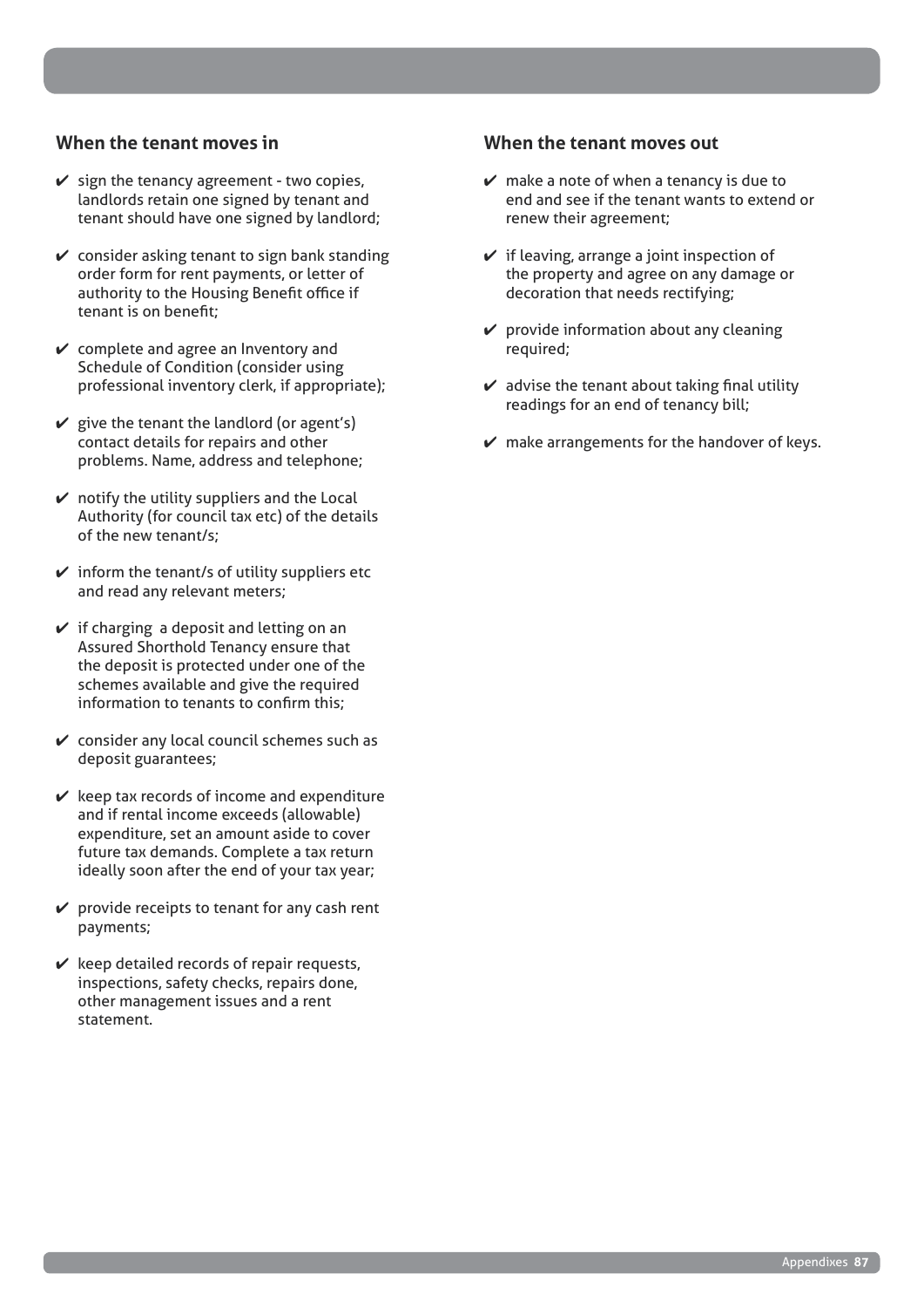## When the tenant moves in

- ✔ sign the tenancy agreement - two copies, landlords retain one signed by tenant and tenant should have one signed by landlord;
- ✔ consider asking tenant to sign bank standing order form for rent payments, or letter of authority to the Housing Benefit office if tenant is on benefit;
- ✔ complete and agree an Inventory and Schedule of Condition (consider using professional inventory clerk, if appropriate);
- ✔ give the tenant the landlord (or agent's) contact details for repairs and other problems. Name, address and telephone;
- ✔ notify the utility suppliers and the Local Authority (for council tax etc) of the details of the new tenant/s;
- ✔ inform the tenant/s of utility suppliers etc and read any relevant meters;
- ✔ if charging a deposit and letting on an Assured Shorthold Tenancy ensure that the deposit is protected under one of the schemes available and give the required information to tenants to confirm this;
- ✔ consider any local council schemes such as deposit guarantees;
- ✔ keep tax records of income and expenditure and if rental income exceeds (allowable) expenditure, set an amount aside to cover future tax demands. Complete a tax return ideally soon after the end of your tax year;
- ✔ provide receipts to tenant for any cash rent payments;
- ✔ keep detailed records of repair requests, inspections, safety checks, repairs done, other management issues and a rent statement.

## When the tenant moves out

- ✔ make a note of when a tenancy is due to end and see if the tenant wants to extend or renew their agreement;
- ✔ if leaving, arrange a joint inspection of the property and agree on any damage or decoration that needs rectifying;
- ✔ provide information about any cleaning required;
- ✔ advise the tenant about taking final utility readings for an end of tenancy bill;
- ✔ make arrangements for the handover of keys.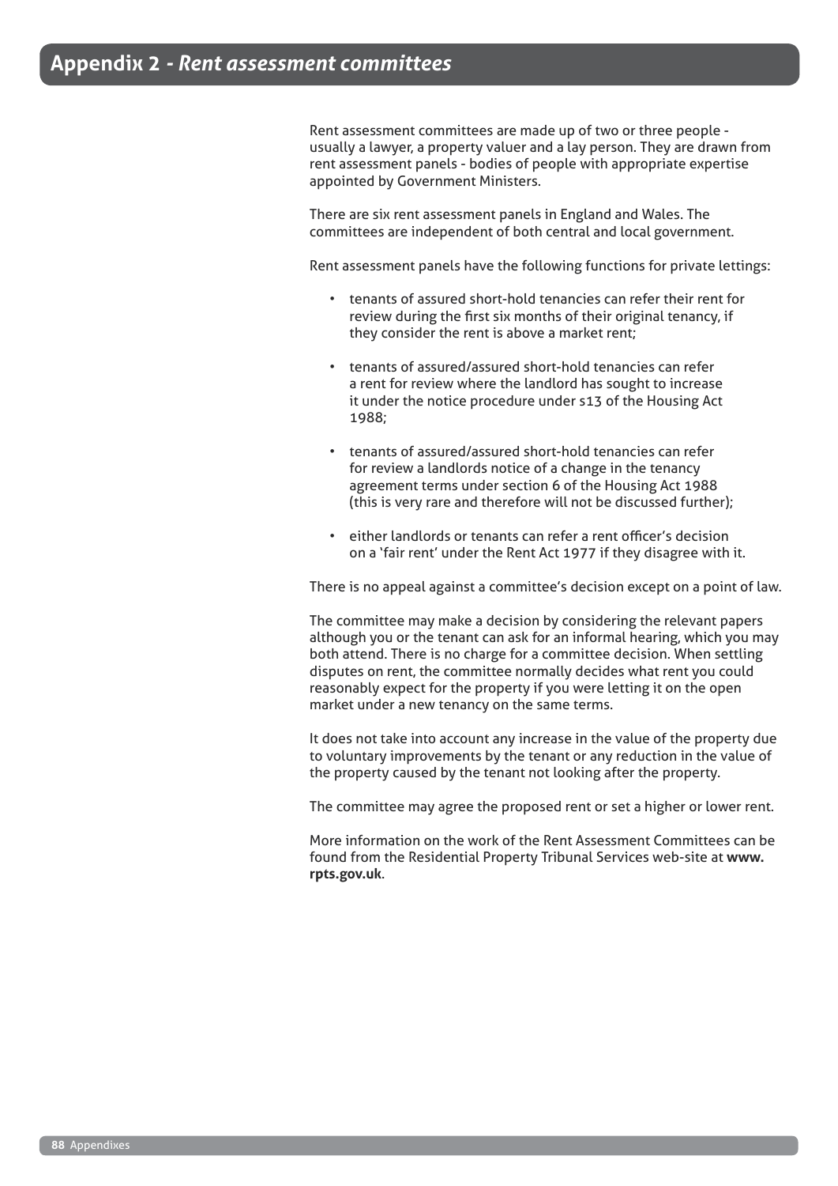# Appendix 2 - *Rent assessment committees*

Rent assessment committees are made up of two or three people - usually a lawyer, a property valuer and a lay person. They are drawn from rent assessment panels - bodies of people with appropriate expertise appointed by Government Ministers.

There are six rent assessment panels in England and Wales. The committees are independent of both central and local government.

Rent assessment panels have the following functions for private lettings:

- tenants of assured short-hold tenancies can refer their rent for review during the first six months of their original tenancy, if they consider the rent is above a market rent;
- tenants of assured/assured short-hold tenancies can refer a rent for review where the landlord has sought to increase it under the notice procedure under s13 of the Housing Act 1988;
- tenants of assured/assured short-hold tenancies can refer for review a landlords notice of a change in the tenancy agreement terms under section 6 of the Housing Act 1988 (this is very rare and therefore will not be discussed further);
- either landlords or tenants can refer a rent officer's decision on a 'fair rent' under the Rent Act 1977 if they disagree with it.

There is no appeal against a committee's decision except on a point of law.

The committee may make a decision by considering the relevant papers although you or the tenant can ask for an informal hearing, which you may both attend. There is no charge for a committee decision. When settling disputes on rent, the committee normally decides what rent you could reasonably expect for the property if you were letting it on the open market under a new tenancy on the same terms.

It does not take into account any increase in the value of the property due to voluntary improvements by the tenant or any reduction in the value of the property caused by the tenant not looking after the property.

The committee may agree the proposed rent or set a higher or lower rent.

More information on the work of the Rent Assessment Committees can be found from the Residential Property Tribunal Services web-site at **www.rpts.gov.uk**.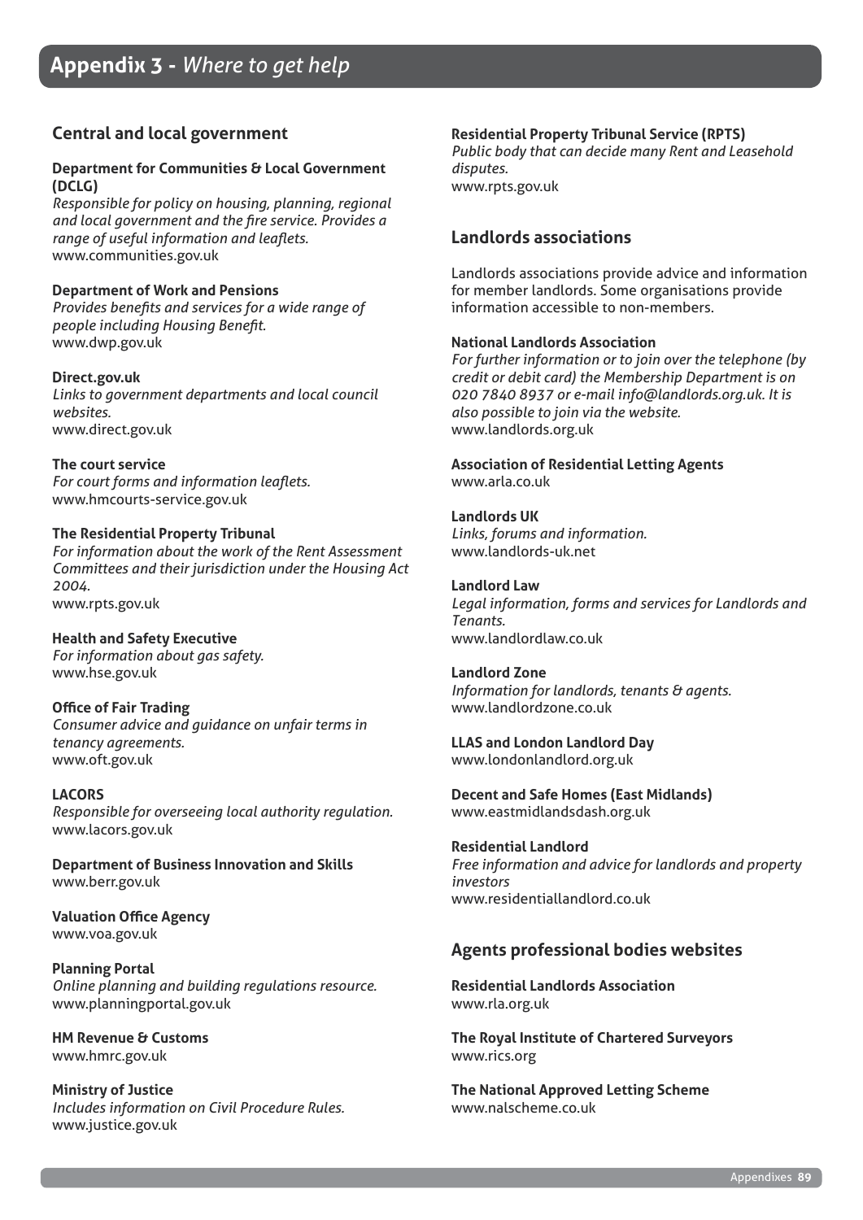# Appendix 3 - *Where to get help*

## Central and local government

**Department for Communities & Local Government (DCLG)**
*Responsible for policy on housing, planning, regional and local government and the fire service. Provides a range of useful information and leaflets.*
www.communities.gov.uk

**Department of Work and Pensions**
*Provides benefits and services for a wide range of people including Housing Benefit.*
www.dwp.gov.uk

**Direct.gov.uk**
*Links to government departments and local council websites.*
www.direct.gov.uk

**The court service**
*For court forms and information leaflets.*
www.hmcourts-service.gov.uk

**The Residential Property Tribunal**
*For information about the work of the Rent Assessment Committees and their jurisdiction under the Housing Act 2004.*
www.rpts.gov.uk

**Health and Safety Executive**
*For information about gas safety.*
www.hse.gov.uk

**Office of Fair Trading**
*Consumer advice and guidance on unfair terms in tenancy agreements.*
www.oft.gov.uk

**LACORS**
*Responsible for overseeing local authority regulation.*
www.lacors.gov.uk

**Department of Business Innovation and Skills**
www.berr.gov.uk

**Valuation Office Agency**
www.voa.gov.uk

**Planning Portal**
*Online planning and building regulations resource.*
www.planningportal.gov.uk

**HM Revenue & Customs**
www.hmrc.gov.uk

**Ministry of Justice**
*Includes information on Civil Procedure Rules.*
www.justice.gov.uk

**Residential Property Tribunal Service (RPTS)**
*Public body that can decide many Rent and Leasehold disputes.*
www.rpts.gov.uk

## Landlords associations

Landlords associations provide advice and information for member landlords. Some organisations provide information accessible to non-members.

**National Landlords Association**
*For further information or to join over the telephone (by credit or debit card) the Membership Department is on 020 7840 8937 or e-mail info@landlords.org.uk. It is also possible to join via the website.*
www.landlords.org.uk

**Association of Residential Letting Agents**
www.arla.co.uk

**Landlords UK**
*Links, forums and information.*
www.landlords-uk.net

**Landlord Law**
*Legal information, forms and services for Landlords and Tenants.*
www.landlordlaw.co.uk

**Landlord Zone**
*Information for landlords, tenants & agents.*
www.landlordzone.co.uk

**LLAS and London Landlord Day**
www.londonlandlord.org.uk

**Decent and Safe Homes (East Midlands)**
www.eastmidlandsdash.org.uk

**Residential Landlord**
*Free information and advice for landlords and property investors*
www.residentiallandlord.co.uk

## Agents professional bodies websites

**Residential Landlords Association**
www.rla.org.uk

**The Royal Institute of Chartered Surveyors**
www.rics.org

**The National Approved Letting Scheme**
www.nalscheme.co.uk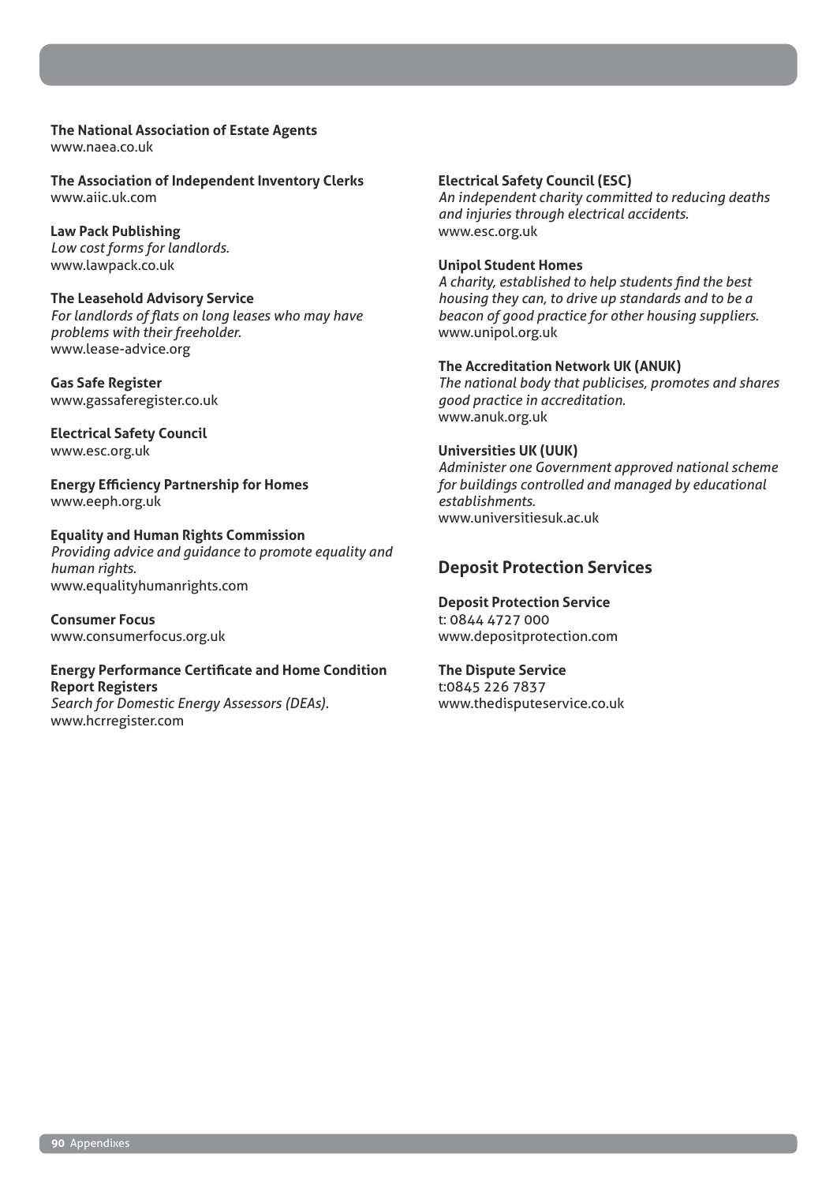**The National Association of Estate Agents**
www.naea.co.uk

**The Association of Independent Inventory Clerks**
www.aiic.uk.com

**Law Pack Publishing**
*Low cost forms for landlords.*
www.lawpack.co.uk

**The Leasehold Advisory Service**
*For landlords of flats on long leases who may have problems with their freeholder.*
www.lease-advice.org

**Gas Safe Register**
www.gassaferegister.co.uk

**Electrical Safety Council**
www.esc.org.uk

**Energy Efficiency Partnership for Homes**
www.eeph.org.uk

**Equality and Human Rights Commission**
*Providing advice and guidance to promote equality and human rights.*
www.equalityhumanrights.com

**Consumer Focus**
www.consumerfocus.org.uk

**Energy Performance Certificate and Home Condition Report Registers**
*Search for Domestic Energy Assessors (DEAs).*
www.hcrregister.com

**Electrical Safety Council (ESC)**
*An independent charity committed to reducing deaths and injuries through electrical accidents.*
www.esc.org.uk

**Unipol Student Homes**
*A charity, established to help students find the best housing they can, to drive up standards and to be a beacon of good practice for other housing suppliers.*
www.unipol.org.uk

**The Accreditation Network UK (ANUK)**
*The national body that publicises, promotes and shares good practice in accreditation.*
www.anuk.org.uk

**Universities UK (UUK)**
*Administer one Government approved national scheme for buildings controlled and managed by educational establishments.*
www.universitiesuk.ac.uk

## Deposit Protection Services

**Deposit Protection Service**
t: 0844 4727 000
www.depositprotection.com

**The Dispute Service**
t:0845 226 7837
www.thedisputeservice.co.uk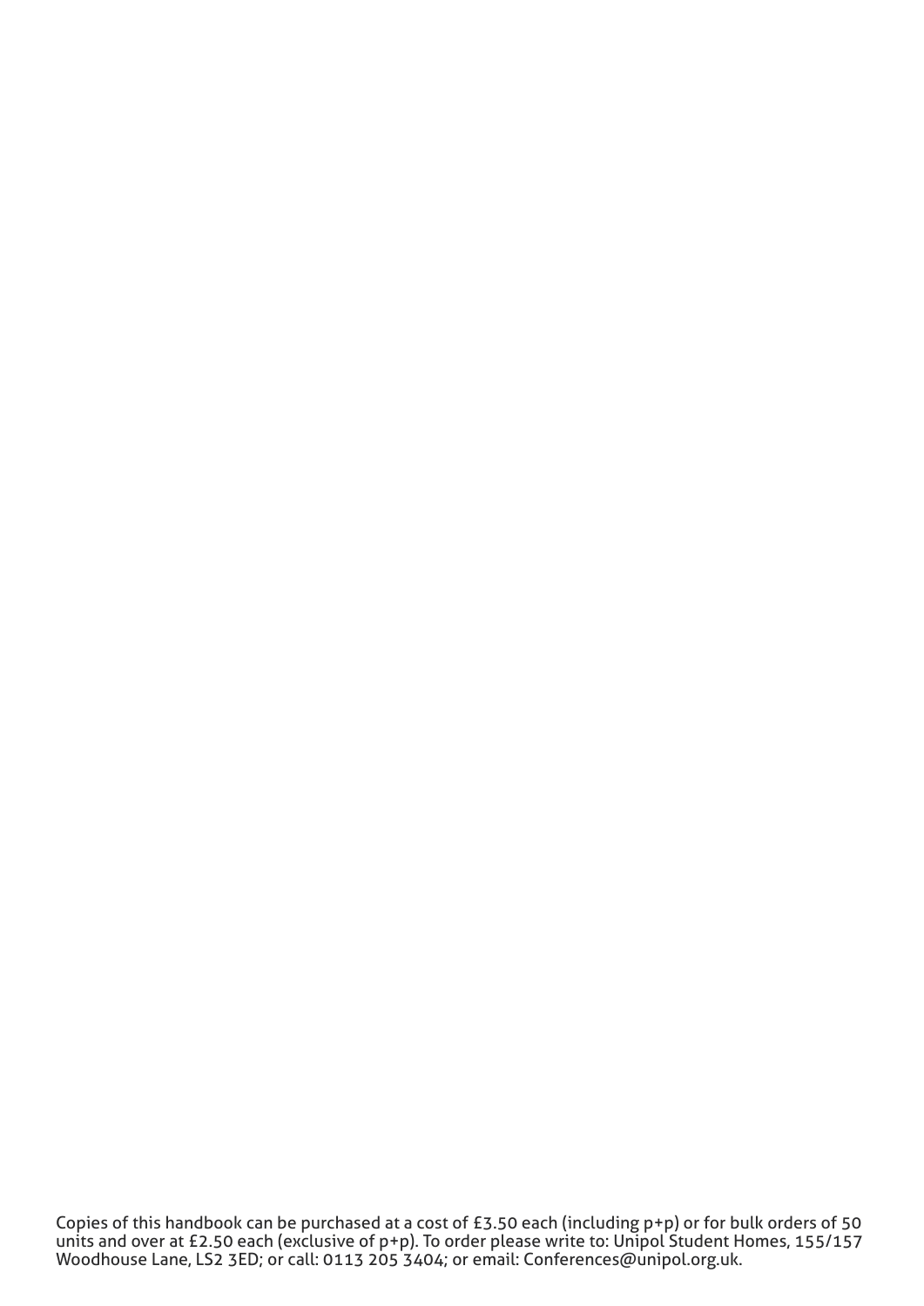Copies of this handbook can be purchased at a cost of £3.50 each (including p+p) or for bulk orders of 50 units and over at £2.50 each (exclusive of p+p). To order please write to: Unipol Student Homes, 155/157 Woodhouse Lane, LS2 3ED; or call: 0113 205 3404; or email: Conferences@unipol.org.uk.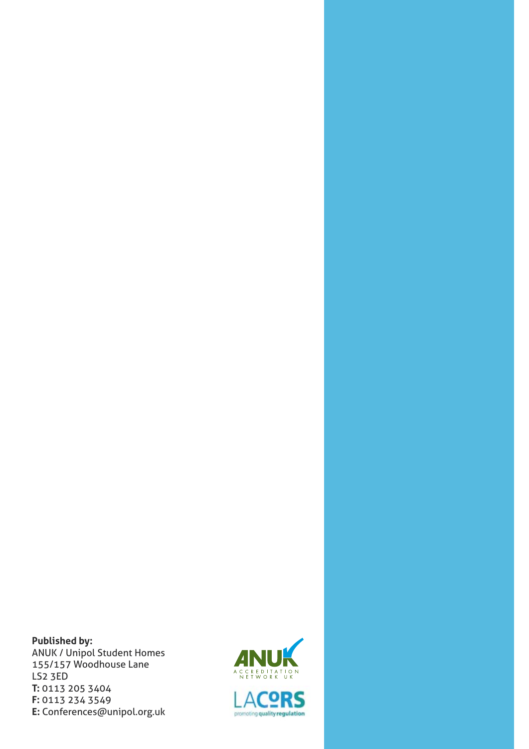**Published by:**
ANUK / Unipol Student Homes
155/157 Woodhouse Lane
LS2 3ED
**T:** 0113 205 3404
**F:** 0113 234 3549
**E:** Conferences@unipol.org.uk

ANUK
ACCREDITATION NETWORK UK

LACoRS
promoting quality regulation